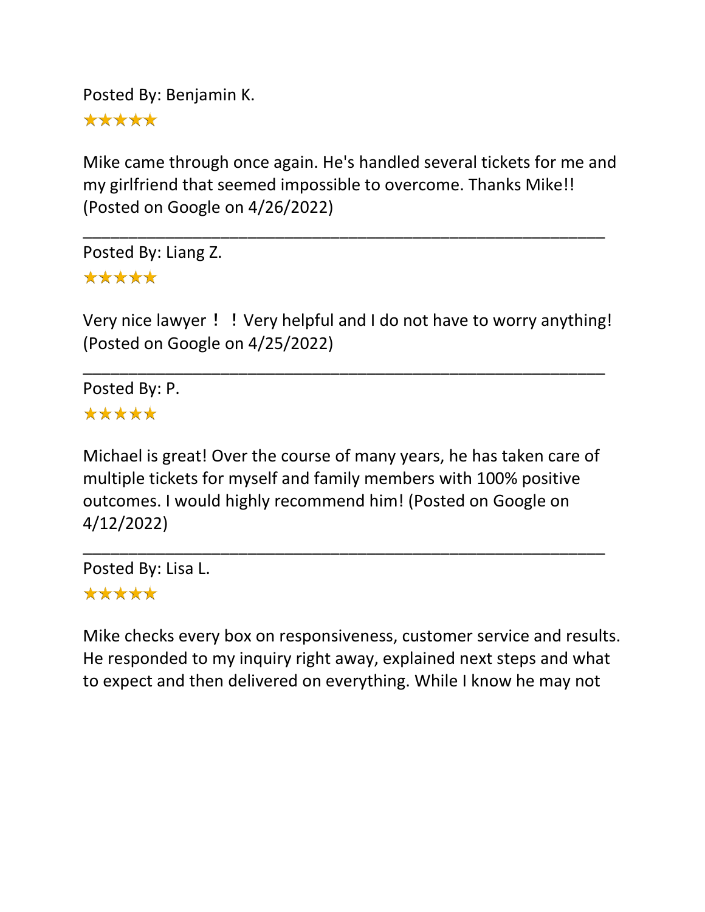Posted By: Benjamin K.

★★★★★

Mike came through once again. He's handled several tickets for me and my girlfriend that seemed impossible to overcome. Thanks Mike!! (Posted on Google on 4/26/2022)

---

Posted By: Liang Z.

★★★★★

Very nice lawyer！！Very helpful and I do not have to worry anything! (Posted on Google on 4/25/2022)

---

Posted By: P.

★★★★★

Michael is great! Over the course of many years, he has taken care of multiple tickets for myself and family members with 100% positive outcomes. I would highly recommend him! (Posted on Google on 4/12/2022)

---

Posted By: Lisa L.

★★★★★

Mike checks every box on responsiveness, customer service and results. He responded to my inquiry right away, explained next steps and what to expect and then delivered on everything. While I know he may not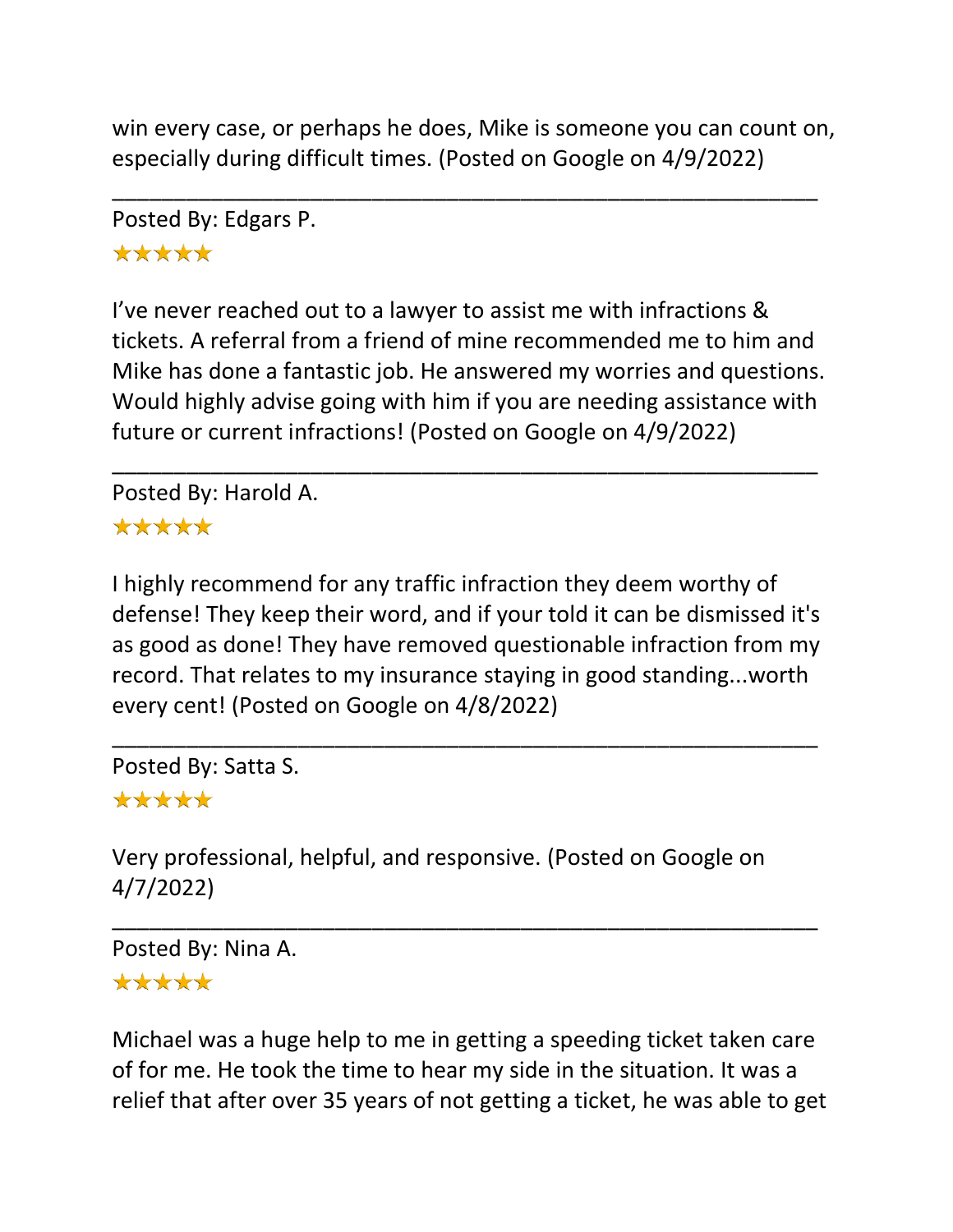win every case, or perhaps he does, Mike is someone you can count on, especially during difficult times. (Posted on Google on 4/9/2022)

---

Posted By: Edgars P.

★★★★★

I’ve never reached out to a lawyer to assist me with infractions & tickets. A referral from a friend of mine recommended me to him and Mike has done a fantastic job. He answered my worries and questions. Would highly advise going with him if you are needing assistance with future or current infractions! (Posted on Google on 4/9/2022)

---

Posted By: Harold A.

★★★★★

I highly recommend for any traffic infraction they deem worthy of defense! They keep their word, and if your told it can be dismissed it's as good as done! They have removed questionable infraction from my record. That relates to my insurance staying in good standing...worth every cent! (Posted on Google on 4/8/2022)

---

Posted By: Satta S.

★★★★★

Very professional, helpful, and responsive. (Posted on Google on 4/7/2022)

---

Posted By: Nina A.

★★★★★

Michael was a huge help to me in getting a speeding ticket taken care of for me. He took the time to hear my side in the situation. It was a relief that after over 35 years of not getting a ticket, he was able to get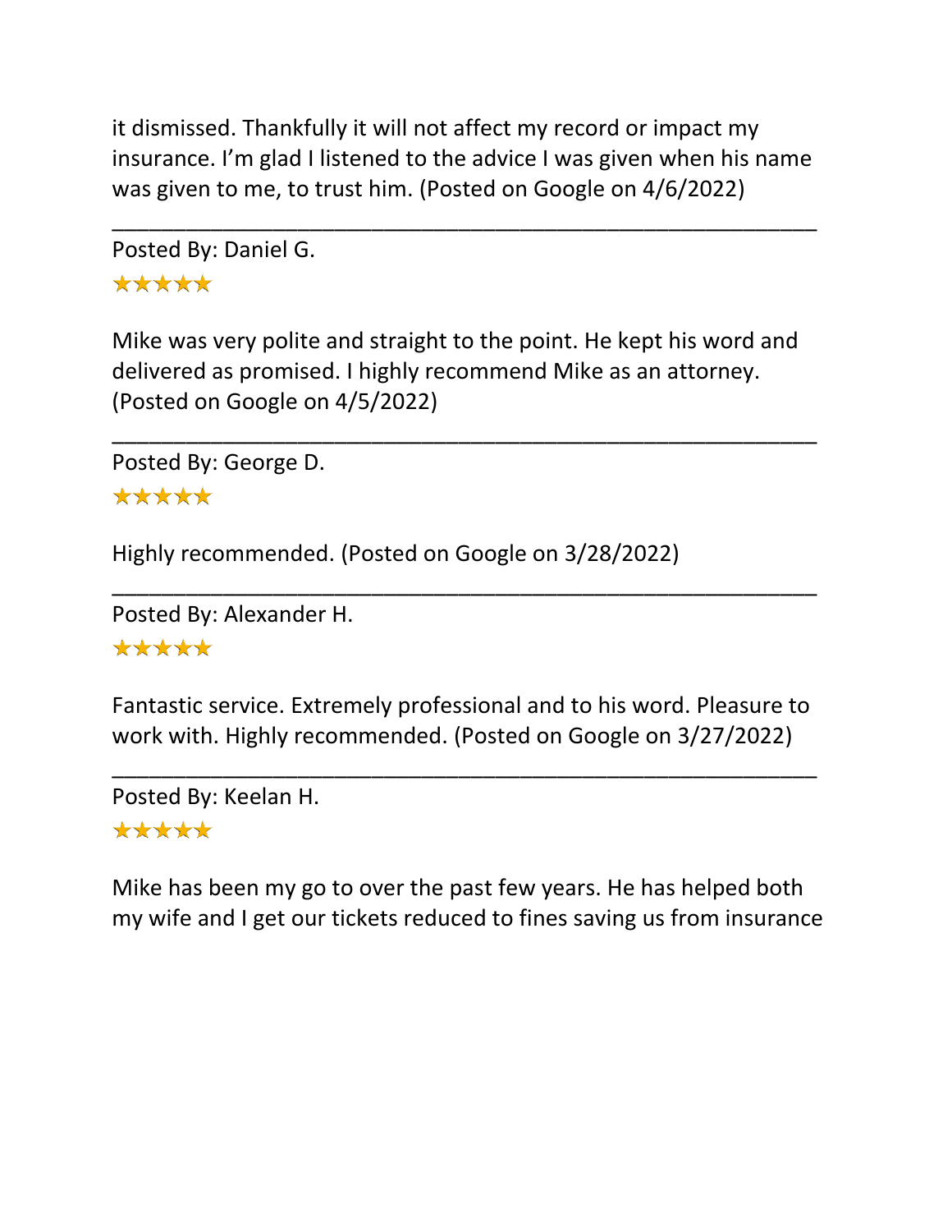it dismissed. Thankfully it will not affect my record or impact my insurance. I'm glad I listened to the advice I was given when his name was given to me, to trust him. (Posted on Google on 4/6/2022)

---

Posted By: Daniel G.

★★★★★

Mike was very polite and straight to the point. He kept his word and delivered as promised. I highly recommend Mike as an attorney. (Posted on Google on 4/5/2022)

---

Posted By: George D.

★★★★★

Highly recommended. (Posted on Google on 3/28/2022)

---

Posted By: Alexander H.

★★★★★

Fantastic service. Extremely professional and to his word. Pleasure to work with. Highly recommended. (Posted on Google on 3/27/2022)

---

Posted By: Keelan H.

★★★★★

Mike has been my go to over the past few years. He has helped both my wife and I get our tickets reduced to fines saving us from insurance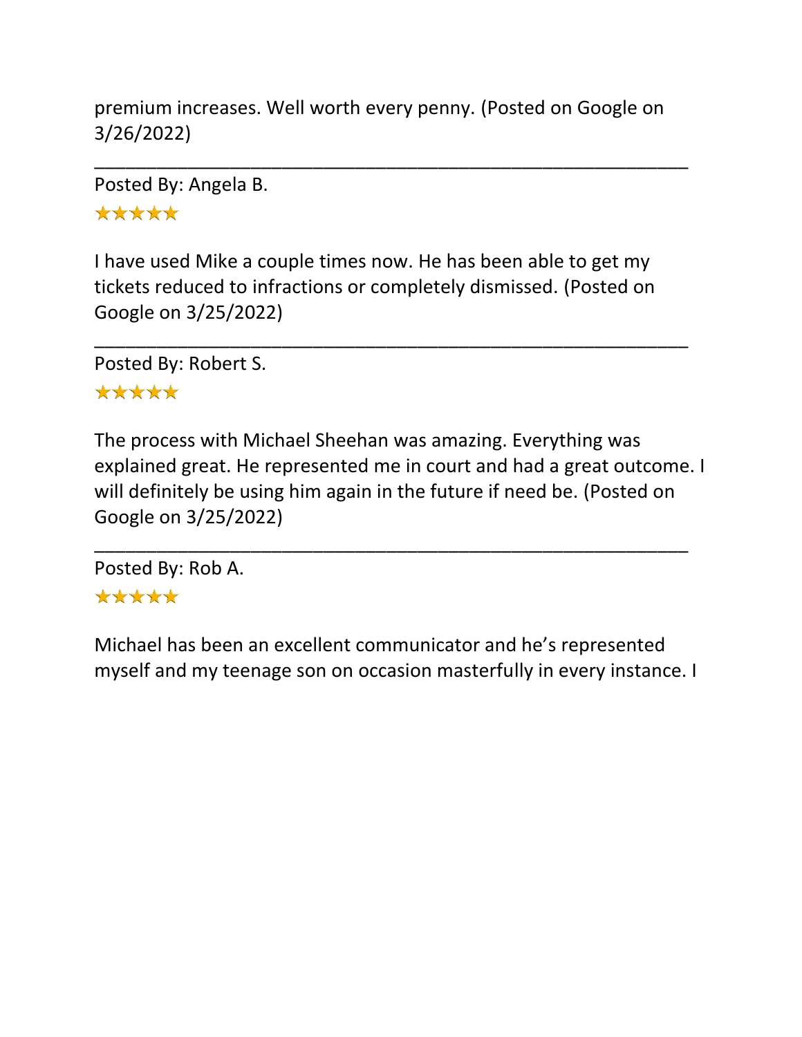premium increases. Well worth every penny. (Posted on Google on 3/26/2022)

---

Posted By: Angela B.

★★★★★

I have used Mike a couple times now. He has been able to get my tickets reduced to infractions or completely dismissed. (Posted on Google on 3/25/2022)

---

Posted By: Robert S.

★★★★★

The process with Michael Sheehan was amazing. Everything was explained great. He represented me in court and had a great outcome. I will definitely be using him again in the future if need be. (Posted on Google on 3/25/2022)

---

Posted By: Rob A.

★★★★★

Michael has been an excellent communicator and he's represented myself and my teenage son on occasion masterfully in every instance. I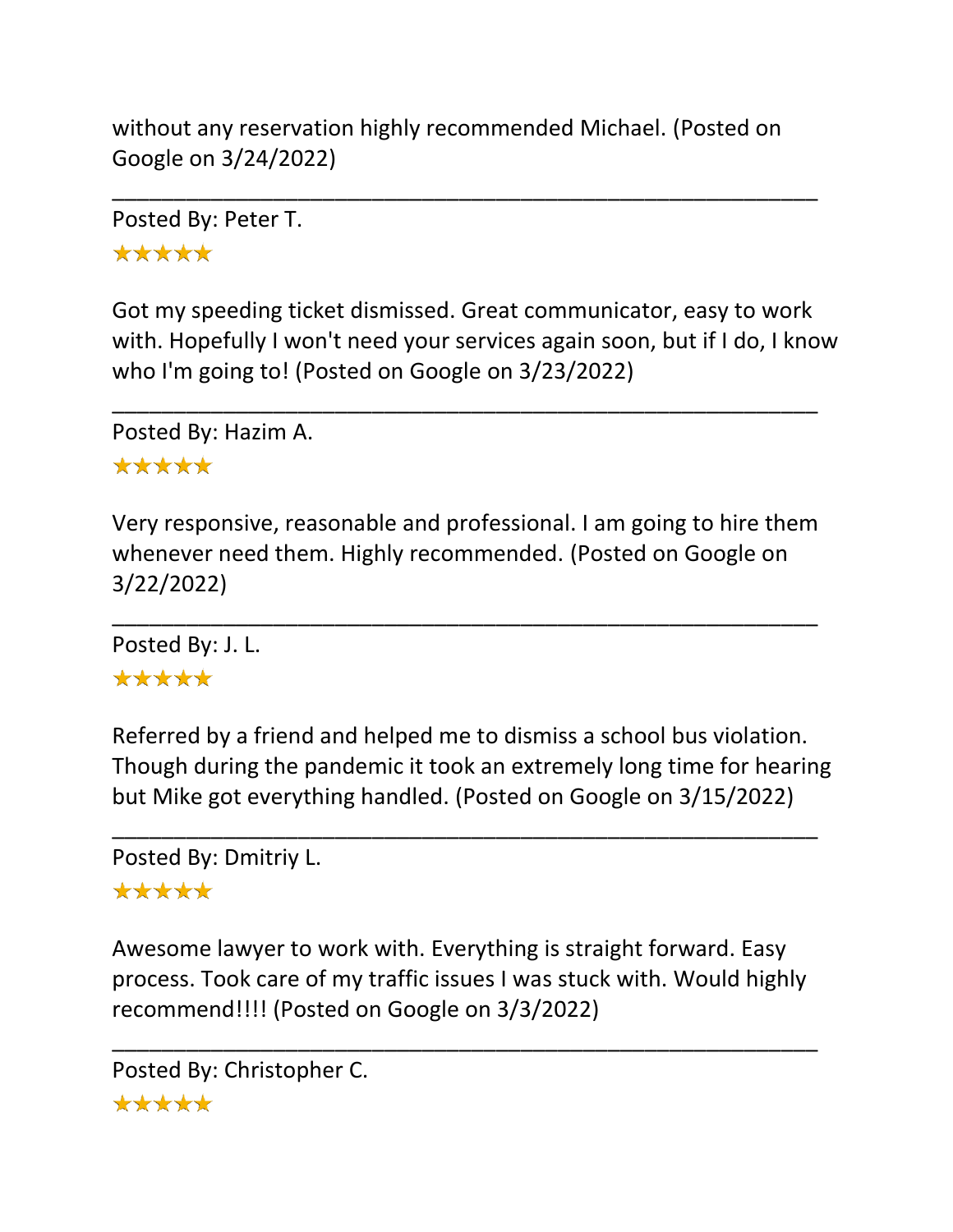without any reservation highly recommended Michael. (Posted on Google on 3/24/2022)

---

Posted By: Peter T.

★★★★★

Got my speeding ticket dismissed. Great communicator, easy to work with. Hopefully I won't need your services again soon, but if I do, I know who I'm going to! (Posted on Google on 3/23/2022)

---

Posted By: Hazim A.

★★★★★

Very responsive, reasonable and professional. I am going to hire them whenever need them. Highly recommended. (Posted on Google on 3/22/2022)

---

Posted By: J. L.

★★★★★

Referred by a friend and helped me to dismiss a school bus violation. Though during the pandemic it took an extremely long time for hearing but Mike got everything handled. (Posted on Google on 3/15/2022)

---

Posted By: Dmitriy L.

★★★★★

Awesome lawyer to work with. Everything is straight forward. Easy process. Took care of my traffic issues I was stuck with. Would highly recommend!!!! (Posted on Google on 3/3/2022)

---

Posted By: Christopher C.

★★★★★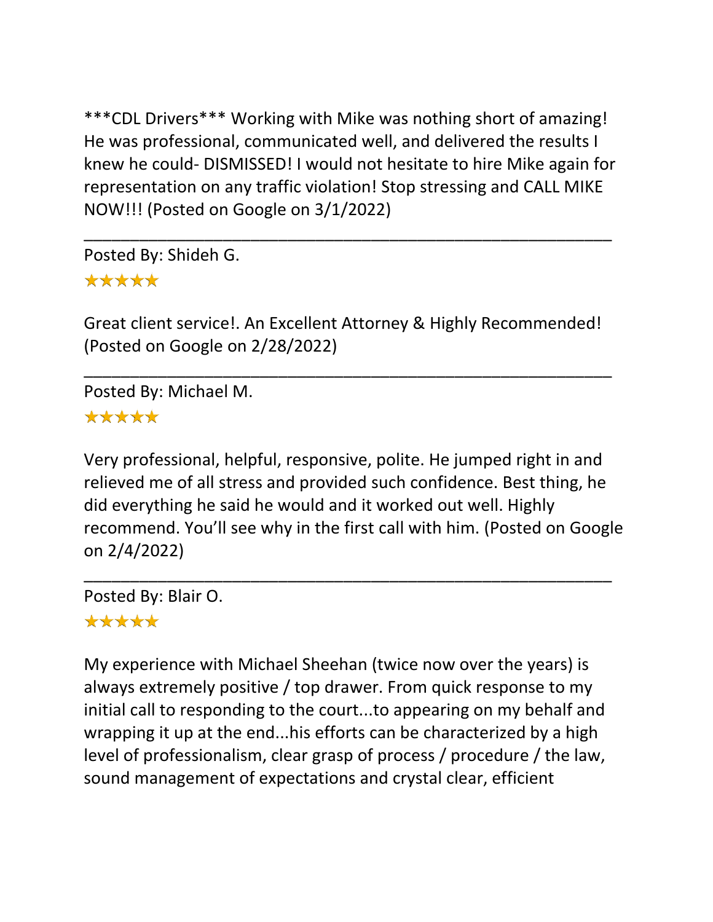***CDL Drivers*** Working with Mike was nothing short of amazing! He was professional, communicated well, and delivered the results I knew he could- DISMISSED! I would not hesitate to hire Mike again for representation on any traffic violation! Stop stressing and CALL MIKE NOW!!! (Posted on Google on 3/1/2022)

---

Posted By: Shideh G.

★★★★★

Great client service!. An Excellent Attorney & Highly Recommended! (Posted on Google on 2/28/2022)

---

Posted By: Michael M.

★★★★★

Very professional, helpful, responsive, polite. He jumped right in and relieved me of all stress and provided such confidence. Best thing, he did everything he said he would and it worked out well. Highly recommend. You'll see why in the first call with him. (Posted on Google on 2/4/2022)

---

Posted By: Blair O.

★★★★★

My experience with Michael Sheehan (twice now over the years) is always extremely positive / top drawer. From quick response to my initial call to responding to the court...to appearing on my behalf and wrapping it up at the end...his efforts can be characterized by a high level of professionalism, clear grasp of process / procedure / the law, sound management of expectations and crystal clear, efficient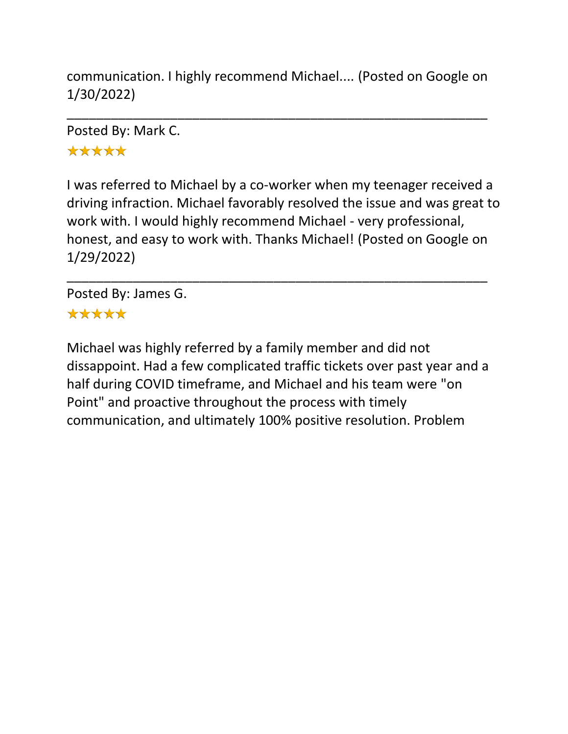communication. I highly recommend Michael.... (Posted on Google on 1/30/2022)

---

Posted By: Mark C.

★★★★★

I was referred to Michael by a co-worker when my teenager received a driving infraction. Michael favorably resolved the issue and was great to work with. I would highly recommend Michael - very professional, honest, and easy to work with. Thanks Michael! (Posted on Google on 1/29/2022)

---

Posted By: James G.

★★★★★

Michael was highly referred by a family member and did not dissappoint. Had a few complicated traffic tickets over past year and a half during COVID timeframe, and Michael and his team were "on Point" and proactive throughout the process with timely communication, and ultimately 100% positive resolution. Problem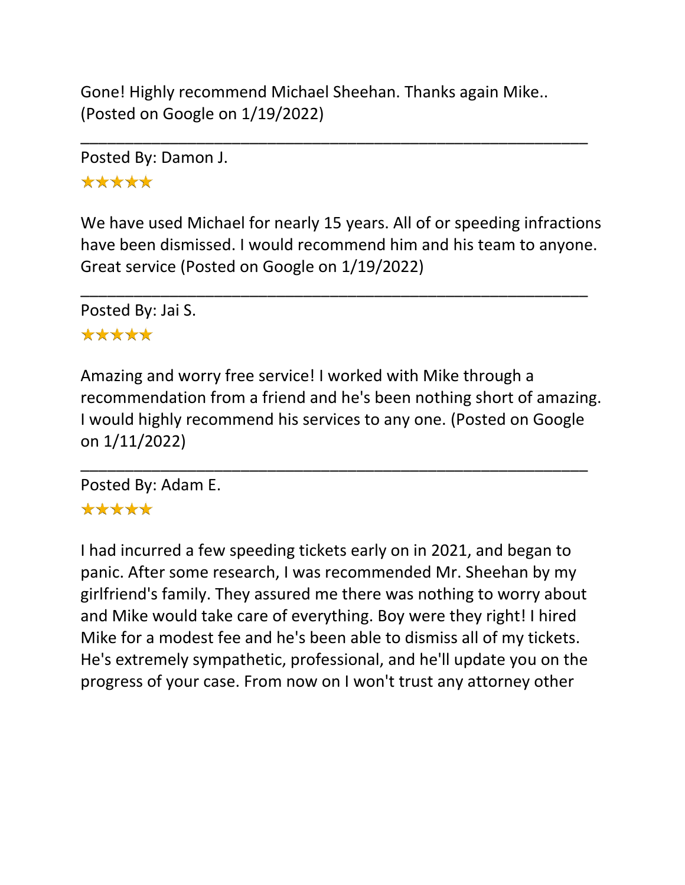Gone! Highly recommend Michael Sheehan. Thanks again Mike.. (Posted on Google on 1/19/2022)

---

Posted By: Damon J.

★★★★★

We have used Michael for nearly 15 years. All of or speeding infractions have been dismissed. I would recommend him and his team to anyone. Great service (Posted on Google on 1/19/2022)

---

Posted By: Jai S.

★★★★★

Amazing and worry free service! I worked with Mike through a recommendation from a friend and he's been nothing short of amazing. I would highly recommend his services to any one. (Posted on Google on 1/11/2022)

---

Posted By: Adam E.

★★★★★

I had incurred a few speeding tickets early on in 2021, and began to panic. After some research, I was recommended Mr. Sheehan by my girlfriend's family. They assured me there was nothing to worry about and Mike would take care of everything. Boy were they right! I hired Mike for a modest fee and he's been able to dismiss all of my tickets. He's extremely sympathetic, professional, and he'll update you on the progress of your case. From now on I won't trust any attorney other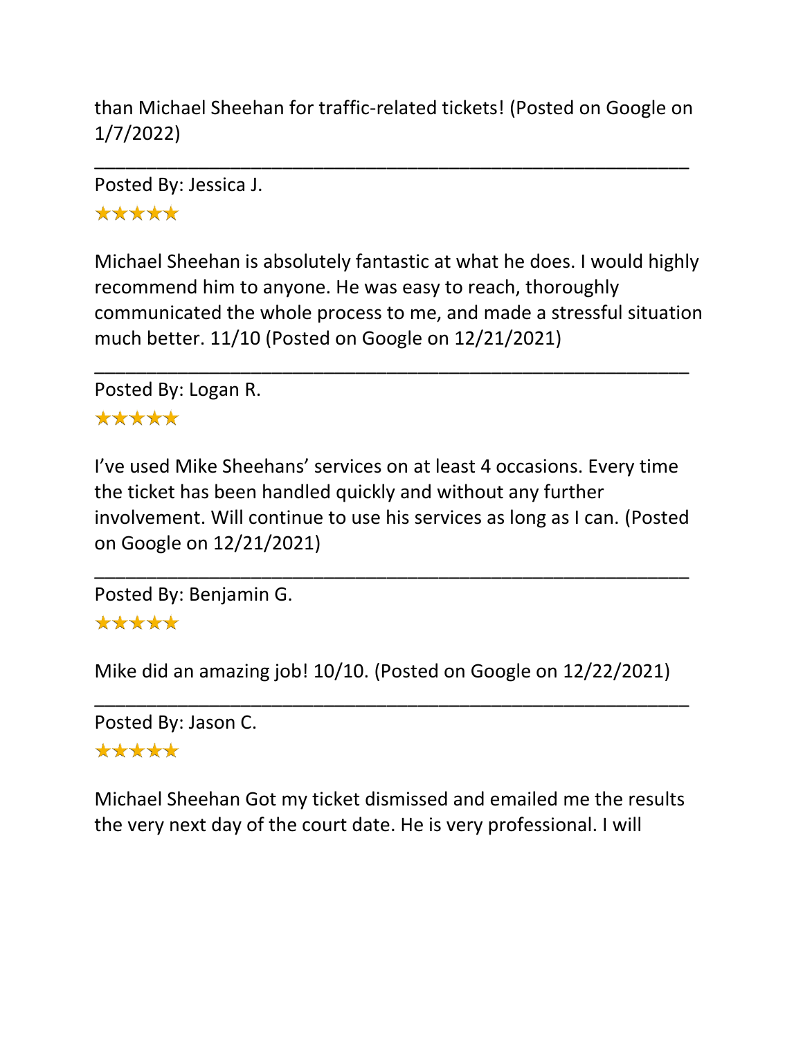than Michael Sheehan for traffic-related tickets! (Posted on Google on 1/7/2022)

---

Posted By: Jessica J.

★★★★★

Michael Sheehan is absolutely fantastic at what he does. I would highly recommend him to anyone. He was easy to reach, thoroughly communicated the whole process to me, and made a stressful situation much better. 11/10 (Posted on Google on 12/21/2021)

---

Posted By: Logan R.

★★★★★

I've used Mike Sheehans' services on at least 4 occasions. Every time the ticket has been handled quickly and without any further involvement. Will continue to use his services as long as I can. (Posted on Google on 12/21/2021)

---

Posted By: Benjamin G.

★★★★★

Mike did an amazing job! 10/10. (Posted on Google on 12/22/2021)

---

Posted By: Jason C.

★★★★★

Michael Sheehan Got my ticket dismissed and emailed me the results the very next day of the court date. He is very professional. I will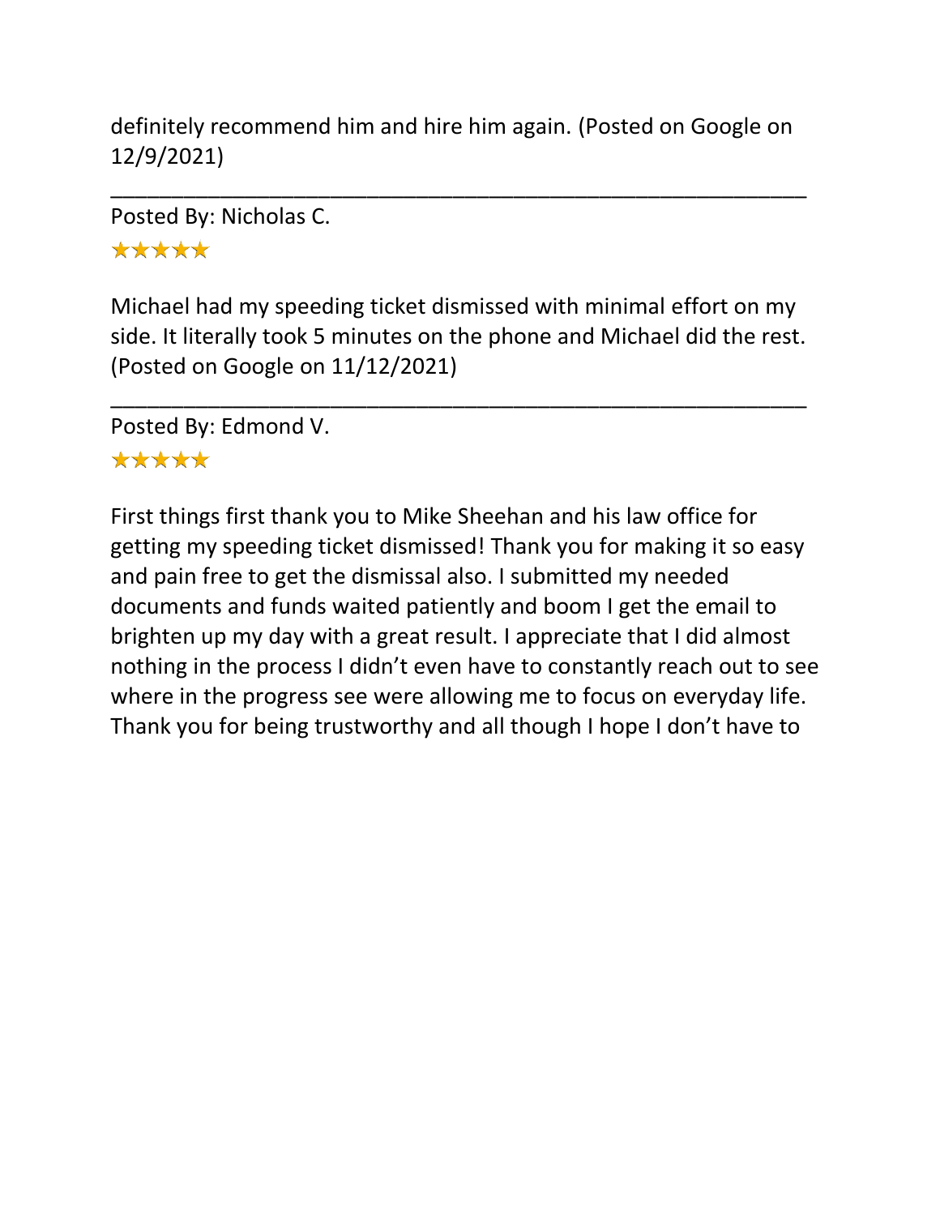definitely recommend him and hire him again. (Posted on Google on 12/9/2021)

---

Posted By: Nicholas C.

★★★★★

Michael had my speeding ticket dismissed with minimal effort on my side. It literally took 5 minutes on the phone and Michael did the rest. (Posted on Google on 11/12/2021)

---

Posted By: Edmond V.

★★★★★

First things first thank you to Mike Sheehan and his law office for getting my speeding ticket dismissed! Thank you for making it so easy and pain free to get the dismissal also. I submitted my needed documents and funds waited patiently and boom I get the email to brighten up my day with a great result. I appreciate that I did almost nothing in the process I didn't even have to constantly reach out to see where in the progress see were allowing me to focus on everyday life. Thank you for being trustworthy and all though I hope I don't have to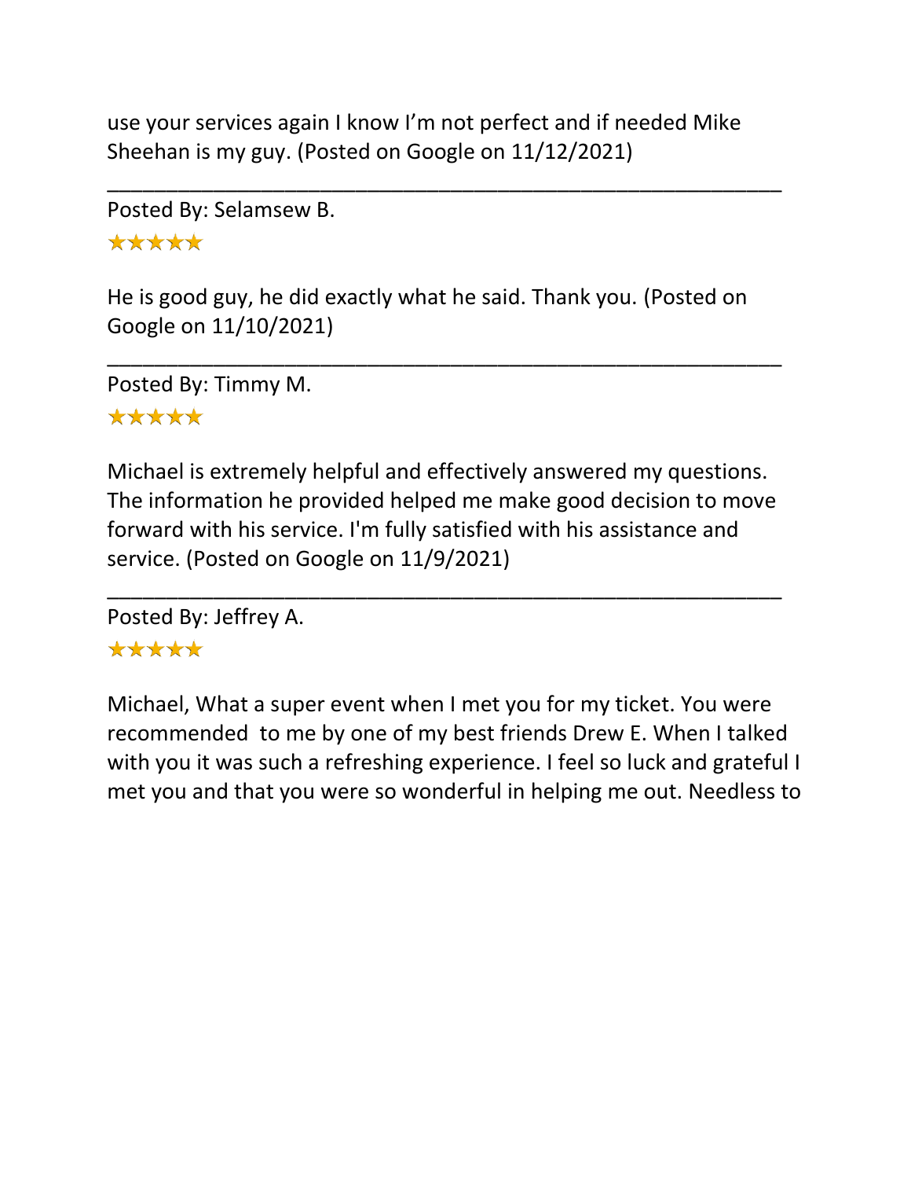use your services again I know I’m not perfect and if needed Mike Sheehan is my guy. (Posted on Google on 11/12/2021)

---

Posted By: Selamsew B.

★★★★★

He is good guy, he did exactly what he said. Thank you. (Posted on Google on 11/10/2021)

---

Posted By: Timmy M.

★★★★★

Michael is extremely helpful and effectively answered my questions. The information he provided helped me make good decision to move forward with his service. I'm fully satisfied with his assistance and service. (Posted on Google on 11/9/2021)

---

Posted By: Jeffrey A.

★★★★★

Michael, What a super event when I met you for my ticket. You were recommended to me by one of my best friends Drew E. When I talked with you it was such a refreshing experience. I feel so luck and grateful I met you and that you were so wonderful in helping me out. Needless to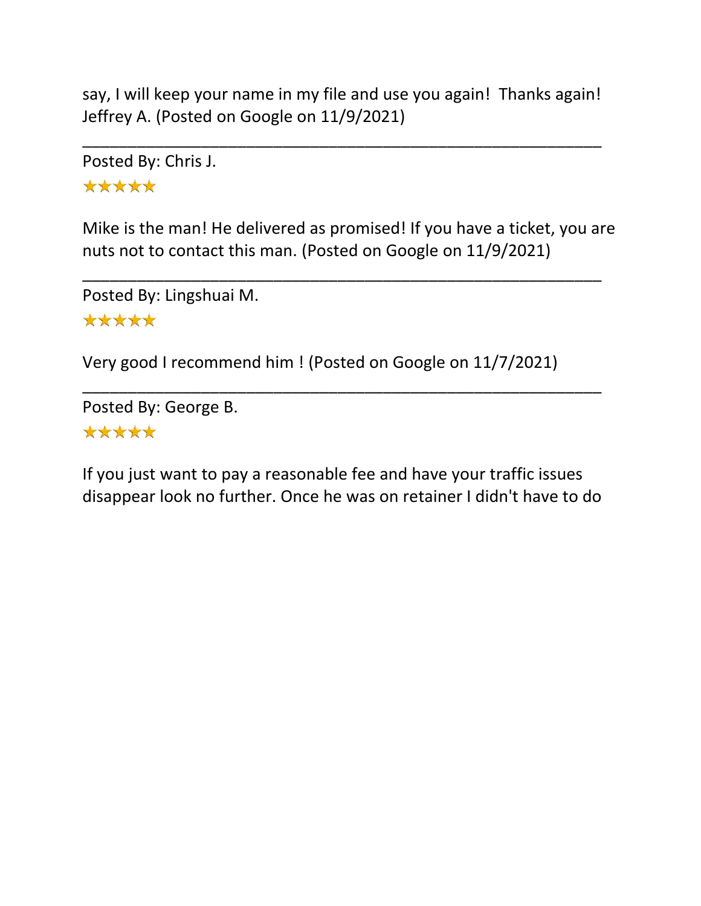say, I will keep your name in my file and use you again!  Thanks again! Jeffrey A. (Posted on Google on 11/9/2021)

---

Posted By: Chris J.

★★★★★

Mike is the man! He delivered as promised! If you have a ticket, you are nuts not to contact this man. (Posted on Google on 11/9/2021)

---

Posted By: Lingshuai M.

★★★★★

Very good I recommend him ! (Posted on Google on 11/7/2021)

---

Posted By: George B.

★★★★★

If you just want to pay a reasonable fee and have your traffic issues disappear look no further. Once he was on retainer I didn't have to do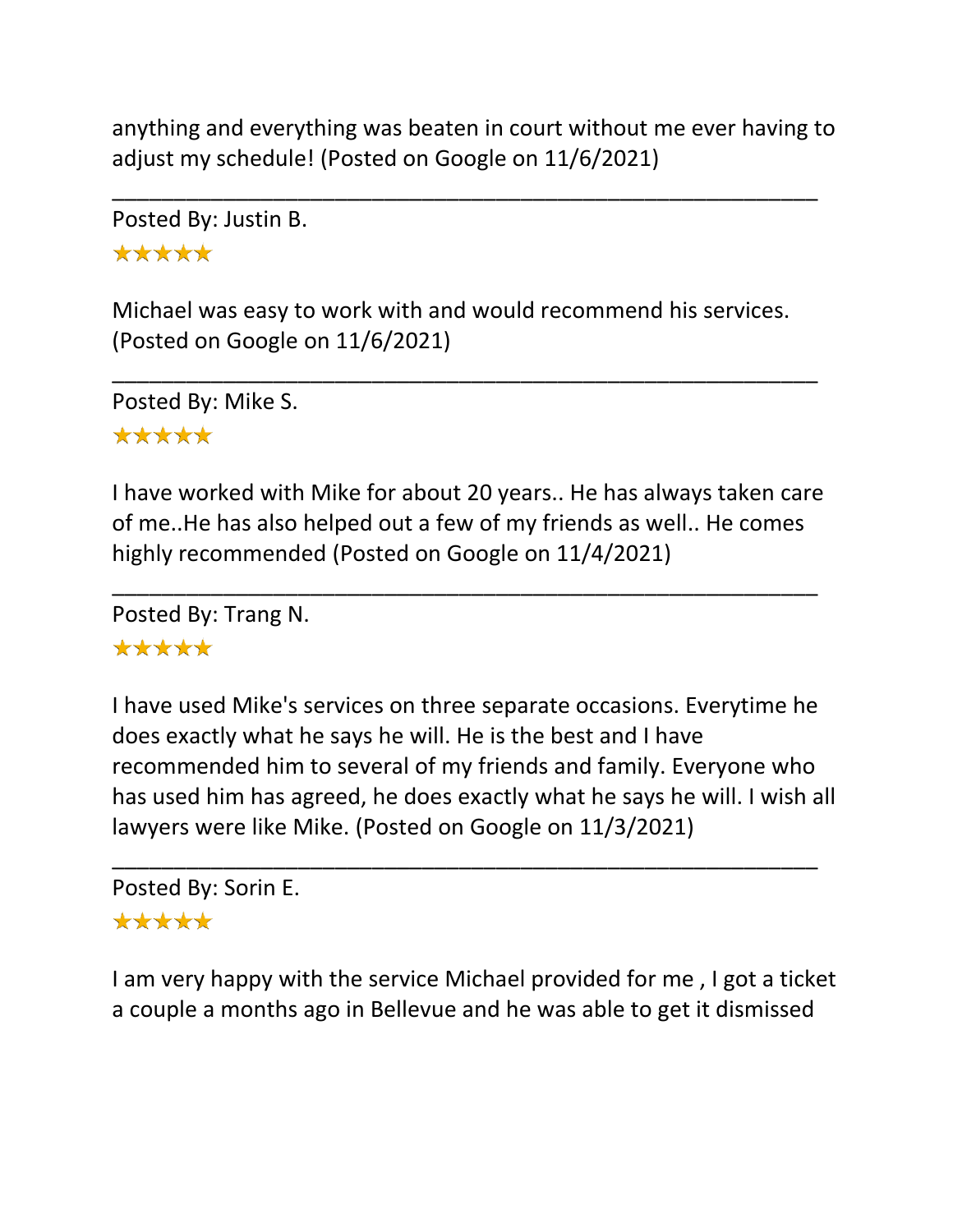anything and everything was beaten in court without me ever having to adjust my schedule! (Posted on Google on 11/6/2021)

---

Posted By: Justin B.

★★★★★

Michael was easy to work with and would recommend his services. (Posted on Google on 11/6/2021)

---

Posted By: Mike S.

★★★★★

I have worked with Mike for about 20 years.. He has always taken care of me..He has also helped out a few of my friends as well.. He comes highly recommended (Posted on Google on 11/4/2021)

---

Posted By: Trang N.

★★★★★

I have used Mike's services on three separate occasions. Everytime he does exactly what he says he will. He is the best and I have recommended him to several of my friends and family. Everyone who has used him has agreed, he does exactly what he says he will. I wish all lawyers were like Mike. (Posted on Google on 11/3/2021)

---

Posted By: Sorin E.

★★★★★

I am very happy with the service Michael provided for me , I got a ticket a couple a months ago in Bellevue and he was able to get it dismissed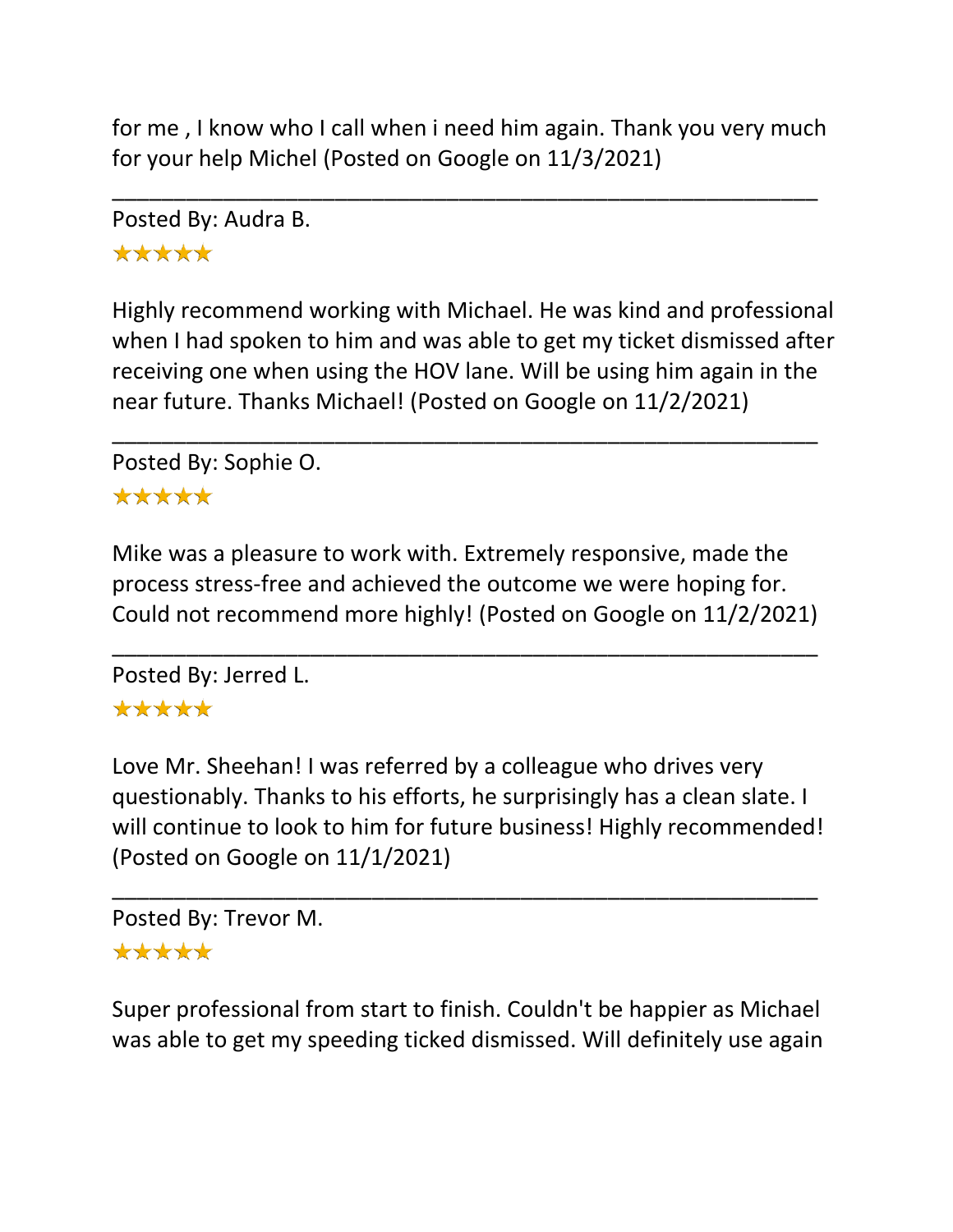for me , I know who I call when i need him again. Thank you very much for your help Michel (Posted on Google on 11/3/2021)

---

Posted By: Audra B.

★★★★★

Highly recommend working with Michael. He was kind and professional when I had spoken to him and was able to get my ticket dismissed after receiving one when using the HOV lane. Will be using him again in the near future. Thanks Michael! (Posted on Google on 11/2/2021)

---

Posted By: Sophie O.

★★★★★

Mike was a pleasure to work with. Extremely responsive, made the process stress-free and achieved the outcome we were hoping for. Could not recommend more highly! (Posted on Google on 11/2/2021)

---

Posted By: Jerred L.

★★★★★

Love Mr. Sheehan! I was referred by a colleague who drives very questionably. Thanks to his efforts, he surprisingly has a clean slate. I will continue to look to him for future business! Highly recommended! (Posted on Google on 11/1/2021)

---

Posted By: Trevor M.

★★★★★

Super professional from start to finish. Couldn't be happier as Michael was able to get my speeding ticked dismissed. Will definitely use again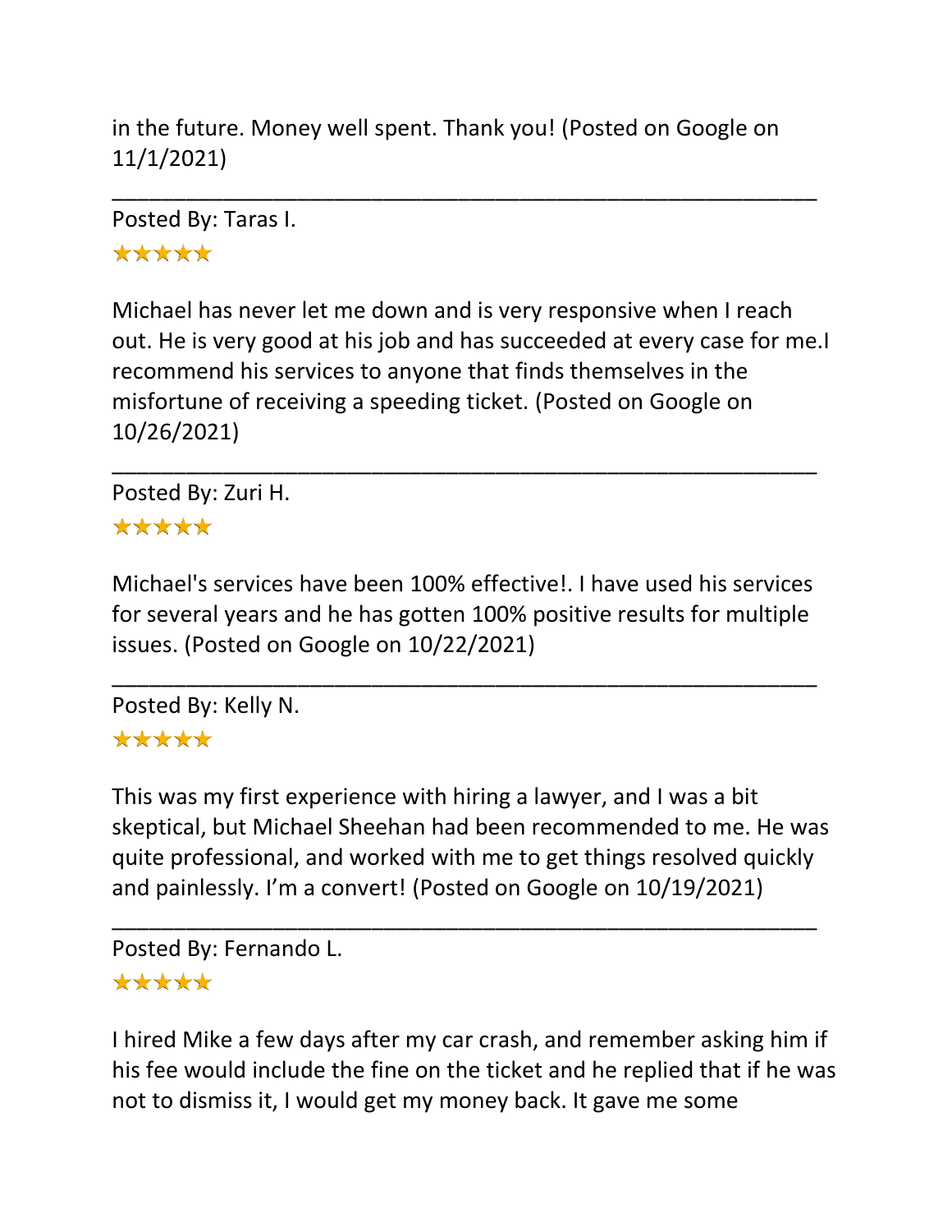in the future. Money well spent. Thank you! (Posted on Google on 11/1/2021)

---

Posted By: Taras I.

★★★★★

Michael has never let me down and is very responsive when I reach out. He is very good at his job and has succeeded at every case for me.I recommend his services to anyone that finds themselves in the misfortune of receiving a speeding ticket. (Posted on Google on 10/26/2021)

---

Posted By: Zuri H.

★★★★★

Michael's services have been 100% effective!. I have used his services for several years and he has gotten 100% positive results for multiple issues. (Posted on Google on 10/22/2021)

---

Posted By: Kelly N.

★★★★★

This was my first experience with hiring a lawyer, and I was a bit skeptical, but Michael Sheehan had been recommended to me. He was quite professional, and worked with me to get things resolved quickly and painlessly. I'm a convert! (Posted on Google on 10/19/2021)

---

Posted By: Fernando L.

★★★★★

I hired Mike a few days after my car crash, and remember asking him if his fee would include the fine on the ticket and he replied that if he was not to dismiss it, I would get my money back. It gave me some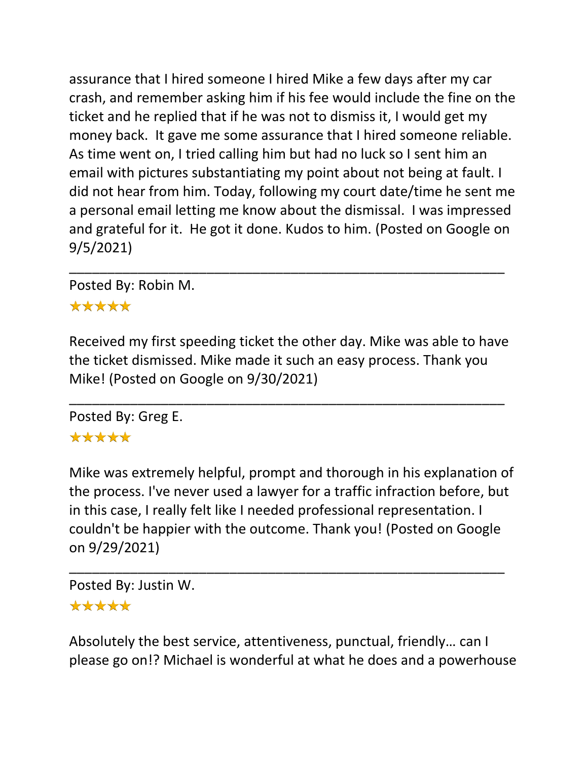assurance that I hired someone I hired Mike a few days after my car crash, and remember asking him if his fee would include the fine on the ticket and he replied that if he was not to dismiss it, I would get my money back.  It gave me some assurance that I hired someone reliable. As time went on, I tried calling him but had no luck so I sent him an email with pictures substantiating my point about not being at fault. I did not hear from him. Today, following my court date/time he sent me a personal email letting me know about the dismissal.  I was impressed and grateful for it.  He got it done. Kudos to him. (Posted on Google on 9/5/2021)

---

Posted By: Robin M.

★★★★★

Received my first speeding ticket the other day. Mike was able to have the ticket dismissed. Mike made it such an easy process. Thank you Mike! (Posted on Google on 9/30/2021)

---

Posted By: Greg E.

★★★★★

Mike was extremely helpful, prompt and thorough in his explanation of the process. I've never used a lawyer for a traffic infraction before, but in this case, I really felt like I needed professional representation. I couldn't be happier with the outcome. Thank you! (Posted on Google on 9/29/2021)

---

Posted By: Justin W.

★★★★★

Absolutely the best service, attentiveness, punctual, friendly… can I please go on!? Michael is wonderful at what he does and a powerhouse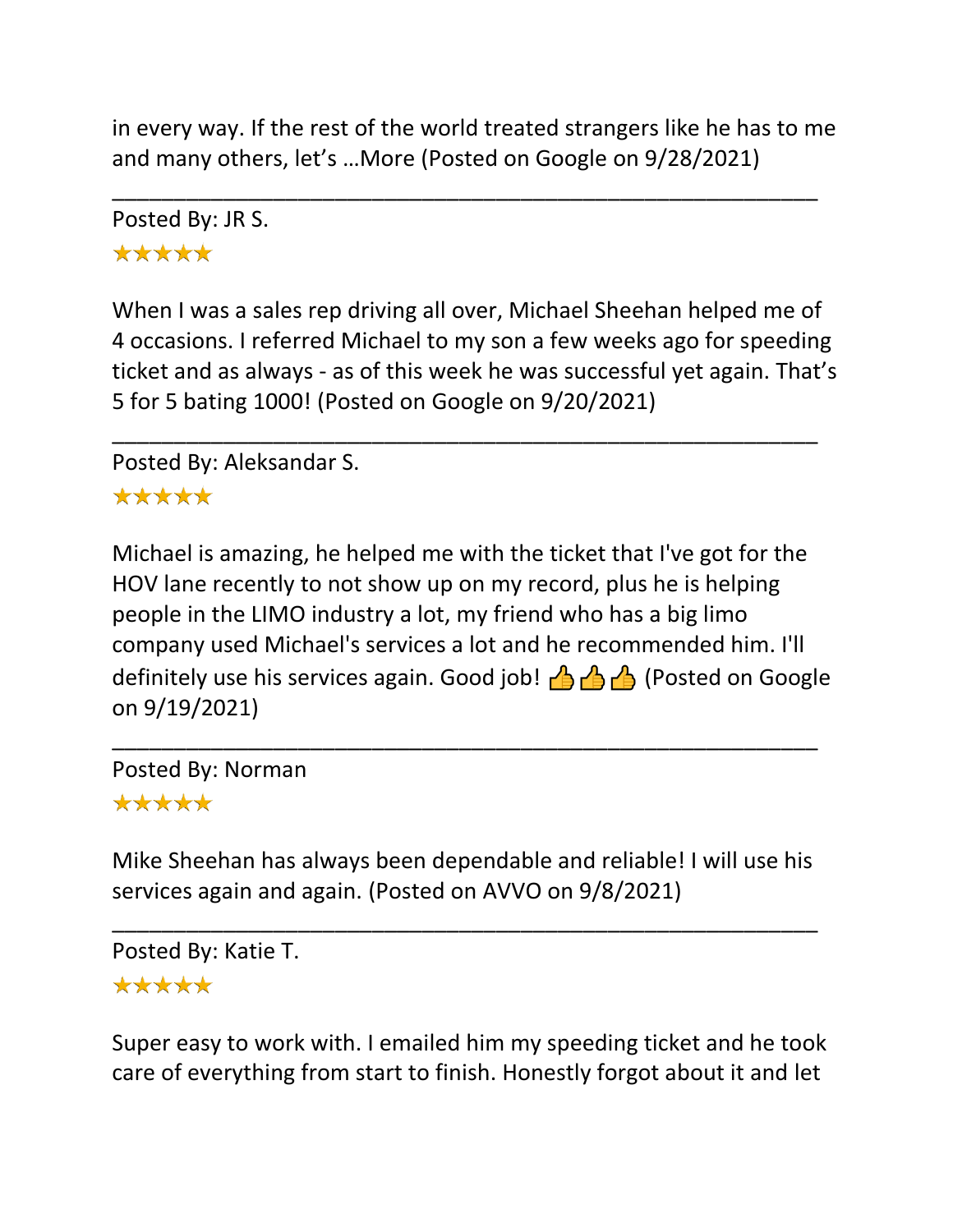in every way. If the rest of the world treated strangers like he has to me and many others, let's …More (Posted on Google on 9/28/2021)

---

Posted By: JR S.

★★★★★

When I was a sales rep driving all over, Michael Sheehan helped me of 4 occasions. I referred Michael to my son a few weeks ago for speeding ticket and as always - as of this week he was successful yet again. That's 5 for 5 bating 1000! (Posted on Google on 9/20/2021)

---

Posted By: Aleksandar S.

★★★★★

Michael is amazing, he helped me with the ticket that I've got for the HOV lane recently to not show up on my record, plus he is helping people in the LIMO industry a lot, my friend who has a big limo company used Michael's services a lot and he recommended him. I'll definitely use his services again. Good job! 👍👍👍 (Posted on Google on 9/19/2021)

---

Posted By: Norman

★★★★★

Mike Sheehan has always been dependable and reliable! I will use his services again and again. (Posted on AVVO on 9/8/2021)

---

Posted By: Katie T.

★★★★★

Super easy to work with. I emailed him my speeding ticket and he took care of everything from start to finish. Honestly forgot about it and let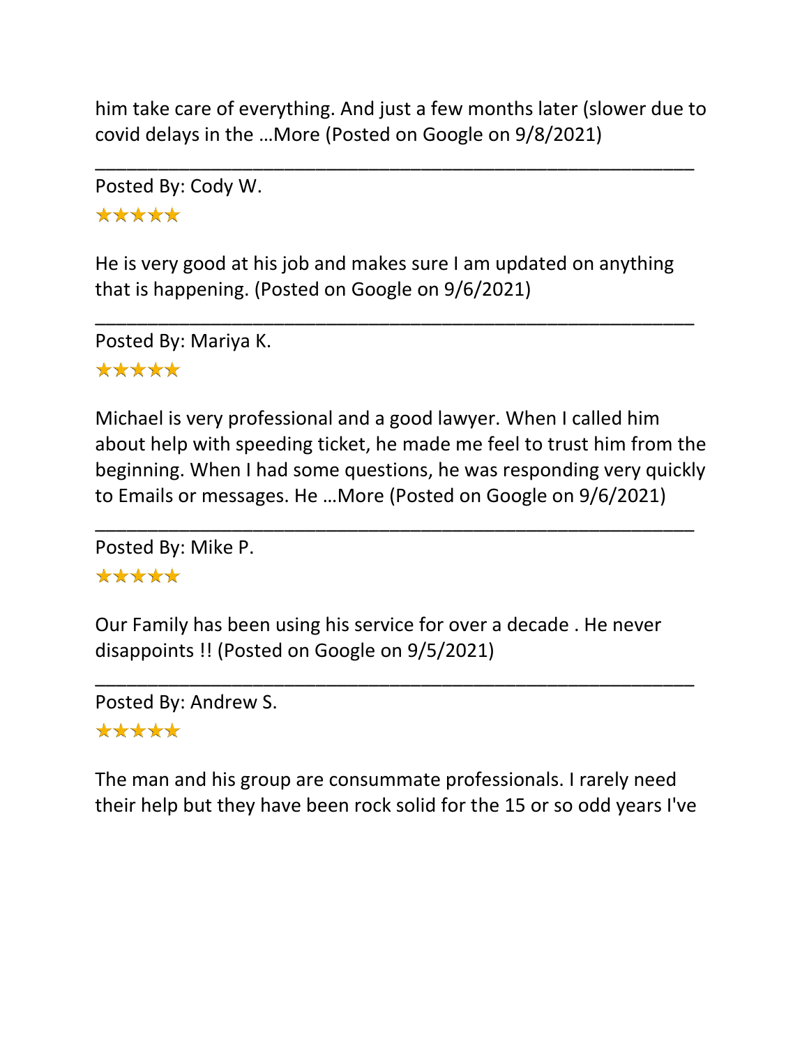him take care of everything. And just a few months later (slower due to covid delays in the …More (Posted on Google on 9/8/2021)

---

Posted By: Cody W.

★★★★★

He is very good at his job and makes sure I am updated on anything that is happening. (Posted on Google on 9/6/2021)

---

Posted By: Mariya K.

★★★★★

Michael is very professional and a good lawyer. When I called him about help with speeding ticket, he made me feel to trust him from the beginning. When I had some questions, he was responding very quickly to Emails or messages. He …More (Posted on Google on 9/6/2021)

---

Posted By: Mike P.

★★★★★

Our Family has been using his service for over a decade . He never disappoints !! (Posted on Google on 9/5/2021)

---

Posted By: Andrew S.

★★★★★

The man and his group are consummate professionals. I rarely need their help but they have been rock solid for the 15 or so odd years I've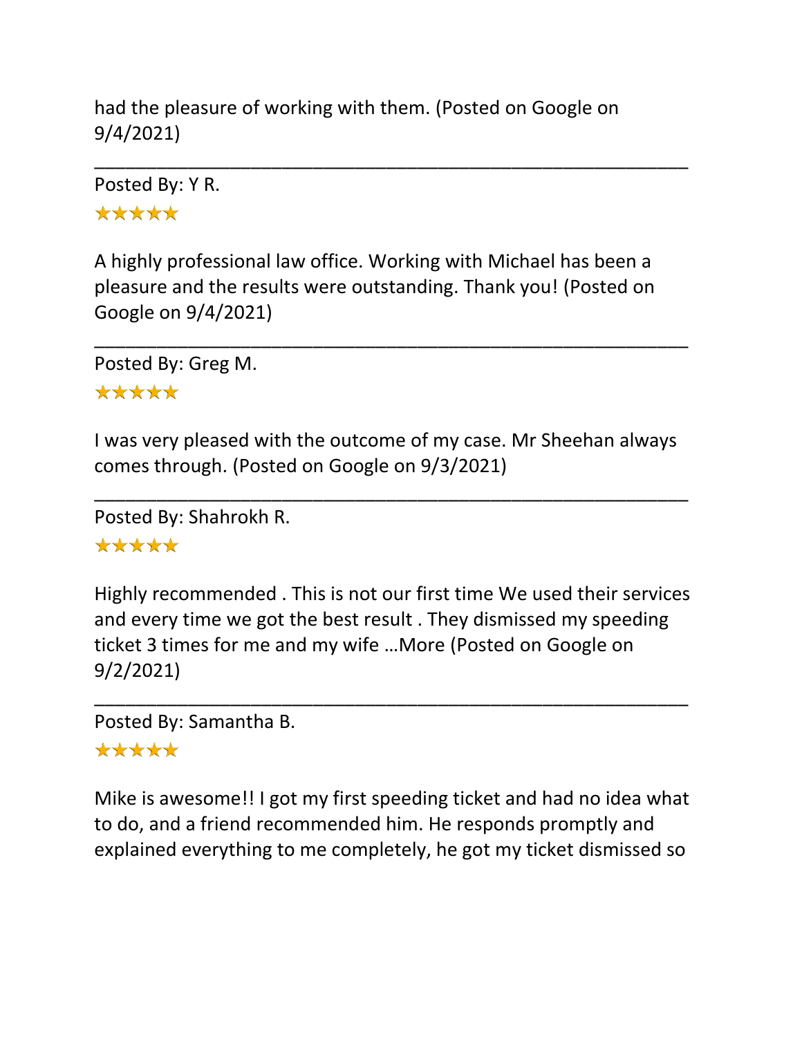had the pleasure of working with them. (Posted on Google on 9/4/2021)

---

Posted By: Y R.

★★★★★

A highly professional law office. Working with Michael has been a pleasure and the results were outstanding. Thank you! (Posted on Google on 9/4/2021)

---

Posted By: Greg M.

★★★★★

I was very pleased with the outcome of my case. Mr Sheehan always comes through. (Posted on Google on 9/3/2021)

---

Posted By: Shahrokh R.

★★★★★

Highly recommended . This is not our first time We used their services and every time we got the best result . They dismissed my speeding ticket 3 times for me and my wife …More (Posted on Google on 9/2/2021)

---

Posted By: Samantha B.

★★★★★

Mike is awesome!! I got my first speeding ticket and had no idea what to do, and a friend recommended him. He responds promptly and explained everything to me completely, he got my ticket dismissed so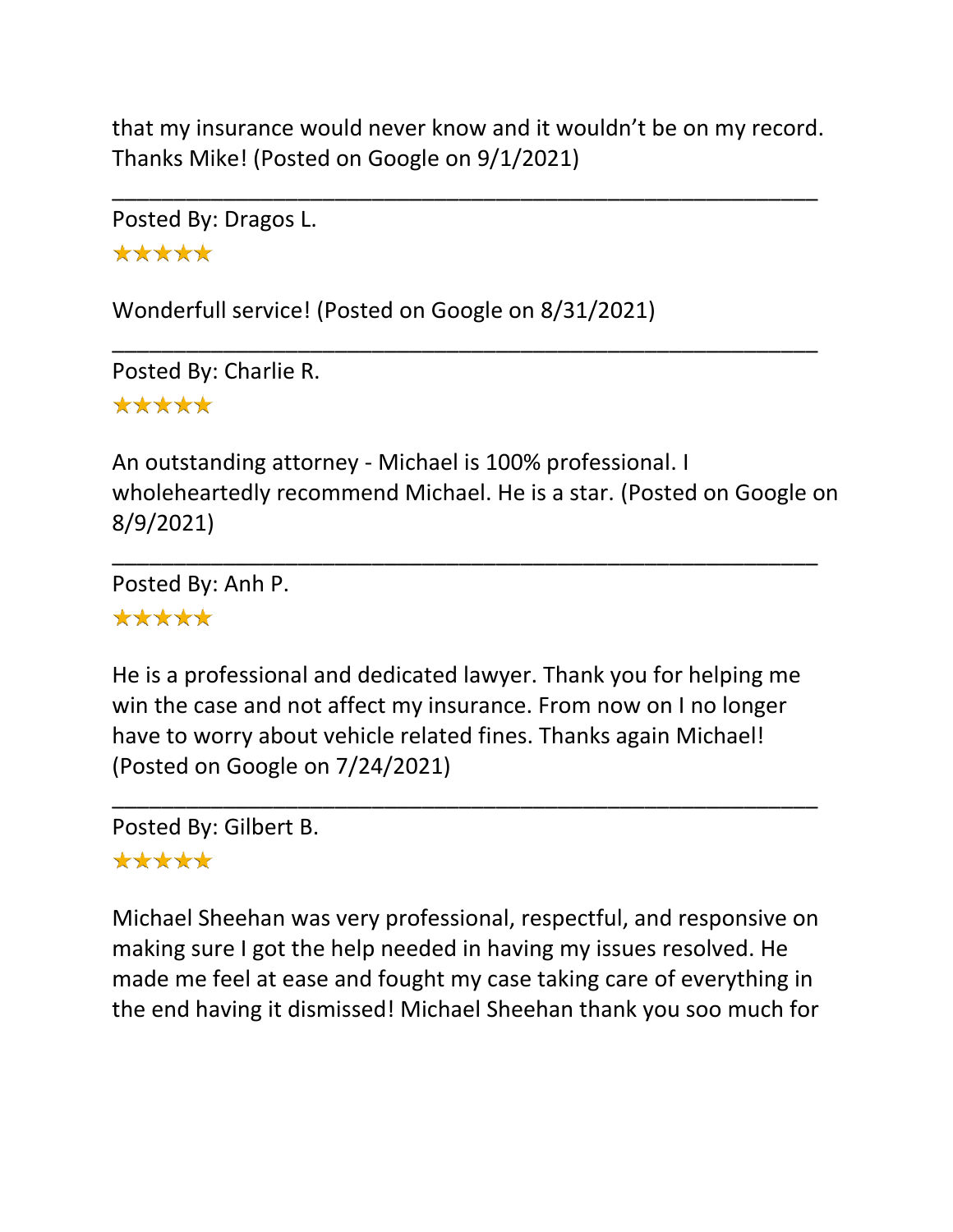that my insurance would never know and it wouldn't be on my record. Thanks Mike! (Posted on Google on 9/1/2021)

---

Posted By: Dragos L.

★★★★★

Wonderfull service! (Posted on Google on 8/31/2021)

---

Posted By: Charlie R.

★★★★★

An outstanding attorney - Michael is 100% professional. I wholeheartedly recommend Michael. He is a star. (Posted on Google on 8/9/2021)

---

Posted By: Anh P.

★★★★★

He is a professional and dedicated lawyer. Thank you for helping me win the case and not affect my insurance. From now on I no longer have to worry about vehicle related fines. Thanks again Michael! (Posted on Google on 7/24/2021)

---

Posted By: Gilbert B.

★★★★★

Michael Sheehan was very professional, respectful, and responsive on making sure I got the help needed in having my issues resolved. He made me feel at ease and fought my case taking care of everything in the end having it dismissed! Michael Sheehan thank you soo much for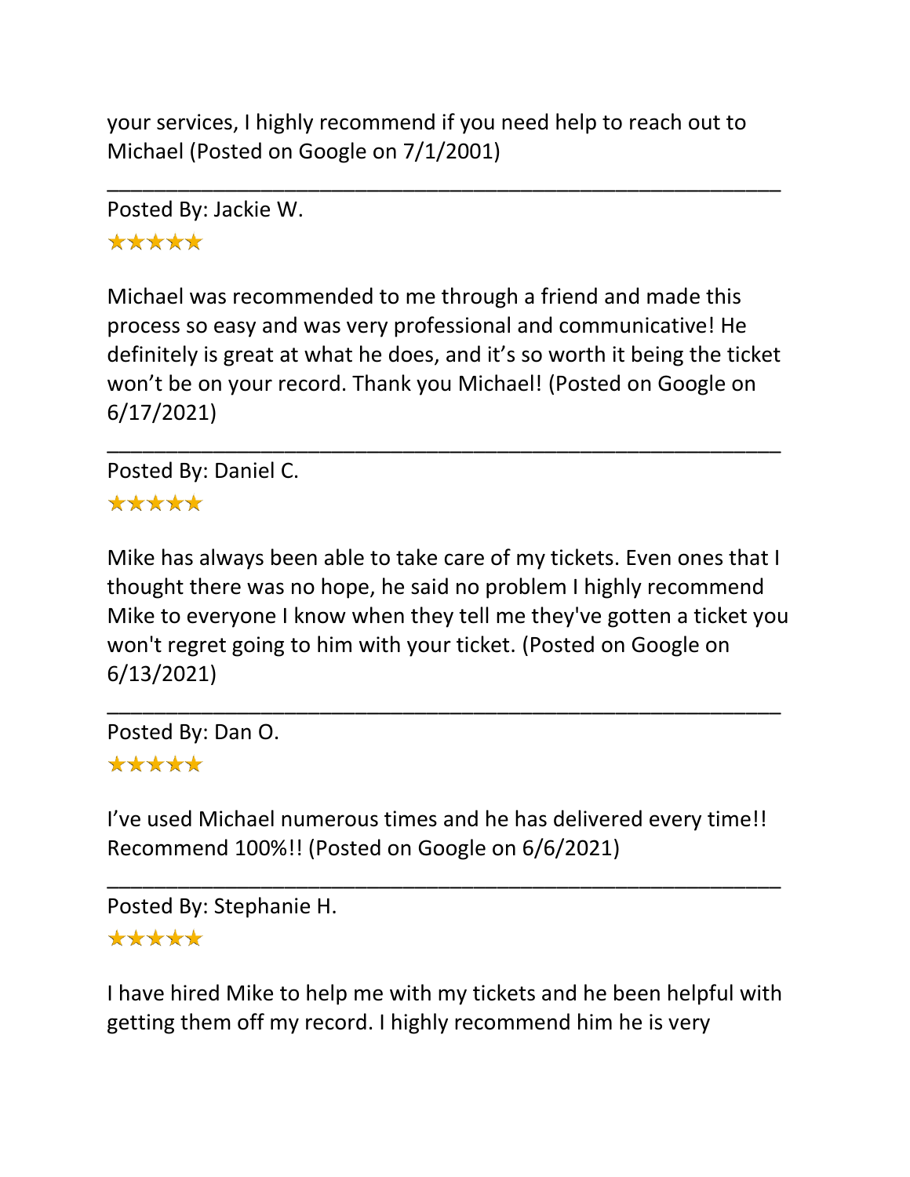your services, I highly recommend if you need help to reach out to Michael (Posted on Google on 7/1/2001)

---

Posted By: Jackie W.

★★★★★

Michael was recommended to me through a friend and made this process so easy and was very professional and communicative! He definitely is great at what he does, and it's so worth it being the ticket won't be on your record. Thank you Michael! (Posted on Google on 6/17/2021)

---

Posted By: Daniel C.

★★★★★

Mike has always been able to take care of my tickets. Even ones that I thought there was no hope, he said no problem I highly recommend Mike to everyone I know when they tell me they've gotten a ticket you won't regret going to him with your ticket. (Posted on Google on 6/13/2021)

---

Posted By: Dan O.

★★★★★

I've used Michael numerous times and he has delivered every time!! Recommend 100%!! (Posted on Google on 6/6/2021)

---

Posted By: Stephanie H.

★★★★★

I have hired Mike to help me with my tickets and he been helpful with getting them off my record. I highly recommend him he is very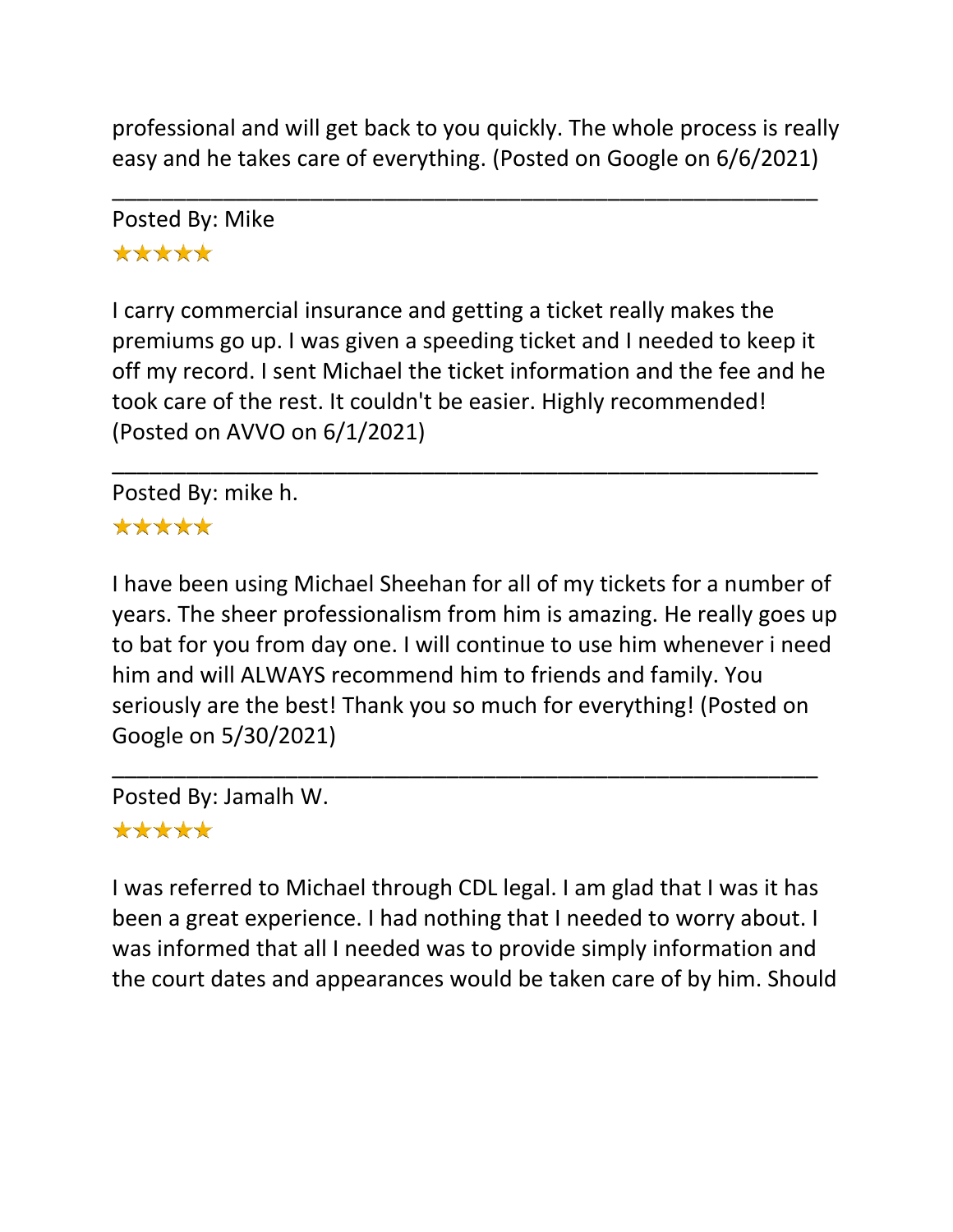professional and will get back to you quickly. The whole process is really easy and he takes care of everything. (Posted on Google on 6/6/2021)

---

Posted By: Mike

★★★★★

I carry commercial insurance and getting a ticket really makes the premiums go up. I was given a speeding ticket and I needed to keep it off my record. I sent Michael the ticket information and the fee and he took care of the rest. It couldn't be easier. Highly recommended! (Posted on AVVO on 6/1/2021)

---

Posted By: mike h.

★★★★★

I have been using Michael Sheehan for all of my tickets for a number of years. The sheer professionalism from him is amazing. He really goes up to bat for you from day one. I will continue to use him whenever i need him and will ALWAYS recommend him to friends and family. You seriously are the best! Thank you so much for everything! (Posted on Google on 5/30/2021)

---

Posted By: Jamalh W.

★★★★★

I was referred to Michael through CDL legal. I am glad that I was it has been a great experience. I had nothing that I needed to worry about. I was informed that all I needed was to provide simply information and the court dates and appearances would be taken care of by him. Should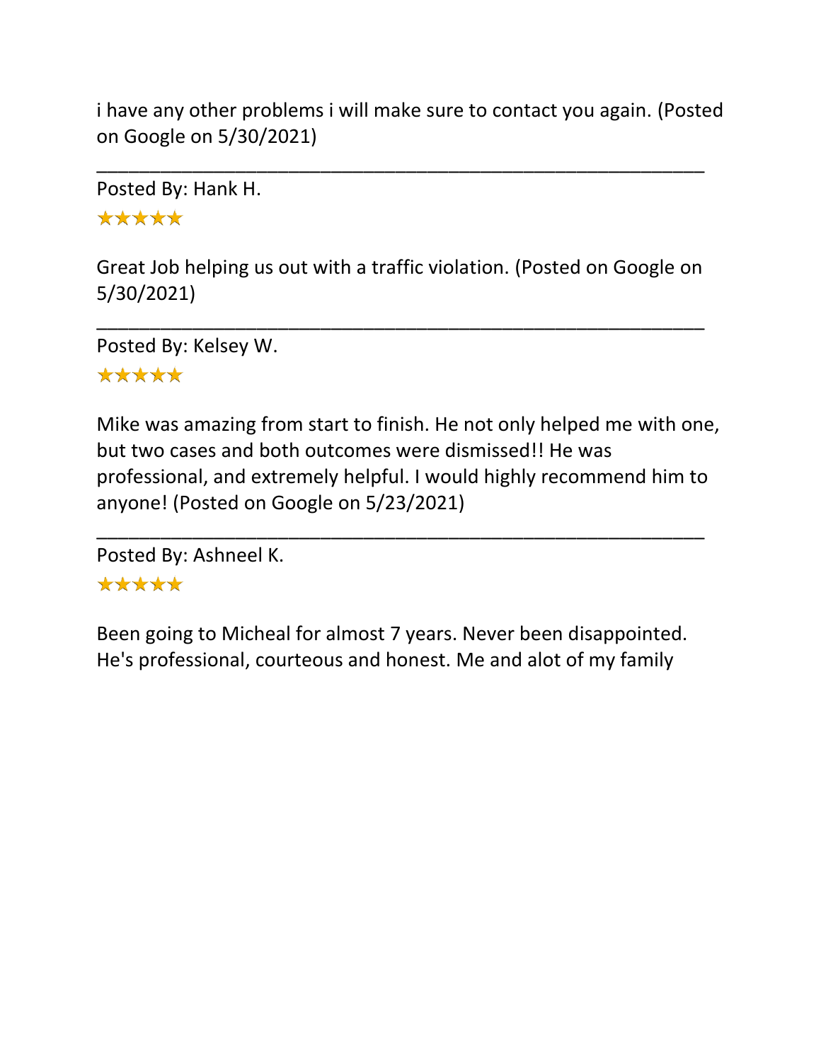i have any other problems i will make sure to contact you again. (Posted on Google on 5/30/2021)

---

Posted By: Hank H.

★★★★★

Great Job helping us out with a traffic violation. (Posted on Google on 5/30/2021)

---

Posted By: Kelsey W.

★★★★★

Mike was amazing from start to finish. He not only helped me with one, but two cases and both outcomes were dismissed!! He was professional, and extremely helpful. I would highly recommend him to anyone! (Posted on Google on 5/23/2021)

---

Posted By: Ashneel K.

★★★★★

Been going to Micheal for almost 7 years. Never been disappointed. He's professional, courteous and honest. Me and alot of my family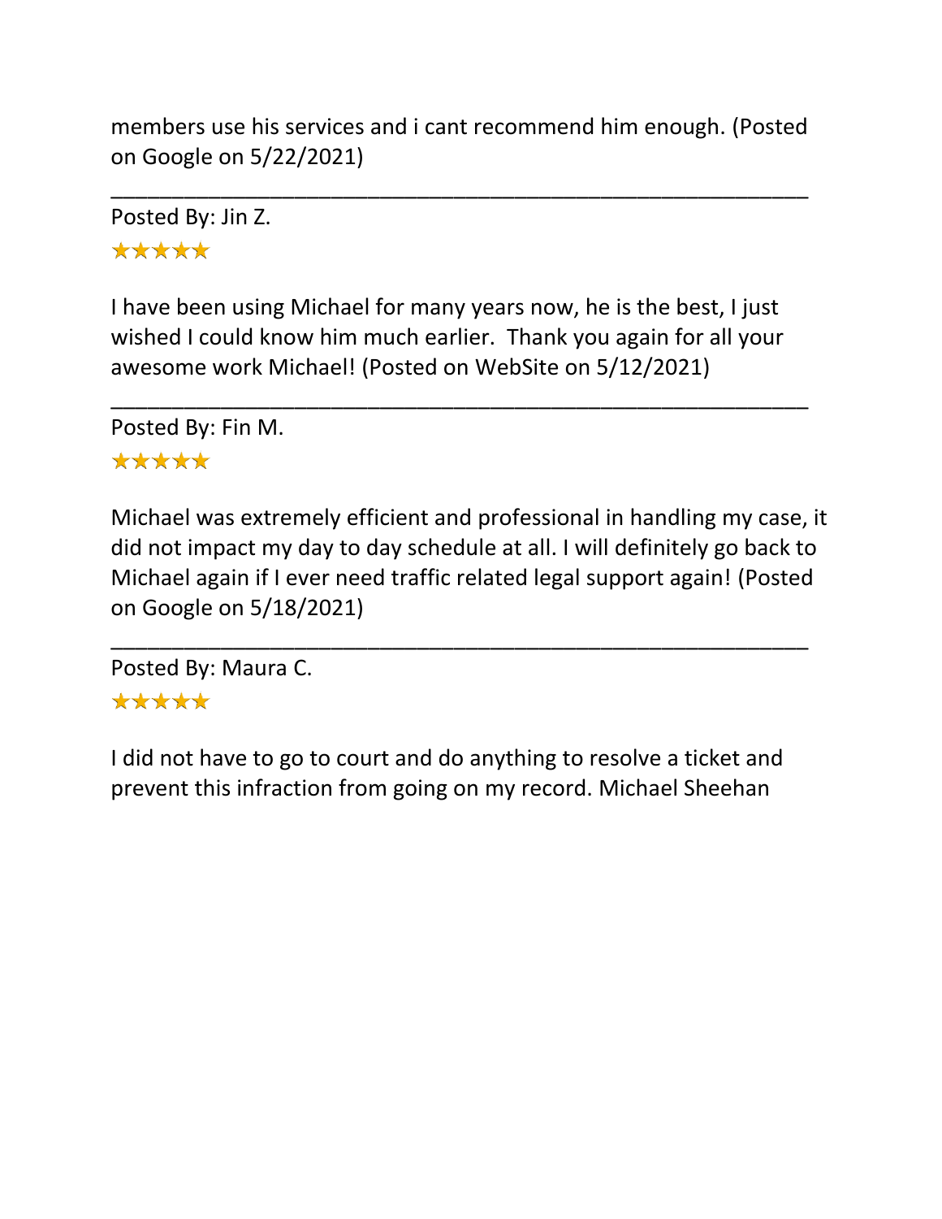members use his services and i cant recommend him enough. (Posted on Google on 5/22/2021)

___

Posted By: Jin Z.

★★★★★

I have been using Michael for many years now, he is the best, I just wished I could know him much earlier.  Thank you again for all your awesome work Michael! (Posted on WebSite on 5/12/2021)

___

Posted By: Fin M.

★★★★★

Michael was extremely efficient and professional in handling my case, it did not impact my day to day schedule at all. I will definitely go back to Michael again if I ever need traffic related legal support again! (Posted on Google on 5/18/2021)

___

Posted By: Maura C.

★★★★★

I did not have to go to court and do anything to resolve a ticket and prevent this infraction from going on my record. Michael Sheehan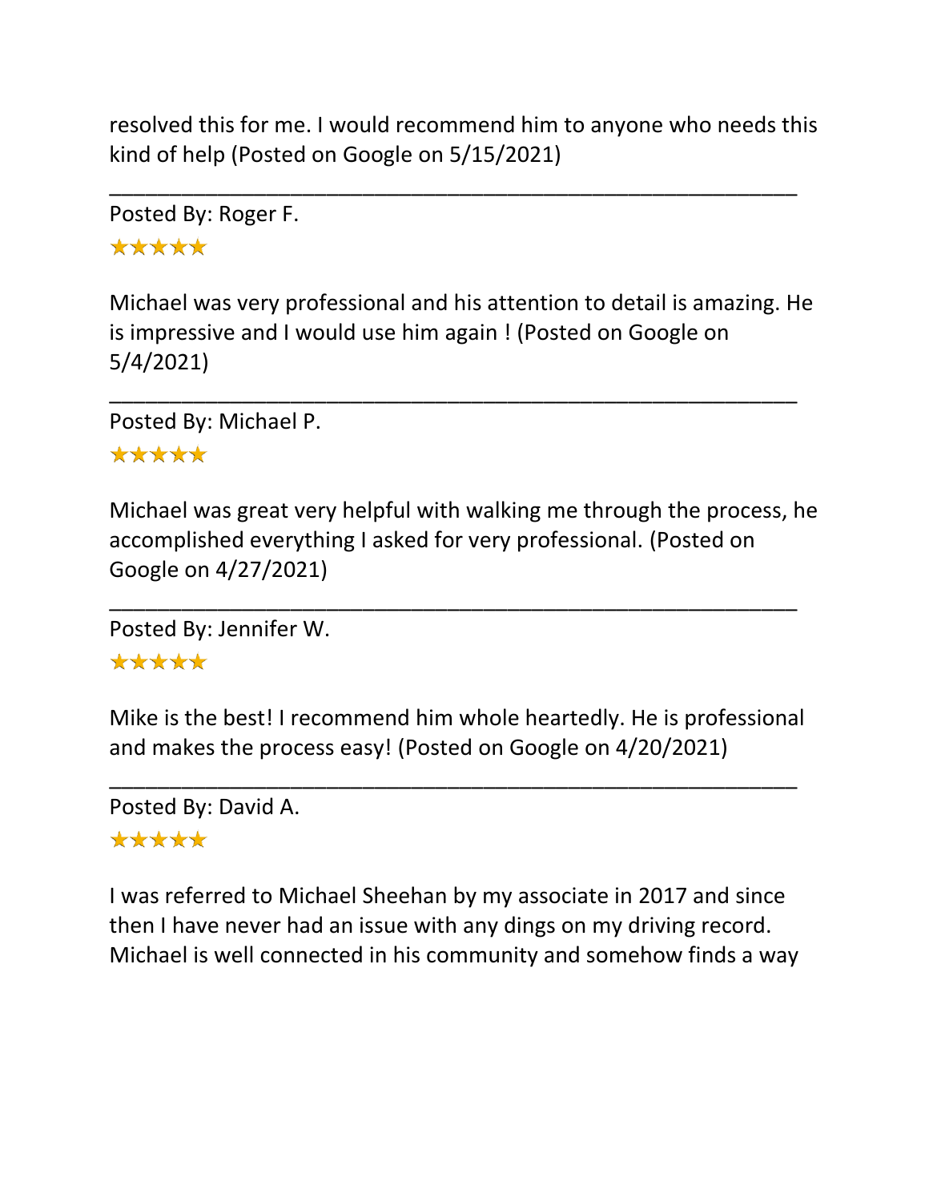resolved this for me. I would recommend him to anyone who needs this kind of help (Posted on Google on 5/15/2021)

---

Posted By: Roger F.

★★★★★

Michael was very professional and his attention to detail is amazing. He is impressive and I would use him again ! (Posted on Google on 5/4/2021)

---

Posted By: Michael P.

★★★★★

Michael was great very helpful with walking me through the process, he accomplished everything I asked for very professional. (Posted on Google on 4/27/2021)

---

Posted By: Jennifer W.

★★★★★

Mike is the best! I recommend him whole heartedly. He is professional and makes the process easy! (Posted on Google on 4/20/2021)

---

Posted By: David A.

★★★★★

I was referred to Michael Sheehan by my associate in 2017 and since then I have never had an issue with any dings on my driving record. Michael is well connected in his community and somehow finds a way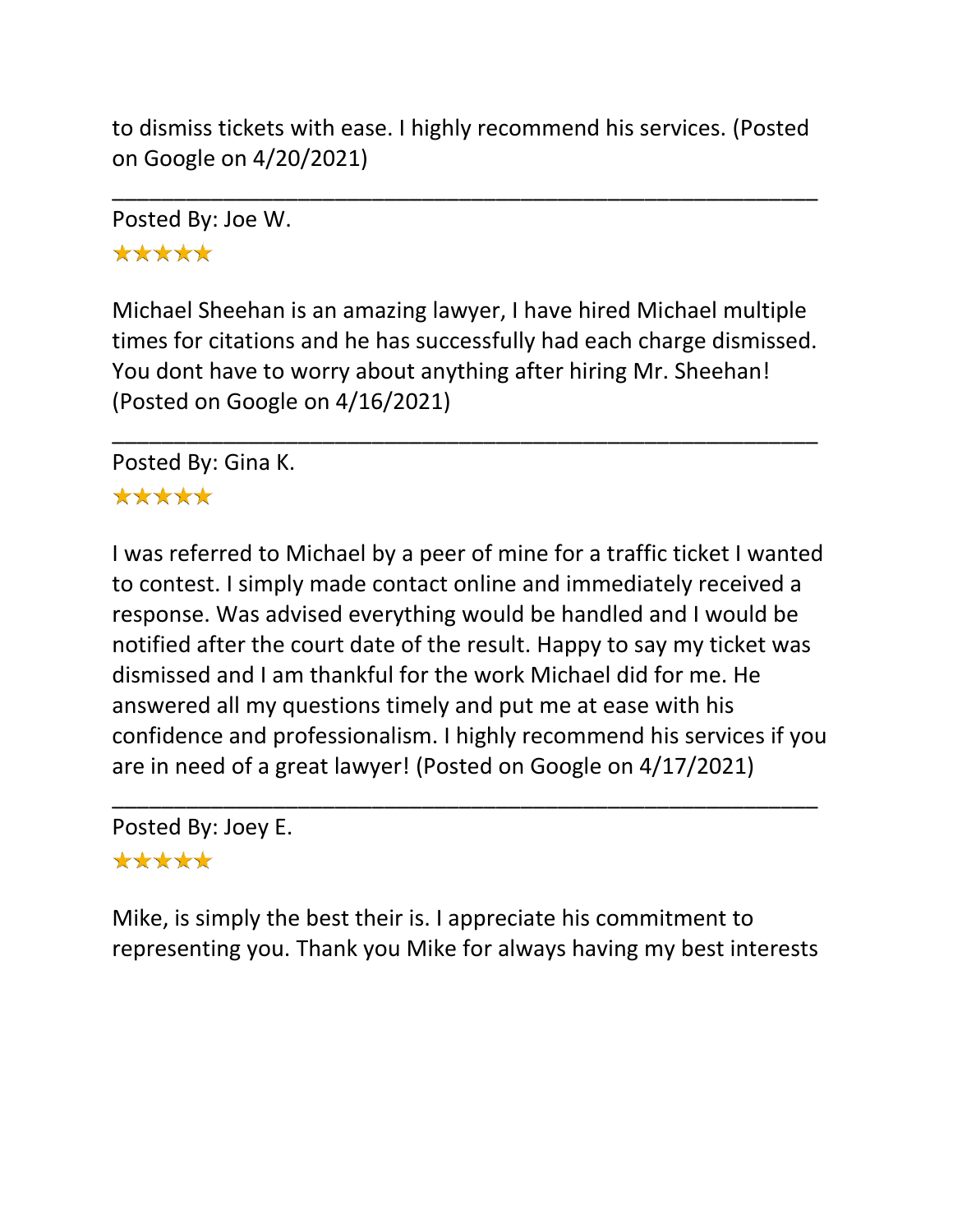to dismiss tickets with ease. I highly recommend his services. (Posted on Google on 4/20/2021)

---

Posted By: Joe W.

★★★★★

Michael Sheehan is an amazing lawyer, I have hired Michael multiple times for citations and he has successfully had each charge dismissed. You dont have to worry about anything after hiring Mr. Sheehan! (Posted on Google on 4/16/2021)

---

Posted By: Gina K.

★★★★★

I was referred to Michael by a peer of mine for a traffic ticket I wanted to contest. I simply made contact online and immediately received a response. Was advised everything would be handled and I would be notified after the court date of the result. Happy to say my ticket was dismissed and I am thankful for the work Michael did for me. He answered all my questions timely and put me at ease with his confidence and professionalism. I highly recommend his services if you are in need of a great lawyer! (Posted on Google on 4/17/2021)

---

Posted By: Joey E.

★★★★★

Mike, is simply the best their is. I appreciate his commitment to representing you. Thank you Mike for always having my best interests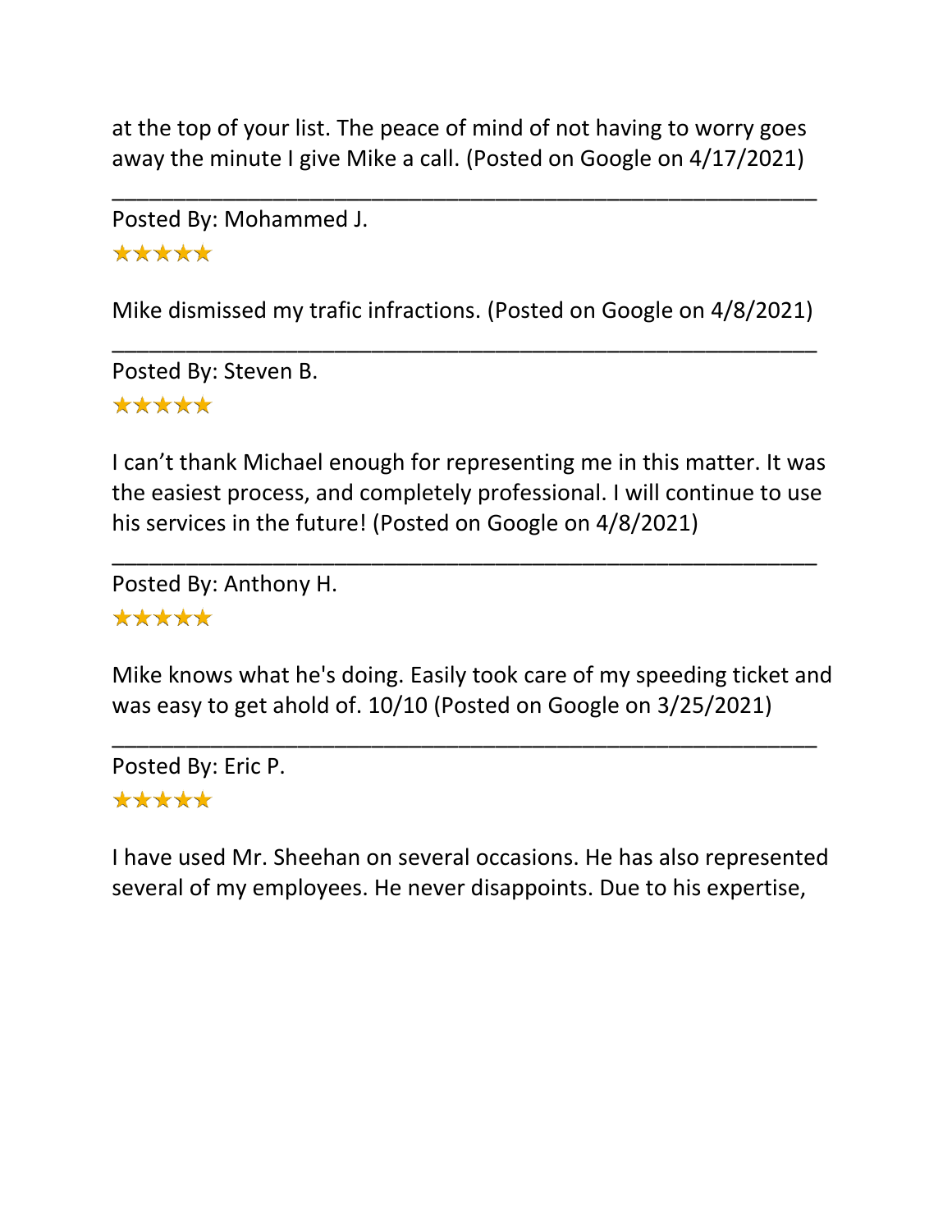at the top of your list. The peace of mind of not having to worry goes away the minute I give Mike a call. (Posted on Google on 4/17/2021)

---

Posted By: Mohammed J.

★★★★★

Mike dismissed my trafic infractions. (Posted on Google on 4/8/2021)

---

Posted By: Steven B.

★★★★★

I can't thank Michael enough for representing me in this matter. It was the easiest process, and completely professional. I will continue to use his services in the future! (Posted on Google on 4/8/2021)

---

Posted By: Anthony H.

★★★★★

Mike knows what he's doing. Easily took care of my speeding ticket and was easy to get ahold of. 10/10 (Posted on Google on 3/25/2021)

---

Posted By: Eric P.

★★★★★

I have used Mr. Sheehan on several occasions. He has also represented several of my employees. He never disappoints. Due to his expertise,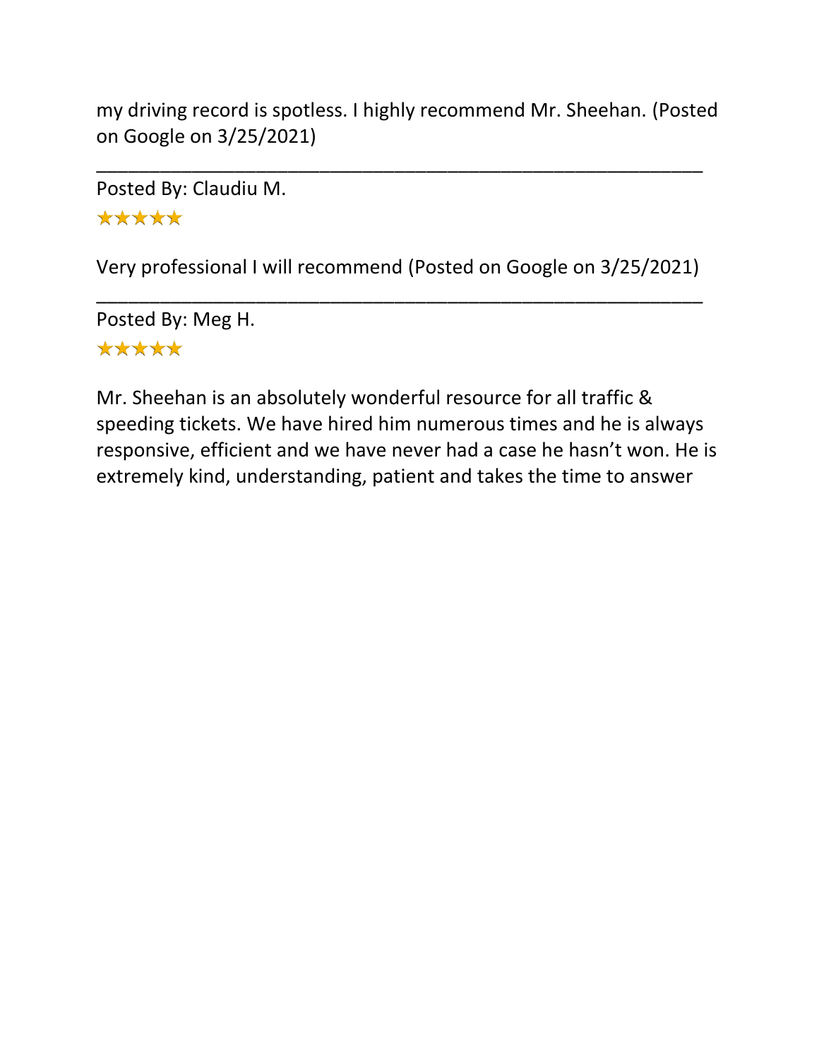my driving record is spotless. I highly recommend Mr. Sheehan. (Posted on Google on 3/25/2021)

_______________________________________________________________

Posted By: Claudiu M.

★★★★★

Very professional I will recommend (Posted on Google on 3/25/2021)

_______________________________________________________________

Posted By: Meg H.

★★★★★

Mr. Sheehan is an absolutely wonderful resource for all traffic & speeding tickets. We have hired him numerous times and he is always responsive, efficient and we have never had a case he hasn't won. He is extremely kind, understanding, patient and takes the time to answer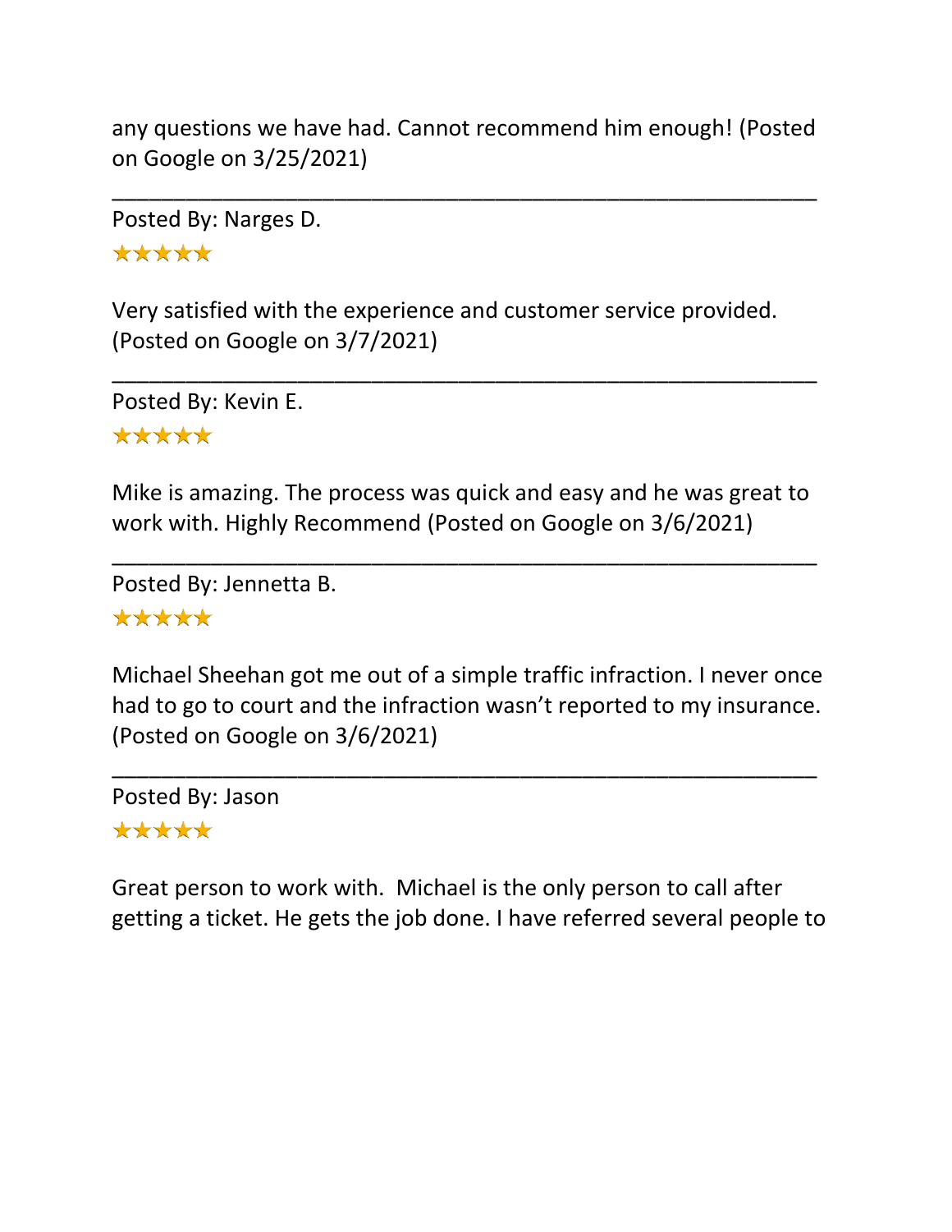any questions we have had. Cannot recommend him enough! (Posted on Google on 3/25/2021)

---

Posted By: Narges D.

★★★★★

Very satisfied with the experience and customer service provided. (Posted on Google on 3/7/2021)

---

Posted By: Kevin E.

★★★★★

Mike is amazing. The process was quick and easy and he was great to work with. Highly Recommend (Posted on Google on 3/6/2021)

---

Posted By: Jennetta B.

★★★★★

Michael Sheehan got me out of a simple traffic infraction. I never once had to go to court and the infraction wasn't reported to my insurance. (Posted on Google on 3/6/2021)

---

Posted By: Jason

★★★★★

Great person to work with. Michael is the only person to call after getting a ticket. He gets the job done. I have referred several people to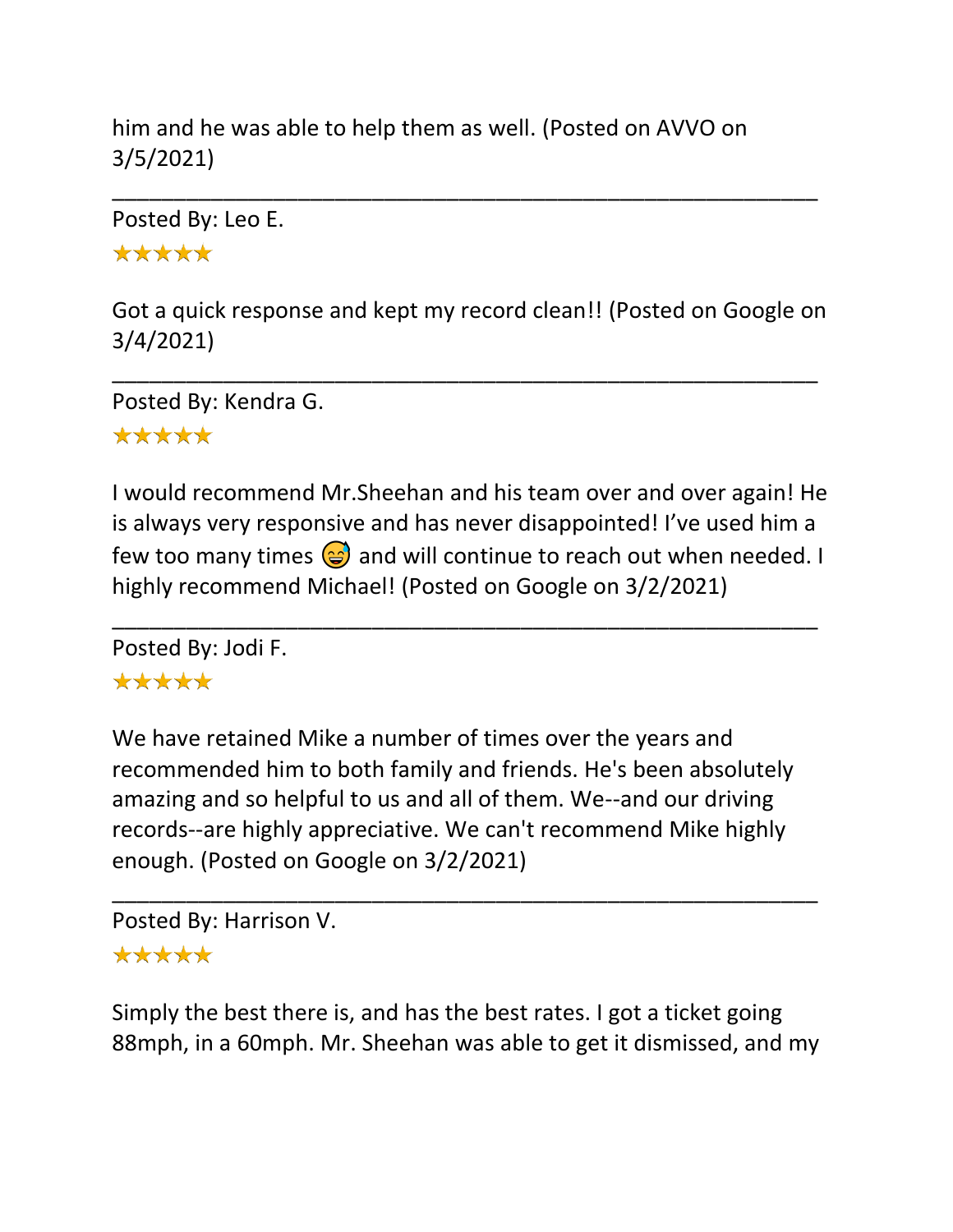him and he was able to help them as well. (Posted on AVVO on 3/5/2021)

---

Posted By: Leo E.

★★★★★

Got a quick response and kept my record clean!! (Posted on Google on 3/4/2021)

---

Posted By: Kendra G.

★★★★★

I would recommend Mr.Sheehan and his team over and over again! He is always very responsive and has never disappointed! I've used him a few too many times 😅 and will continue to reach out when needed. I highly recommend Michael! (Posted on Google on 3/2/2021)

---

Posted By: Jodi F.

★★★★★

We have retained Mike a number of times over the years and recommended him to both family and friends. He's been absolutely amazing and so helpful to us and all of them. We--and our driving records--are highly appreciative. We can't recommend Mike highly enough. (Posted on Google on 3/2/2021)

---

Posted By: Harrison V.

★★★★★

Simply the best there is, and has the best rates. I got a ticket going 88mph, in a 60mph. Mr. Sheehan was able to get it dismissed, and my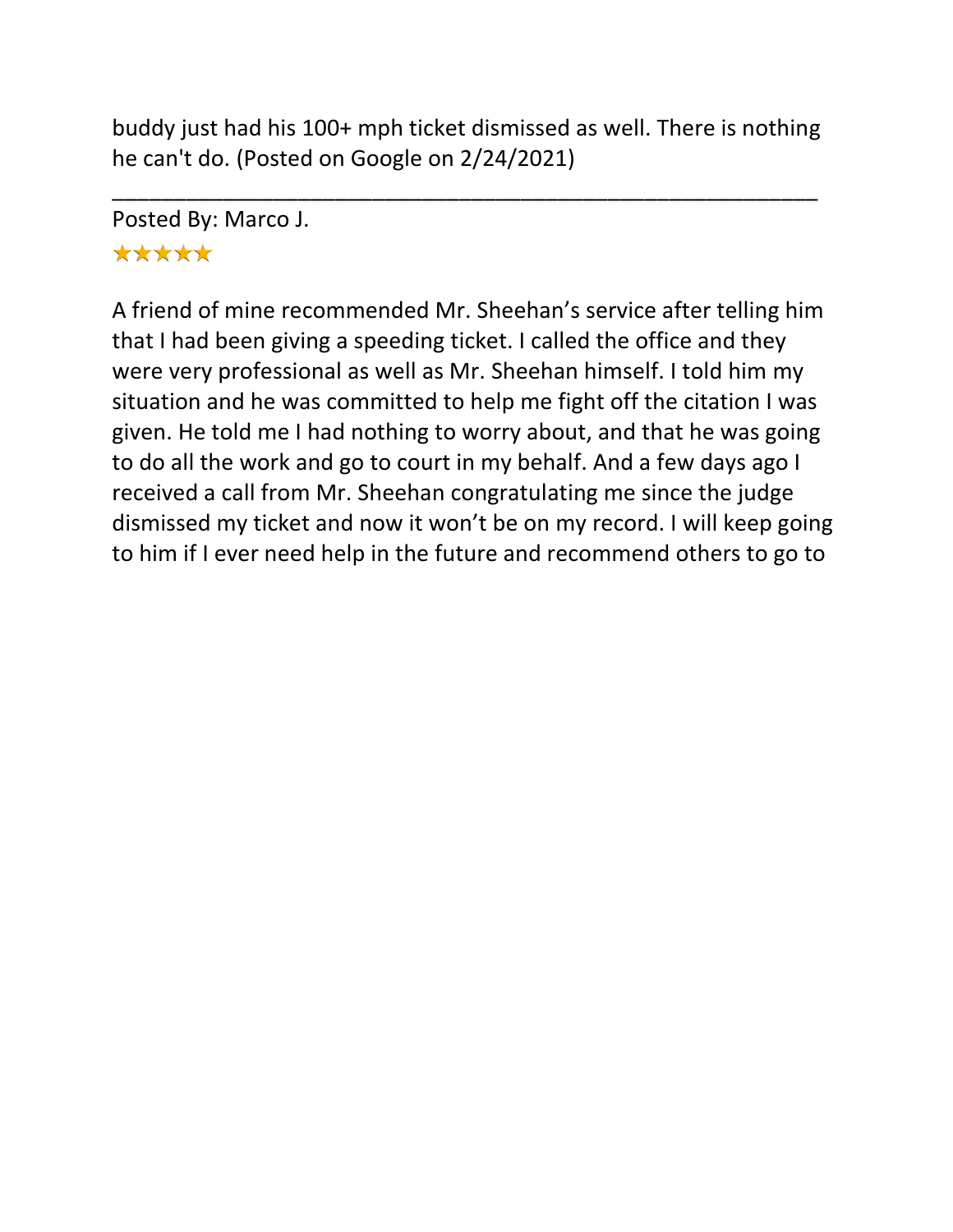buddy just had his 100+ mph ticket dismissed as well. There is nothing he can't do. (Posted on Google on 2/24/2021)

---

Posted By: Marco J.

★★★★★

A friend of mine recommended Mr. Sheehan's service after telling him that I had been giving a speeding ticket. I called the office and they were very professional as well as Mr. Sheehan himself. I told him my situation and he was committed to help me fight off the citation I was given. He told me I had nothing to worry about, and that he was going to do all the work and go to court in my behalf. And a few days ago I received a call from Mr. Sheehan congratulating me since the judge dismissed my ticket and now it won't be on my record. I will keep going to him if I ever need help in the future and recommend others to go to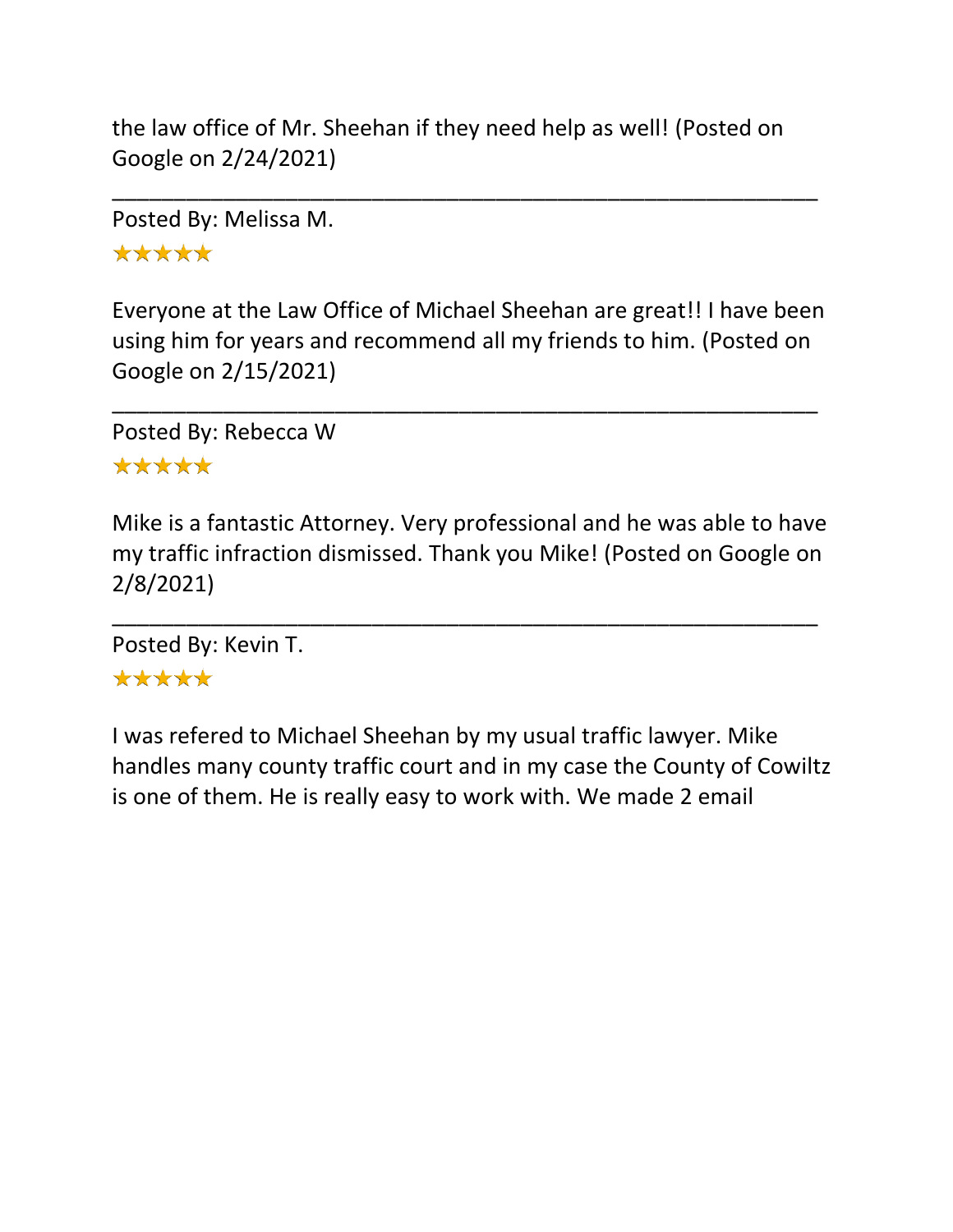the law office of Mr. Sheehan if they need help as well! (Posted on Google on 2/24/2021)

---

Posted By: Melissa M.

★★★★★

Everyone at the Law Office of Michael Sheehan are great!! I have been using him for years and recommend all my friends to him. (Posted on Google on 2/15/2021)

---

Posted By: Rebecca W

★★★★★

Mike is a fantastic Attorney. Very professional and he was able to have my traffic infraction dismissed. Thank you Mike! (Posted on Google on 2/8/2021)

---

Posted By: Kevin T.

★★★★★

I was refered to Michael Sheehan by my usual traffic lawyer. Mike handles many county traffic court and in my case the County of Cowiltz is one of them. He is really easy to work with. We made 2 email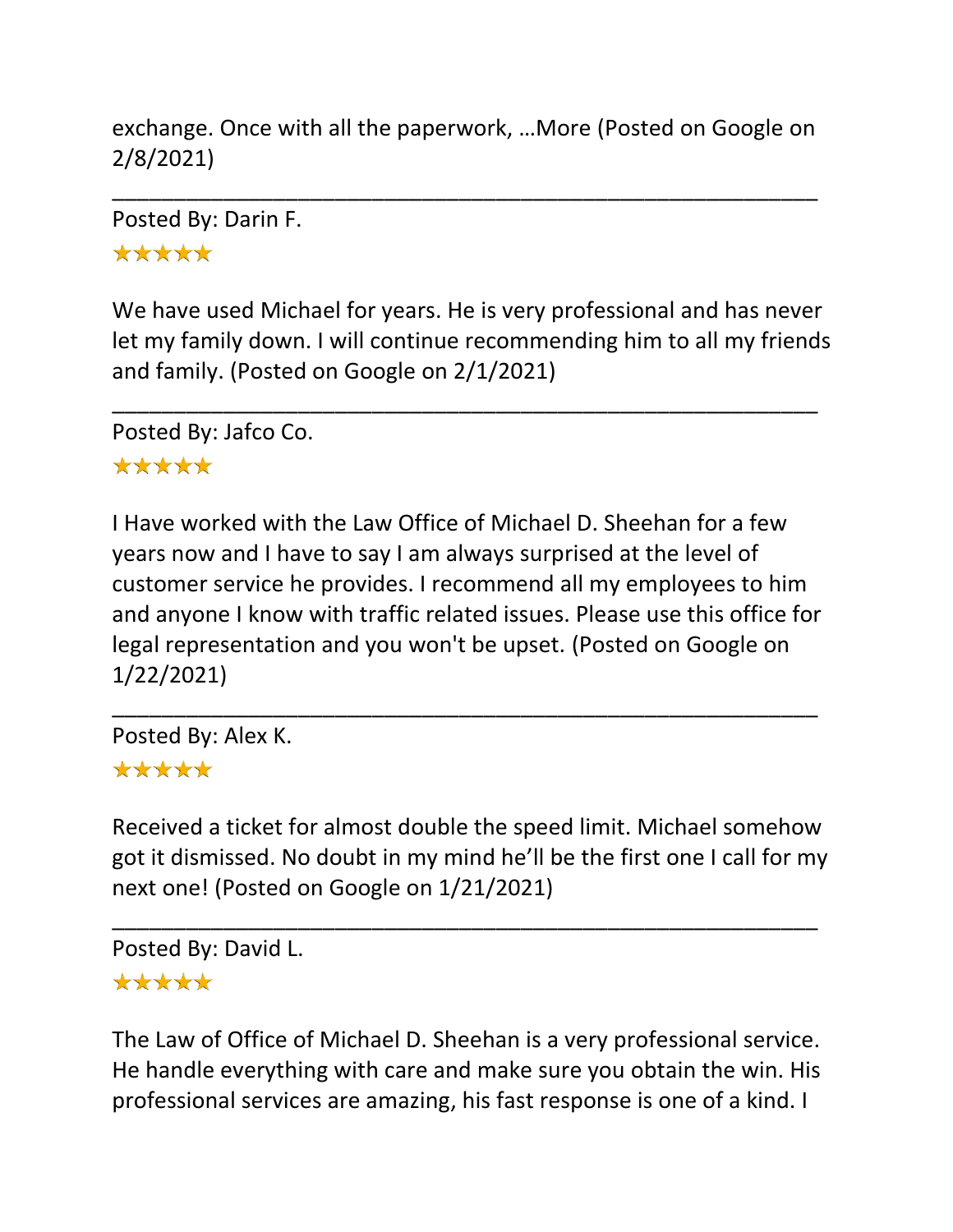exchange. Once with all the paperwork, …More (Posted on Google on 2/8/2021)

---

Posted By: Darin F.

★★★★★

We have used Michael for years. He is very professional and has never let my family down. I will continue recommending him to all my friends and family. (Posted on Google on 2/1/2021)

---

Posted By: Jafco Co.

★★★★★

I Have worked with the Law Office of Michael D. Sheehan for a few years now and I have to say I am always surprised at the level of customer service he provides. I recommend all my employees to him and anyone I know with traffic related issues. Please use this office for legal representation and you won't be upset. (Posted on Google on 1/22/2021)

---

Posted By: Alex K.

★★★★★

Received a ticket for almost double the speed limit. Michael somehow got it dismissed. No doubt in my mind he'll be the first one I call for my next one! (Posted on Google on 1/21/2021)

---

Posted By: David L.

★★★★★

The Law of Office of Michael D. Sheehan is a very professional service. He handle everything with care and make sure you obtain the win. His professional services are amazing, his fast response is one of a kind. I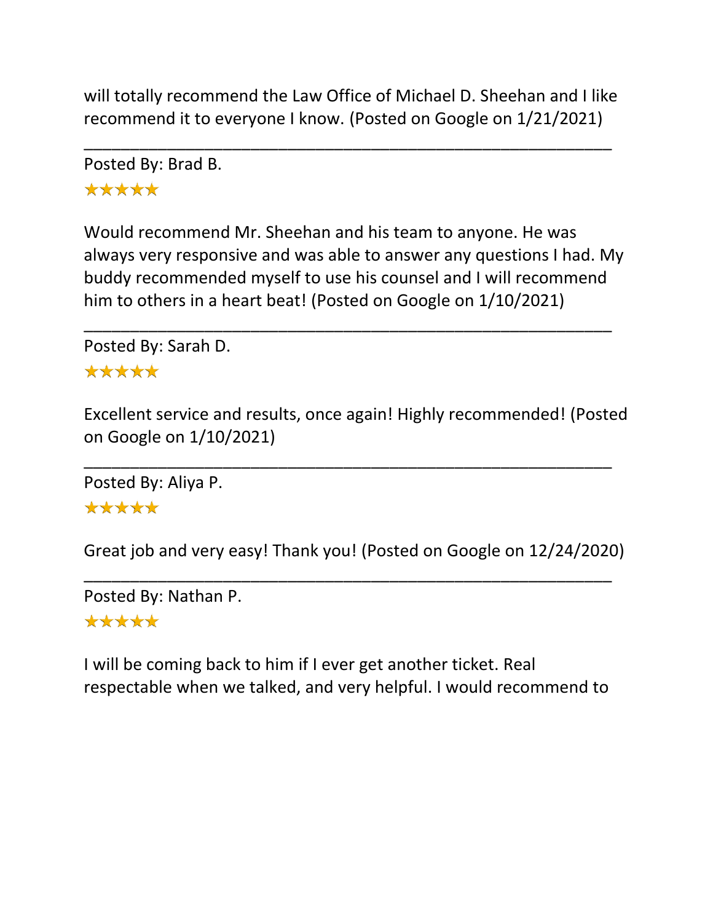will totally recommend the Law Office of Michael D. Sheehan and I like recommend it to everyone I know. (Posted on Google on 1/21/2021)

---

Posted By: Brad B.

★★★★★

Would recommend Mr. Sheehan and his team to anyone. He was always very responsive and was able to answer any questions I had. My buddy recommended myself to use his counsel and I will recommend him to others in a heart beat! (Posted on Google on 1/10/2021)

---

Posted By: Sarah D.

★★★★★

Excellent service and results, once again! Highly recommended! (Posted on Google on 1/10/2021)

---

Posted By: Aliya P.

★★★★★

Great job and very easy! Thank you! (Posted on Google on 12/24/2020)

---

Posted By: Nathan P.

★★★★★

I will be coming back to him if I ever get another ticket. Real respectable when we talked, and very helpful. I would recommend to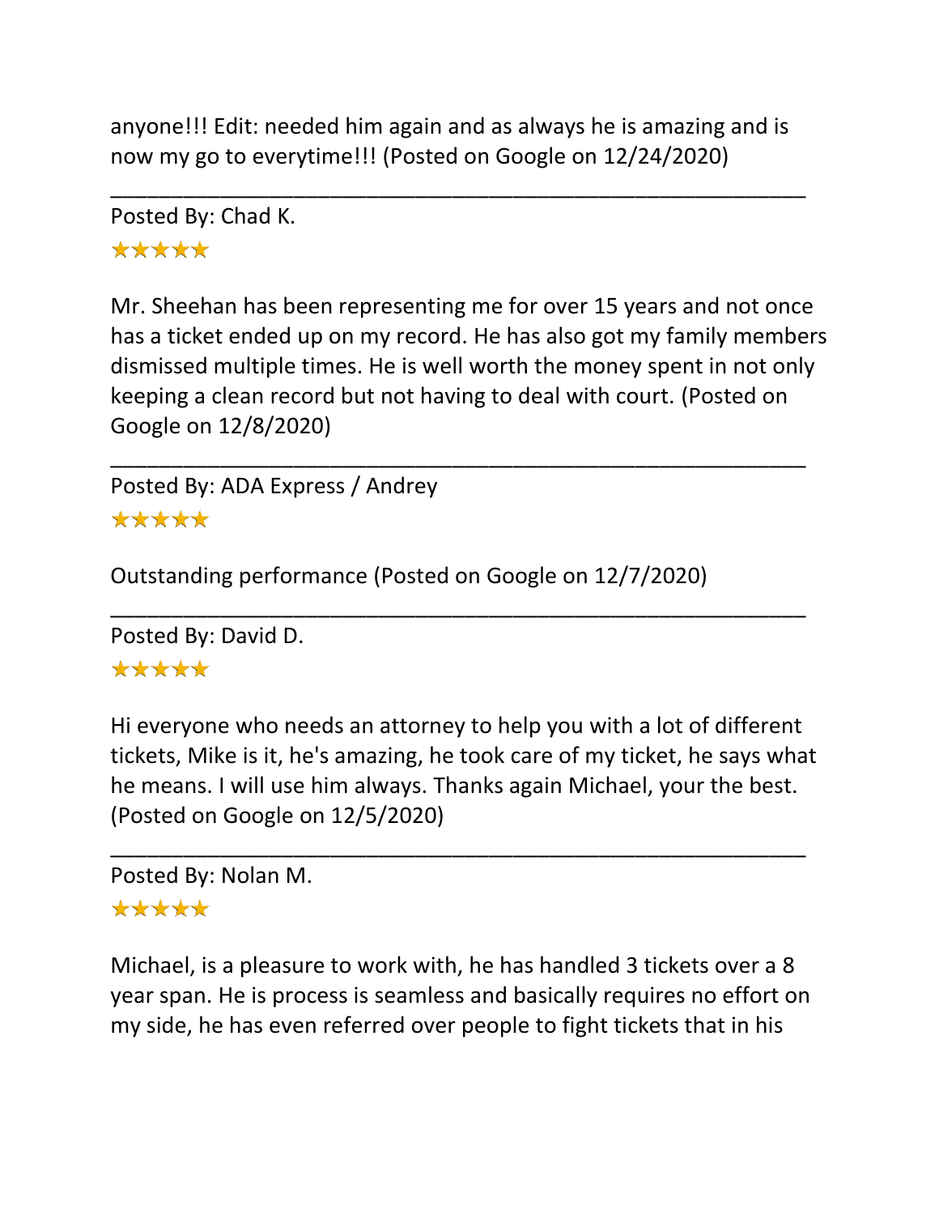anyone!!! Edit: needed him again and as always he is amazing and is now my go to everytime!!! (Posted on Google on 12/24/2020)

---

Posted By: Chad K.

★★★★★

Mr. Sheehan has been representing me for over 15 years and not once has a ticket ended up on my record. He has also got my family members dismissed multiple times. He is well worth the money spent in not only keeping a clean record but not having to deal with court. (Posted on Google on 12/8/2020)

---

Posted By: ADA Express / Andrey

★★★★★

Outstanding performance (Posted on Google on 12/7/2020)

---

Posted By: David D.

★★★★★

Hi everyone who needs an attorney to help you with a lot of different tickets, Mike is it, he's amazing, he took care of my ticket, he says what he means. I will use him always. Thanks again Michael, your the best. (Posted on Google on 12/5/2020)

---

Posted By: Nolan M.

★★★★★

Michael, is a pleasure to work with, he has handled 3 tickets over a 8 year span. He is process is seamless and basically requires no effort on my side, he has even referred over people to fight tickets that in his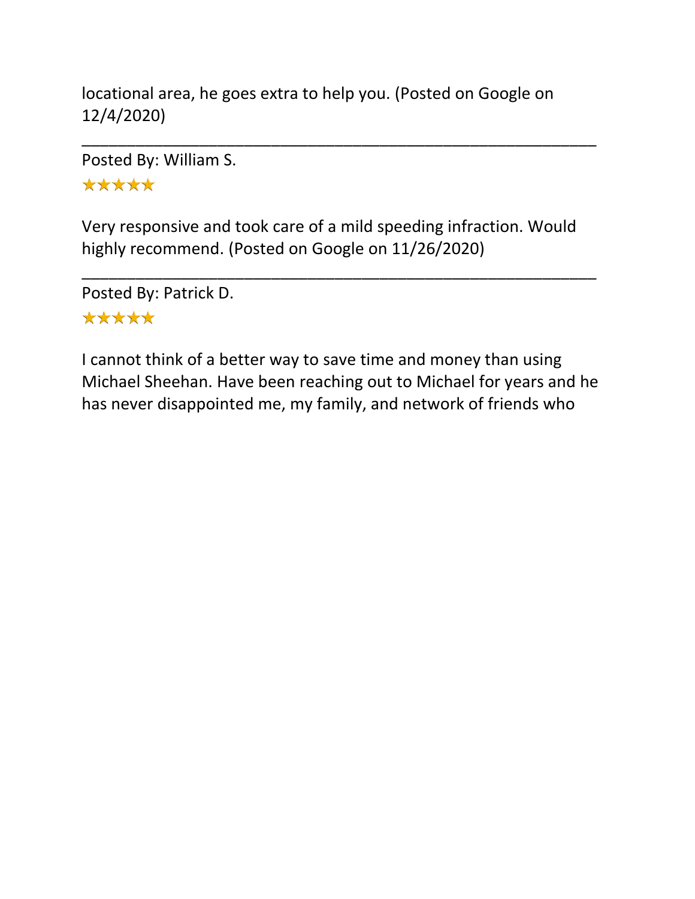locational area, he goes extra to help you. (Posted on Google on 12/4/2020)

---

Posted By: William S.

★★★★★

Very responsive and took care of a mild speeding infraction. Would highly recommend. (Posted on Google on 11/26/2020)

---

Posted By: Patrick D.

★★★★★

I cannot think of a better way to save time and money than using Michael Sheehan. Have been reaching out to Michael for years and he has never disappointed me, my family, and network of friends who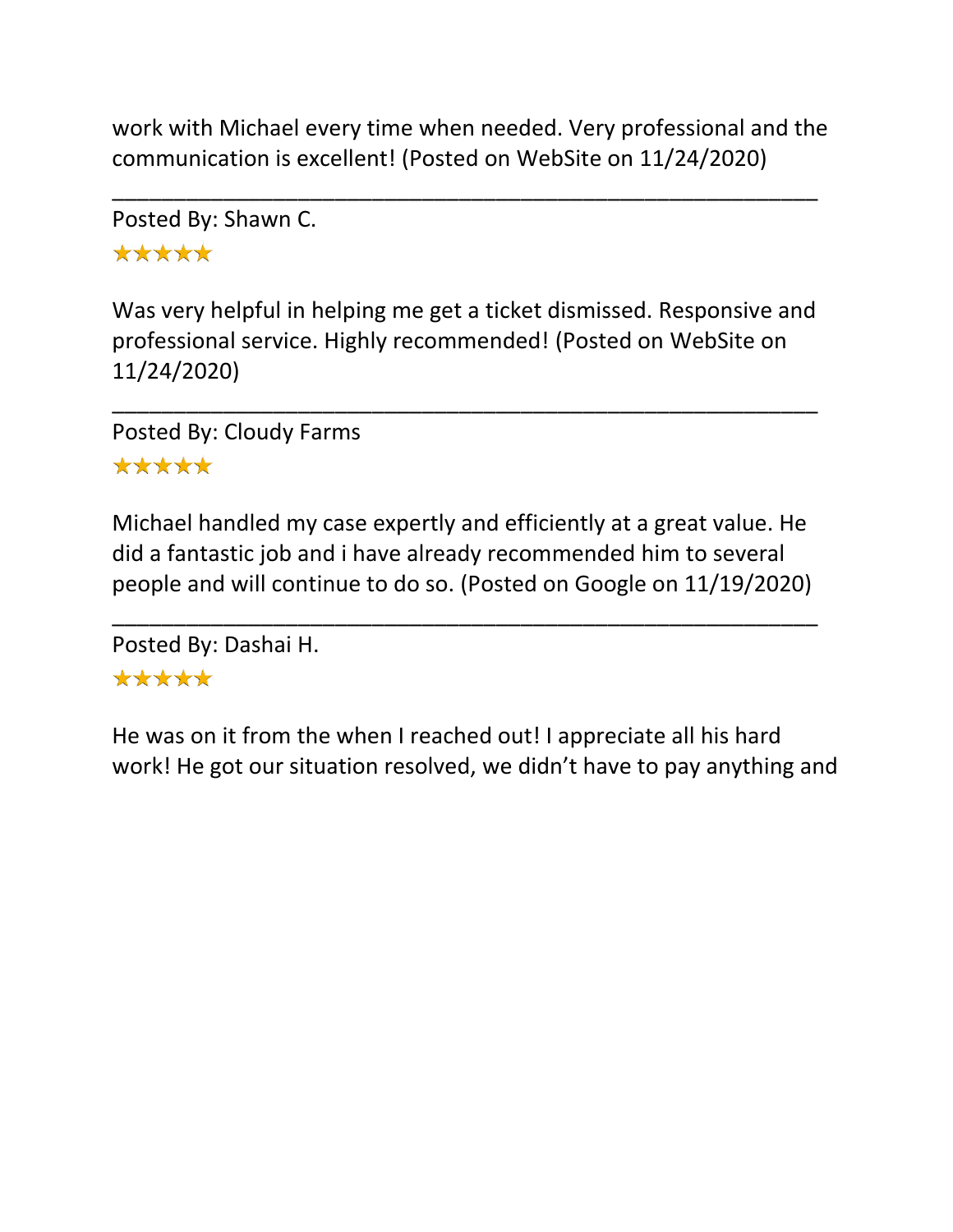work with Michael every time when needed. Very professional and the communication is excellent! (Posted on WebSite on 11/24/2020)

---

Posted By: Shawn C.

★★★★★

Was very helpful in helping me get a ticket dismissed. Responsive and professional service. Highly recommended! (Posted on WebSite on 11/24/2020)

---

Posted By: Cloudy Farms

★★★★★

Michael handled my case expertly and efficiently at a great value. He did a fantastic job and i have already recommended him to several people and will continue to do so. (Posted on Google on 11/19/2020)

---

Posted By: Dashai H.

★★★★★

He was on it from the when I reached out! I appreciate all his hard work! He got our situation resolved, we didn't have to pay anything and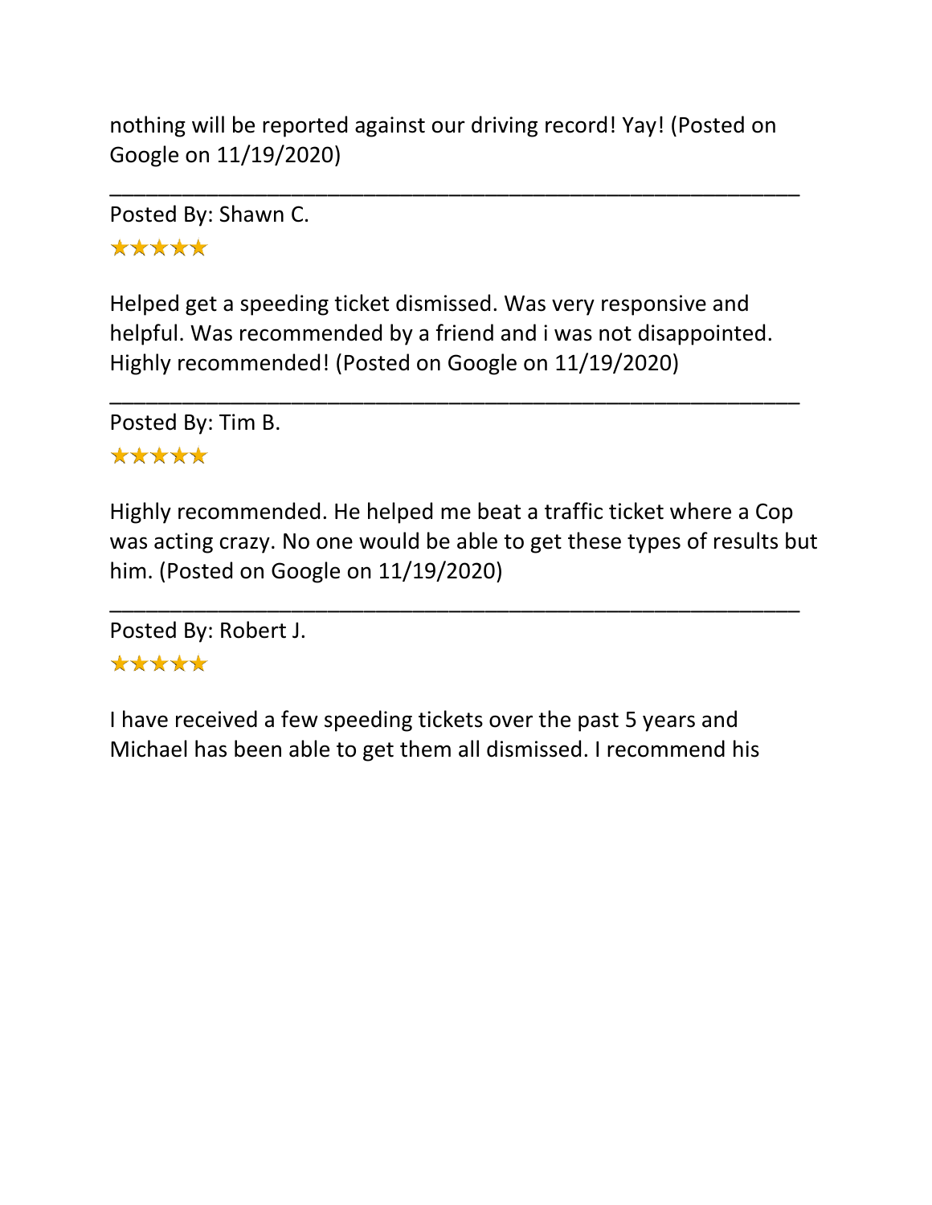nothing will be reported against our driving record! Yay! (Posted on Google on 11/19/2020)

---

Posted By: Shawn C.

★★★★★

Helped get a speeding ticket dismissed. Was very responsive and helpful. Was recommended by a friend and i was not disappointed. Highly recommended! (Posted on Google on 11/19/2020)

---

Posted By: Tim B.

★★★★★

Highly recommended. He helped me beat a traffic ticket where a Cop was acting crazy. No one would be able to get these types of results but him. (Posted on Google on 11/19/2020)

---

Posted By: Robert J.

★★★★★

I have received a few speeding tickets over the past 5 years and Michael has been able to get them all dismissed. I recommend his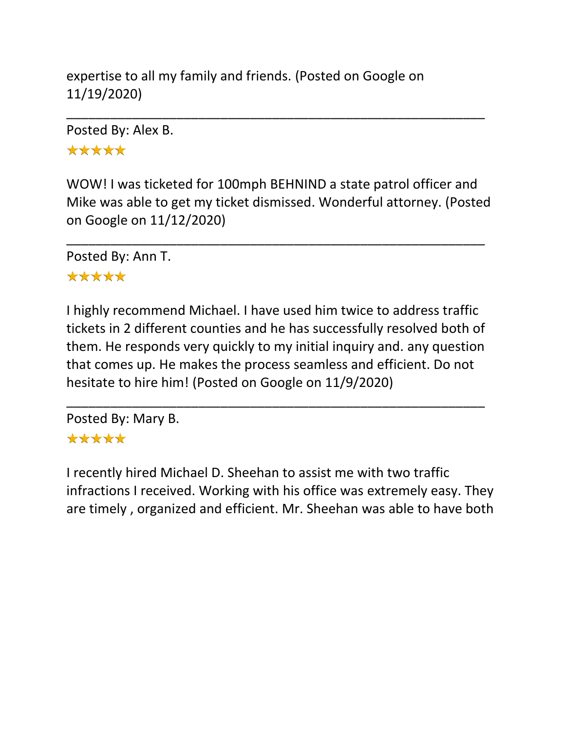expertise to all my family and friends. (Posted on Google on 11/19/2020)

---

Posted By: Alex B.

★★★★★

WOW! I was ticketed for 100mph BEHNIND a state patrol officer and Mike was able to get my ticket dismissed. Wonderful attorney. (Posted on Google on 11/12/2020)

---

Posted By: Ann T.

★★★★★

I highly recommend Michael. I have used him twice to address traffic tickets in 2 different counties and he has successfully resolved both of them. He responds very quickly to my initial inquiry and. any question that comes up. He makes the process seamless and efficient. Do not hesitate to hire him! (Posted on Google on 11/9/2020)

---

Posted By: Mary B.

★★★★★

I recently hired Michael D. Sheehan to assist me with two traffic infractions I received. Working with his office was extremely easy. They are timely , organized and efficient. Mr. Sheehan was able to have both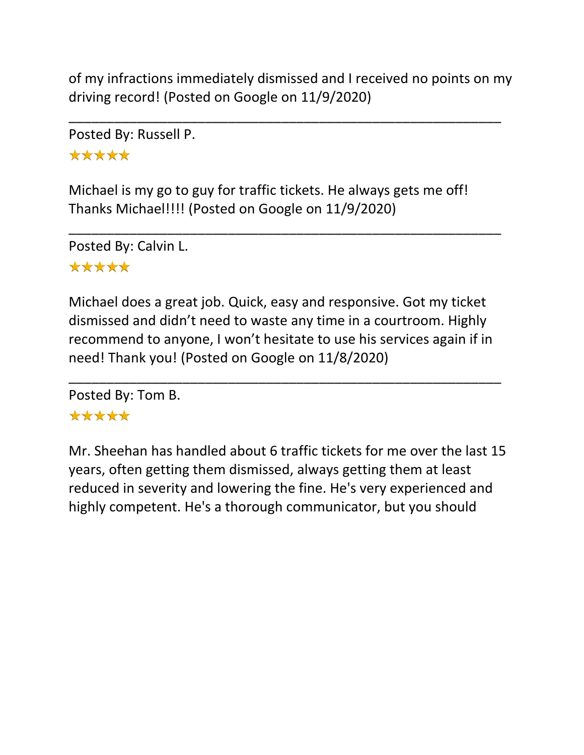of my infractions immediately dismissed and I received no points on my driving record! (Posted on Google on 11/9/2020)

---

Posted By: Russell P.

★★★★★

Michael is my go to guy for traffic tickets. He always gets me off! Thanks Michael!!!! (Posted on Google on 11/9/2020)

---

Posted By: Calvin L.

★★★★★

Michael does a great job. Quick, easy and responsive. Got my ticket dismissed and didn't need to waste any time in a courtroom. Highly recommend to anyone, I won't hesitate to use his services again if in need! Thank you! (Posted on Google on 11/8/2020)

---

Posted By: Tom B.

★★★★★

Mr. Sheehan has handled about 6 traffic tickets for me over the last 15 years, often getting them dismissed, always getting them at least reduced in severity and lowering the fine. He's very experienced and highly competent. He's a thorough communicator, but you should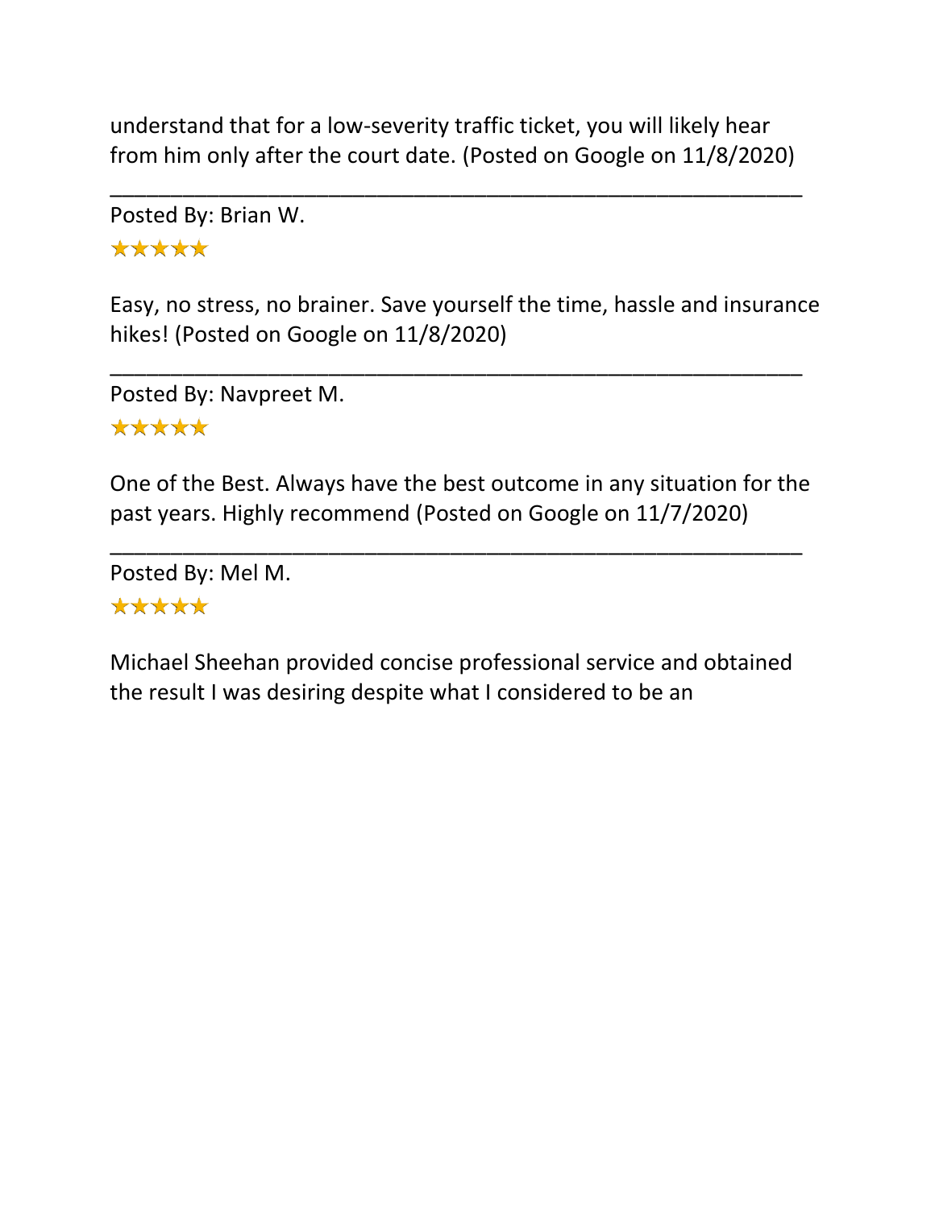understand that for a low-severity traffic ticket, you will likely hear from him only after the court date. (Posted on Google on 11/8/2020)

---

Posted By: Brian W.

★★★★★

Easy, no stress, no brainer. Save yourself the time, hassle and insurance hikes! (Posted on Google on 11/8/2020)

---

Posted By: Navpreet M.

★★★★★

One of the Best. Always have the best outcome in any situation for the past years. Highly recommend (Posted on Google on 11/7/2020)

---

Posted By: Mel M.

★★★★★

Michael Sheehan provided concise professional service and obtained the result I was desiring despite what I considered to be an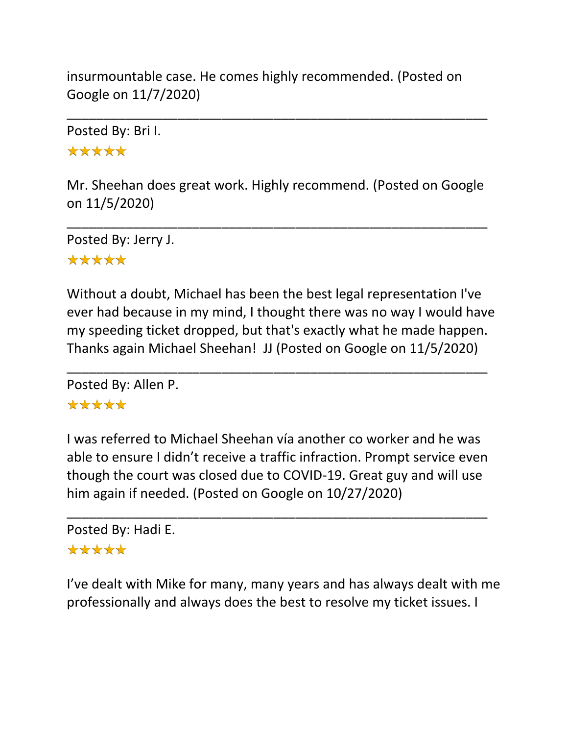insurmountable case. He comes highly recommended. (Posted on Google on 11/7/2020)

---

Posted By: Bri I.

★★★★★

Mr. Sheehan does great work. Highly recommend. (Posted on Google on 11/5/2020)

---

Posted By: Jerry J.

★★★★★

Without a doubt, Michael has been the best legal representation I've ever had because in my mind, I thought there was no way I would have my speeding ticket dropped, but that's exactly what he made happen. Thanks again Michael Sheehan!  JJ (Posted on Google on 11/5/2020)

---

Posted By: Allen P.

★★★★★

I was referred to Michael Sheehan vía another co worker and he was able to ensure I didn't receive a traffic infraction. Prompt service even though the court was closed due to COVID-19. Great guy and will use him again if needed. (Posted on Google on 10/27/2020)

---

Posted By: Hadi E.

★★★★★

I've dealt with Mike for many, many years and has always dealt with me professionally and always does the best to resolve my ticket issues. I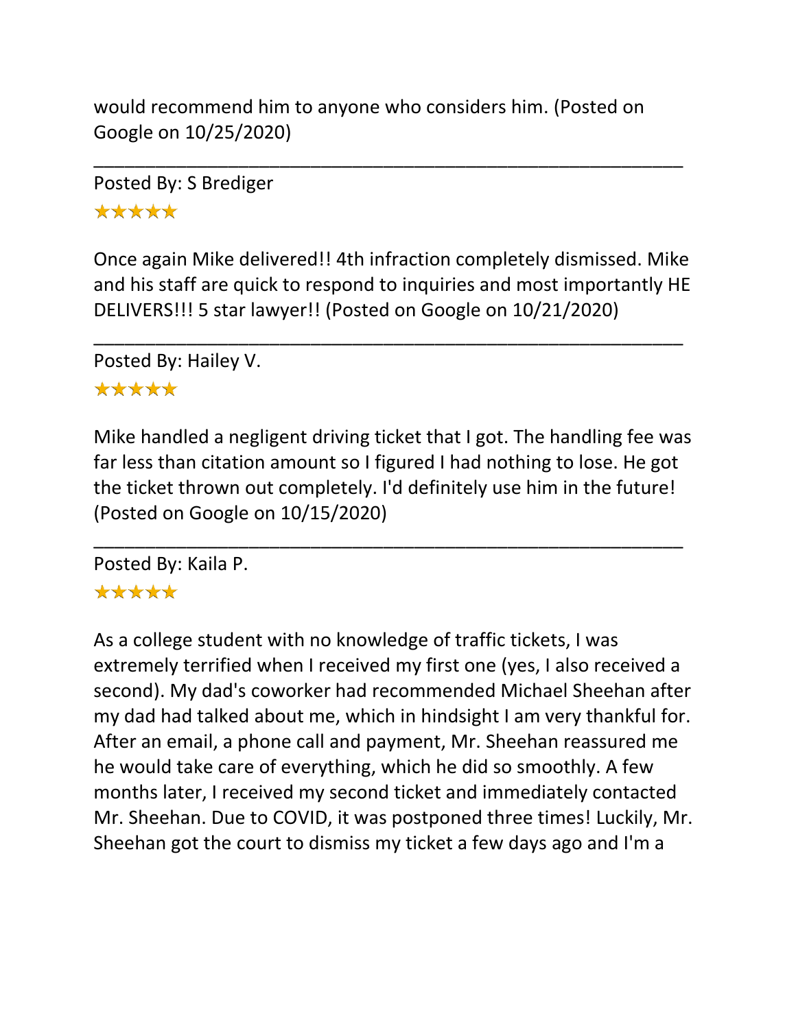would recommend him to anyone who considers him. (Posted on Google on 10/25/2020)

---

Posted By: S Brediger

★★★★★

Once again Mike delivered!! 4th infraction completely dismissed. Mike and his staff are quick to respond to inquiries and most importantly HE DELIVERS!!! 5 star lawyer!! (Posted on Google on 10/21/2020)

---

Posted By: Hailey V.

★★★★★

Mike handled a negligent driving ticket that I got. The handling fee was far less than citation amount so I figured I had nothing to lose. He got the ticket thrown out completely. I'd definitely use him in the future! (Posted on Google on 10/15/2020)

---

Posted By: Kaila P.

★★★★★

As a college student with no knowledge of traffic tickets, I was extremely terrified when I received my first one (yes, I also received a second). My dad's coworker had recommended Michael Sheehan after my dad had talked about me, which in hindsight I am very thankful for. After an email, a phone call and payment, Mr. Sheehan reassured me he would take care of everything, which he did so smoothly. A few months later, I received my second ticket and immediately contacted Mr. Sheehan. Due to COVID, it was postponed three times! Luckily, Mr. Sheehan got the court to dismiss my ticket a few days ago and I'm a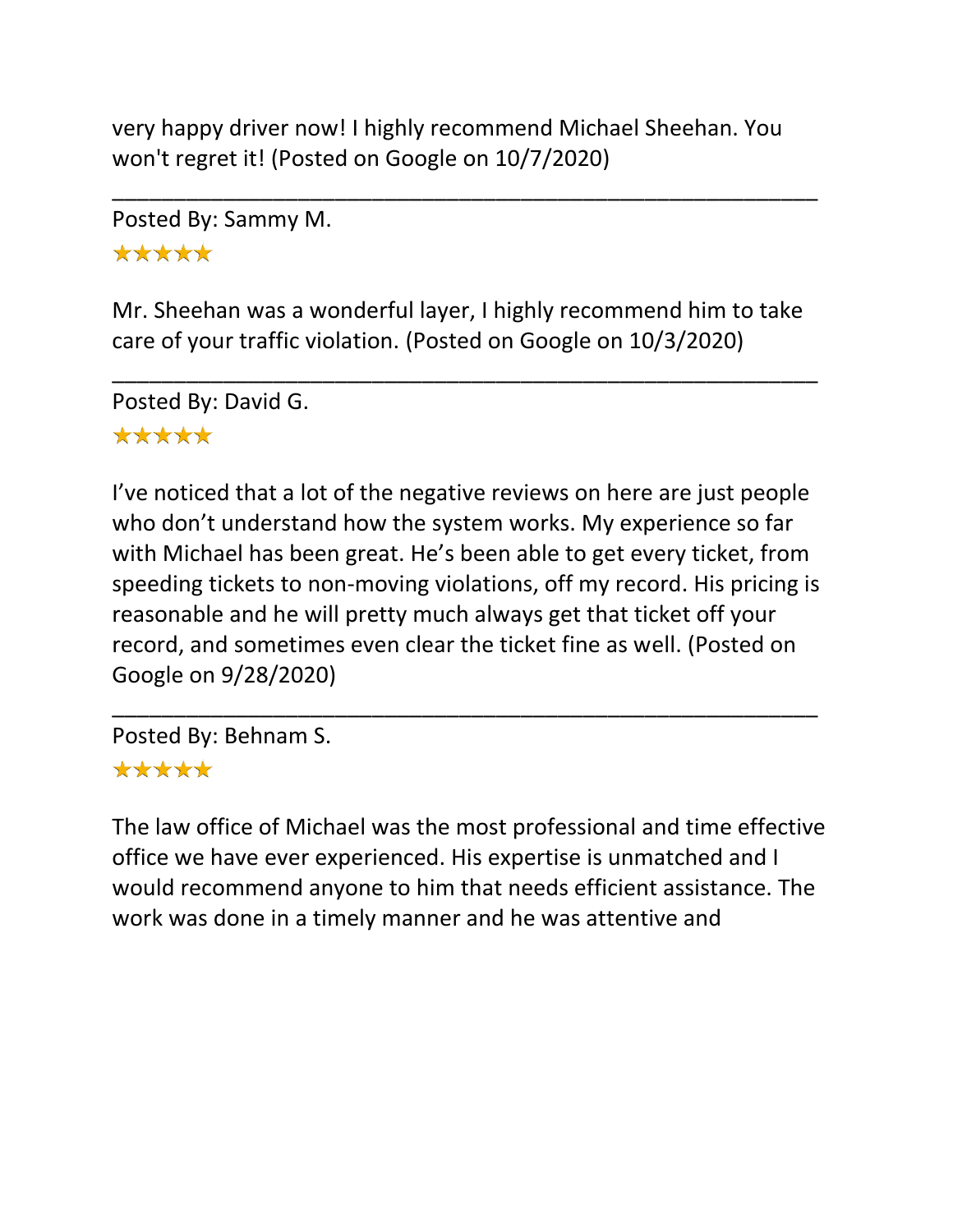very happy driver now! I highly recommend Michael Sheehan. You won't regret it! (Posted on Google on 10/7/2020)

---

Posted By: Sammy M.

★★★★★

Mr. Sheehan was a wonderful layer, I highly recommend him to take care of your traffic violation. (Posted on Google on 10/3/2020)

---

Posted By: David G.

★★★★★

I've noticed that a lot of the negative reviews on here are just people who don't understand how the system works. My experience so far with Michael has been great. He's been able to get every ticket, from speeding tickets to non-moving violations, off my record. His pricing is reasonable and he will pretty much always get that ticket off your record, and sometimes even clear the ticket fine as well. (Posted on Google on 9/28/2020)

---

Posted By: Behnam S.

★★★★★

The law office of Michael was the most professional and time effective office we have ever experienced. His expertise is unmatched and I would recommend anyone to him that needs efficient assistance. The work was done in a timely manner and he was attentive and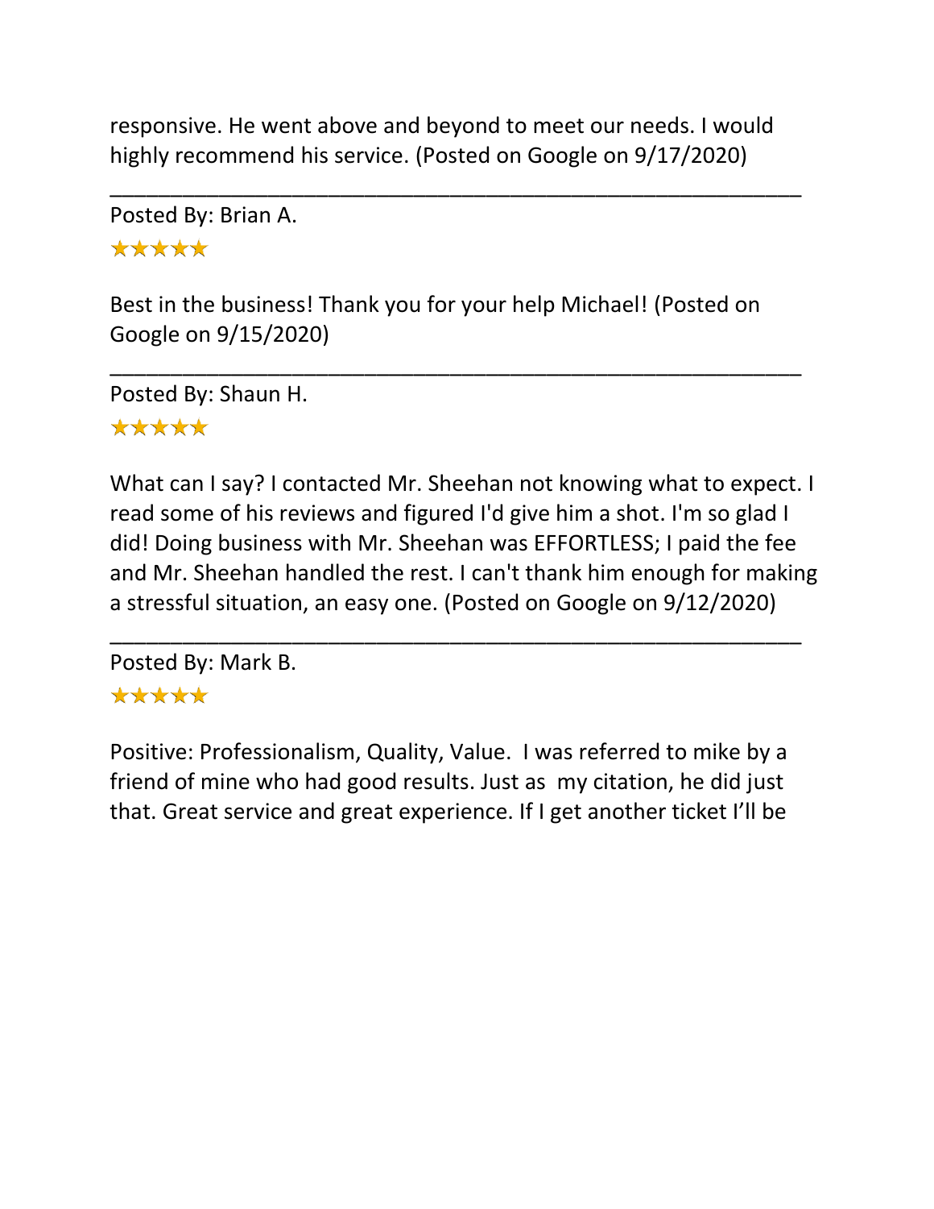responsive. He went above and beyond to meet our needs. I would highly recommend his service. (Posted on Google on 9/17/2020)

---

Posted By: Brian A.

★★★★★

Best in the business! Thank you for your help Michael! (Posted on Google on 9/15/2020)

---

Posted By: Shaun H.

★★★★★

What can I say? I contacted Mr. Sheehan not knowing what to expect. I read some of his reviews and figured I'd give him a shot. I'm so glad I did! Doing business with Mr. Sheehan was EFFORTLESS; I paid the fee and Mr. Sheehan handled the rest. I can't thank him enough for making a stressful situation, an easy one. (Posted on Google on 9/12/2020)

---

Posted By: Mark B.

★★★★★

Positive: Professionalism, Quality, Value.  I was referred to mike by a friend of mine who had good results. Just as  my citation, he did just that. Great service and great experience. If I get another ticket I'll be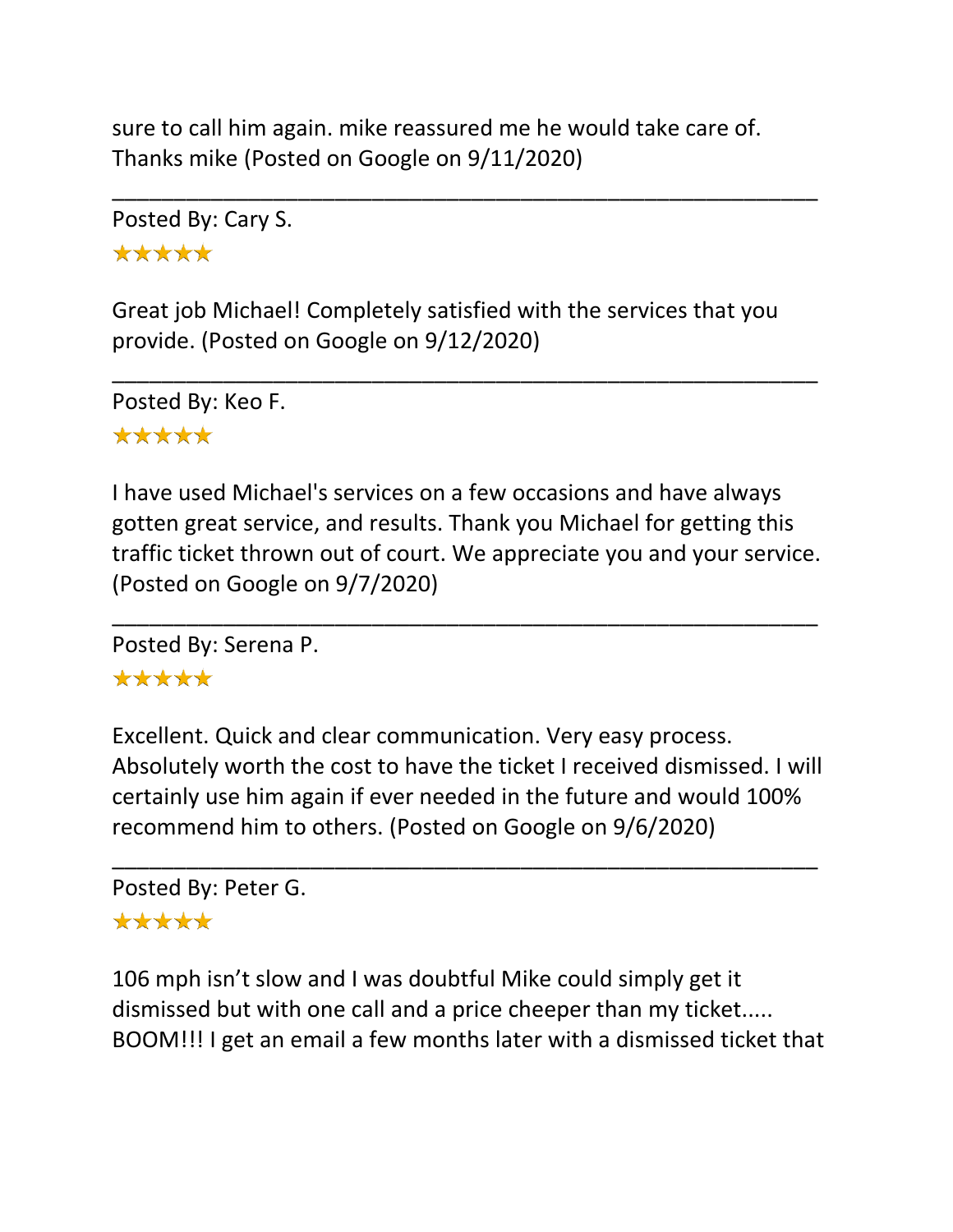sure to call him again. mike reassured me he would take care of. Thanks mike (Posted on Google on 9/11/2020)

---

Posted By: Cary S.

★★★★★

Great job Michael! Completely satisfied with the services that you provide. (Posted on Google on 9/12/2020)

---

Posted By: Keo F.

★★★★★

I have used Michael's services on a few occasions and have always gotten great service, and results. Thank you Michael for getting this traffic ticket thrown out of court. We appreciate you and your service. (Posted on Google on 9/7/2020)

---

Posted By: Serena P.

★★★★★

Excellent. Quick and clear communication. Very easy process. Absolutely worth the cost to have the ticket I received dismissed. I will certainly use him again if ever needed in the future and would 100% recommend him to others. (Posted on Google on 9/6/2020)

---

Posted By: Peter G.

★★★★★

106 mph isn't slow and I was doubtful Mike could simply get it dismissed but with one call and a price cheeper than my ticket..... BOOM!!! I get an email a few months later with a dismissed ticket that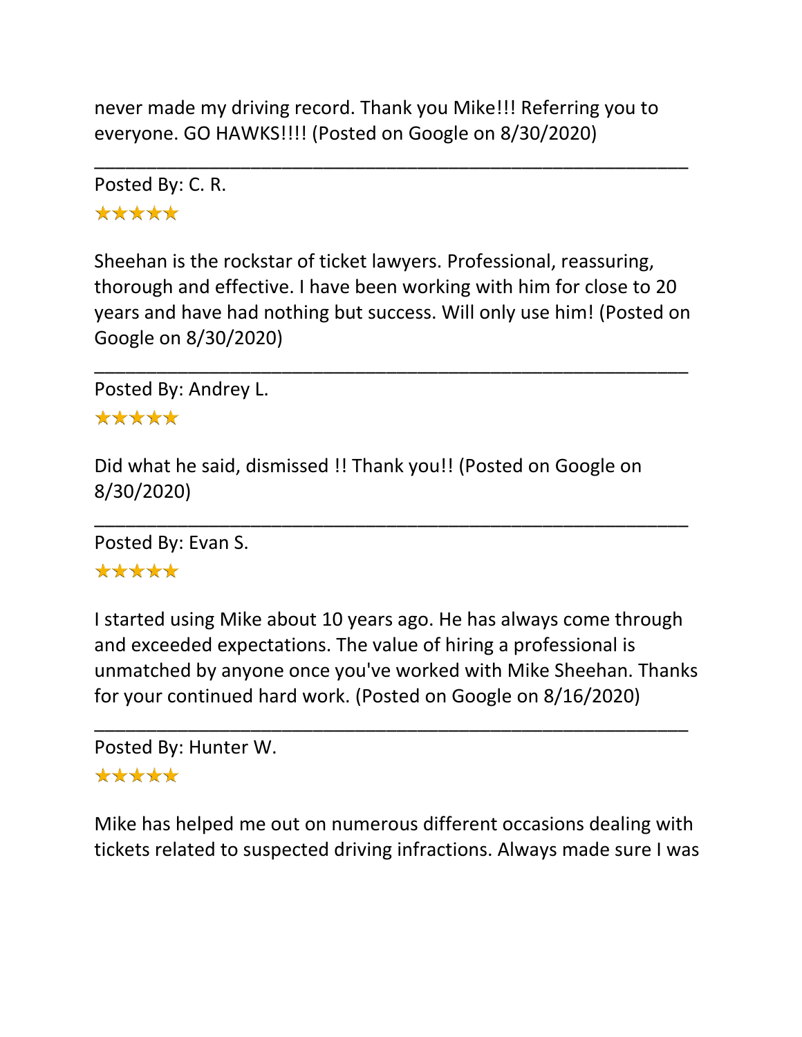never made my driving record. Thank you Mike!!! Referring you to everyone. GO HAWKS!!!! (Posted on Google on 8/30/2020)

---

Posted By: C. R.

★★★★★

Sheehan is the rockstar of ticket lawyers. Professional, reassuring, thorough and effective. I have been working with him for close to 20 years and have had nothing but success. Will only use him! (Posted on Google on 8/30/2020)

---

Posted By: Andrey L.

★★★★★

Did what he said, dismissed !! Thank you!! (Posted on Google on 8/30/2020)

---

Posted By: Evan S.

★★★★★

I started using Mike about 10 years ago. He has always come through and exceeded expectations. The value of hiring a professional is unmatched by anyone once you've worked with Mike Sheehan. Thanks for your continued hard work. (Posted on Google on 8/16/2020)

---

Posted By: Hunter W.

★★★★★

Mike has helped me out on numerous different occasions dealing with tickets related to suspected driving infractions. Always made sure I was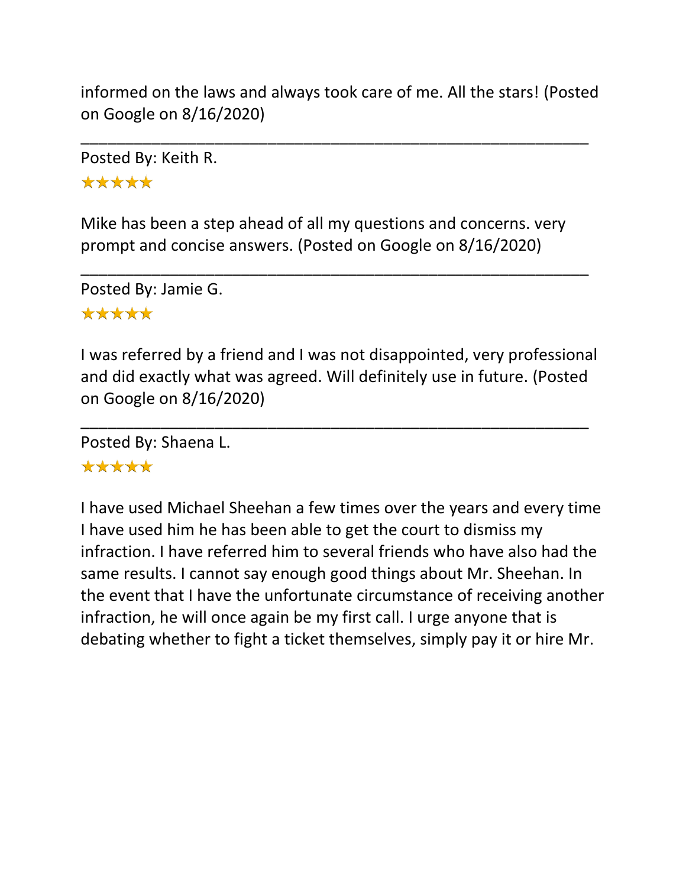informed on the laws and always took care of me. All the stars! (Posted on Google on 8/16/2020)

---

Posted By: Keith R.

★★★★★

Mike has been a step ahead of all my questions and concerns. very prompt and concise answers. (Posted on Google on 8/16/2020)

---

Posted By: Jamie G.

★★★★★

I was referred by a friend and I was not disappointed, very professional and did exactly what was agreed. Will definitely use in future. (Posted on Google on 8/16/2020)

---

Posted By: Shaena L.

★★★★★

I have used Michael Sheehan a few times over the years and every time I have used him he has been able to get the court to dismiss my infraction. I have referred him to several friends who have also had the same results. I cannot say enough good things about Mr. Sheehan. In the event that I have the unfortunate circumstance of receiving another infraction, he will once again be my first call. I urge anyone that is debating whether to fight a ticket themselves, simply pay it or hire Mr.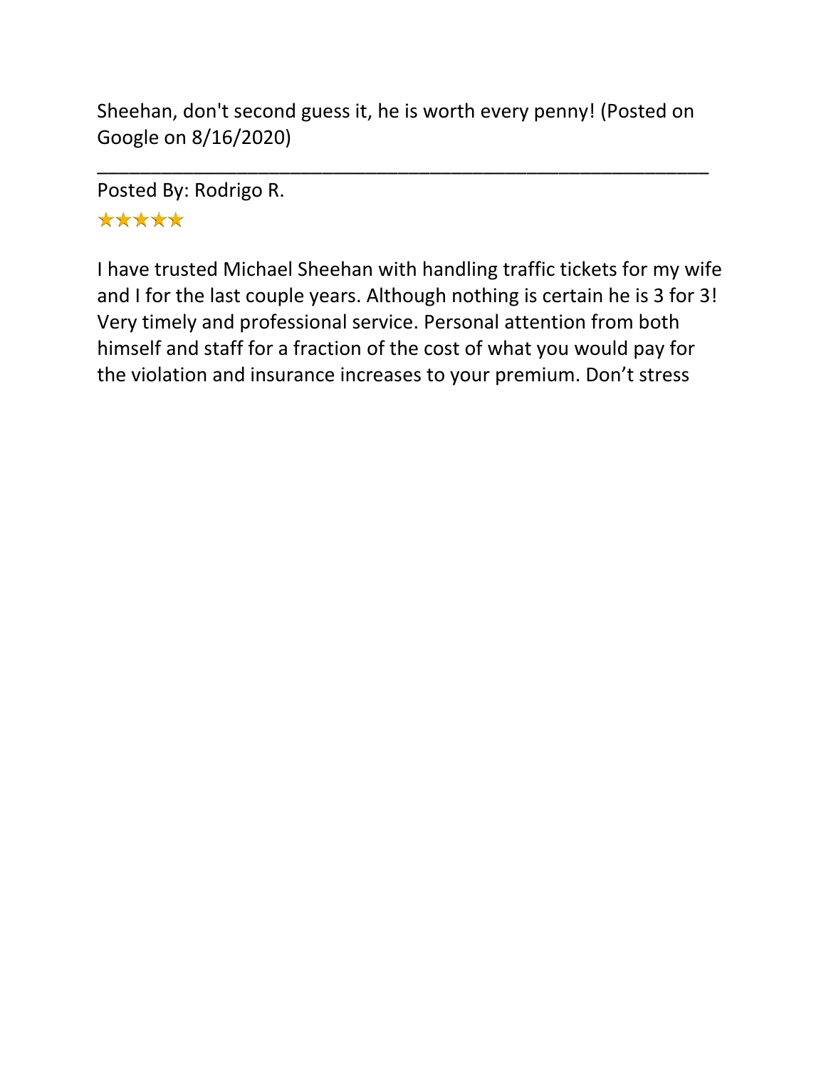Sheehan, don't second guess it, he is worth every penny! (Posted on Google on 8/16/2020)

---

Posted By: Rodrigo R.

★★★★★

I have trusted Michael Sheehan with handling traffic tickets for my wife and I for the last couple years. Although nothing is certain he is 3 for 3! Very timely and professional service. Personal attention from both himself and staff for a fraction of the cost of what you would pay for the violation and insurance increases to your premium. Don't stress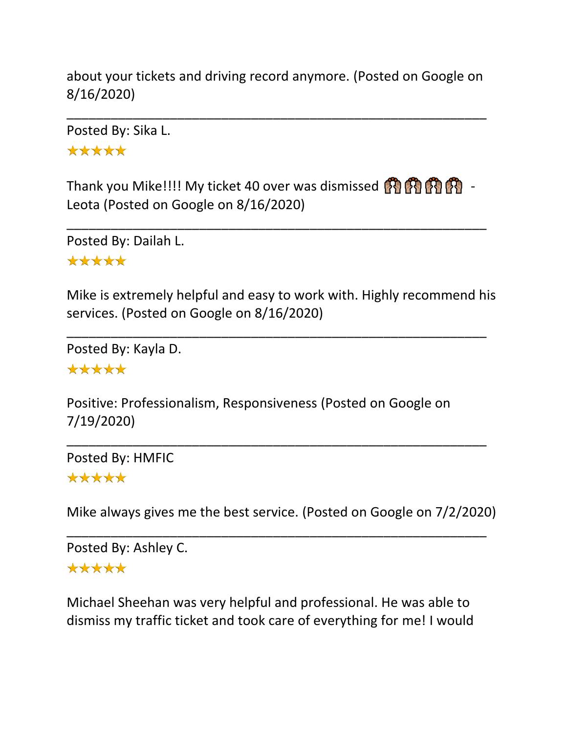about your tickets and driving record anymore. (Posted on Google on 8/16/2020)

---

Posted By: Sika L.

★★★★★

Thank you Mike!!!! My ticket 40 over was dismissed 🙌🙌🙌🙌 - Leota (Posted on Google on 8/16/2020)

---

Posted By: Dailah L.

★★★★★

Mike is extremely helpful and easy to work with. Highly recommend his services. (Posted on Google on 8/16/2020)

---

Posted By: Kayla D.

★★★★★

Positive: Professionalism, Responsiveness (Posted on Google on 7/19/2020)

---

Posted By: HMFIC

★★★★★

Mike always gives me the best service. (Posted on Google on 7/2/2020)

---

Posted By: Ashley C.

★★★★★

Michael Sheehan was very helpful and professional. He was able to dismiss my traffic ticket and took care of everything for me! I would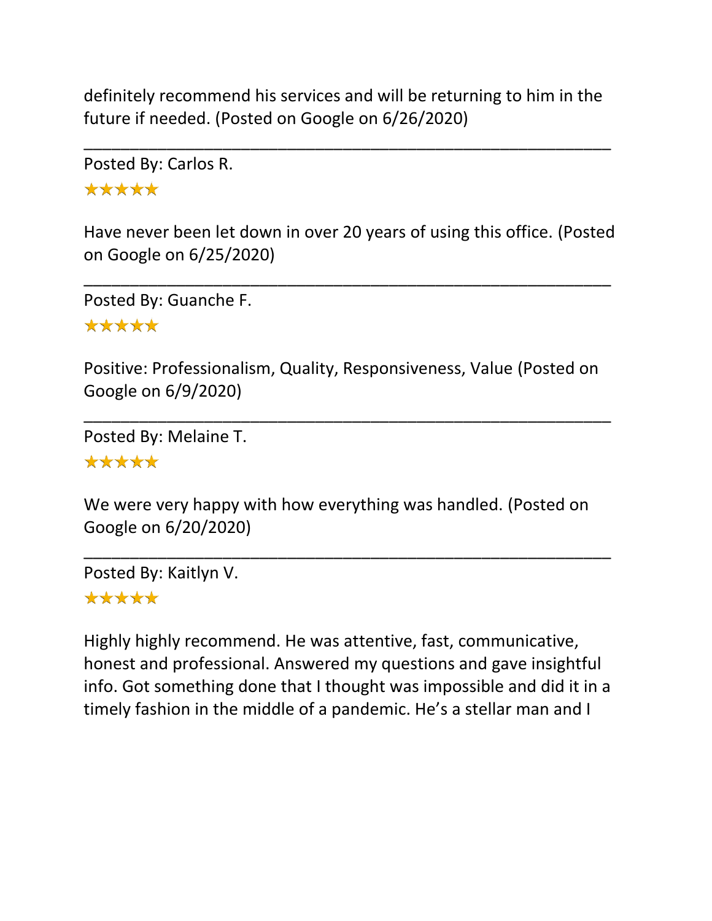definitely recommend his services and will be returning to him in the future if needed. (Posted on Google on 6/26/2020)

---

Posted By: Carlos R.

★★★★★

Have never been let down in over 20 years of using this office. (Posted on Google on 6/25/2020)

---

Posted By: Guanche F.

★★★★★

Positive: Professionalism, Quality, Responsiveness, Value (Posted on Google on 6/9/2020)

---

Posted By: Melaine T.

★★★★★

We were very happy with how everything was handled. (Posted on Google on 6/20/2020)

---

Posted By: Kaitlyn V.

★★★★★

Highly highly recommend. He was attentive, fast, communicative, honest and professional. Answered my questions and gave insightful info. Got something done that I thought was impossible and did it in a timely fashion in the middle of a pandemic. He's a stellar man and I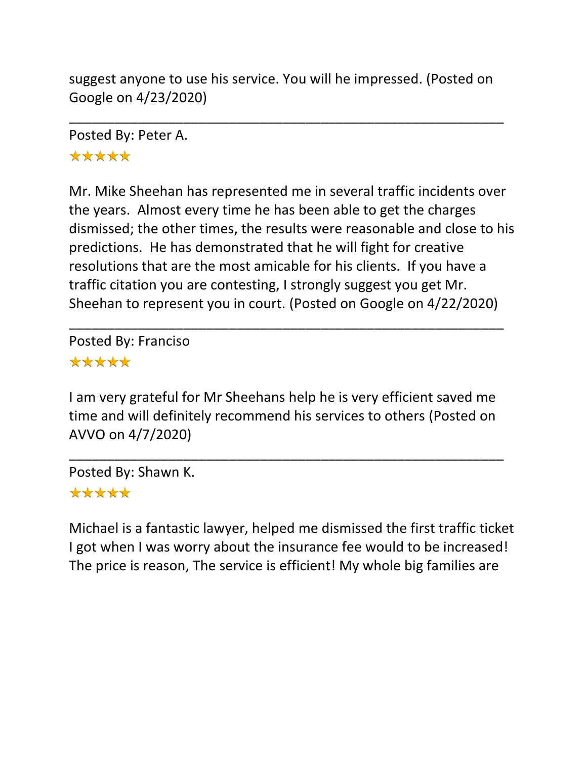suggest anyone to use his service. You will he impressed. (Posted on Google on 4/23/2020)

---

Posted By: Peter A.

★★★★★

Mr. Mike Sheehan has represented me in several traffic incidents over the years. Almost every time he has been able to get the charges dismissed; the other times, the results were reasonable and close to his predictions. He has demonstrated that he will fight for creative resolutions that are the most amicable for his clients. If you have a traffic citation you are contesting, I strongly suggest you get Mr. Sheehan to represent you in court. (Posted on Google on 4/22/2020)

---

Posted By: Franciso

★★★★★

I am very grateful for Mr Sheehans help he is very efficient saved me time and will definitely recommend his services to others (Posted on AVVO on 4/7/2020)

---

Posted By: Shawn K.

★★★★★

Michael is a fantastic lawyer, helped me dismissed the first traffic ticket I got when I was worry about the insurance fee would to be increased! The price is reason, The service is efficient! My whole big families are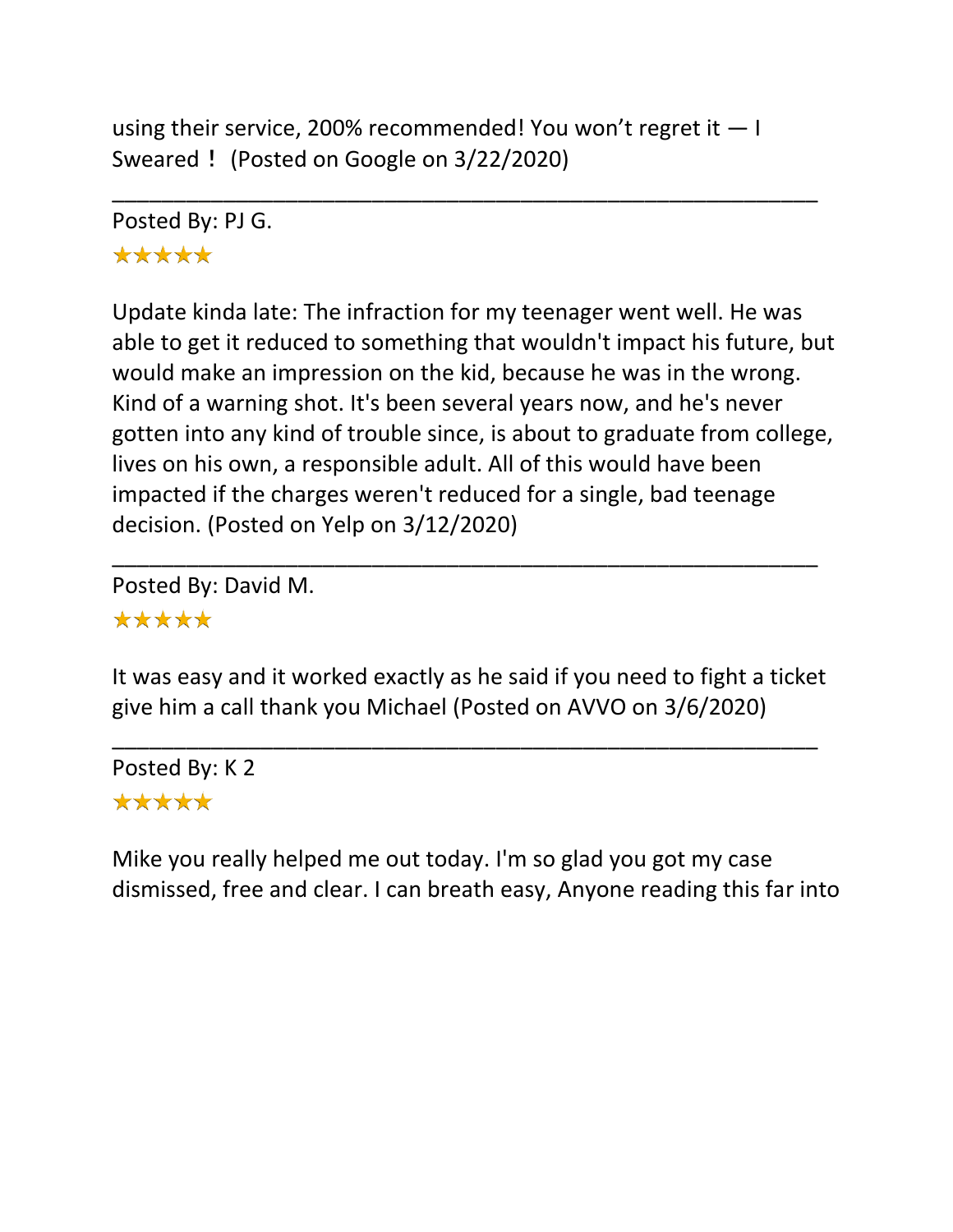using their service, 200% recommended! You won't regret it — I Sweared ! (Posted on Google on 3/22/2020)

---

Posted By: PJ G.

★★★★★

Update kinda late: The infraction for my teenager went well. He was able to get it reduced to something that wouldn't impact his future, but would make an impression on the kid, because he was in the wrong. Kind of a warning shot. It's been several years now, and he's never gotten into any kind of trouble since, is about to graduate from college, lives on his own, a responsible adult. All of this would have been impacted if the charges weren't reduced for a single, bad teenage decision. (Posted on Yelp on 3/12/2020)

---

Posted By: David M.

★★★★★

It was easy and it worked exactly as he said if you need to fight a ticket give him a call thank you Michael (Posted on AVVO on 3/6/2020)

---

Posted By: K 2

★★★★★

Mike you really helped me out today. I'm so glad you got my case dismissed, free and clear. I can breath easy, Anyone reading this far into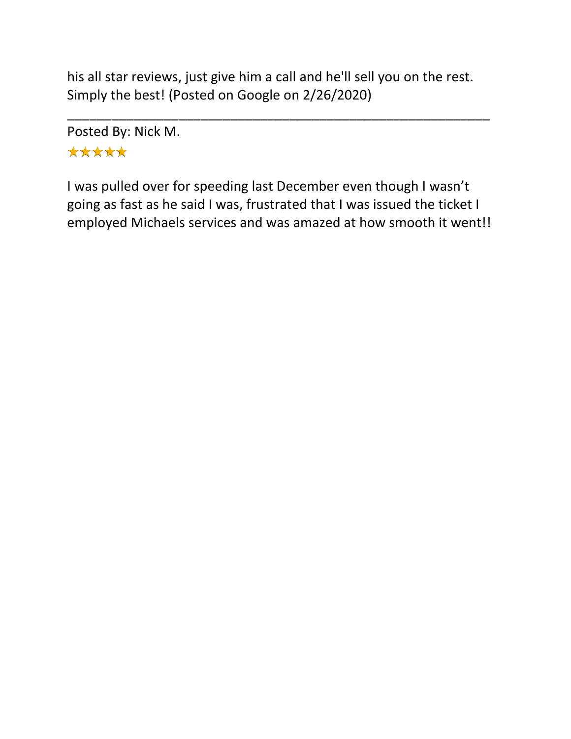his all star reviews, just give him a call and he'll sell you on the rest. Simply the best! (Posted on Google on 2/26/2020)

---

Posted By: Nick M.

★★★★★

I was pulled over for speeding last December even though I wasn’t going as fast as he said I was, frustrated that I was issued the ticket I employed Michaels services and was amazed at how smooth it went!!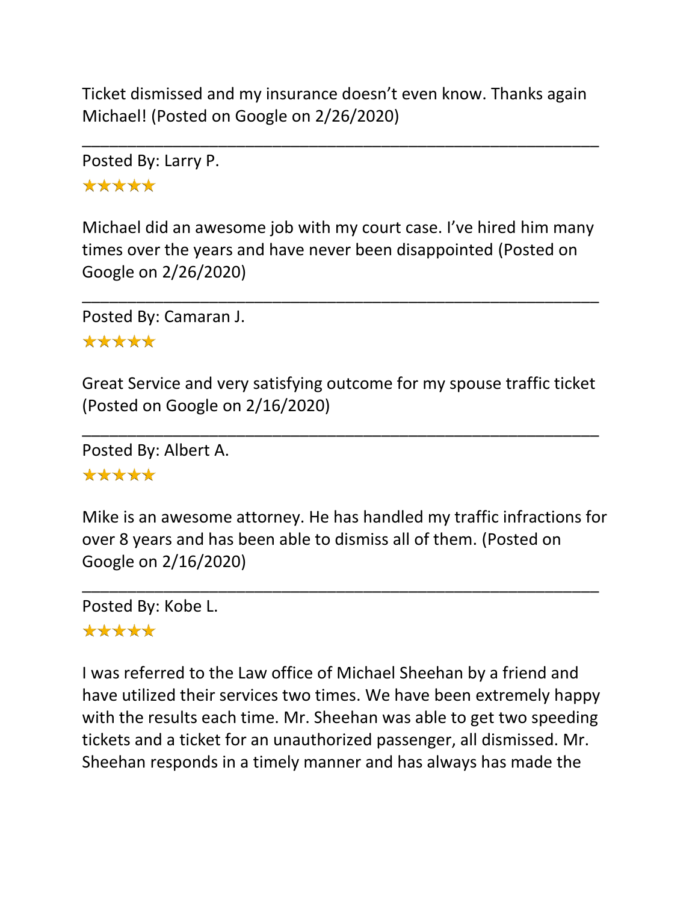Ticket dismissed and my insurance doesn't even know. Thanks again Michael! (Posted on Google on 2/26/2020)

---

Posted By: Larry P.

★★★★★

Michael did an awesome job with my court case. I've hired him many times over the years and have never been disappointed (Posted on Google on 2/26/2020)

---

Posted By: Camaran J.

★★★★★

Great Service and very satisfying outcome for my spouse traffic ticket (Posted on Google on 2/16/2020)

---

Posted By: Albert A.

★★★★★

Mike is an awesome attorney. He has handled my traffic infractions for over 8 years and has been able to dismiss all of them. (Posted on Google on 2/16/2020)

---

Posted By: Kobe L.

★★★★★

I was referred to the Law office of Michael Sheehan by a friend and have utilized their services two times. We have been extremely happy with the results each time. Mr. Sheehan was able to get two speeding tickets and a ticket for an unauthorized passenger, all dismissed. Mr. Sheehan responds in a timely manner and has always has made the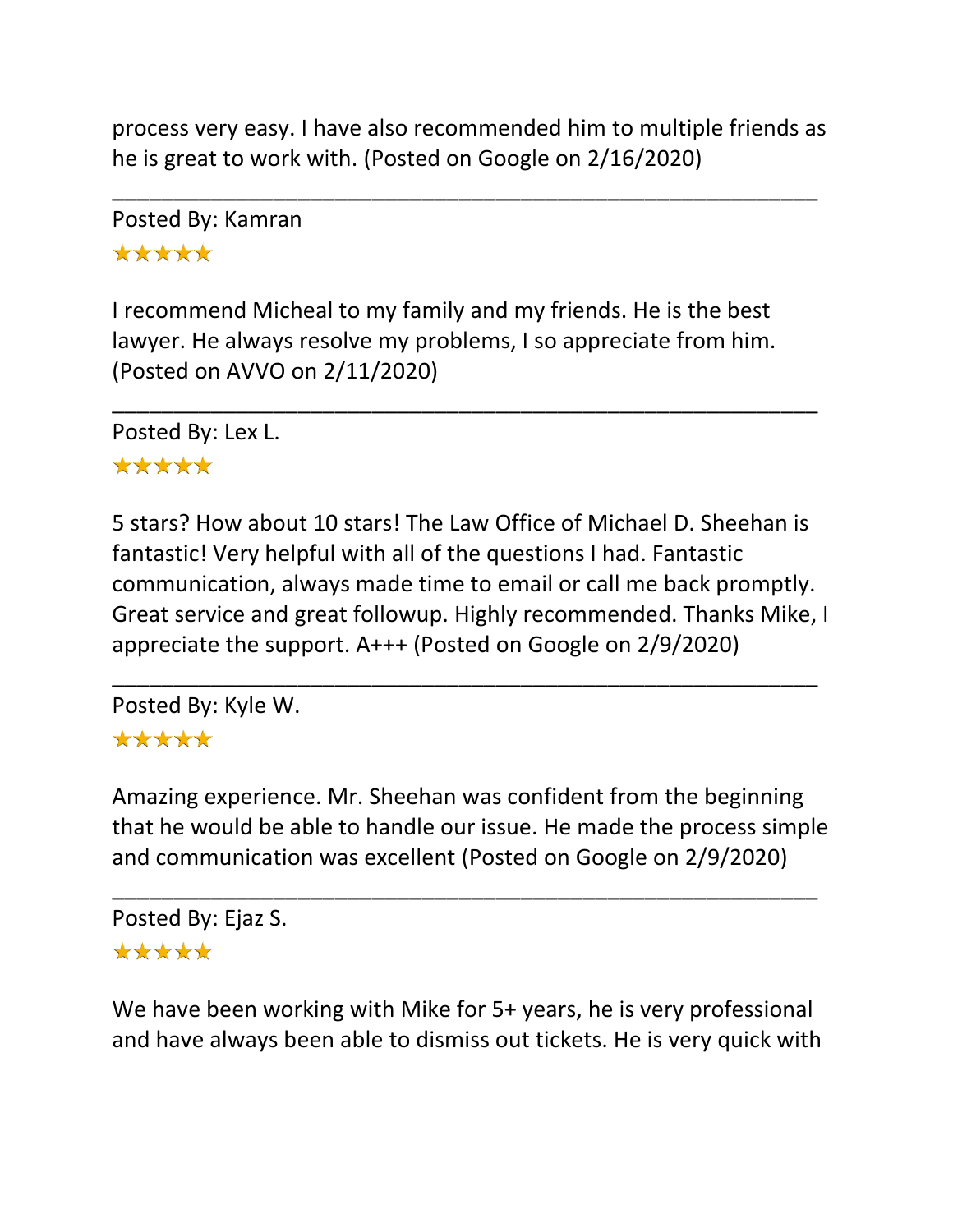process very easy. I have also recommended him to multiple friends as he is great to work with. (Posted on Google on 2/16/2020)

---

Posted By: Kamran

★★★★★

I recommend Micheal to my family and my friends. He is the best lawyer. He always resolve my problems, I so appreciate from him. (Posted on AVVO on 2/11/2020)

---

Posted By: Lex L.

★★★★★

5 stars? How about 10 stars! The Law Office of Michael D. Sheehan is fantastic! Very helpful with all of the questions I had. Fantastic communication, always made time to email or call me back promptly. Great service and great followup. Highly recommended. Thanks Mike, I appreciate the support. A+++ (Posted on Google on 2/9/2020)

---

Posted By: Kyle W.

★★★★★

Amazing experience. Mr. Sheehan was confident from the beginning that he would be able to handle our issue. He made the process simple and communication was excellent (Posted on Google on 2/9/2020)

---

Posted By: Ejaz S.

★★★★★

We have been working with Mike for 5+ years, he is very professional and have always been able to dismiss out tickets. He is very quick with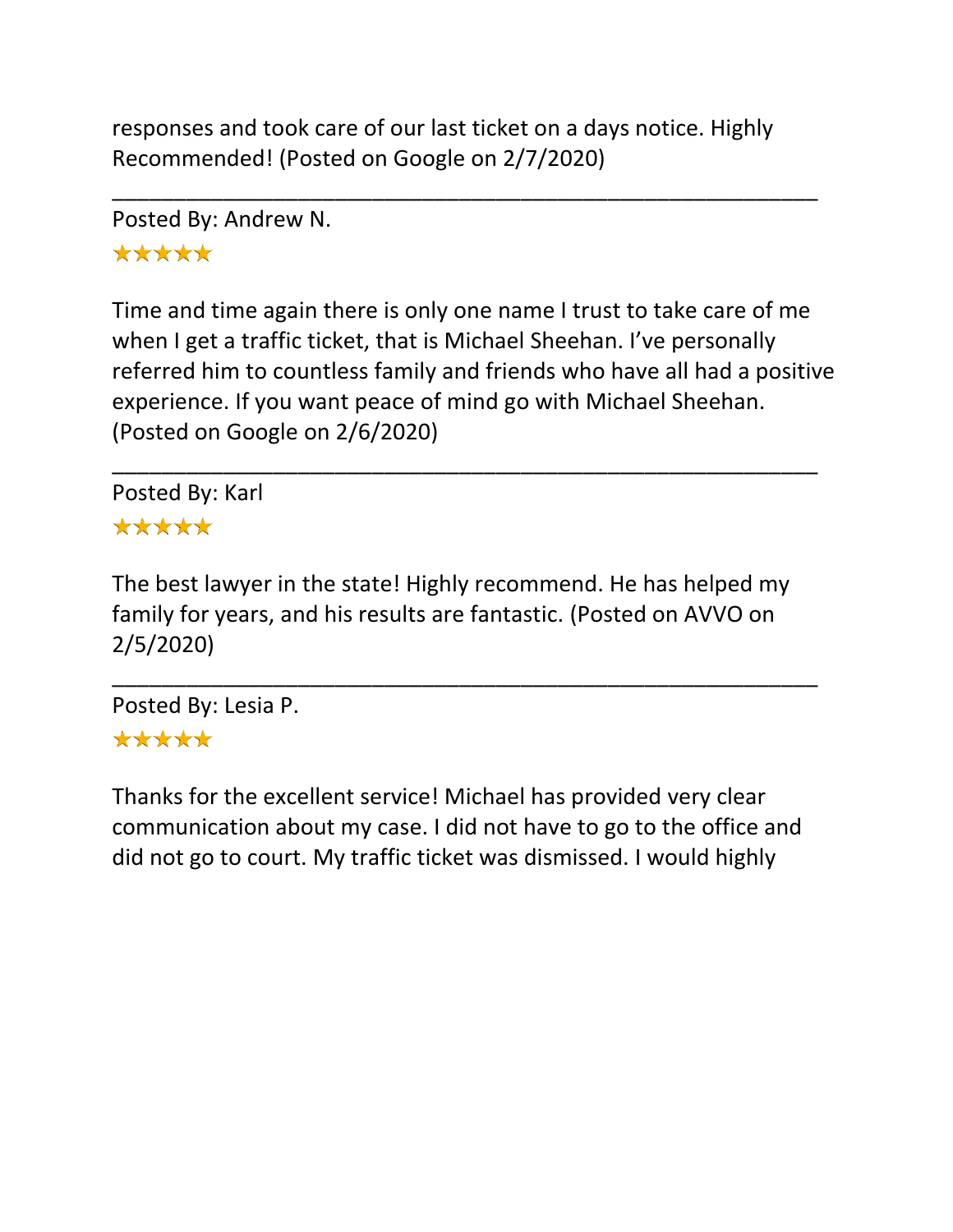responses and took care of our last ticket on a days notice. Highly Recommended! (Posted on Google on 2/7/2020)

---

Posted By: Andrew N.

★★★★★

Time and time again there is only one name I trust to take care of me when I get a traffic ticket, that is Michael Sheehan. I've personally referred him to countless family and friends who have all had a positive experience. If you want peace of mind go with Michael Sheehan. (Posted on Google on 2/6/2020)

---

Posted By: Karl

★★★★★

The best lawyer in the state! Highly recommend. He has helped my family for years, and his results are fantastic. (Posted on AVVO on 2/5/2020)

---

Posted By: Lesia P.

★★★★★

Thanks for the excellent service! Michael has provided very clear communication about my case. I did not have to go to the office and did not go to court. My traffic ticket was dismissed. I would highly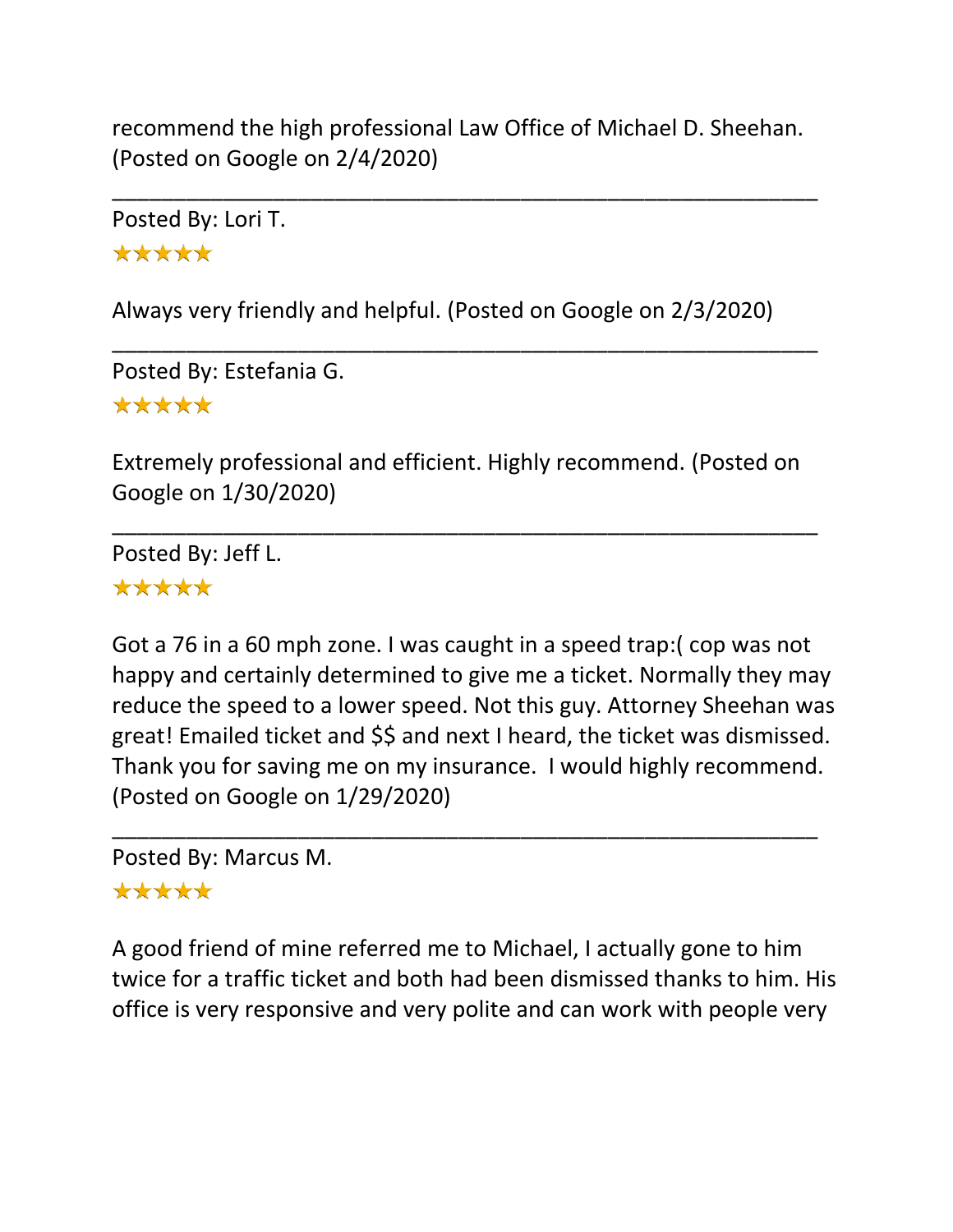recommend the high professional Law Office of Michael D. Sheehan. (Posted on Google on 2/4/2020)

---

Posted By: Lori T.

★★★★★

Always very friendly and helpful. (Posted on Google on 2/3/2020)

---

Posted By: Estefania G.

★★★★★

Extremely professional and efficient. Highly recommend. (Posted on Google on 1/30/2020)

---

Posted By: Jeff L.

★★★★★

Got a 76 in a 60 mph zone. I was caught in a speed trap:( cop was not happy and certainly determined to give me a ticket. Normally they may reduce the speed to a lower speed. Not this guy. Attorney Sheehan was great! Emailed ticket and $$ and next I heard, the ticket was dismissed. Thank you for saving me on my insurance. I would highly recommend. (Posted on Google on 1/29/2020)

---

Posted By: Marcus M.

★★★★★

A good friend of mine referred me to Michael, I actually gone to him twice for a traffic ticket and both had been dismissed thanks to him. His office is very responsive and very polite and can work with people very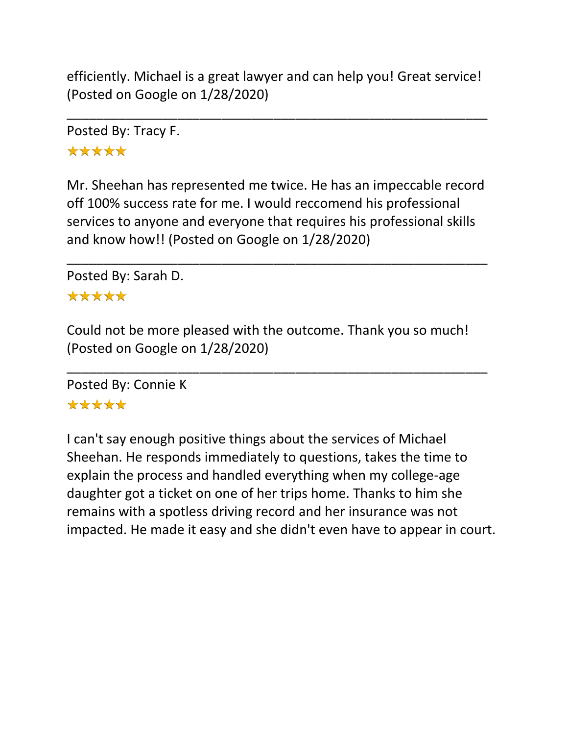efficiently. Michael is a great lawyer and can help you! Great service! (Posted on Google on 1/28/2020)

---

Posted By: Tracy F.

★★★★★

Mr. Sheehan has represented me twice. He has an impeccable record off 100% success rate for me. I would reccomend his professional services to anyone and everyone that requires his professional skills and know how!! (Posted on Google on 1/28/2020)

---

Posted By: Sarah D.

★★★★★

Could not be more pleased with the outcome. Thank you so much! (Posted on Google on 1/28/2020)

---

Posted By: Connie K

★★★★★

I can't say enough positive things about the services of Michael Sheehan. He responds immediately to questions, takes the time to explain the process and handled everything when my college-age daughter got a ticket on one of her trips home. Thanks to him she remains with a spotless driving record and her insurance was not impacted. He made it easy and she didn't even have to appear in court.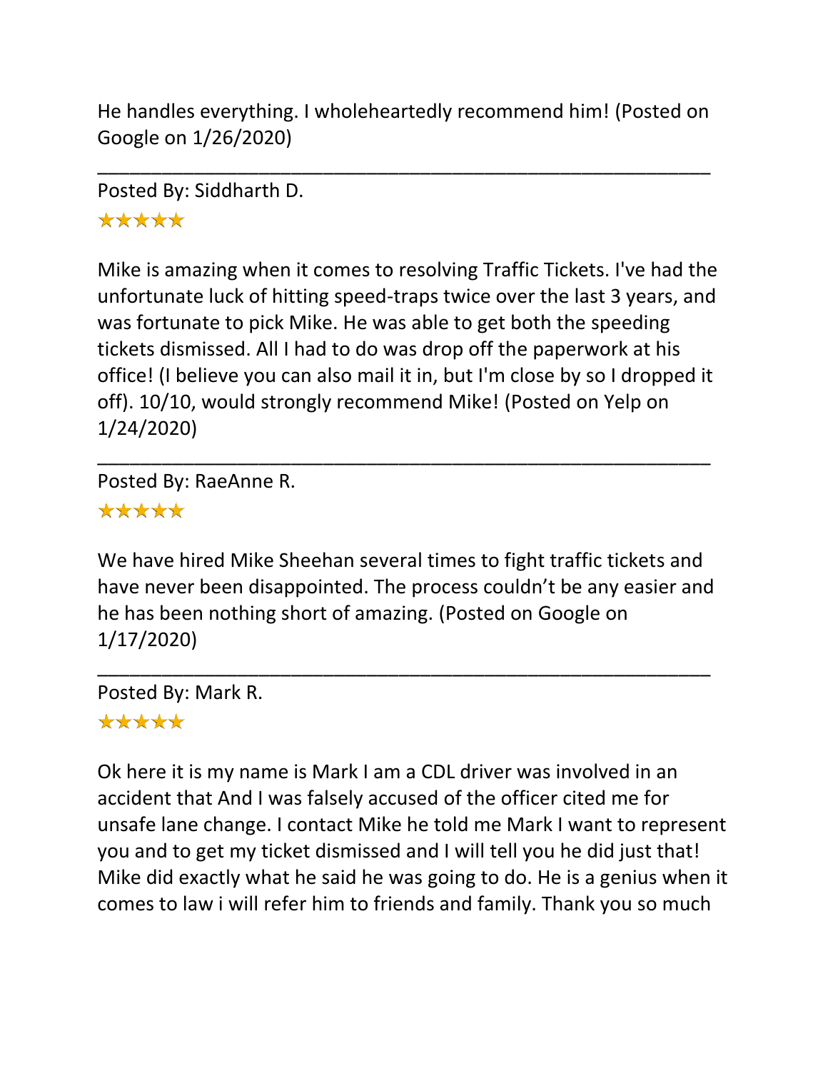He handles everything. I wholeheartedly recommend him! (Posted on Google on 1/26/2020)

---

Posted By: Siddharth D.

★★★★★

Mike is amazing when it comes to resolving Traffic Tickets. I've had the unfortunate luck of hitting speed-traps twice over the last 3 years, and was fortunate to pick Mike. He was able to get both the speeding tickets dismissed. All I had to do was drop off the paperwork at his office! (I believe you can also mail it in, but I'm close by so I dropped it off). 10/10, would strongly recommend Mike! (Posted on Yelp on 1/24/2020)

---

Posted By: RaeAnne R.

★★★★★

We have hired Mike Sheehan several times to fight traffic tickets and have never been disappointed. The process couldn't be any easier and he has been nothing short of amazing. (Posted on Google on 1/17/2020)

---

Posted By: Mark R.

★★★★★

Ok here it is my name is Mark I am a CDL driver was involved in an accident that And I was falsely accused of the officer cited me for unsafe lane change. I contact Mike he told me Mark I want to represent you and to get my ticket dismissed and I will tell you he did just that! Mike did exactly what he said he was going to do. He is a genius when it comes to law i will refer him to friends and family. Thank you so much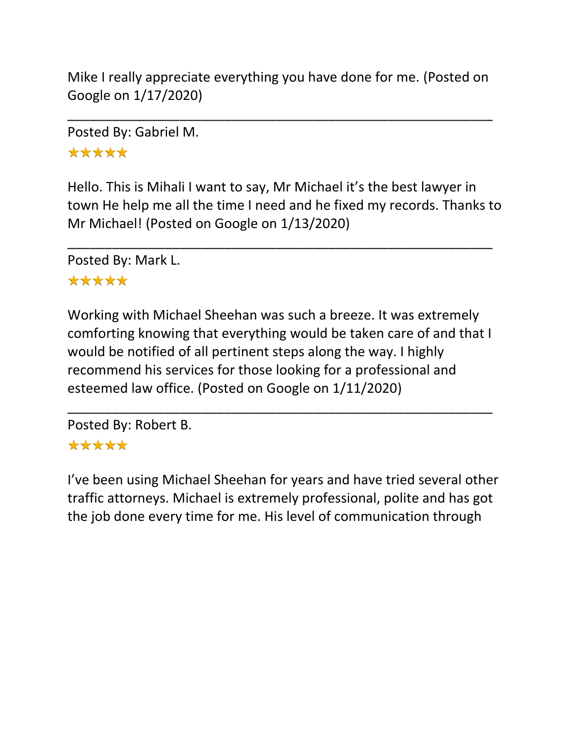Mike I really appreciate everything you have done for me. (Posted on Google on 1/17/2020)

---

Posted By: Gabriel M.

★★★★★

Hello. This is Mihali I want to say, Mr Michael it's the best lawyer in town He help me all the time I need and he fixed my records. Thanks to Mr Michael! (Posted on Google on 1/13/2020)

---

Posted By: Mark L.

★★★★★

Working with Michael Sheehan was such a breeze. It was extremely comforting knowing that everything would be taken care of and that I would be notified of all pertinent steps along the way. I highly recommend his services for those looking for a professional and esteemed law office. (Posted on Google on 1/11/2020)

---

Posted By: Robert B.

★★★★★

I've been using Michael Sheehan for years and have tried several other traffic attorneys. Michael is extremely professional, polite and has got the job done every time for me. His level of communication through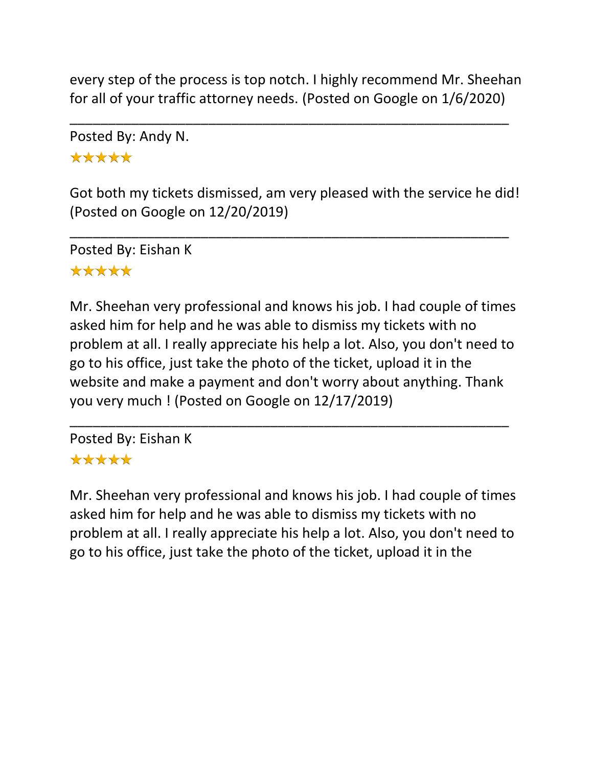every step of the process is top notch. I highly recommend Mr. Sheehan for all of your traffic attorney needs. (Posted on Google on 1/6/2020)

---

Posted By: Andy N.

★★★★★

Got both my tickets dismissed, am very pleased with the service he did! (Posted on Google on 12/20/2019)

---

Posted By: Eishan K

★★★★★

Mr. Sheehan very professional and knows his job. I had couple of times asked him for help and he was able to dismiss my tickets with no problem at all. I really appreciate his help a lot. Also, you don't need to go to his office, just take the photo of the ticket, upload it in the website and make a payment and don't worry about anything. Thank you very much ! (Posted on Google on 12/17/2019)

---

Posted By: Eishan K

★★★★★

Mr. Sheehan very professional and knows his job. I had couple of times asked him for help and he was able to dismiss my tickets with no problem at all. I really appreciate his help a lot. Also, you don't need to go to his office, just take the photo of the ticket, upload it in the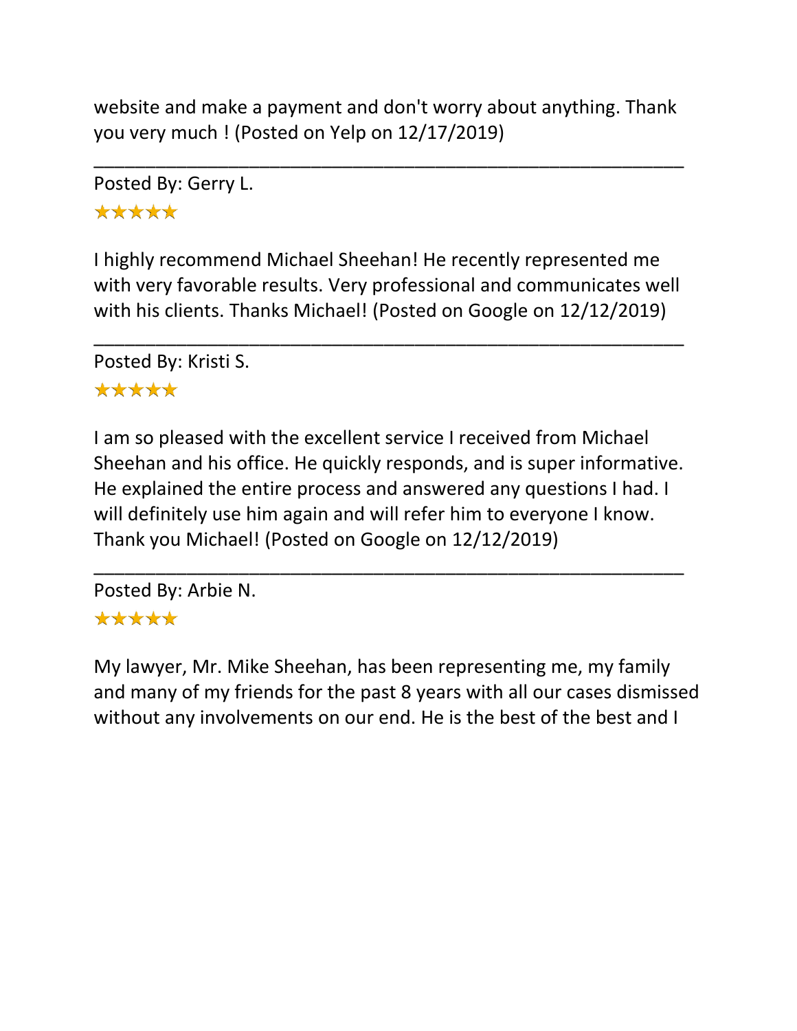website and make a payment and don't worry about anything. Thank you very much ! (Posted on Yelp on 12/17/2019)

---

Posted By: Gerry L.

★★★★★

I highly recommend Michael Sheehan! He recently represented me with very favorable results. Very professional and communicates well with his clients. Thanks Michael! (Posted on Google on 12/12/2019)

---

Posted By: Kristi S.

★★★★★

I am so pleased with the excellent service I received from Michael Sheehan and his office. He quickly responds, and is super informative. He explained the entire process and answered any questions I had. I will definitely use him again and will refer him to everyone I know. Thank you Michael! (Posted on Google on 12/12/2019)

---

Posted By: Arbie N.

★★★★★

My lawyer, Mr. Mike Sheehan, has been representing me, my family and many of my friends for the past 8 years with all our cases dismissed without any involvements on our end. He is the best of the best and I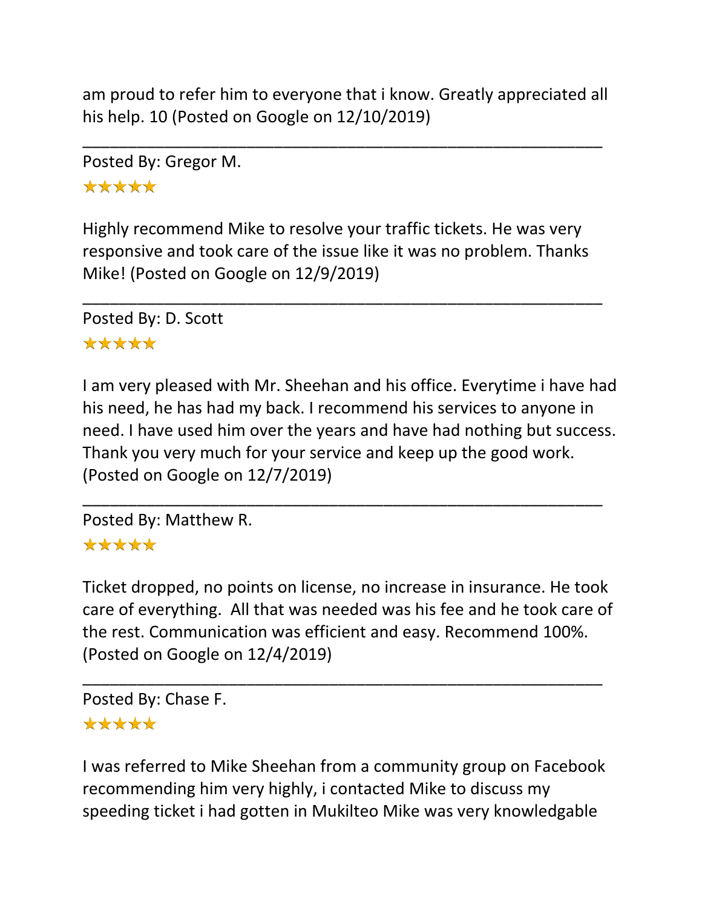am proud to refer him to everyone that i know. Greatly appreciated all his help. 10 (Posted on Google on 12/10/2019)

---

Posted By: Gregor M.

★★★★★

Highly recommend Mike to resolve your traffic tickets. He was very responsive and took care of the issue like it was no problem. Thanks Mike! (Posted on Google on 12/9/2019)

---

Posted By: D. Scott

★★★★★

I am very pleased with Mr. Sheehan and his office. Everytime i have had his need, he has had my back. I recommend his services to anyone in need. I have used him over the years and have had nothing but success. Thank you very much for your service and keep up the good work. (Posted on Google on 12/7/2019)

---

Posted By: Matthew R.

★★★★★

Ticket dropped, no points on license, no increase in insurance. He took care of everything. All that was needed was his fee and he took care of the rest. Communication was efficient and easy. Recommend 100%. (Posted on Google on 12/4/2019)

---

Posted By: Chase F.

★★★★★

I was referred to Mike Sheehan from a community group on Facebook recommending him very highly, i contacted Mike to discuss my speeding ticket i had gotten in Mukilteo Mike was very knowledgable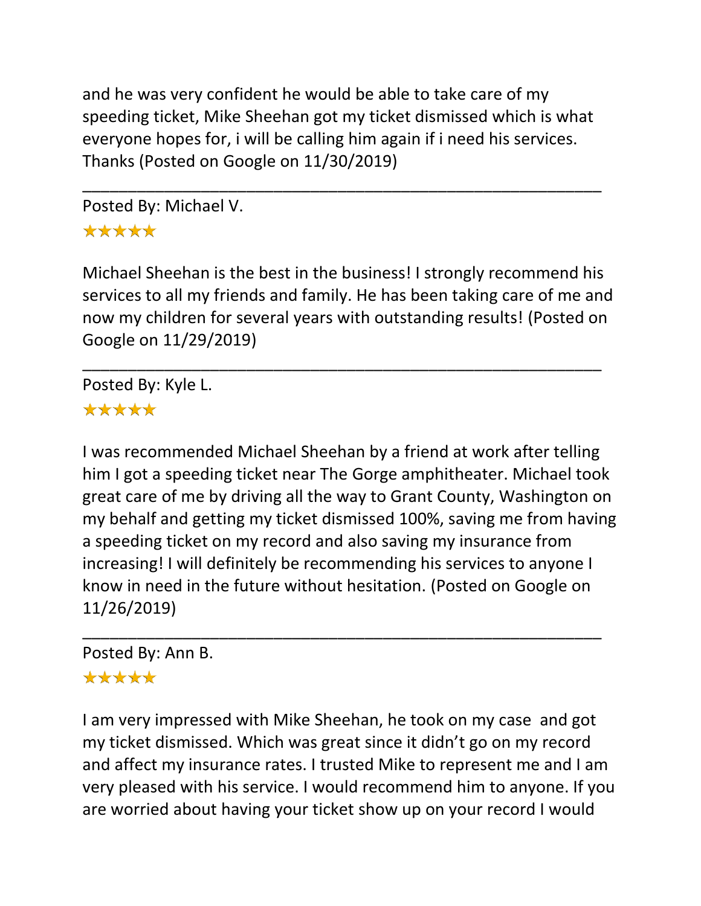and he was very confident he would be able to take care of my speeding ticket, Mike Sheehan got my ticket dismissed which is what everyone hopes for, i will be calling him again if i need his services. Thanks (Posted on Google on 11/30/2019)

---

Posted By: Michael V.

★★★★★

Michael Sheehan is the best in the business! I strongly recommend his services to all my friends and family. He has been taking care of me and now my children for several years with outstanding results! (Posted on Google on 11/29/2019)

---

Posted By: Kyle L.

★★★★★

I was recommended Michael Sheehan by a friend at work after telling him I got a speeding ticket near The Gorge amphitheater. Michael took great care of me by driving all the way to Grant County, Washington on my behalf and getting my ticket dismissed 100%, saving me from having a speeding ticket on my record and also saving my insurance from increasing! I will definitely be recommending his services to anyone I know in need in the future without hesitation. (Posted on Google on 11/26/2019)

---

Posted By: Ann B.

★★★★★

I am very impressed with Mike Sheehan, he took on my case and got my ticket dismissed. Which was great since it didn't go on my record and affect my insurance rates. I trusted Mike to represent me and I am very pleased with his service. I would recommend him to anyone. If you are worried about having your ticket show up on your record I would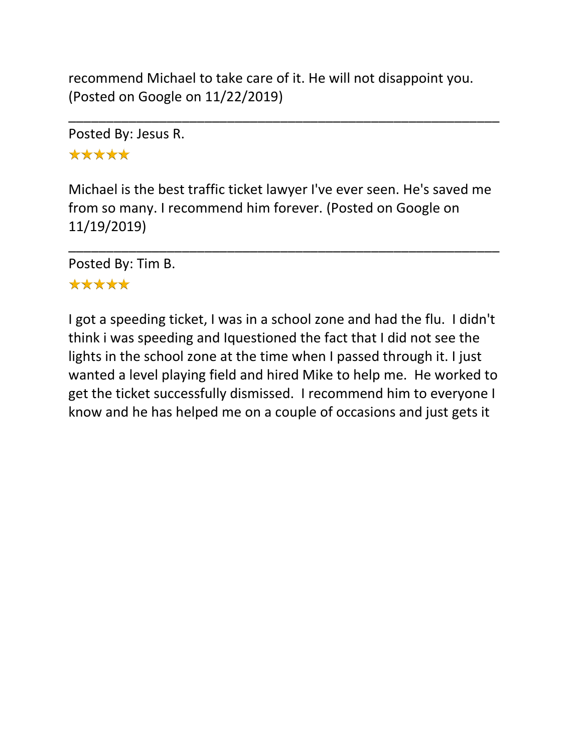recommend Michael to take care of it. He will not disappoint you. (Posted on Google on 11/22/2019)

---

Posted By: Jesus R.

★★★★★

Michael is the best traffic ticket lawyer I've ever seen. He's saved me from so many. I recommend him forever. (Posted on Google on 11/19/2019)

---

Posted By: Tim B.

★★★★★

I got a speeding ticket, I was in a school zone and had the flu.  I didn't think i was speeding and Iquestioned the fact that I did not see the lights in the school zone at the time when I passed through it. I just wanted a level playing field and hired Mike to help me.  He worked to get the ticket successfully dismissed.  I recommend him to everyone I know and he has helped me on a couple of occasions and just gets it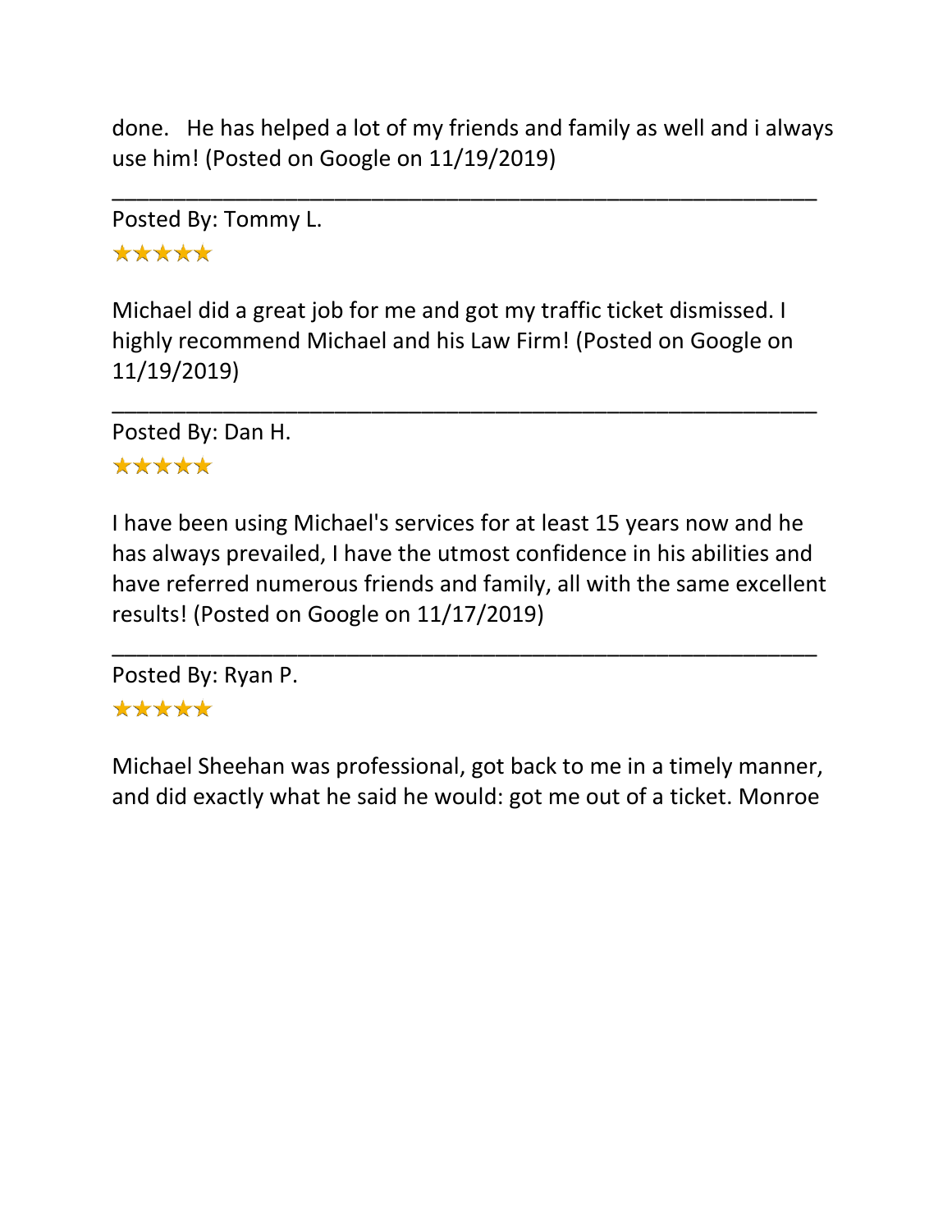done. He has helped a lot of my friends and family as well and i always use him! (Posted on Google on 11/19/2019)

---

Posted By: Tommy L.

★★★★★

Michael did a great job for me and got my traffic ticket dismissed. I highly recommend Michael and his Law Firm! (Posted on Google on 11/19/2019)

---

Posted By: Dan H.

★★★★★

I have been using Michael's services for at least 15 years now and he has always prevailed, I have the utmost confidence in his abilities and have referred numerous friends and family, all with the same excellent results! (Posted on Google on 11/17/2019)

---

Posted By: Ryan P.

★★★★★

Michael Sheehan was professional, got back to me in a timely manner, and did exactly what he said he would: got me out of a ticket. Monroe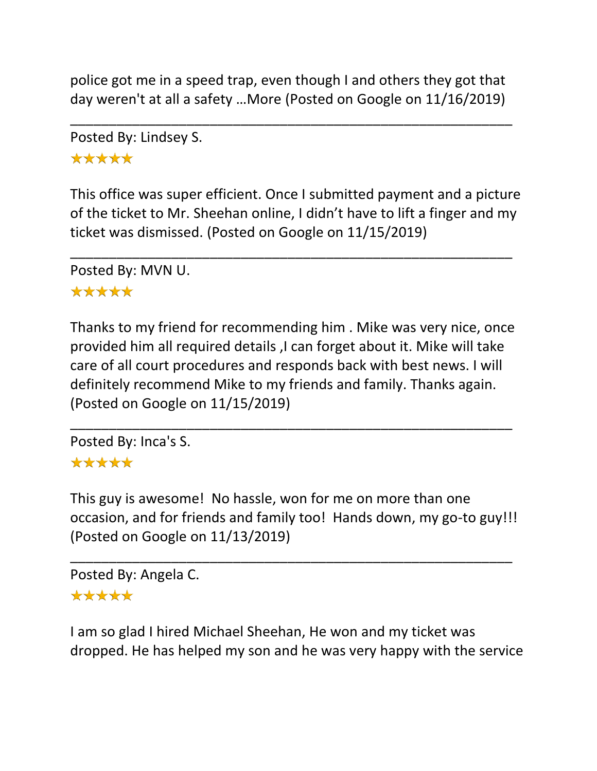police got me in a speed trap, even though I and others they got that day weren't at all a safety …More (Posted on Google on 11/16/2019)

---

Posted By: Lindsey S.

★★★★★

This office was super efficient. Once I submitted payment and a picture of the ticket to Mr. Sheehan online, I didn't have to lift a finger and my ticket was dismissed. (Posted on Google on 11/15/2019)

---

Posted By: MVN U.

★★★★★

Thanks to my friend for recommending him . Mike was very nice, once provided him all required details ,I can forget about it. Mike will take care of all court procedures and responds back with best news. I will definitely recommend Mike to my friends and family. Thanks again. (Posted on Google on 11/15/2019)

---

Posted By: Inca's S.

★★★★★

This guy is awesome! No hassle, won for me on more than one occasion, and for friends and family too! Hands down, my go-to guy!!! (Posted on Google on 11/13/2019)

---

Posted By: Angela C.

★★★★★

I am so glad I hired Michael Sheehan, He won and my ticket was dropped. He has helped my son and he was very happy with the service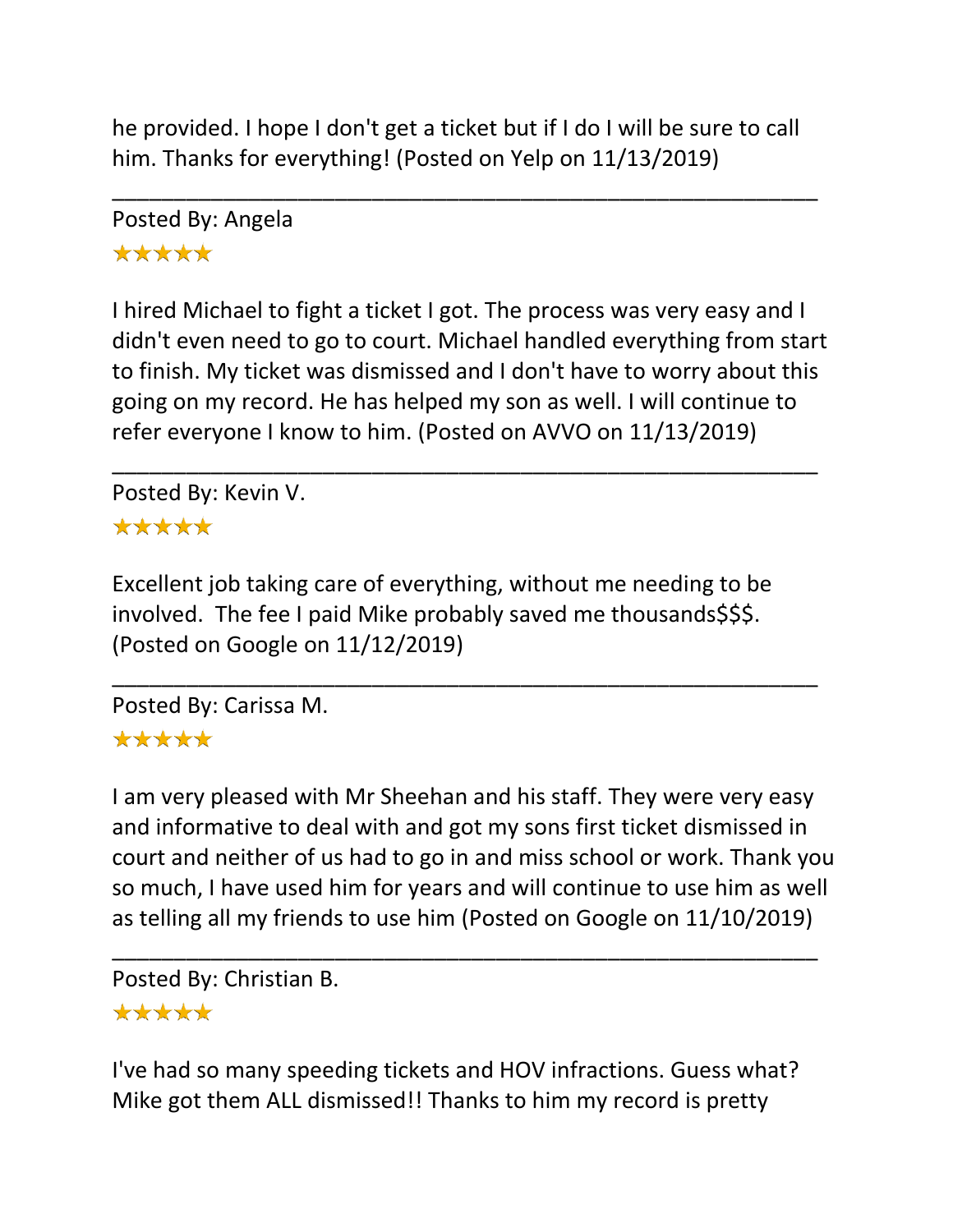he provided. I hope I don't get a ticket but if I do I will be sure to call him. Thanks for everything! (Posted on Yelp on 11/13/2019)

---

Posted By: Angela

★★★★★

I hired Michael to fight a ticket I got. The process was very easy and I didn't even need to go to court. Michael handled everything from start to finish. My ticket was dismissed and I don't have to worry about this going on my record. He has helped my son as well. I will continue to refer everyone I know to him. (Posted on AVVO on 11/13/2019)

---

Posted By: Kevin V.

★★★★★

Excellent job taking care of everything, without me needing to be involved. The fee I paid Mike probably saved me thousands$$$. (Posted on Google on 11/12/2019)

---

Posted By: Carissa M.

★★★★★

I am very pleased with Mr Sheehan and his staff. They were very easy and informative to deal with and got my sons first ticket dismissed in court and neither of us had to go in and miss school or work. Thank you so much, I have used him for years and will continue to use him as well as telling all my friends to use him (Posted on Google on 11/10/2019)

---

Posted By: Christian B.

★★★★★

I've had so many speeding tickets and HOV infractions. Guess what? Mike got them ALL dismissed!! Thanks to him my record is pretty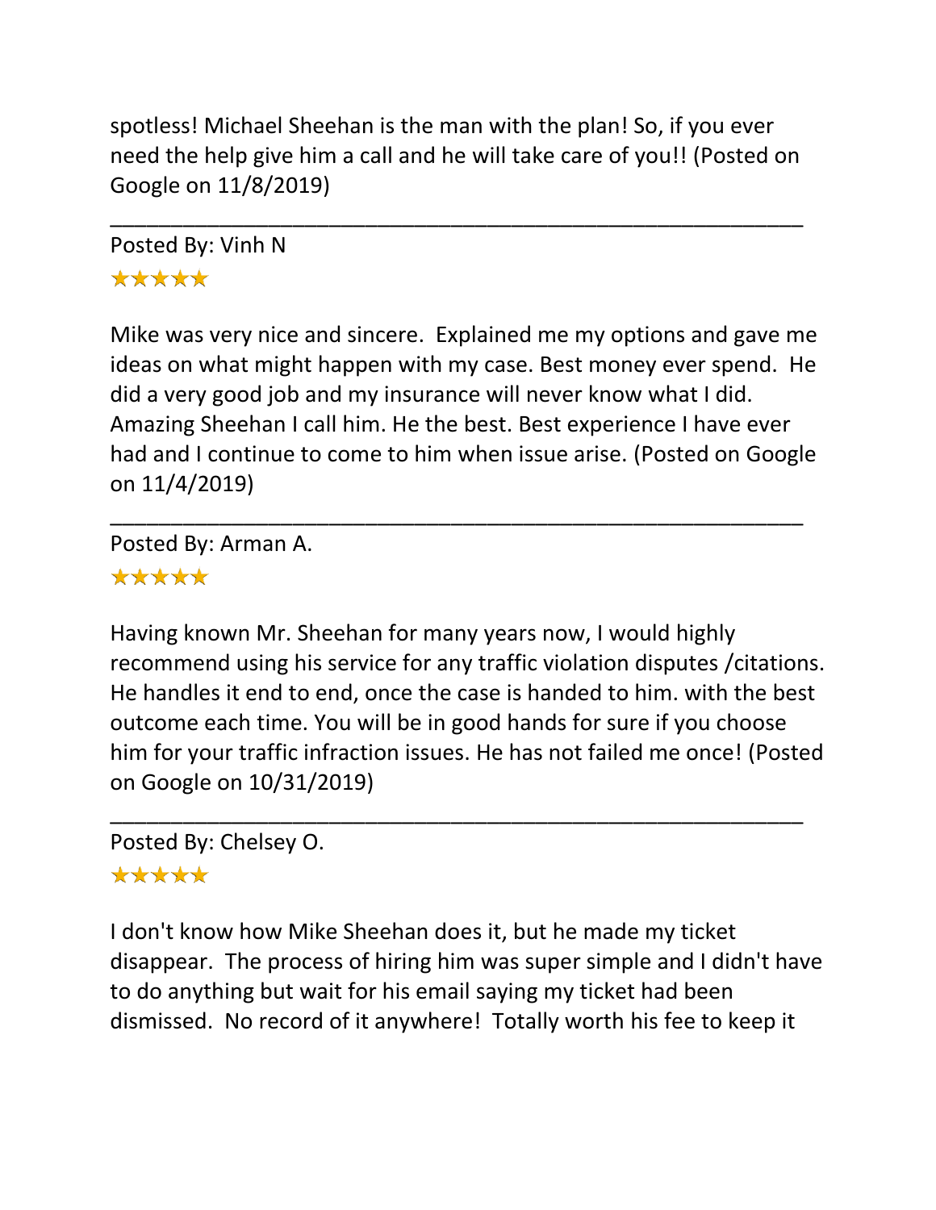spotless! Michael Sheehan is the man with the plan! So, if you ever need the help give him a call and he will take care of you!! (Posted on Google on 11/8/2019)

---

Posted By: Vinh N

★★★★★

Mike was very nice and sincere.  Explained me my options and gave me ideas on what might happen with my case. Best money ever spend.  He did a very good job and my insurance will never know what I did. Amazing Sheehan I call him. He the best. Best experience I have ever had and I continue to come to him when issue arise. (Posted on Google on 11/4/2019)

---

Posted By: Arman A.

★★★★★

Having known Mr. Sheehan for many years now, I would highly recommend using his service for any traffic violation disputes /citations. He handles it end to end, once the case is handed to him. with the best outcome each time. You will be in good hands for sure if you choose him for your traffic infraction issues. He has not failed me once! (Posted on Google on 10/31/2019)

---

Posted By: Chelsey O.

★★★★★

I don't know how Mike Sheehan does it, but he made my ticket disappear.  The process of hiring him was super simple and I didn't have to do anything but wait for his email saying my ticket had been dismissed.  No record of it anywhere!  Totally worth his fee to keep it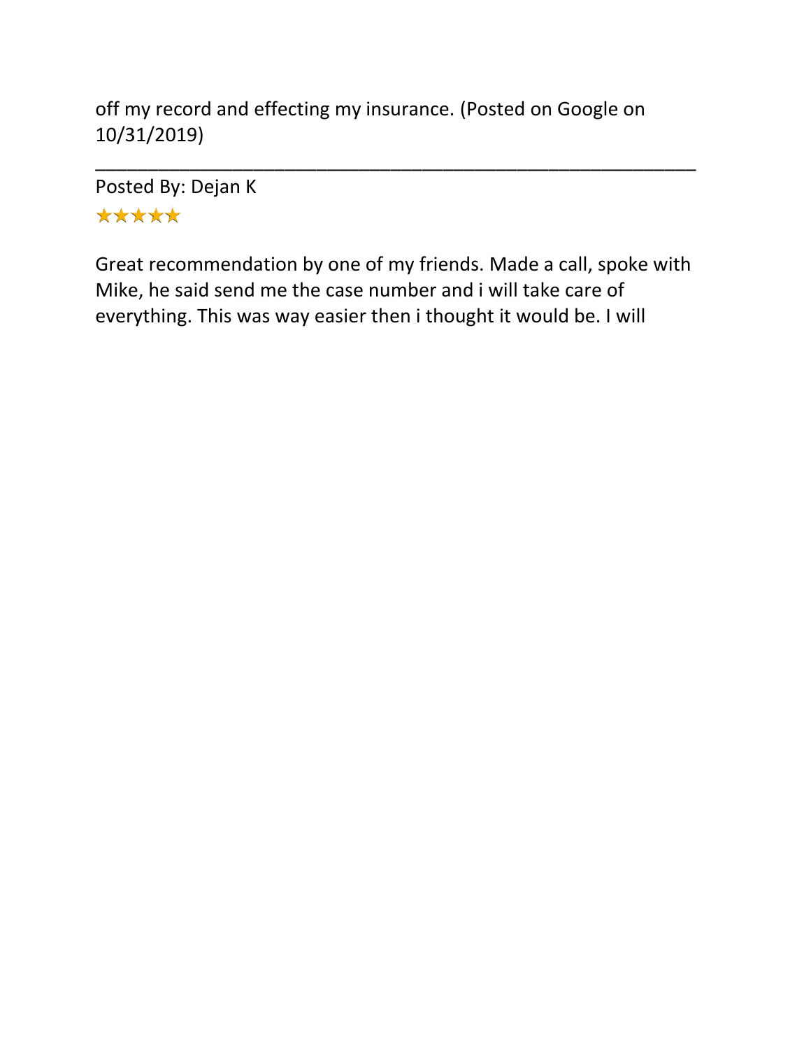off my record and effecting my insurance. (Posted on Google on 10/31/2019)

---

Posted By: Dejan K

★★★★★

Great recommendation by one of my friends. Made a call, spoke with Mike, he said send me the case number and i will take care of everything. This was way easier then i thought it would be. I will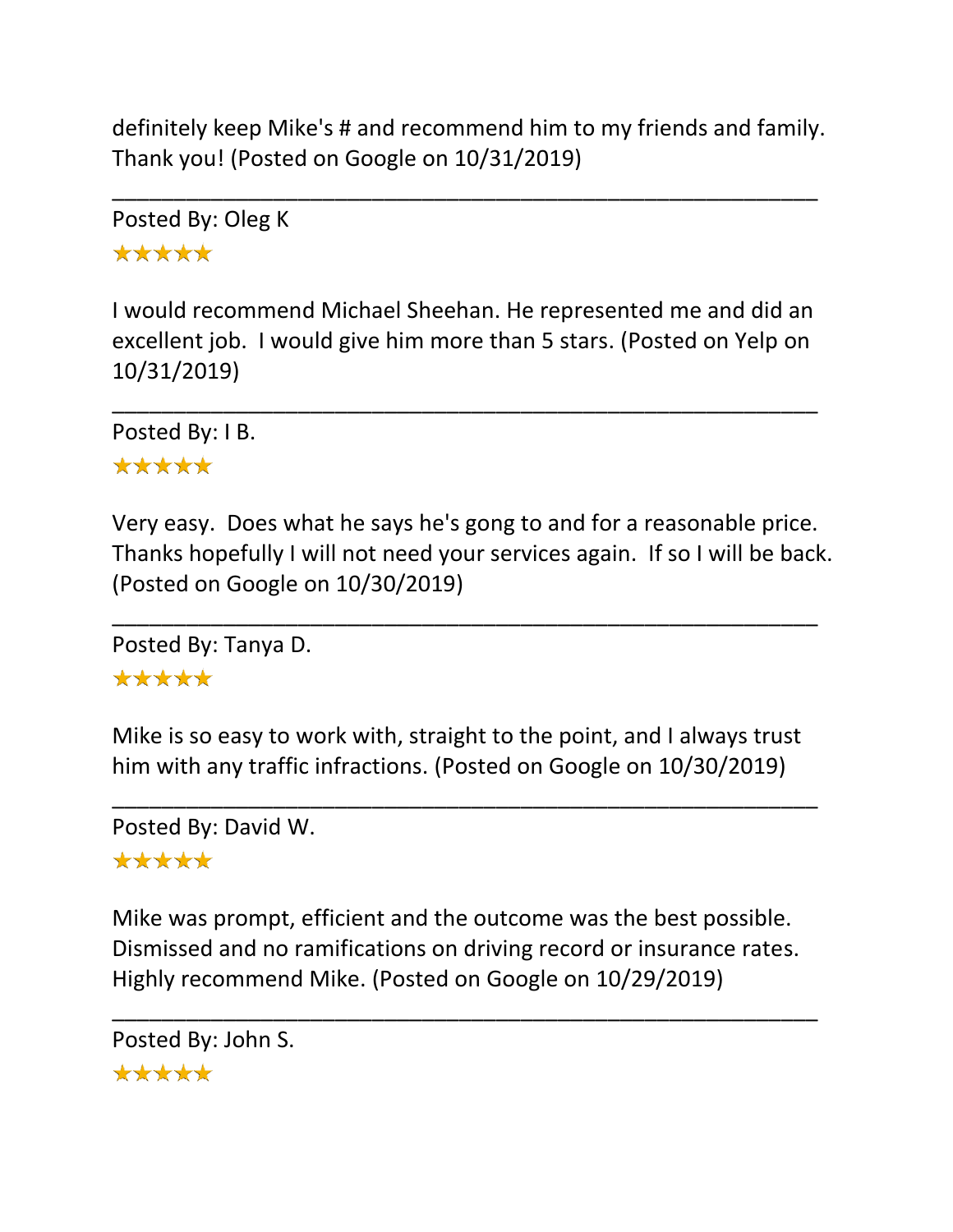definitely keep Mike's # and recommend him to my friends and family. Thank you! (Posted on Google on 10/31/2019)

---

Posted By: Oleg K

★★★★★

I would recommend Michael Sheehan. He represented me and did an excellent job. I would give him more than 5 stars. (Posted on Yelp on 10/31/2019)

---

Posted By: I B.

★★★★★

Very easy. Does what he says he's gong to and for a reasonable price. Thanks hopefully I will not need your services again. If so I will be back. (Posted on Google on 10/30/2019)

---

Posted By: Tanya D.

★★★★★

Mike is so easy to work with, straight to the point, and I always trust him with any traffic infractions. (Posted on Google on 10/30/2019)

---

Posted By: David W.

★★★★★

Mike was prompt, efficient and the outcome was the best possible. Dismissed and no ramifications on driving record or insurance rates. Highly recommend Mike. (Posted on Google on 10/29/2019)

---

Posted By: John S.

★★★★★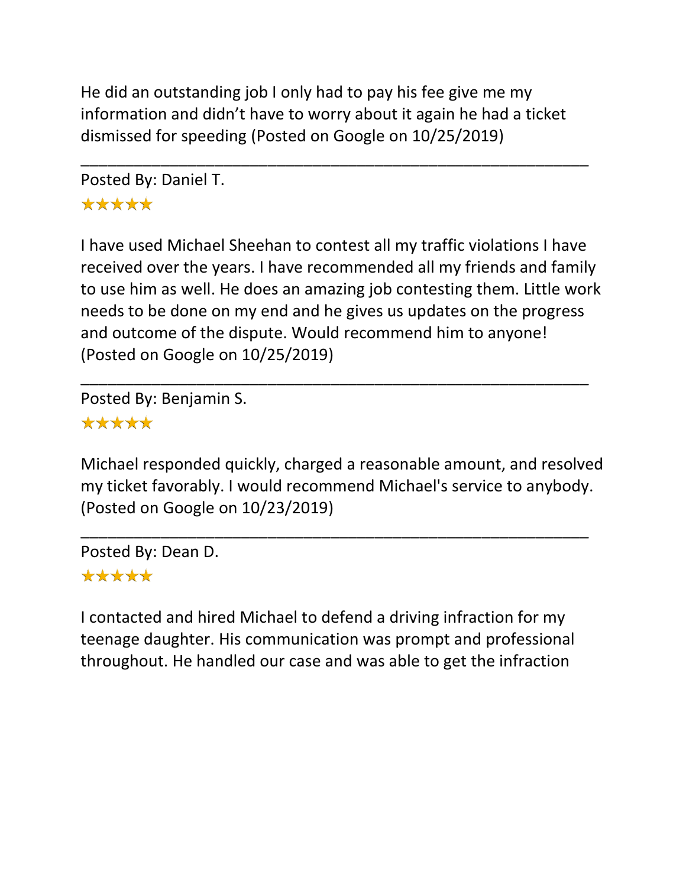He did an outstanding job I only had to pay his fee give me my information and didn't have to worry about it again he had a ticket dismissed for speeding (Posted on Google on 10/25/2019)

---

Posted By: Daniel T.

★★★★★

I have used Michael Sheehan to contest all my traffic violations I have received over the years. I have recommended all my friends and family to use him as well. He does an amazing job contesting them. Little work needs to be done on my end and he gives us updates on the progress and outcome of the dispute. Would recommend him to anyone! (Posted on Google on 10/25/2019)

---

Posted By: Benjamin S.

★★★★★

Michael responded quickly, charged a reasonable amount, and resolved my ticket favorably. I would recommend Michael's service to anybody. (Posted on Google on 10/23/2019)

---

Posted By: Dean D.

★★★★★

I contacted and hired Michael to defend a driving infraction for my teenage daughter. His communication was prompt and professional throughout. He handled our case and was able to get the infraction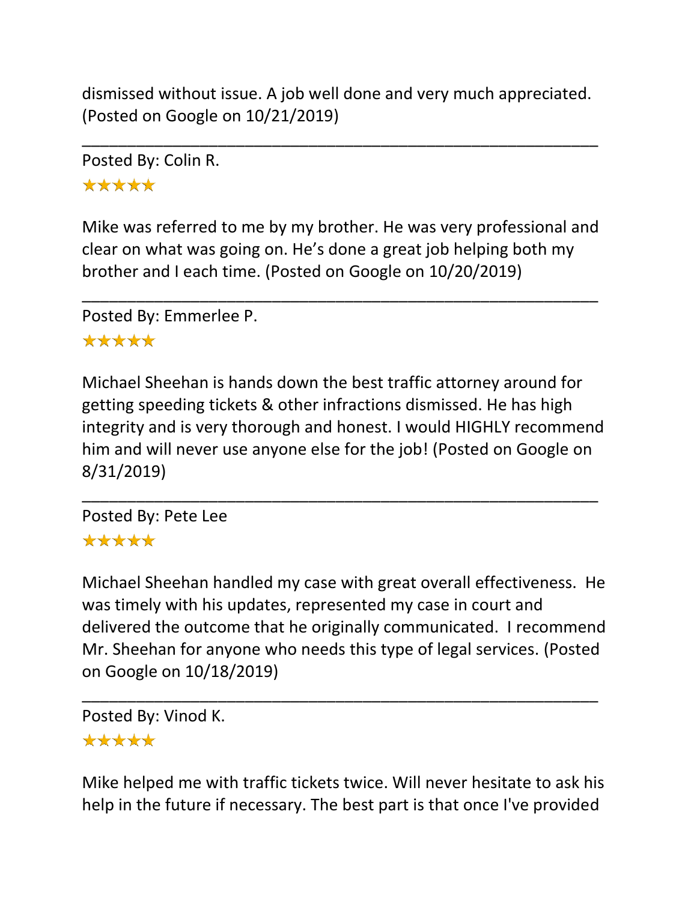dismissed without issue. A job well done and very much appreciated. (Posted on Google on 10/21/2019)

---

Posted By: Colin R.

★★★★★

Mike was referred to me by my brother. He was very professional and clear on what was going on. He's done a great job helping both my brother and I each time. (Posted on Google on 10/20/2019)

---

Posted By: Emmerlee P.

★★★★★

Michael Sheehan is hands down the best traffic attorney around for getting speeding tickets & other infractions dismissed. He has high integrity and is very thorough and honest. I would HIGHLY recommend him and will never use anyone else for the job! (Posted on Google on 8/31/2019)

---

Posted By: Pete Lee

★★★★★

Michael Sheehan handled my case with great overall effectiveness. He was timely with his updates, represented my case in court and delivered the outcome that he originally communicated. I recommend Mr. Sheehan for anyone who needs this type of legal services. (Posted on Google on 10/18/2019)

---

Posted By: Vinod K.

★★★★★

Mike helped me with traffic tickets twice. Will never hesitate to ask his help in the future if necessary. The best part is that once I've provided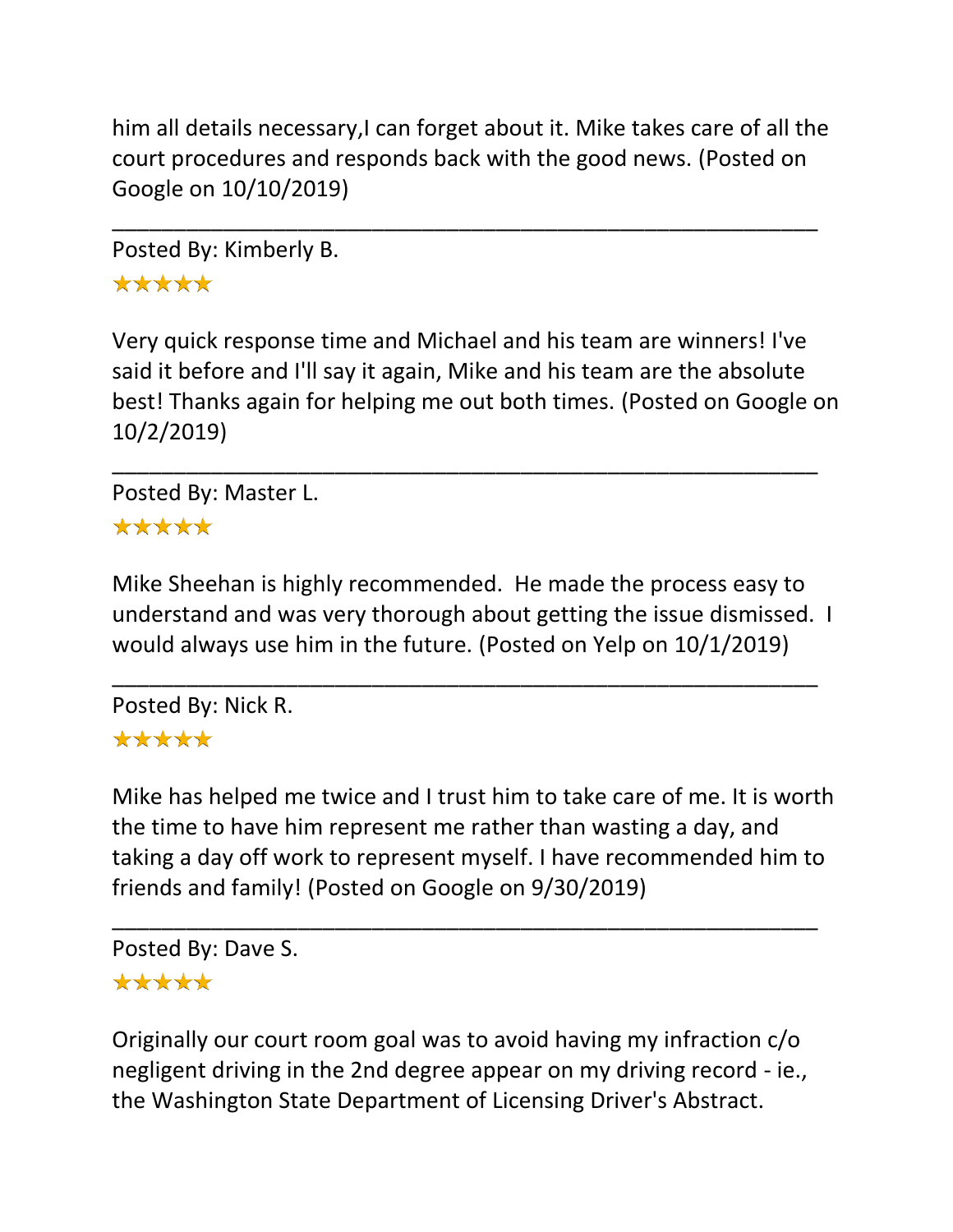him all details necessary,I can forget about it. Mike takes care of all the court procedures and responds back with the good news. (Posted on Google on 10/10/2019)

---

Posted By: Kimberly B.

★★★★★

Very quick response time and Michael and his team are winners! I've said it before and I'll say it again, Mike and his team are the absolute best! Thanks again for helping me out both times. (Posted on Google on 10/2/2019)

---

Posted By: Master L.

★★★★★

Mike Sheehan is highly recommended.  He made the process easy to understand and was very thorough about getting the issue dismissed.  I would always use him in the future. (Posted on Yelp on 10/1/2019)

---

Posted By: Nick R.

★★★★★

Mike has helped me twice and I trust him to take care of me. It is worth the time to have him represent me rather than wasting a day, and taking a day off work to represent myself. I have recommended him to friends and family! (Posted on Google on 9/30/2019)

---

Posted By: Dave S.

★★★★★

Originally our court room goal was to avoid having my infraction c/o negligent driving in the 2nd degree appear on my driving record - ie., the Washington State Department of Licensing Driver's Abstract.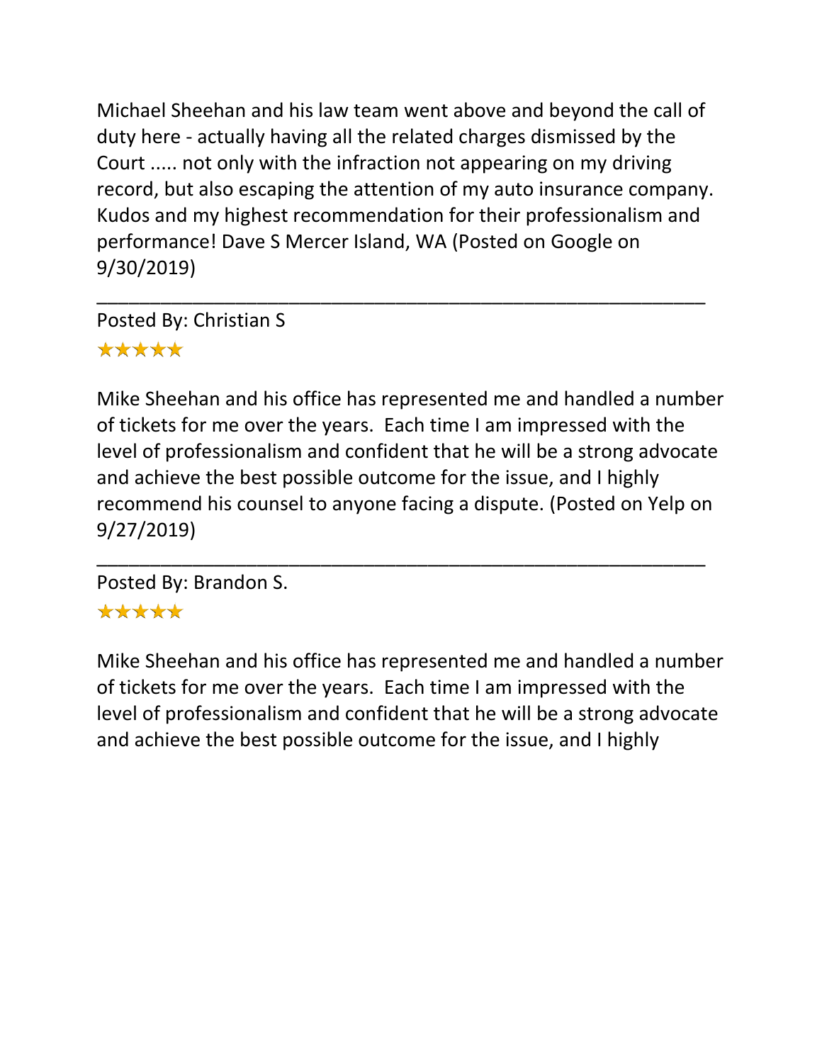Michael Sheehan and his law team went above and beyond the call of duty here - actually having all the related charges dismissed by the Court ..... not only with the infraction not appearing on my driving record, but also escaping the attention of my auto insurance company. Kudos and my highest recommendation for their professionalism and performance! Dave S Mercer Island, WA (Posted on Google on 9/30/2019)

---

Posted By: Christian S

★★★★★

Mike Sheehan and his office has represented me and handled a number of tickets for me over the years. Each time I am impressed with the level of professionalism and confident that he will be a strong advocate and achieve the best possible outcome for the issue, and I highly recommend his counsel to anyone facing a dispute. (Posted on Yelp on 9/27/2019)

---

Posted By: Brandon S.

★★★★★

Mike Sheehan and his office has represented me and handled a number of tickets for me over the years. Each time I am impressed with the level of professionalism and confident that he will be a strong advocate and achieve the best possible outcome for the issue, and I highly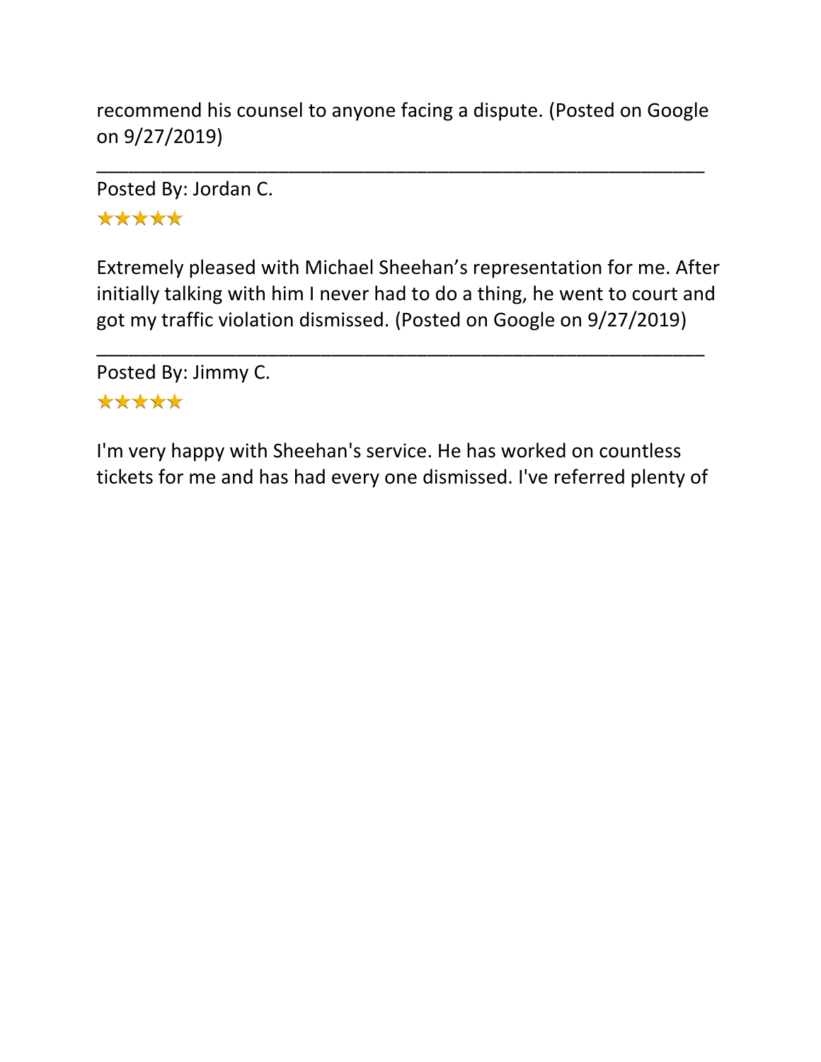recommend his counsel to anyone facing a dispute. (Posted on Google on 9/27/2019)

---

Posted By: Jordan C.

★★★★★

Extremely pleased with Michael Sheehan’s representation for me. After initially talking with him I never had to do a thing, he went to court and got my traffic violation dismissed. (Posted on Google on 9/27/2019)

---

Posted By: Jimmy C.

★★★★★

I'm very happy with Sheehan's service. He has worked on countless tickets for me and has had every one dismissed. I've referred plenty of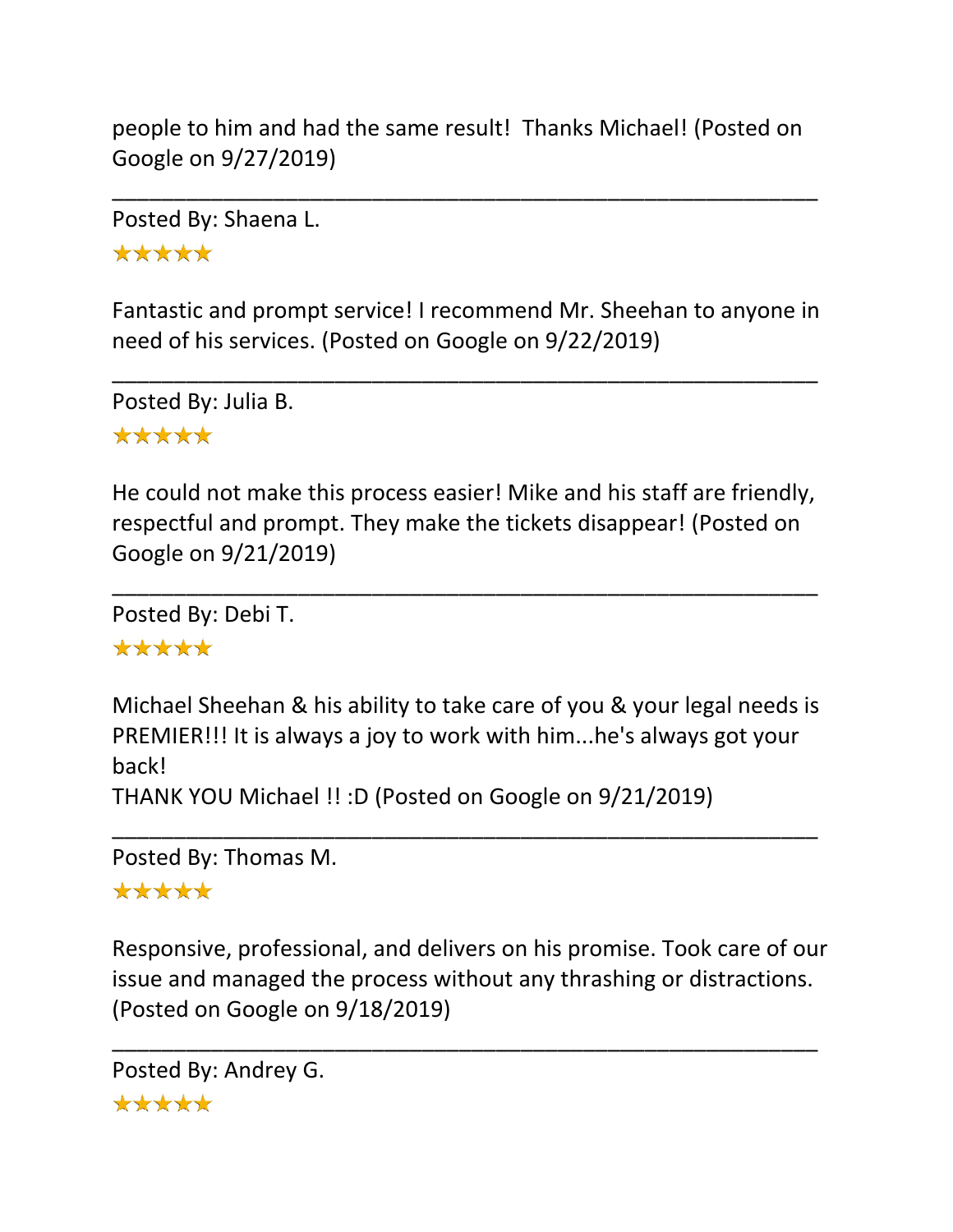people to him and had the same result! Thanks Michael! (Posted on Google on 9/27/2019)

---

Posted By: Shaena L.

★★★★★

Fantastic and prompt service! I recommend Mr. Sheehan to anyone in need of his services. (Posted on Google on 9/22/2019)

---

Posted By: Julia B.

★★★★★

He could not make this process easier! Mike and his staff are friendly, respectful and prompt. They make the tickets disappear! (Posted on Google on 9/21/2019)

---

Posted By: Debi T.

★★★★★

Michael Sheehan & his ability to take care of you & your legal needs is PREMIER!!! It is always a joy to work with him...he's always got your back!
THANK YOU Michael !! :D (Posted on Google on 9/21/2019)

---

Posted By: Thomas M.

★★★★★

Responsive, professional, and delivers on his promise. Took care of our issue and managed the process without any thrashing or distractions. (Posted on Google on 9/18/2019)

---

Posted By: Andrey G.

★★★★★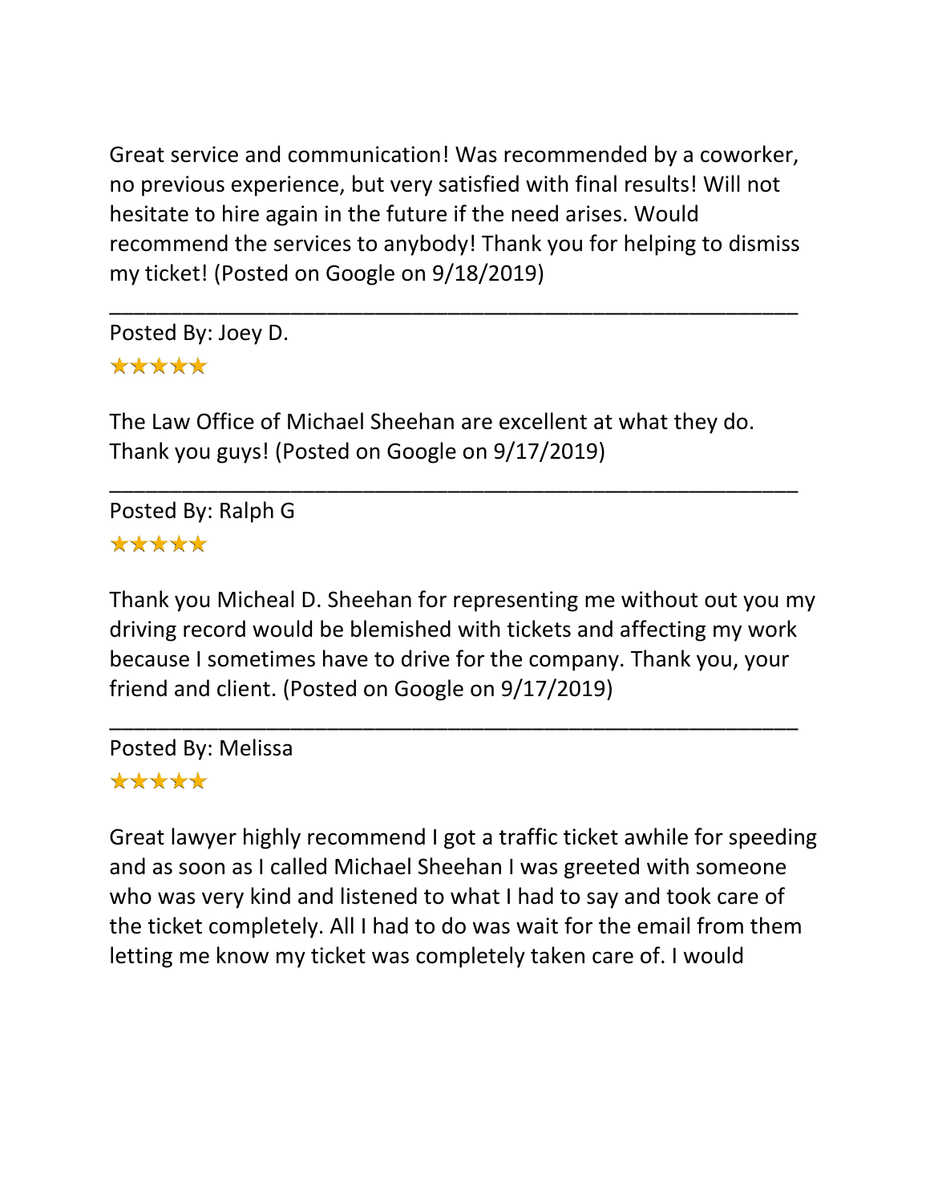Great service and communication! Was recommended by a coworker, no previous experience, but very satisfied with final results! Will not hesitate to hire again in the future if the need arises. Would recommend the services to anybody! Thank you for helping to dismiss my ticket! (Posted on Google on 9/18/2019)

---

Posted By: Joey D.

★★★★★

The Law Office of Michael Sheehan are excellent at what they do. Thank you guys! (Posted on Google on 9/17/2019)

---

Posted By: Ralph G

★★★★★

Thank you Micheal D. Sheehan for representing me without out you my driving record would be blemished with tickets and affecting my work because I sometimes have to drive for the company. Thank you, your friend and client. (Posted on Google on 9/17/2019)

---

Posted By: Melissa

★★★★★

Great lawyer highly recommend I got a traffic ticket awhile for speeding and as soon as I called Michael Sheehan I was greeted with someone who was very kind and listened to what I had to say and took care of the ticket completely. All I had to do was wait for the email from them letting me know my ticket was completely taken care of. I would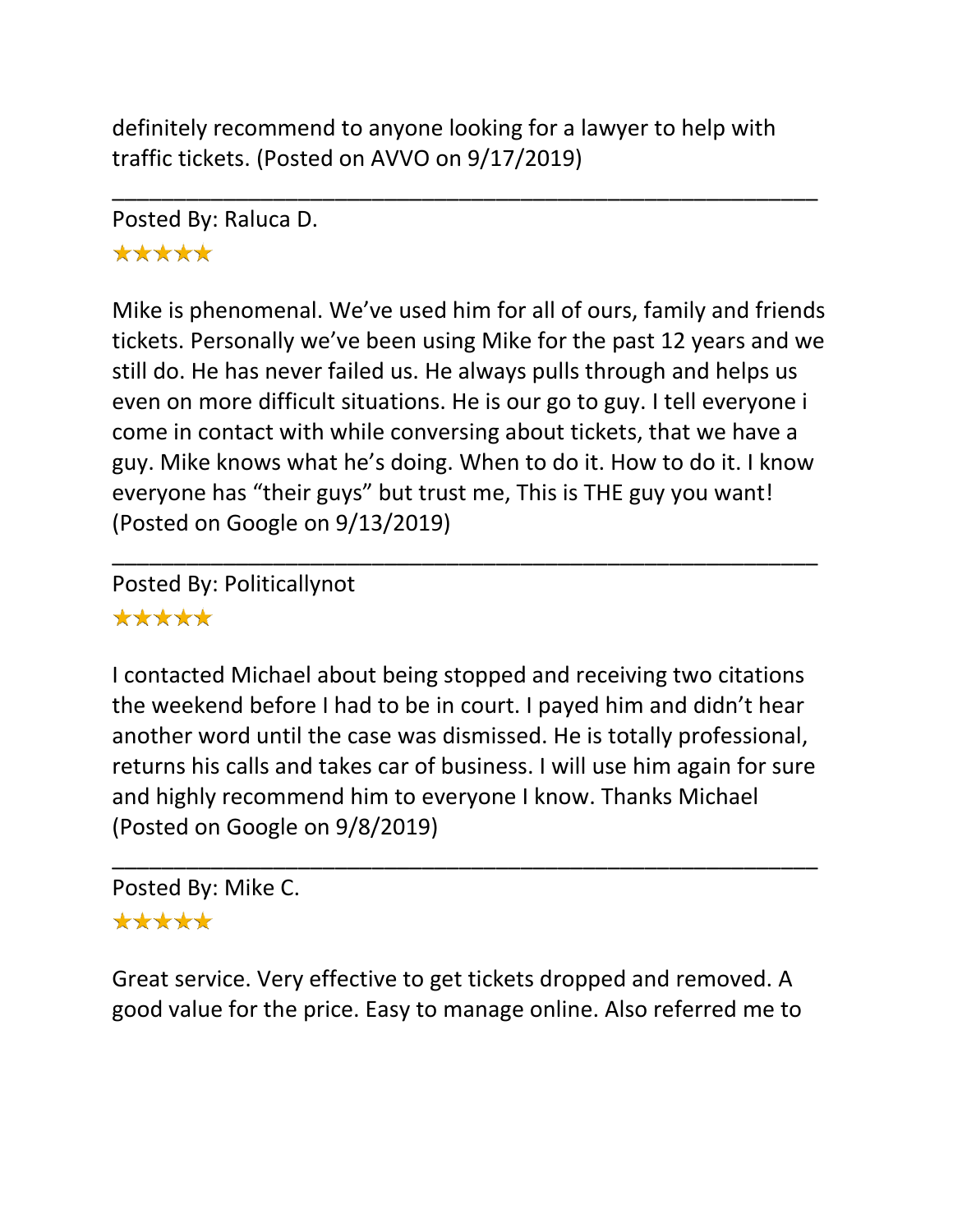definitely recommend to anyone looking for a lawyer to help with traffic tickets. (Posted on AVVO on 9/17/2019)

---

Posted By: Raluca D.

★★★★★

Mike is phenomenal. We've used him for all of ours, family and friends tickets. Personally we've been using Mike for the past 12 years and we still do. He has never failed us. He always pulls through and helps us even on more difficult situations. He is our go to guy. I tell everyone i come in contact with while conversing about tickets, that we have a guy. Mike knows what he's doing. When to do it. How to do it. I know everyone has "their guys" but trust me, This is THE guy you want! (Posted on Google on 9/13/2019)

---

Posted By: Politicallynot

★★★★★

I contacted Michael about being stopped and receiving two citations the weekend before I had to be in court. I payed him and didn't hear another word until the case was dismissed. He is totally professional, returns his calls and takes car of business. I will use him again for sure and highly recommend him to everyone I know. Thanks Michael (Posted on Google on 9/8/2019)

---

Posted By: Mike C.

★★★★★

Great service. Very effective to get tickets dropped and removed. A good value for the price. Easy to manage online. Also referred me to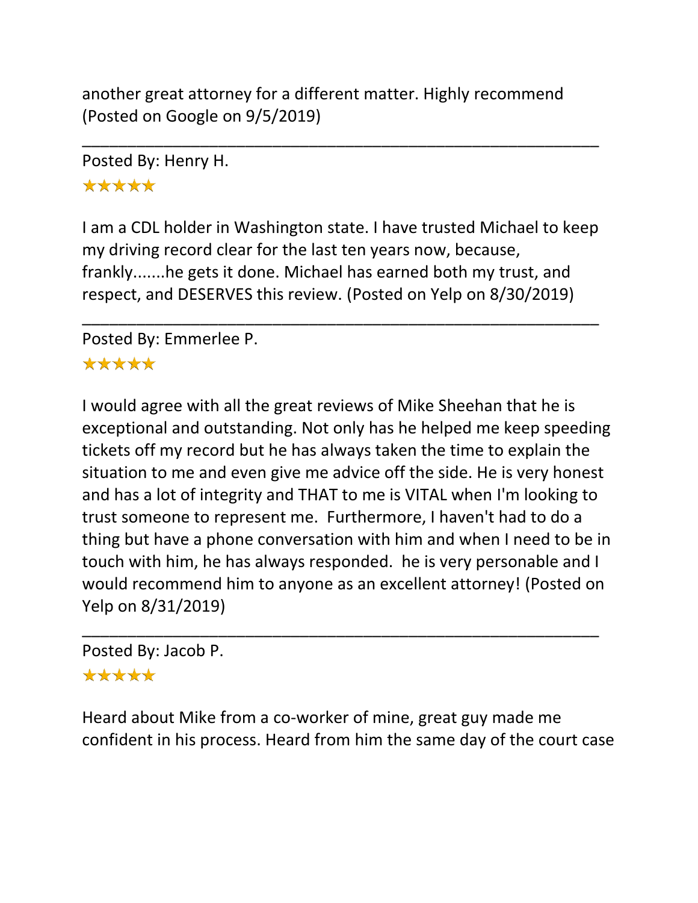another great attorney for a different matter. Highly recommend (Posted on Google on 9/5/2019)

---

Posted By: Henry H.

★★★★★

I am a CDL holder in Washington state. I have trusted Michael to keep my driving record clear for the last ten years now, because, frankly.......he gets it done. Michael has earned both my trust, and respect, and DESERVES this review. (Posted on Yelp on 8/30/2019)

---

Posted By: Emmerlee P.

★★★★★

I would agree with all the great reviews of Mike Sheehan that he is exceptional and outstanding. Not only has he helped me keep speeding tickets off my record but he has always taken the time to explain the situation to me and even give me advice off the side. He is very honest and has a lot of integrity and THAT to me is VITAL when I'm looking to trust someone to represent me. Furthermore, I haven't had to do a thing but have a phone conversation with him and when I need to be in touch with him, he has always responded. he is very personable and I would recommend him to anyone as an excellent attorney! (Posted on Yelp on 8/31/2019)

---

Posted By: Jacob P.

★★★★★

Heard about Mike from a co-worker of mine, great guy made me confident in his process. Heard from him the same day of the court case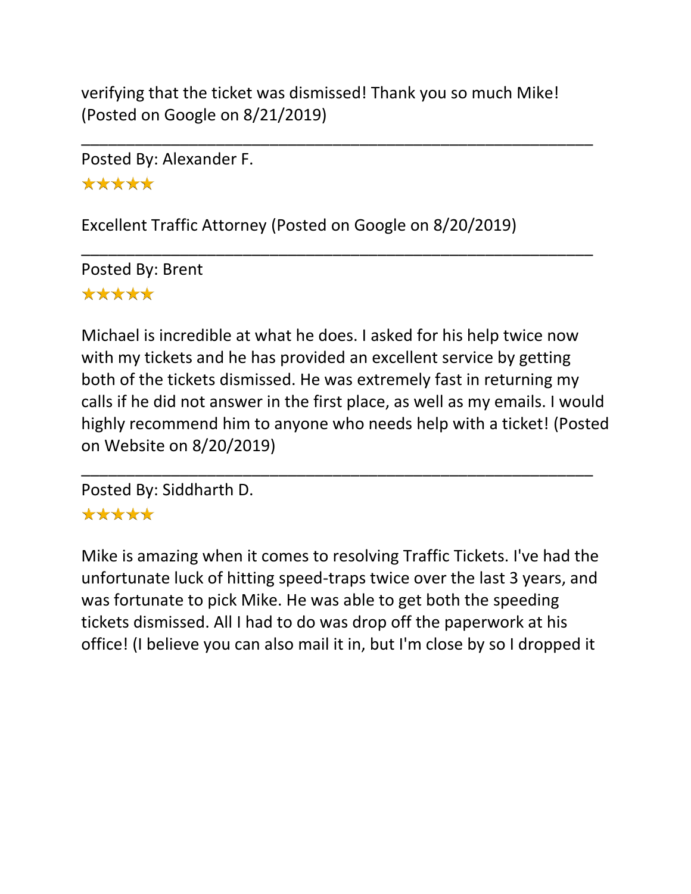verifying that the ticket was dismissed! Thank you so much Mike! (Posted on Google on 8/21/2019)

---

Posted By: Alexander F.

★★★★★

Excellent Traffic Attorney (Posted on Google on 8/20/2019)

---

Posted By: Brent

★★★★★

Michael is incredible at what he does. I asked for his help twice now with my tickets and he has provided an excellent service by getting both of the tickets dismissed. He was extremely fast in returning my calls if he did not answer in the first place, as well as my emails. I would highly recommend him to anyone who needs help with a ticket! (Posted on Website on 8/20/2019)

---

Posted By: Siddharth D.

★★★★★

Mike is amazing when it comes to resolving Traffic Tickets. I've had the unfortunate luck of hitting speed-traps twice over the last 3 years, and was fortunate to pick Mike. He was able to get both the speeding tickets dismissed. All I had to do was drop off the paperwork at his office! (I believe you can also mail it in, but I'm close by so I dropped it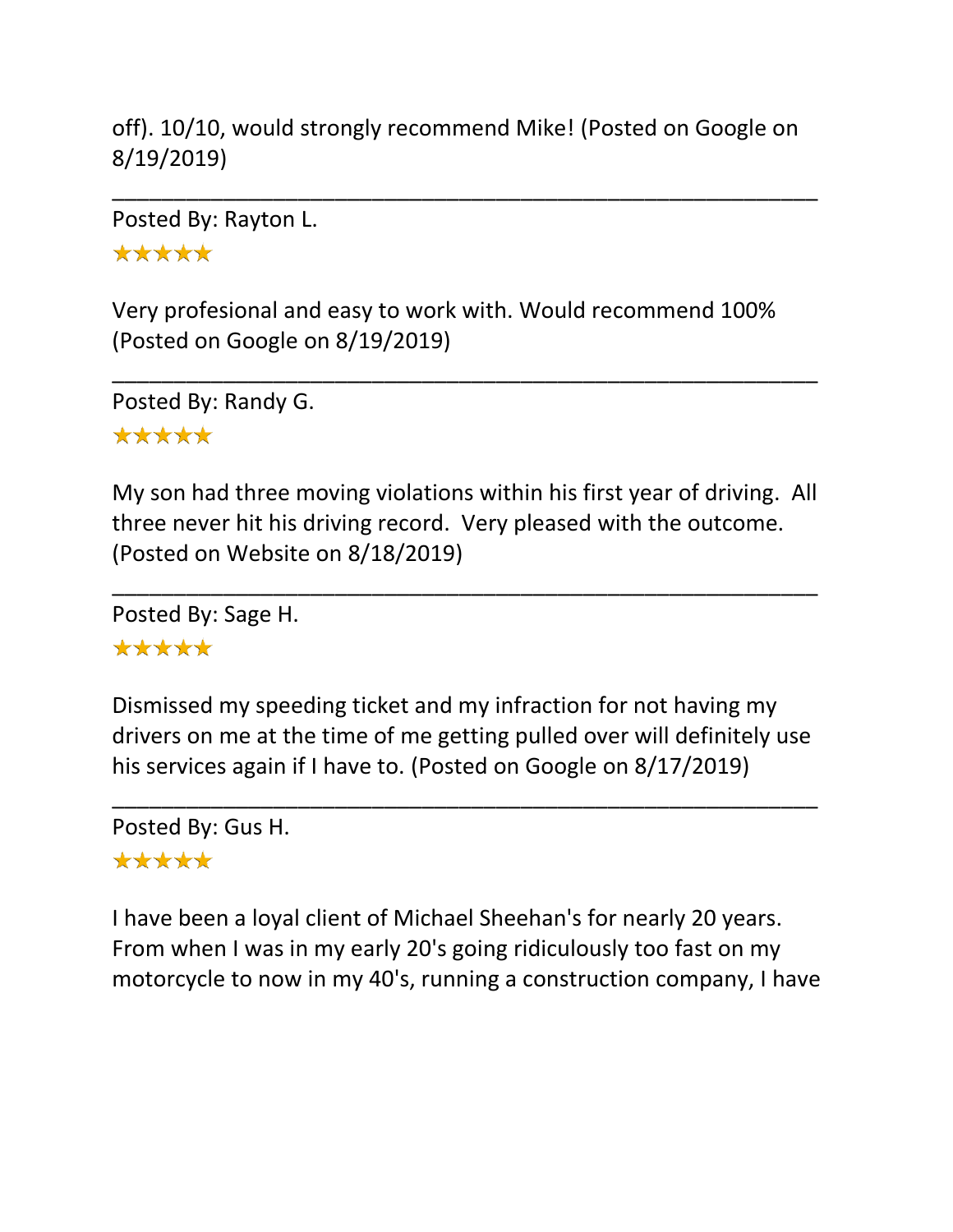off). 10/10, would strongly recommend Mike! (Posted on Google on 8/19/2019)

---

Posted By: Rayton L.

★★★★★

Very profesional and easy to work with. Would recommend 100% (Posted on Google on 8/19/2019)

---

Posted By: Randy G.

★★★★★

My son had three moving violations within his first year of driving. All three never hit his driving record. Very pleased with the outcome. (Posted on Website on 8/18/2019)

---

Posted By: Sage H.

★★★★★

Dismissed my speeding ticket and my infraction for not having my drivers on me at the time of me getting pulled over will definitely use his services again if I have to. (Posted on Google on 8/17/2019)

---

Posted By: Gus H.

★★★★★

I have been a loyal client of Michael Sheehan's for nearly 20 years. From when I was in my early 20's going ridiculously too fast on my motorcycle to now in my 40's, running a construction company, I have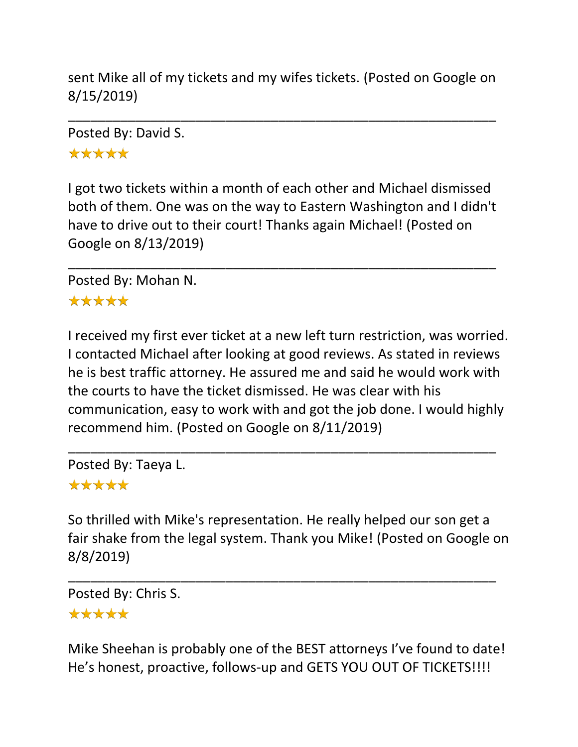sent Mike all of my tickets and my wifes tickets. (Posted on Google on 8/15/2019)

---

Posted By: David S.

★★★★★

I got two tickets within a month of each other and Michael dismissed both of them. One was on the way to Eastern Washington and I didn't have to drive out to their court! Thanks again Michael! (Posted on Google on 8/13/2019)

---

Posted By: Mohan N.

★★★★★

I received my first ever ticket at a new left turn restriction, was worried. I contacted Michael after looking at good reviews. As stated in reviews he is best traffic attorney. He assured me and said he would work with the courts to have the ticket dismissed. He was clear with his communication, easy to work with and got the job done. I would highly recommend him. (Posted on Google on 8/11/2019)

---

Posted By: Taeya L.

★★★★★

So thrilled with Mike's representation. He really helped our son get a fair shake from the legal system. Thank you Mike! (Posted on Google on 8/8/2019)

---

Posted By: Chris S.

★★★★★

Mike Sheehan is probably one of the BEST attorneys I've found to date! He's honest, proactive, follows-up and GETS YOU OUT OF TICKETS!!!!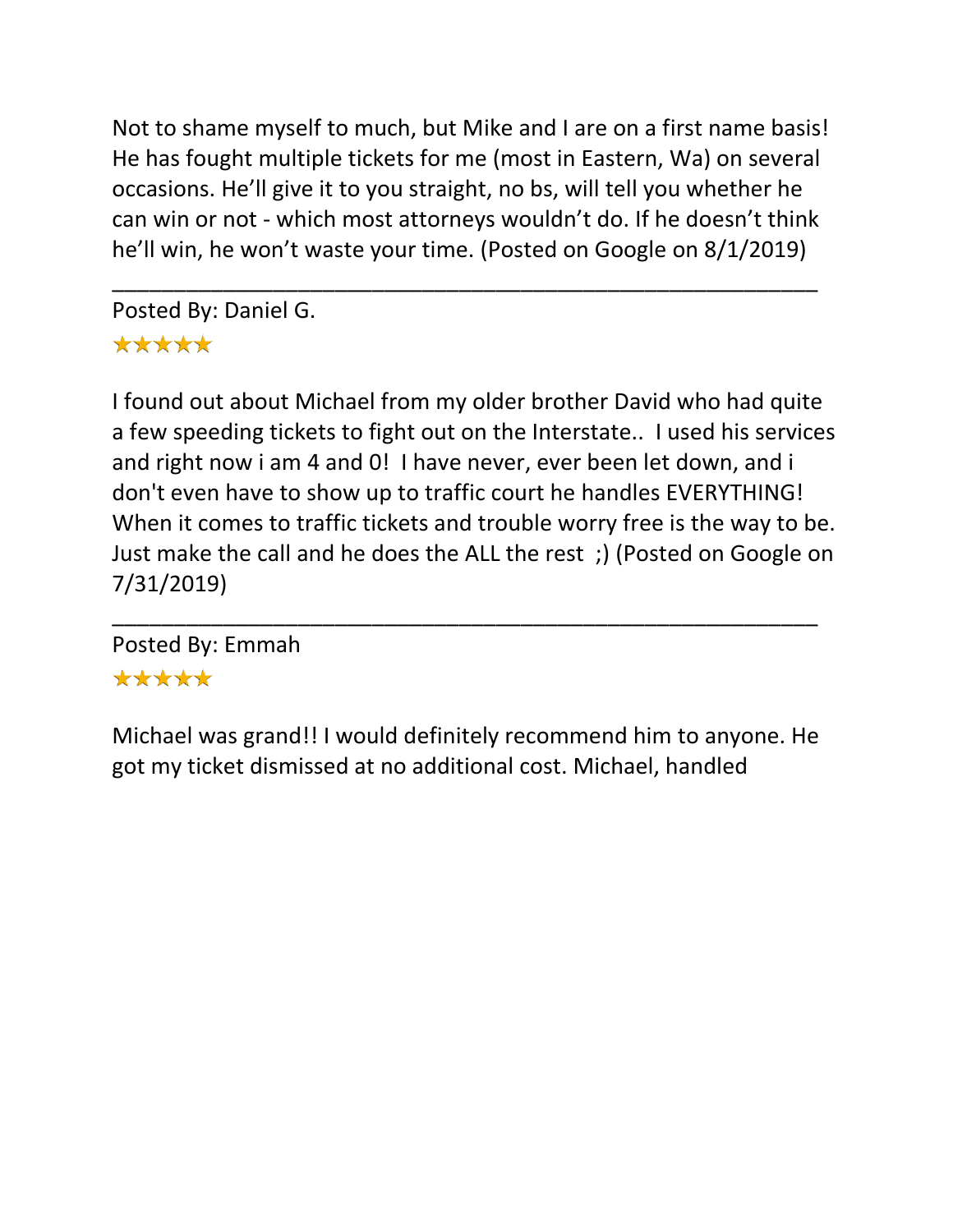Not to shame myself to much, but Mike and I are on a first name basis! He has fought multiple tickets for me (most in Eastern, Wa) on several occasions. He'll give it to you straight, no bs, will tell you whether he can win or not - which most attorneys wouldn't do. If he doesn't think he'll win, he won't waste your time. (Posted on Google on 8/1/2019)

---

Posted By: Daniel G.

★★★★★

I found out about Michael from my older brother David who had quite a few speeding tickets to fight out on the Interstate.. I used his services and right now i am 4 and 0! I have never, ever been let down, and i don't even have to show up to traffic court he handles EVERYTHING! When it comes to traffic tickets and trouble worry free is the way to be. Just make the call and he does the ALL the rest ;) (Posted on Google on 7/31/2019)

---

Posted By: Emmah

★★★★★

Michael was grand!! I would definitely recommend him to anyone. He got my ticket dismissed at no additional cost. Michael, handled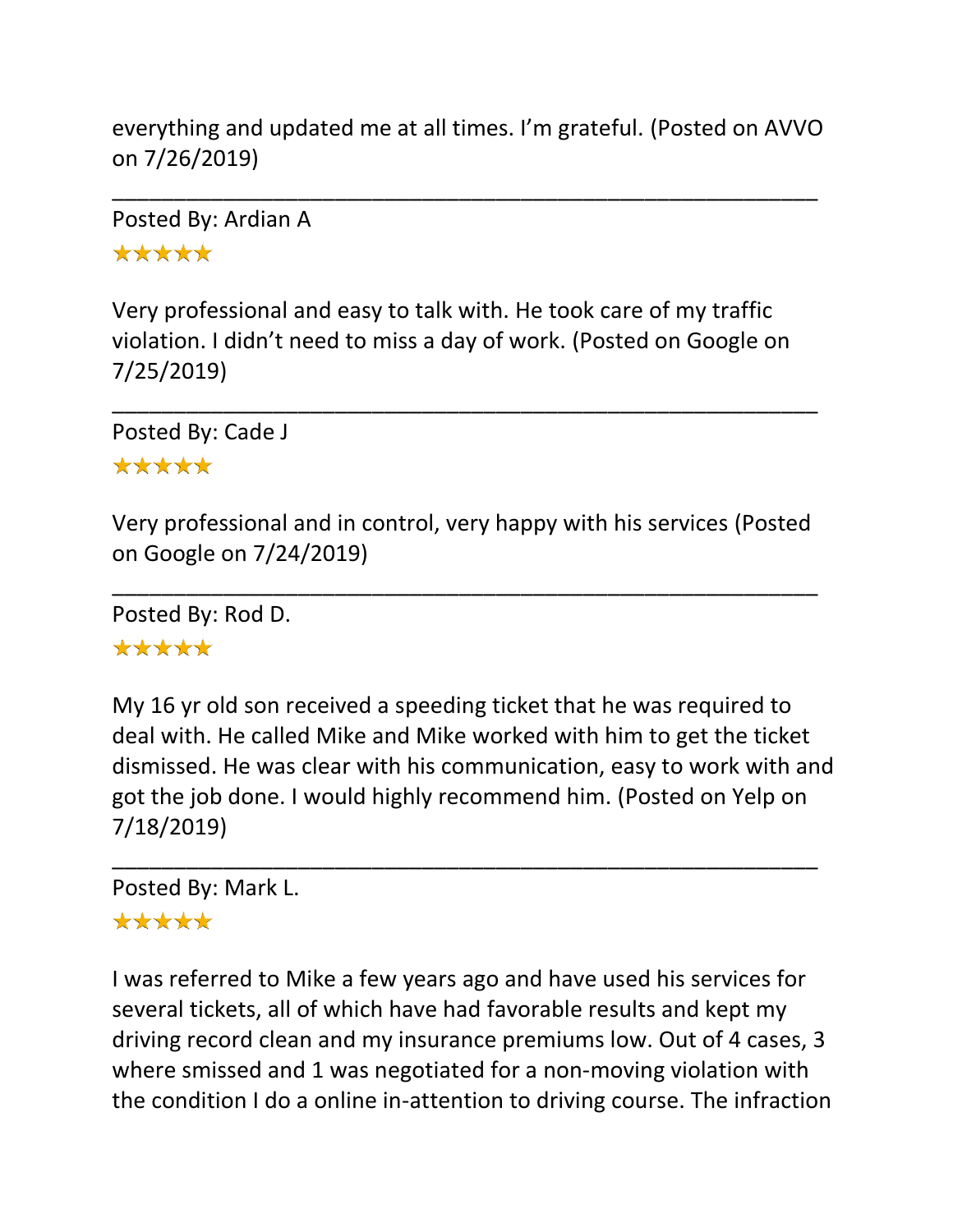everything and updated me at all times. I'm grateful. (Posted on AVVO on 7/26/2019)

---

Posted By: Ardian A

★★★★★

Very professional and easy to talk with. He took care of my traffic violation. I didn't need to miss a day of work. (Posted on Google on 7/25/2019)

---

Posted By: Cade J

★★★★★

Very professional and in control, very happy with his services (Posted on Google on 7/24/2019)

---

Posted By: Rod D.

★★★★★

My 16 yr old son received a speeding ticket that he was required to deal with. He called Mike and Mike worked with him to get the ticket dismissed. He was clear with his communication, easy to work with and got the job done. I would highly recommend him. (Posted on Yelp on 7/18/2019)

---

Posted By: Mark L.

★★★★★

I was referred to Mike a few years ago and have used his services for several tickets, all of which have had favorable results and kept my driving record clean and my insurance premiums low. Out of 4 cases, 3 where smissed and 1 was negotiated for a non-moving violation with the condition I do a online in-attention to driving course. The infraction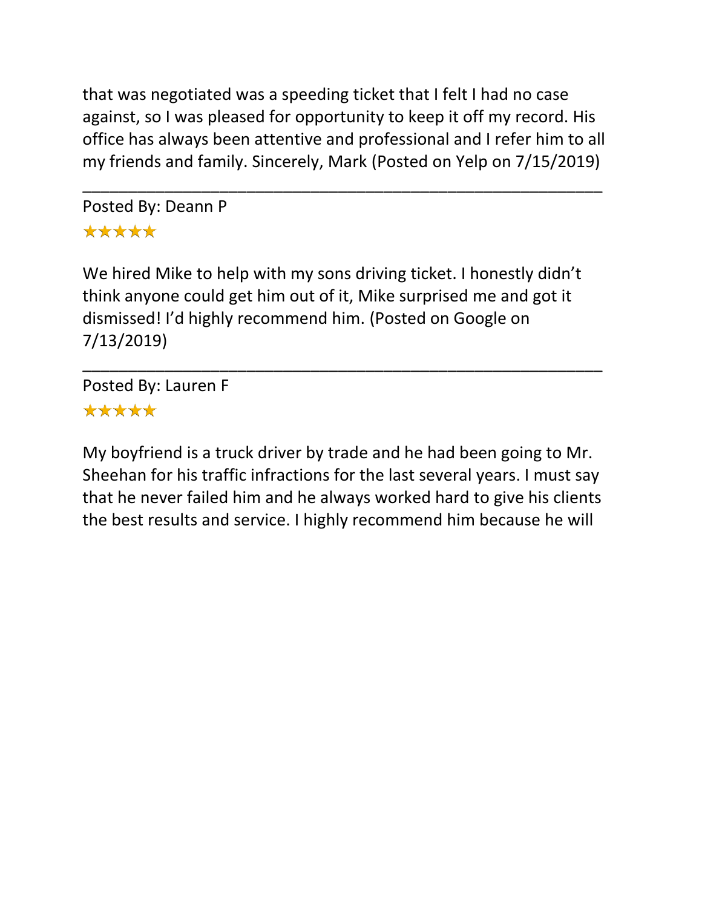that was negotiated was a speeding ticket that I felt I had no case against, so I was pleased for opportunity to keep it off my record. His office has always been attentive and professional and I refer him to all my friends and family. Sincerely, Mark (Posted on Yelp on 7/15/2019)

---

Posted By: Deann P

★★★★★

We hired Mike to help with my sons driving ticket. I honestly didn't think anyone could get him out of it, Mike surprised me and got it dismissed! I'd highly recommend him. (Posted on Google on 7/13/2019)

---

Posted By: Lauren F

★★★★★

My boyfriend is a truck driver by trade and he had been going to Mr. Sheehan for his traffic infractions for the last several years. I must say that he never failed him and he always worked hard to give his clients the best results and service. I highly recommend him because he will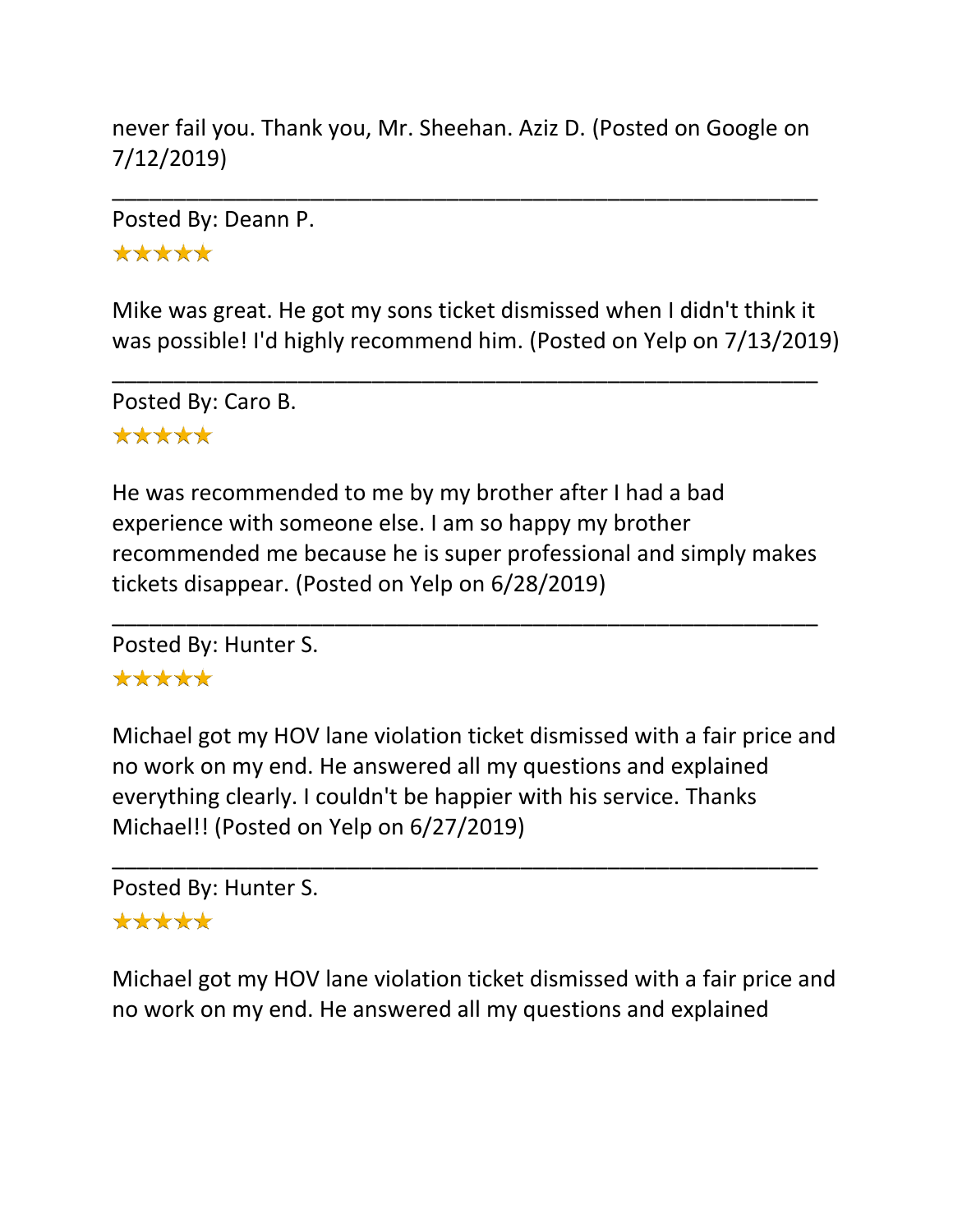never fail you. Thank you, Mr. Sheehan. Aziz D. (Posted on Google on 7/12/2019)

---

Posted By: Deann P.

★★★★★

Mike was great. He got my sons ticket dismissed when I didn't think it was possible! I'd highly recommend him. (Posted on Yelp on 7/13/2019)

---

Posted By: Caro B.

★★★★★

He was recommended to me by my brother after I had a bad experience with someone else. I am so happy my brother recommended me because he is super professional and simply makes tickets disappear. (Posted on Yelp on 6/28/2019)

---

Posted By: Hunter S.

★★★★★

Michael got my HOV lane violation ticket dismissed with a fair price and no work on my end. He answered all my questions and explained everything clearly. I couldn't be happier with his service. Thanks Michael!! (Posted on Yelp on 6/27/2019)

---

Posted By: Hunter S.

★★★★★

Michael got my HOV lane violation ticket dismissed with a fair price and no work on my end. He answered all my questions and explained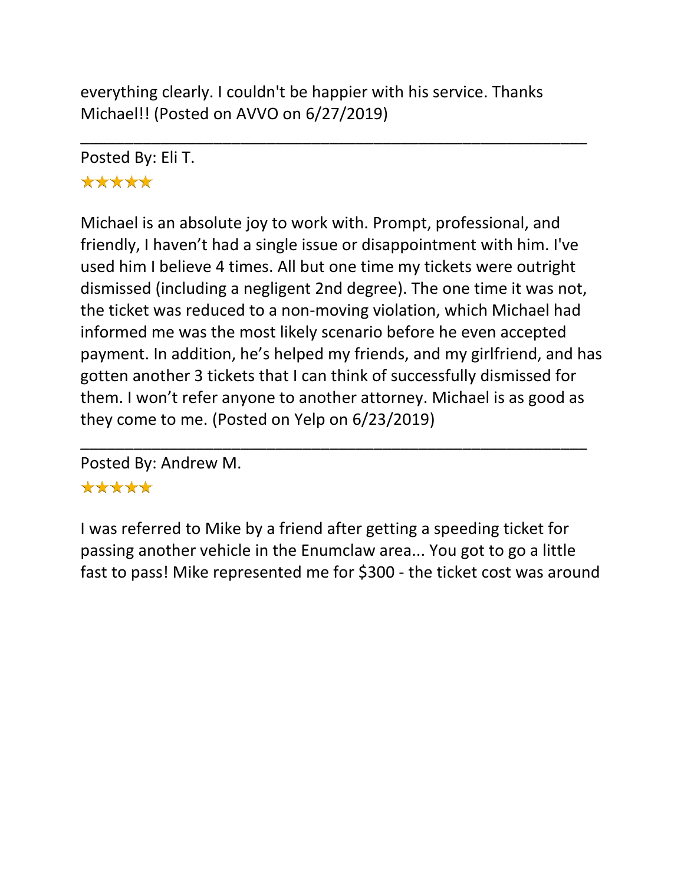everything clearly. I couldn't be happier with his service. Thanks Michael!! (Posted on AVVO on 6/27/2019)

---

Posted By: Eli T.

★★★★★

Michael is an absolute joy to work with. Prompt, professional, and friendly, I haven't had a single issue or disappointment with him. I've used him I believe 4 times. All but one time my tickets were outright dismissed (including a negligent 2nd degree). The one time it was not, the ticket was reduced to a non-moving violation, which Michael had informed me was the most likely scenario before he even accepted payment. In addition, he's helped my friends, and my girlfriend, and has gotten another 3 tickets that I can think of successfully dismissed for them. I won't refer anyone to another attorney. Michael is as good as they come to me. (Posted on Yelp on 6/23/2019)

---

Posted By: Andrew M.

★★★★★

I was referred to Mike by a friend after getting a speeding ticket for passing another vehicle in the Enumclaw area... You got to go a little fast to pass! Mike represented me for $300 - the ticket cost was around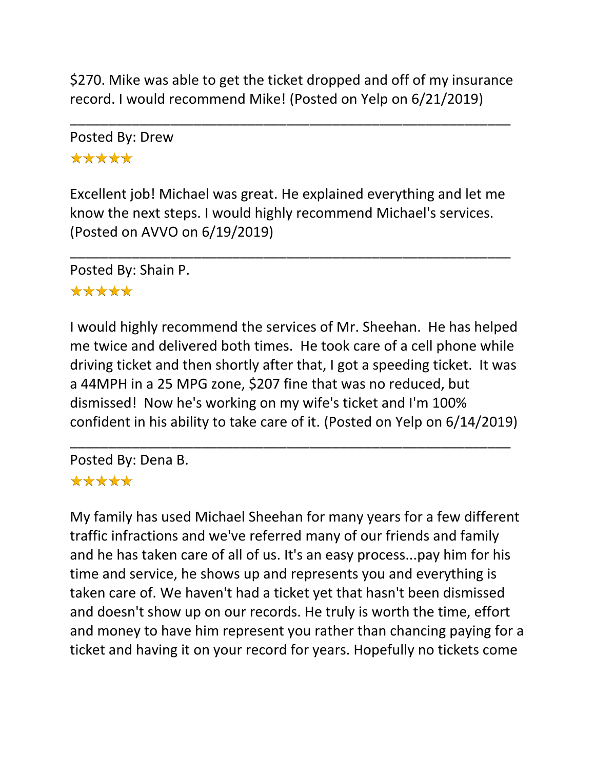$270. Mike was able to get the ticket dropped and off of my insurance record. I would recommend Mike! (Posted on Yelp on 6/21/2019)

---

Posted By: Drew

★★★★★

Excellent job! Michael was great. He explained everything and let me know the next steps. I would highly recommend Michael's services. (Posted on AVVO on 6/19/2019)

---

Posted By: Shain P.

★★★★★

I would highly recommend the services of Mr. Sheehan. He has helped me twice and delivered both times. He took care of a cell phone while driving ticket and then shortly after that, I got a speeding ticket. It was a 44MPH in a 25 MPG zone, $207 fine that was no reduced, but dismissed! Now he's working on my wife's ticket and I'm 100% confident in his ability to take care of it. (Posted on Yelp on 6/14/2019)

---

Posted By: Dena B.

★★★★★

My family has used Michael Sheehan for many years for a few different traffic infractions and we've referred many of our friends and family and he has taken care of all of us. It's an easy process...pay him for his time and service, he shows up and represents you and everything is taken care of. We haven't had a ticket yet that hasn't been dismissed and doesn't show up on our records. He truly is worth the time, effort and money to have him represent you rather than chancing paying for a ticket and having it on your record for years. Hopefully no tickets come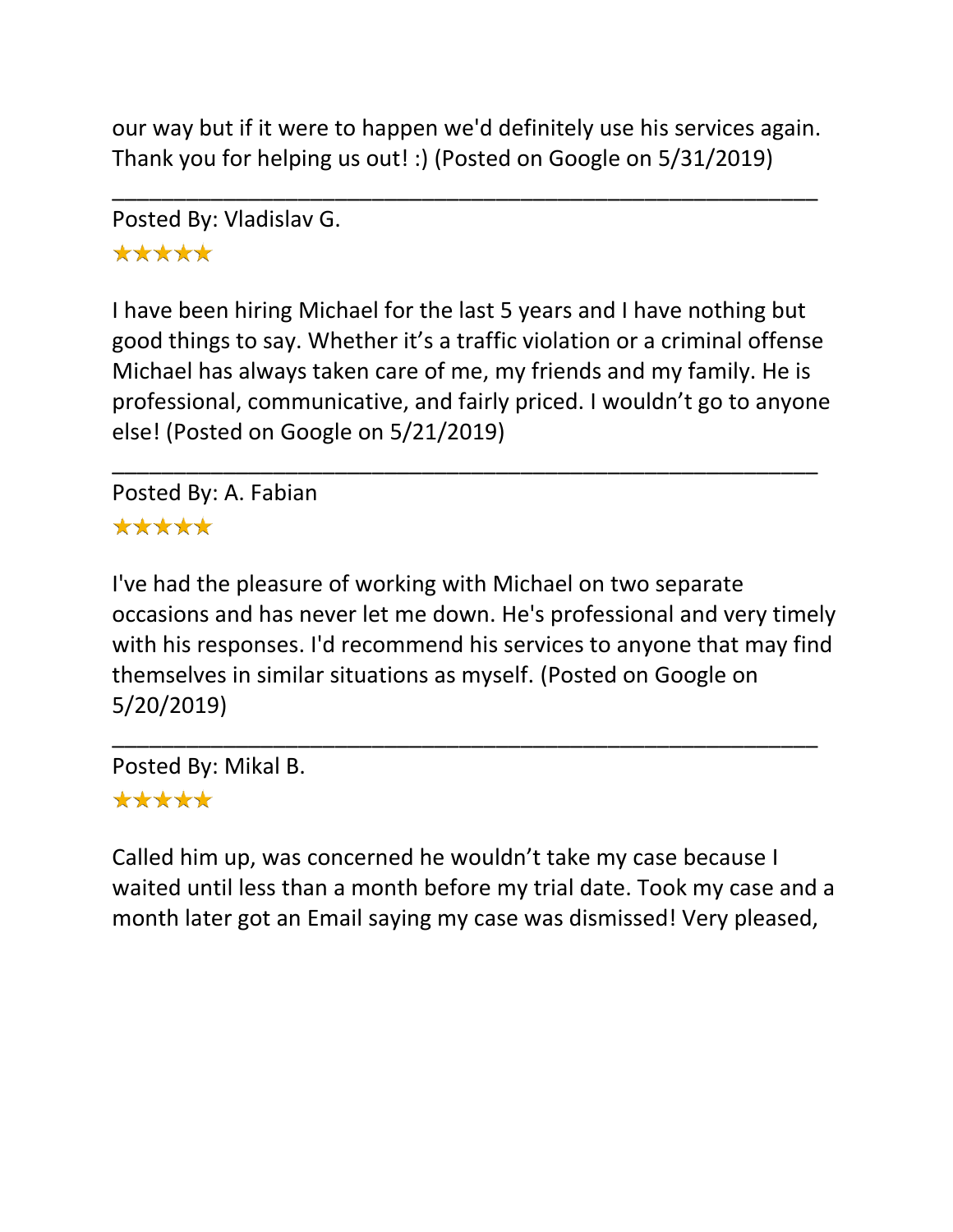our way but if it were to happen we'd definitely use his services again. Thank you for helping us out! :) (Posted on Google on 5/31/2019)

---

Posted By: Vladislav G.

★★★★★

I have been hiring Michael for the last 5 years and I have nothing but good things to say. Whether it's a traffic violation or a criminal offense Michael has always taken care of me, my friends and my family. He is professional, communicative, and fairly priced. I wouldn't go to anyone else! (Posted on Google on 5/21/2019)

---

Posted By: A. Fabian

★★★★★

I've had the pleasure of working with Michael on two separate occasions and has never let me down. He's professional and very timely with his responses. I'd recommend his services to anyone that may find themselves in similar situations as myself. (Posted on Google on 5/20/2019)

---

Posted By: Mikal B.

★★★★★

Called him up, was concerned he wouldn't take my case because I waited until less than a month before my trial date. Took my case and a month later got an Email saying my case was dismissed! Very pleased,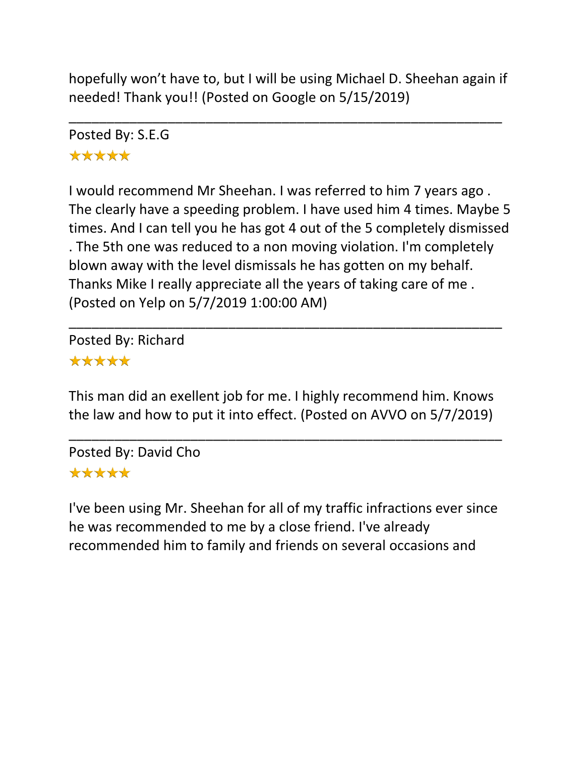hopefully won't have to, but I will be using Michael D. Sheehan again if needed! Thank you!! (Posted on Google on 5/15/2019)

---

Posted By: S.E.G

★★★★★

I would recommend Mr Sheehan. I was referred to him 7 years ago . The clearly have a speeding problem. I have used him 4 times. Maybe 5 times. And I can tell you he has got 4 out of the 5 completely dismissed . The 5th one was reduced to a non moving violation. I'm completely blown away with the level dismissals he has gotten on my behalf. Thanks Mike I really appreciate all the years of taking care of me . (Posted on Yelp on 5/7/2019 1:00:00 AM)

---

Posted By: Richard

★★★★★

This man did an exellent job for me. I highly recommend him. Knows the law and how to put it into effect. (Posted on AVVO on 5/7/2019)

---

Posted By: David Cho

★★★★★

I've been using Mr. Sheehan for all of my traffic infractions ever since he was recommended to me by a close friend. I've already recommended him to family and friends on several occasions and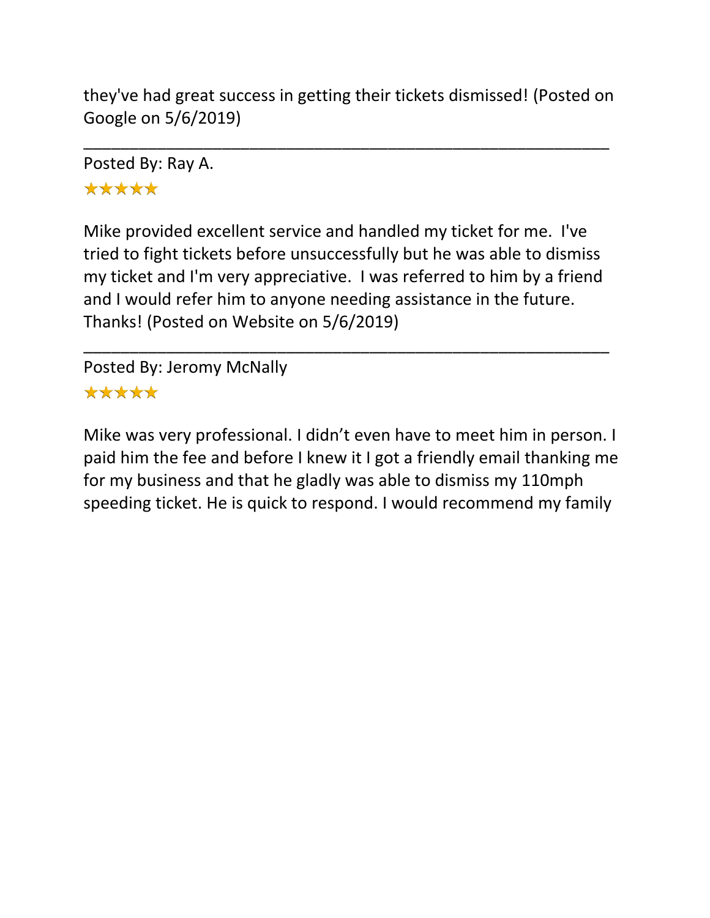they've had great success in getting their tickets dismissed! (Posted on Google on 5/6/2019)

---

Posted By: Ray A.

★★★★★

Mike provided excellent service and handled my ticket for me. I've tried to fight tickets before unsuccessfully but he was able to dismiss my ticket and I'm very appreciative. I was referred to him by a friend and I would refer him to anyone needing assistance in the future. Thanks! (Posted on Website on 5/6/2019)

---

Posted By: Jeromy McNally

★★★★★

Mike was very professional. I didn't even have to meet him in person. I paid him the fee and before I knew it I got a friendly email thanking me for my business and that he gladly was able to dismiss my 110mph speeding ticket. He is quick to respond. I would recommend my family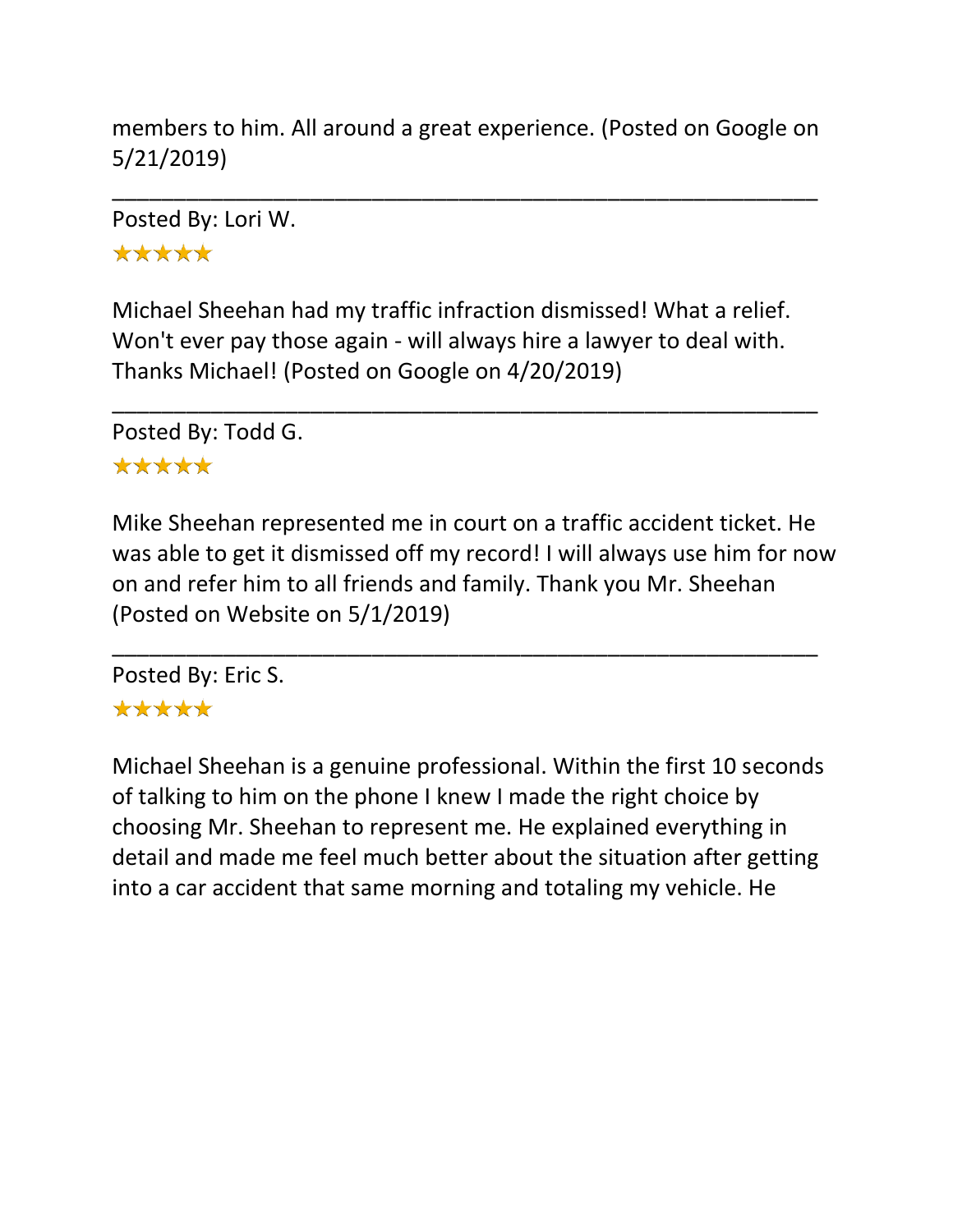members to him. All around a great experience. (Posted on Google on 5/21/2019)

---

Posted By: Lori W.

★★★★★

Michael Sheehan had my traffic infraction dismissed! What a relief. Won't ever pay those again - will always hire a lawyer to deal with. Thanks Michael! (Posted on Google on 4/20/2019)

---

Posted By: Todd G.

★★★★★

Mike Sheehan represented me in court on a traffic accident ticket. He was able to get it dismissed off my record! I will always use him for now on and refer him to all friends and family. Thank you Mr. Sheehan (Posted on Website on 5/1/2019)

---

Posted By: Eric S.

★★★★★

Michael Sheehan is a genuine professional. Within the first 10 seconds of talking to him on the phone I knew I made the right choice by choosing Mr. Sheehan to represent me. He explained everything in detail and made me feel much better about the situation after getting into a car accident that same morning and totaling my vehicle. He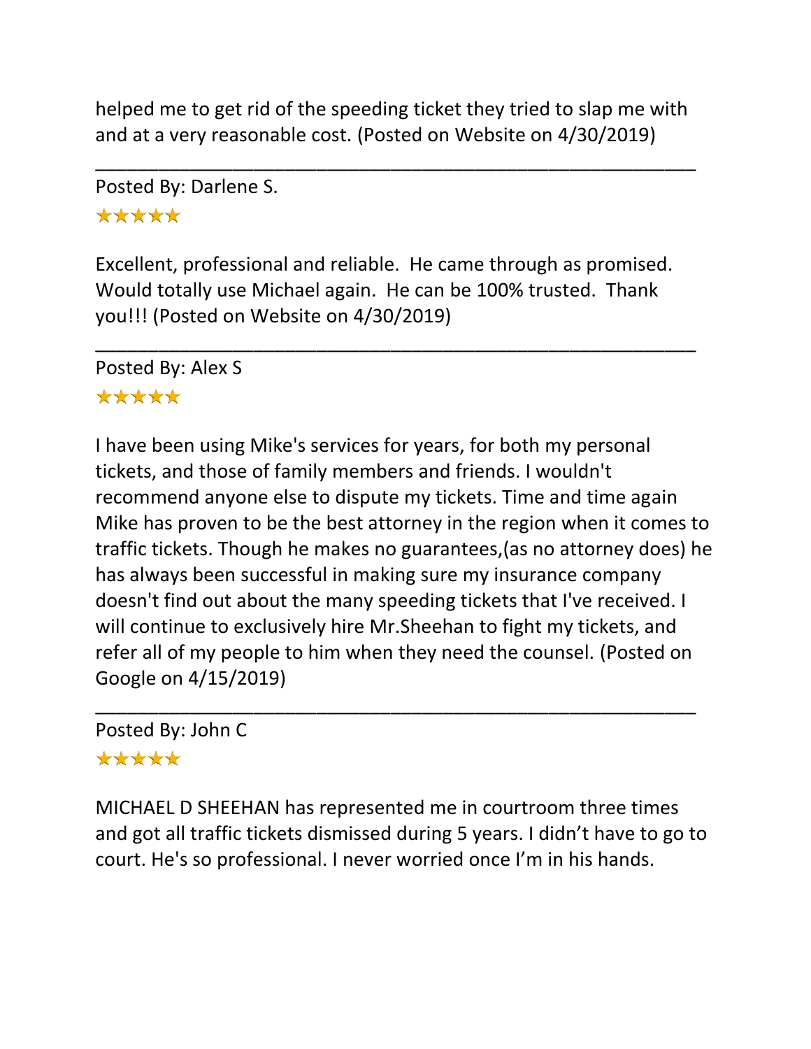helped me to get rid of the speeding ticket they tried to slap me with and at a very reasonable cost. (Posted on Website on 4/30/2019)

---

Posted By: Darlene S.

★★★★★

Excellent, professional and reliable.  He came through as promised. Would totally use Michael again.  He can be 100% trusted.  Thank you!!! (Posted on Website on 4/30/2019)

---

Posted By: Alex S

★★★★★

I have been using Mike's services for years, for both my personal tickets, and those of family members and friends. I wouldn't recommend anyone else to dispute my tickets. Time and time again Mike has proven to be the best attorney in the region when it comes to traffic tickets. Though he makes no guarantees,(as no attorney does) he has always been successful in making sure my insurance company doesn't find out about the many speeding tickets that I've received. I will continue to exclusively hire Mr.Sheehan to fight my tickets, and refer all of my people to him when they need the counsel. (Posted on Google on 4/15/2019)

---

Posted By: John C

★★★★★

MICHAEL D SHEEHAN has represented me in courtroom three times and got all traffic tickets dismissed during 5 years. I didn't have to go to court. He's so professional. I never worried once I'm in his hands.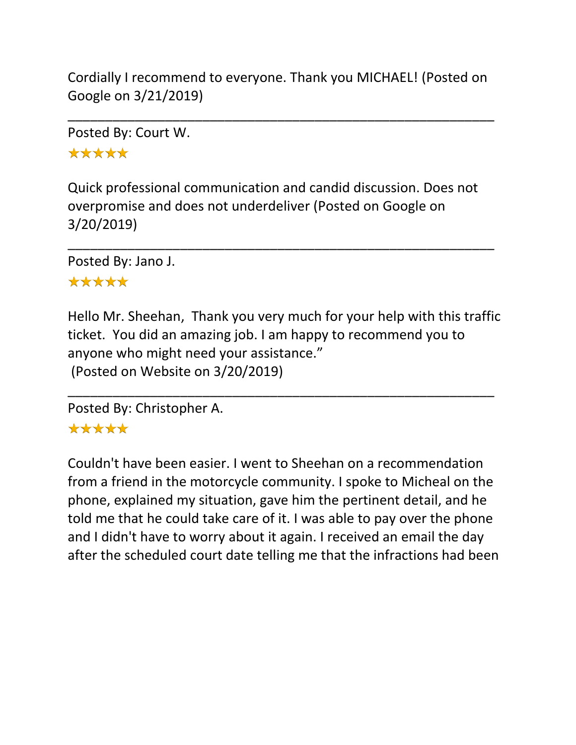Cordially I recommend to everyone. Thank you MICHAEL! (Posted on Google on 3/21/2019)

---

Posted By: Court W.

★★★★★

Quick professional communication and candid discussion. Does not overpromise and does not underdeliver (Posted on Google on 3/20/2019)

---

Posted By: Jano J.

★★★★★

Hello Mr. Sheehan,  Thank you very much for your help with this traffic ticket.  You did an amazing job. I am happy to recommend you to anyone who might need your assistance."
 (Posted on Website on 3/20/2019)

---

Posted By: Christopher A.

★★★★★

Couldn't have been easier. I went to Sheehan on a recommendation from a friend in the motorcycle community. I spoke to Micheal on the phone, explained my situation, gave him the pertinent detail, and he told me that he could take care of it. I was able to pay over the phone and I didn't have to worry about it again. I received an email the day after the scheduled court date telling me that the infractions had been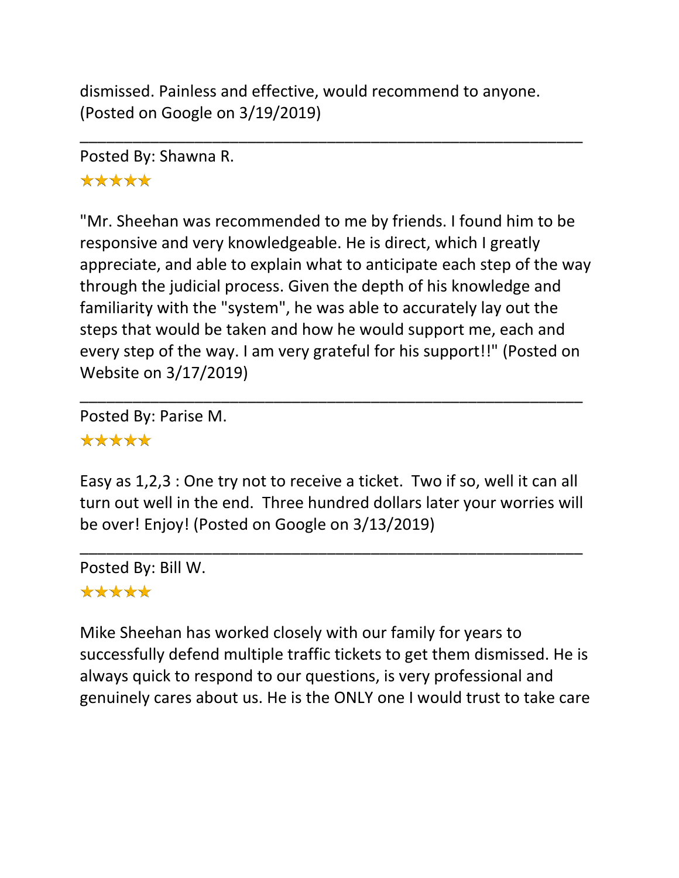dismissed. Painless and effective, would recommend to anyone. (Posted on Google on 3/19/2019)

---

Posted By: Shawna R.

★★★★★

"Mr. Sheehan was recommended to me by friends. I found him to be responsive and very knowledgeable. He is direct, which I greatly appreciate, and able to explain what to anticipate each step of the way through the judicial process. Given the depth of his knowledge and familiarity with the "system", he was able to accurately lay out the steps that would be taken and how he would support me, each and every step of the way. I am very grateful for his support!!" (Posted on Website on 3/17/2019)

---

Posted By: Parise M.

★★★★★

Easy as 1,2,3 : One try not to receive a ticket.  Two if so, well it can all turn out well in the end.  Three hundred dollars later your worries will be over! Enjoy! (Posted on Google on 3/13/2019)

---

Posted By: Bill W.

★★★★★

Mike Sheehan has worked closely with our family for years to successfully defend multiple traffic tickets to get them dismissed. He is always quick to respond to our questions, is very professional and genuinely cares about us. He is the ONLY one I would trust to take care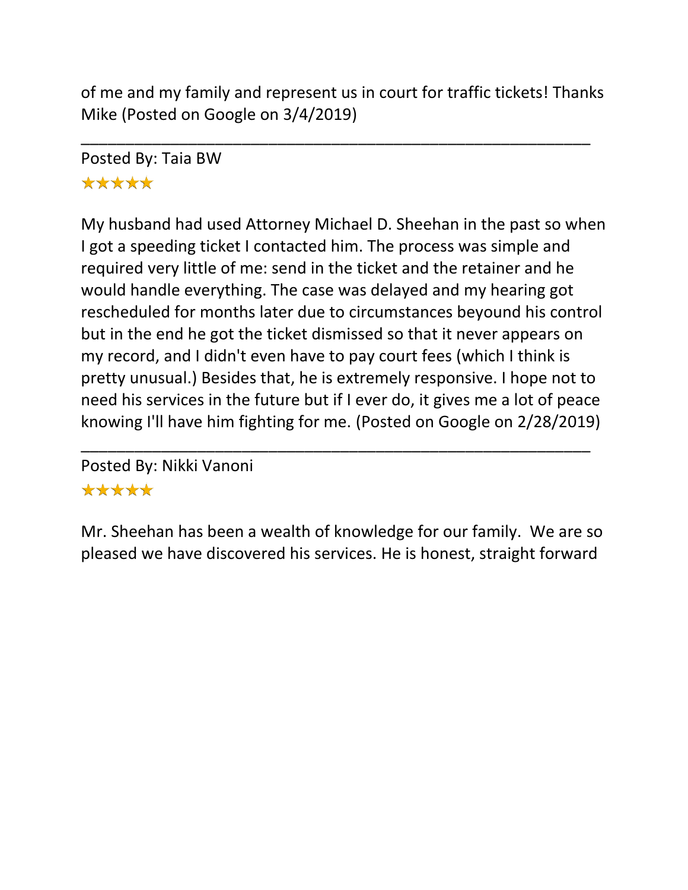of me and my family and represent us in court for traffic tickets! Thanks Mike (Posted on Google on 3/4/2019)

---

Posted By: Taia BW

★★★★★

My husband had used Attorney Michael D. Sheehan in the past so when I got a speeding ticket I contacted him. The process was simple and required very little of me: send in the ticket and the retainer and he would handle everything. The case was delayed and my hearing got rescheduled for months later due to circumstances beyound his control but in the end he got the ticket dismissed so that it never appears on my record, and I didn't even have to pay court fees (which I think is pretty unusual.) Besides that, he is extremely responsive. I hope not to need his services in the future but if I ever do, it gives me a lot of peace knowing I'll have him fighting for me. (Posted on Google on 2/28/2019)

---

Posted By: Nikki Vanoni

★★★★★

Mr. Sheehan has been a wealth of knowledge for our family. We are so pleased we have discovered his services. He is honest, straight forward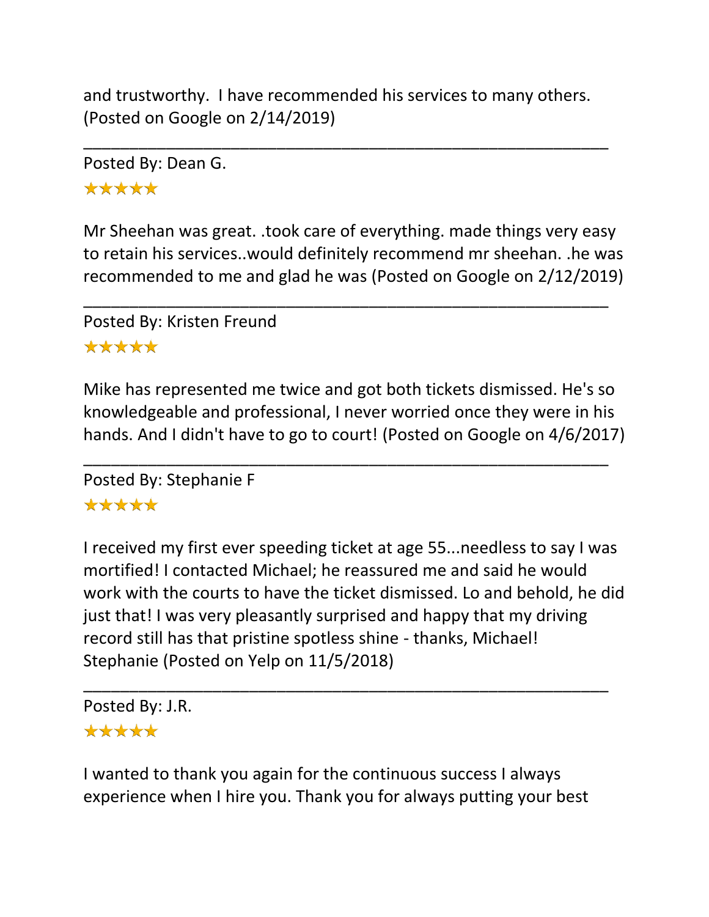and trustworthy. I have recommended his services to many others. (Posted on Google on 2/14/2019)

---

Posted By: Dean G.

★★★★★

Mr Sheehan was great. .took care of everything. made things very easy to retain his services..would definitely recommend mr sheehan. .he was recommended to me and glad he was (Posted on Google on 2/12/2019)

---

Posted By: Kristen Freund

★★★★★

Mike has represented me twice and got both tickets dismissed. He's so knowledgeable and professional, I never worried once they were in his hands. And I didn't have to go to court! (Posted on Google on 4/6/2017)

---

Posted By: Stephanie F

★★★★★

I received my first ever speeding ticket at age 55...needless to say I was mortified! I contacted Michael; he reassured me and said he would work with the courts to have the ticket dismissed. Lo and behold, he did just that! I was very pleasantly surprised and happy that my driving record still has that pristine spotless shine - thanks, Michael! Stephanie (Posted on Yelp on 11/5/2018)

---

Posted By: J.R.

★★★★★

I wanted to thank you again for the continuous success I always experience when I hire you. Thank you for always putting your best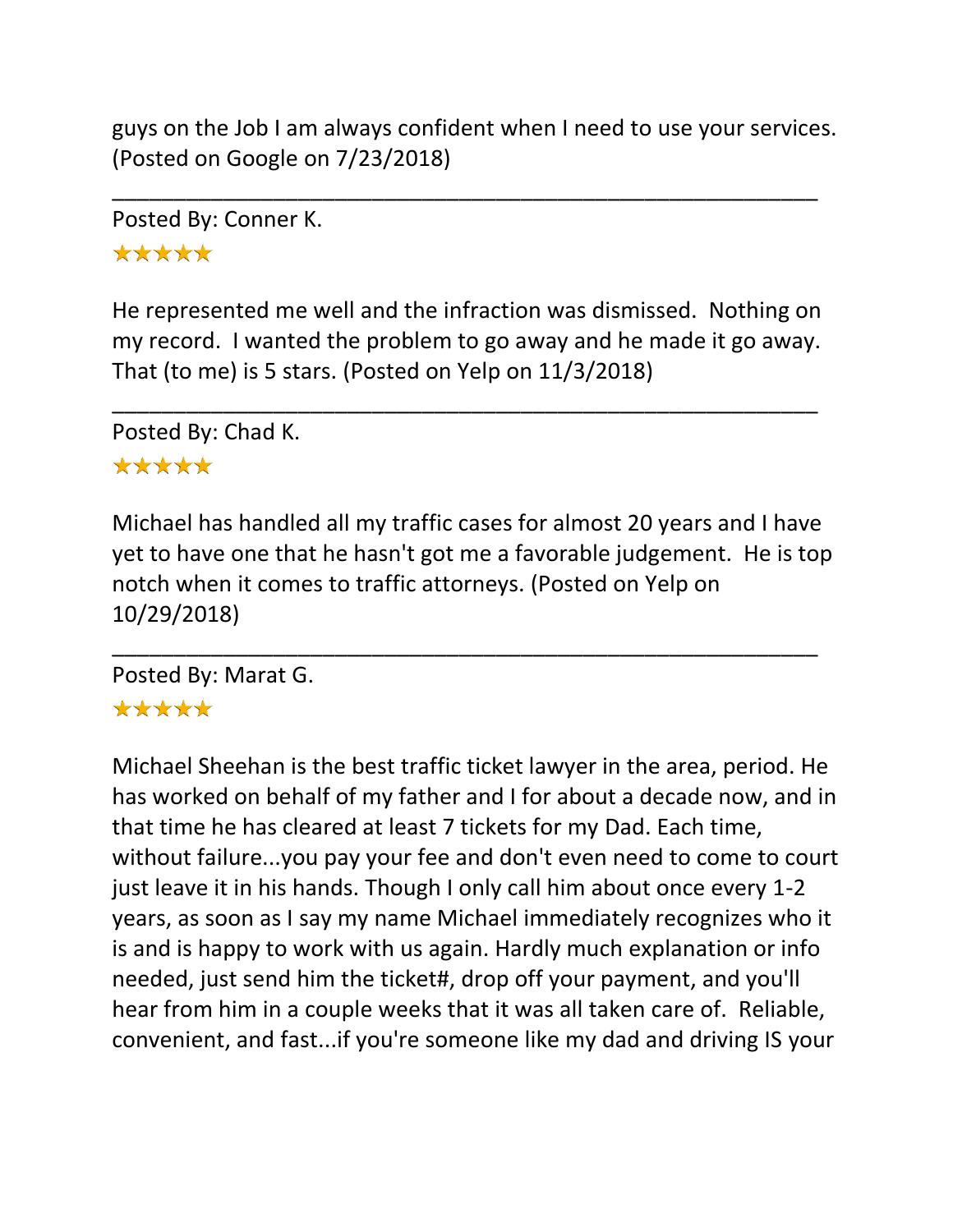guys on the Job I am always confident when I need to use your services. (Posted on Google on 7/23/2018)

---

Posted By: Conner K.

★★★★★

He represented me well and the infraction was dismissed. Nothing on my record. I wanted the problem to go away and he made it go away. That (to me) is 5 stars. (Posted on Yelp on 11/3/2018)

---

Posted By: Chad K.

★★★★★

Michael has handled all my traffic cases for almost 20 years and I have yet to have one that he hasn't got me a favorable judgement. He is top notch when it comes to traffic attorneys. (Posted on Yelp on 10/29/2018)

---

Posted By: Marat G.

★★★★★

Michael Sheehan is the best traffic ticket lawyer in the area, period. He has worked on behalf of my father and I for about a decade now, and in that time he has cleared at least 7 tickets for my Dad. Each time, without failure...you pay your fee and don't even need to come to court just leave it in his hands. Though I only call him about once every 1-2 years, as soon as I say my name Michael immediately recognizes who it is and is happy to work with us again. Hardly much explanation or info needed, just send him the ticket#, drop off your payment, and you'll hear from him in a couple weeks that it was all taken care of. Reliable, convenient, and fast...if you're someone like my dad and driving IS your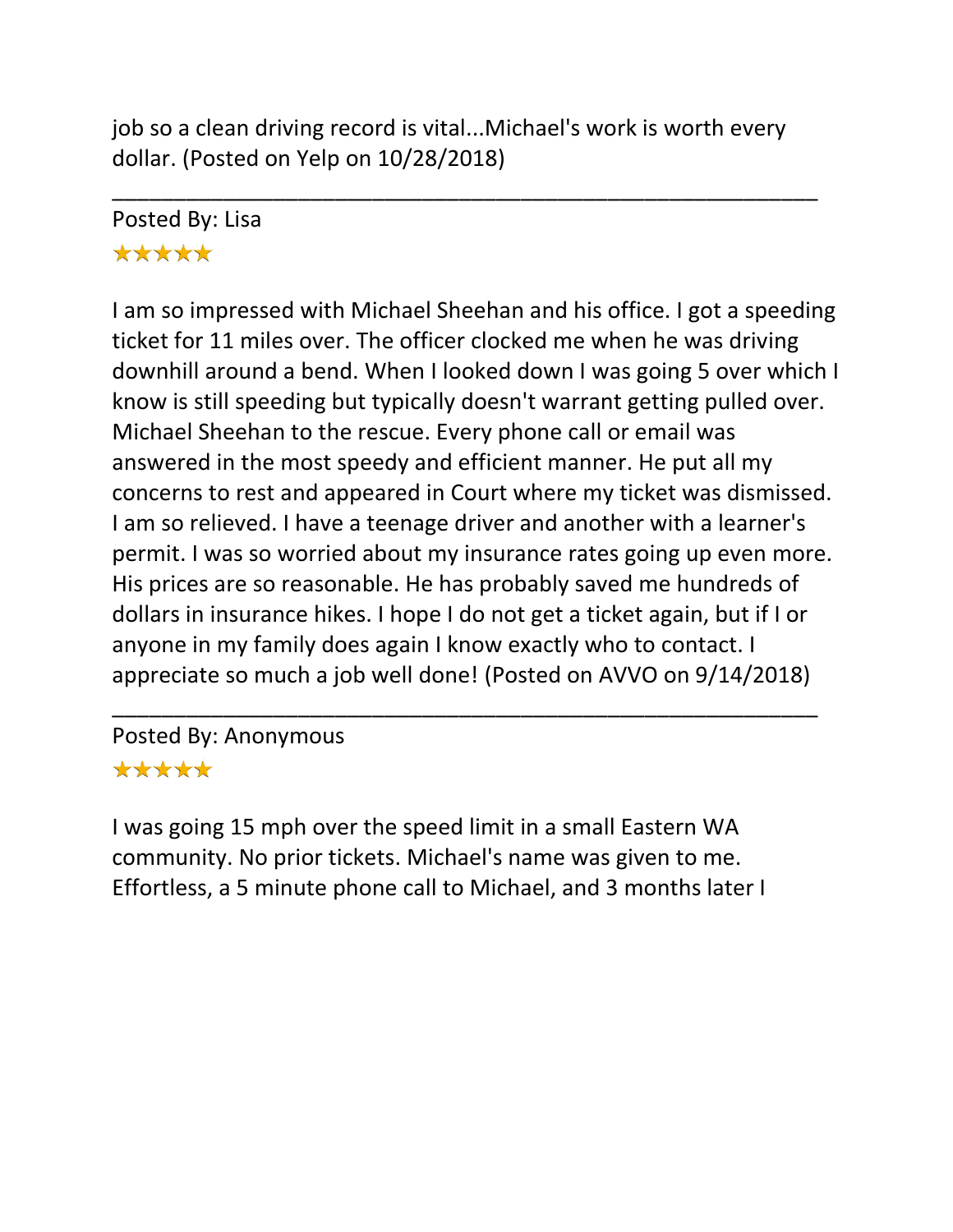job so a clean driving record is vital...Michael's work is worth every dollar. (Posted on Yelp on 10/28/2018)

---

Posted By: Lisa

★★★★★

I am so impressed with Michael Sheehan and his office. I got a speeding ticket for 11 miles over. The officer clocked me when he was driving downhill around a bend. When I looked down I was going 5 over which I know is still speeding but typically doesn't warrant getting pulled over. Michael Sheehan to the rescue. Every phone call or email was answered in the most speedy and efficient manner. He put all my concerns to rest and appeared in Court where my ticket was dismissed. I am so relieved. I have a teenage driver and another with a learner's permit. I was so worried about my insurance rates going up even more. His prices are so reasonable. He has probably saved me hundreds of dollars in insurance hikes. I hope I do not get a ticket again, but if I or anyone in my family does again I know exactly who to contact. I appreciate so much a job well done! (Posted on AVVO on 9/14/2018)

---

Posted By: Anonymous

★★★★★

I was going 15 mph over the speed limit in a small Eastern WA community. No prior tickets. Michael's name was given to me. Effortless, a 5 minute phone call to Michael, and 3 months later I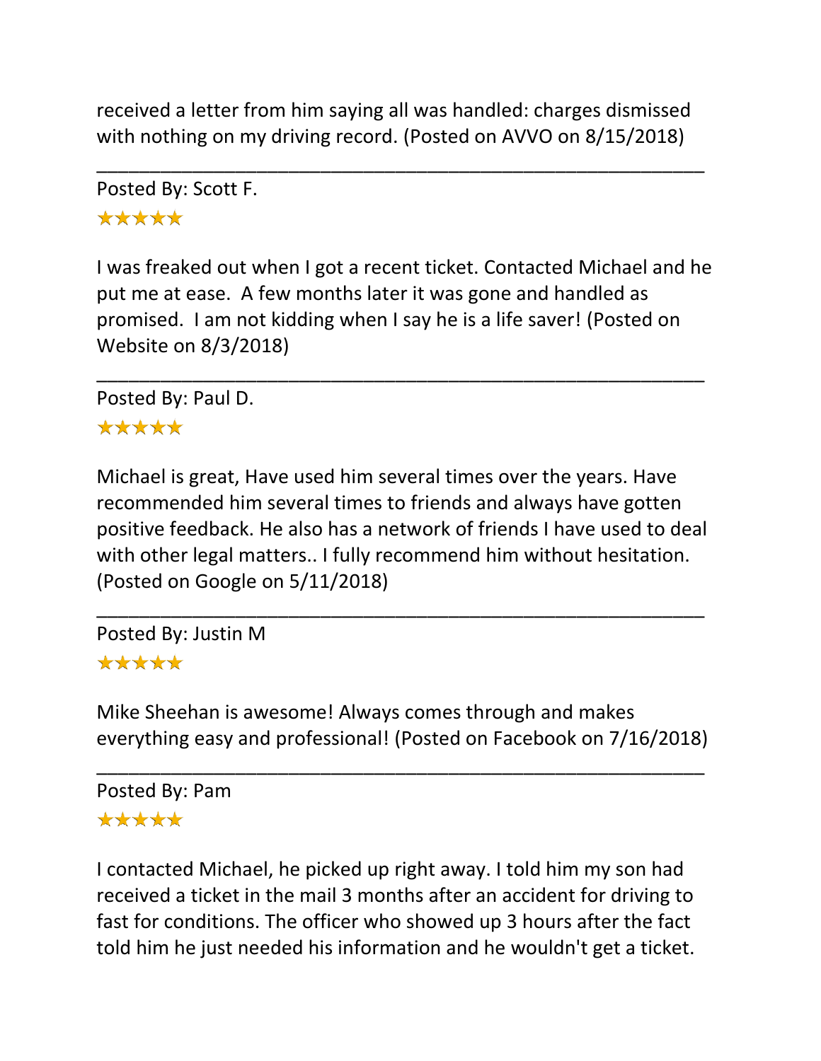received a letter from him saying all was handled: charges dismissed with nothing on my driving record. (Posted on AVVO on 8/15/2018)

---

Posted By: Scott F.

★★★★★

I was freaked out when I got a recent ticket. Contacted Michael and he put me at ease. A few months later it was gone and handled as promised. I am not kidding when I say he is a life saver! (Posted on Website on 8/3/2018)

---

Posted By: Paul D.

★★★★★

Michael is great, Have used him several times over the years. Have recommended him several times to friends and always have gotten positive feedback. He also has a network of friends I have used to deal with other legal matters.. I fully recommend him without hesitation. (Posted on Google on 5/11/2018)

---

Posted By: Justin M

★★★★★

Mike Sheehan is awesome! Always comes through and makes everything easy and professional! (Posted on Facebook on 7/16/2018)

---

Posted By: Pam

★★★★★

I contacted Michael, he picked up right away. I told him my son had received a ticket in the mail 3 months after an accident for driving to fast for conditions. The officer who showed up 3 hours after the fact told him he just needed his information and he wouldn't get a ticket.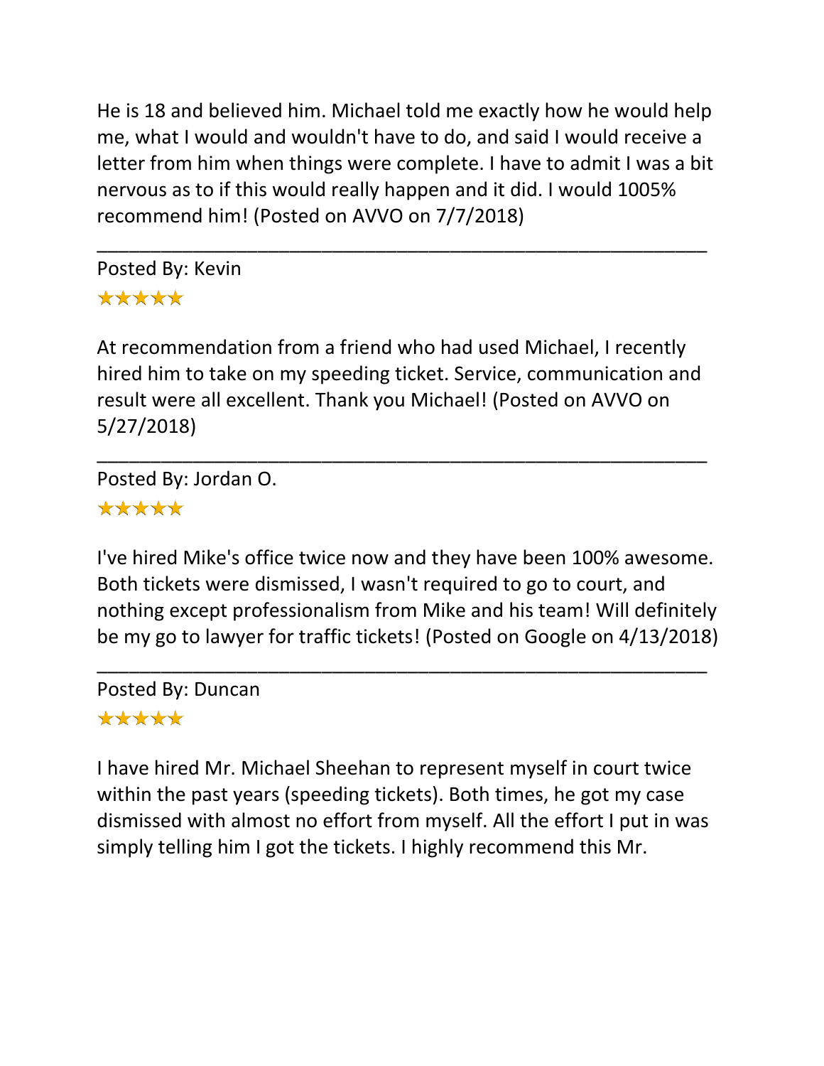He is 18 and believed him. Michael told me exactly how he would help me, what I would and wouldn't have to do, and said I would receive a letter from him when things were complete. I have to admit I was a bit nervous as to if this would really happen and it did. I would 1005% recommend him! (Posted on AVVO on 7/7/2018)

---

Posted By: Kevin

★★★★★

At recommendation from a friend who had used Michael, I recently hired him to take on my speeding ticket. Service, communication and result were all excellent. Thank you Michael! (Posted on AVVO on 5/27/2018)

---

Posted By: Jordan O.

★★★★★

I've hired Mike's office twice now and they have been 100% awesome. Both tickets were dismissed, I wasn't required to go to court, and nothing except professionalism from Mike and his team! Will definitely be my go to lawyer for traffic tickets! (Posted on Google on 4/13/2018)

---

Posted By: Duncan

★★★★★

I have hired Mr. Michael Sheehan to represent myself in court twice within the past years (speeding tickets). Both times, he got my case dismissed with almost no effort from myself. All the effort I put in was simply telling him I got the tickets. I highly recommend this Mr.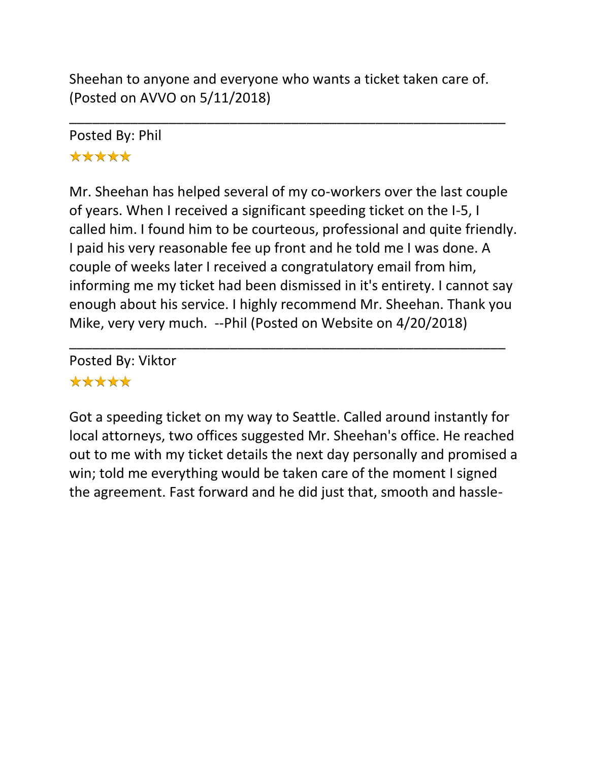Sheehan to anyone and everyone who wants a ticket taken care of. (Posted on AVVO on 5/11/2018)

---

Posted By: Phil

★★★★★

Mr. Sheehan has helped several of my co-workers over the last couple of years. When I received a significant speeding ticket on the I-5, I called him. I found him to be courteous, professional and quite friendly. I paid his very reasonable fee up front and he told me I was done. A couple of weeks later I received a congratulatory email from him, informing me my ticket had been dismissed in it's entirety. I cannot say enough about his service. I highly recommend Mr. Sheehan. Thank you Mike, very very much. --Phil (Posted on Website on 4/20/2018)

---

Posted By: Viktor

★★★★★

Got a speeding ticket on my way to Seattle. Called around instantly for local attorneys, two offices suggested Mr. Sheehan's office. He reached out to me with my ticket details the next day personally and promised a win; told me everything would be taken care of the moment I signed the agreement. Fast forward and he did just that, smooth and hassle-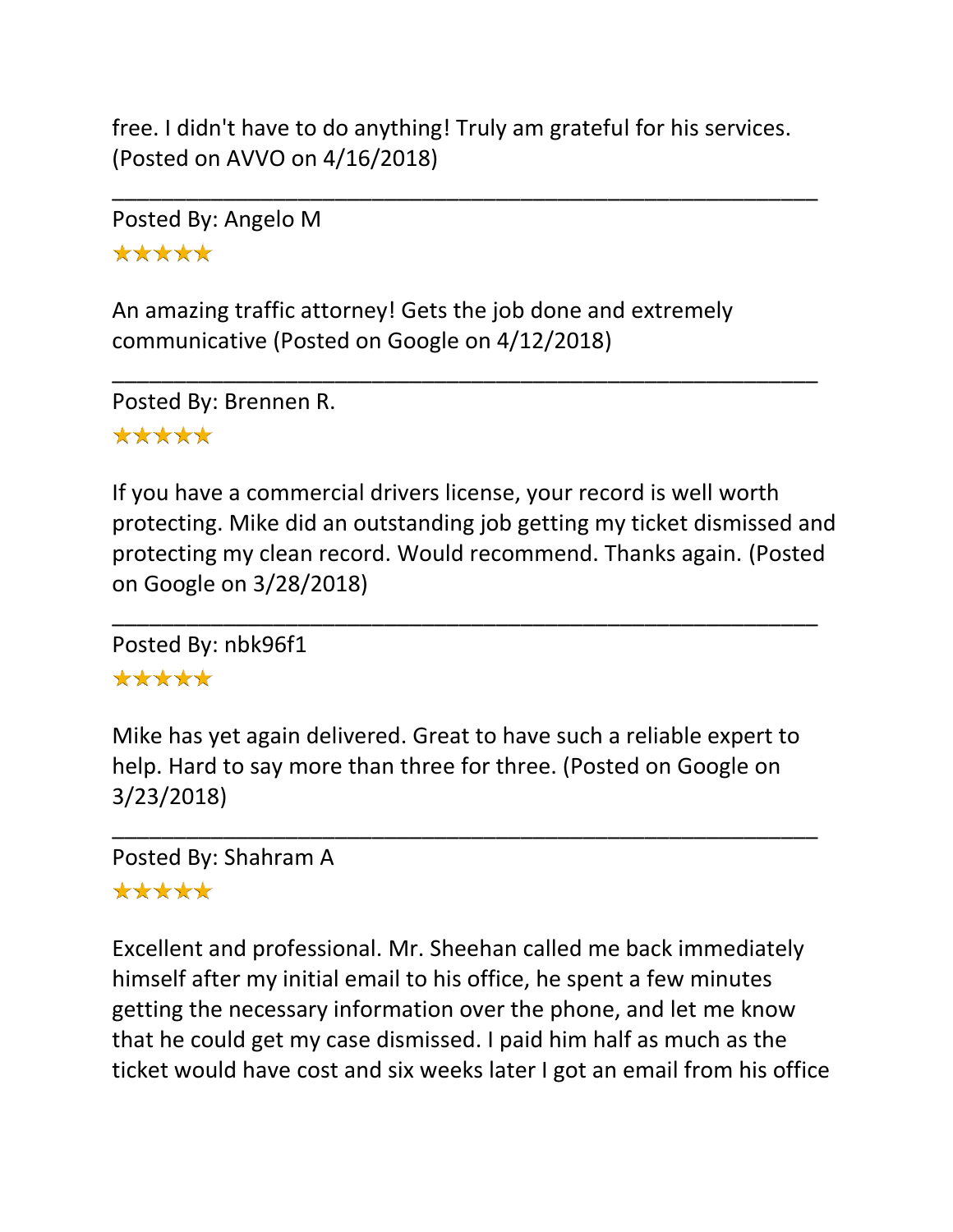free. I didn't have to do anything! Truly am grateful for his services. (Posted on AVVO on 4/16/2018)

---

Posted By: Angelo M

★★★★★

An amazing traffic attorney! Gets the job done and extremely communicative (Posted on Google on 4/12/2018)

---

Posted By: Brennen R.

★★★★★

If you have a commercial drivers license, your record is well worth protecting. Mike did an outstanding job getting my ticket dismissed and protecting my clean record. Would recommend. Thanks again. (Posted on Google on 3/28/2018)

---

Posted By: nbk96f1

★★★★★

Mike has yet again delivered. Great to have such a reliable expert to help. Hard to say more than three for three. (Posted on Google on 3/23/2018)

---

Posted By: Shahram A

★★★★★

Excellent and professional. Mr. Sheehan called me back immediately himself after my initial email to his office, he spent a few minutes getting the necessary information over the phone, and let me know that he could get my case dismissed. I paid him half as much as the ticket would have cost and six weeks later I got an email from his office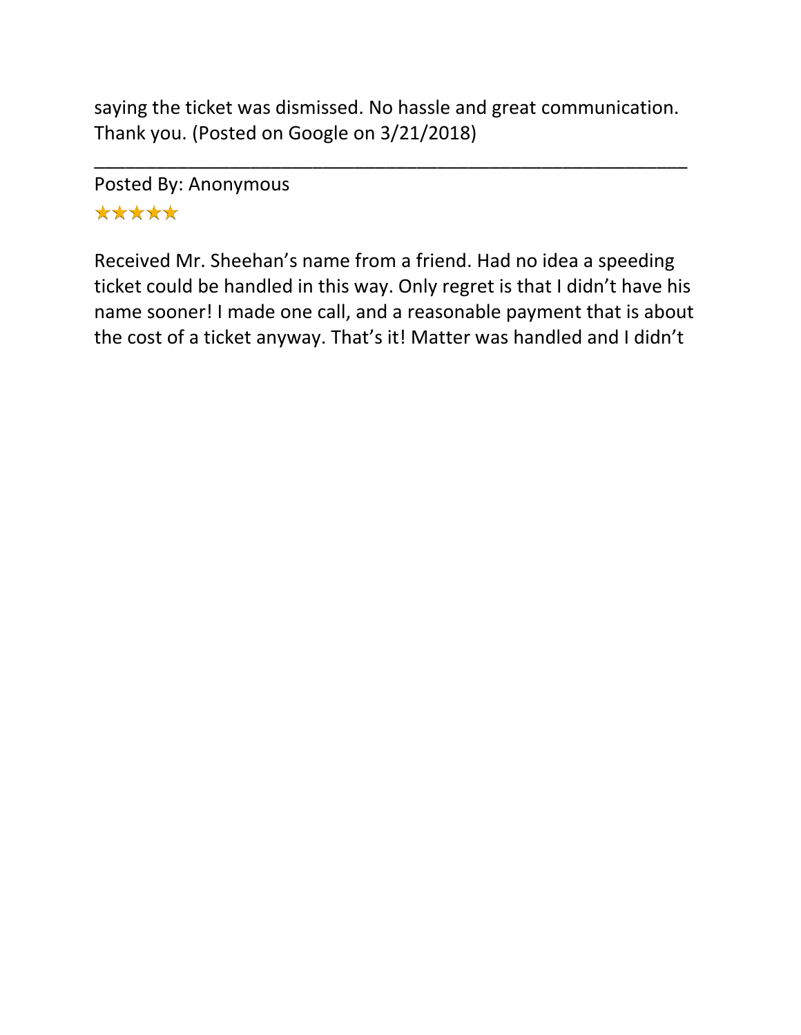saying the ticket was dismissed. No hassle and great communication. Thank you. (Posted on Google on 3/21/2018)

---

Posted By: Anonymous

★★★★★

Received Mr. Sheehan's name from a friend. Had no idea a speeding ticket could be handled in this way. Only regret is that I didn't have his name sooner! I made one call, and a reasonable payment that is about the cost of a ticket anyway. That's it! Matter was handled and I didn't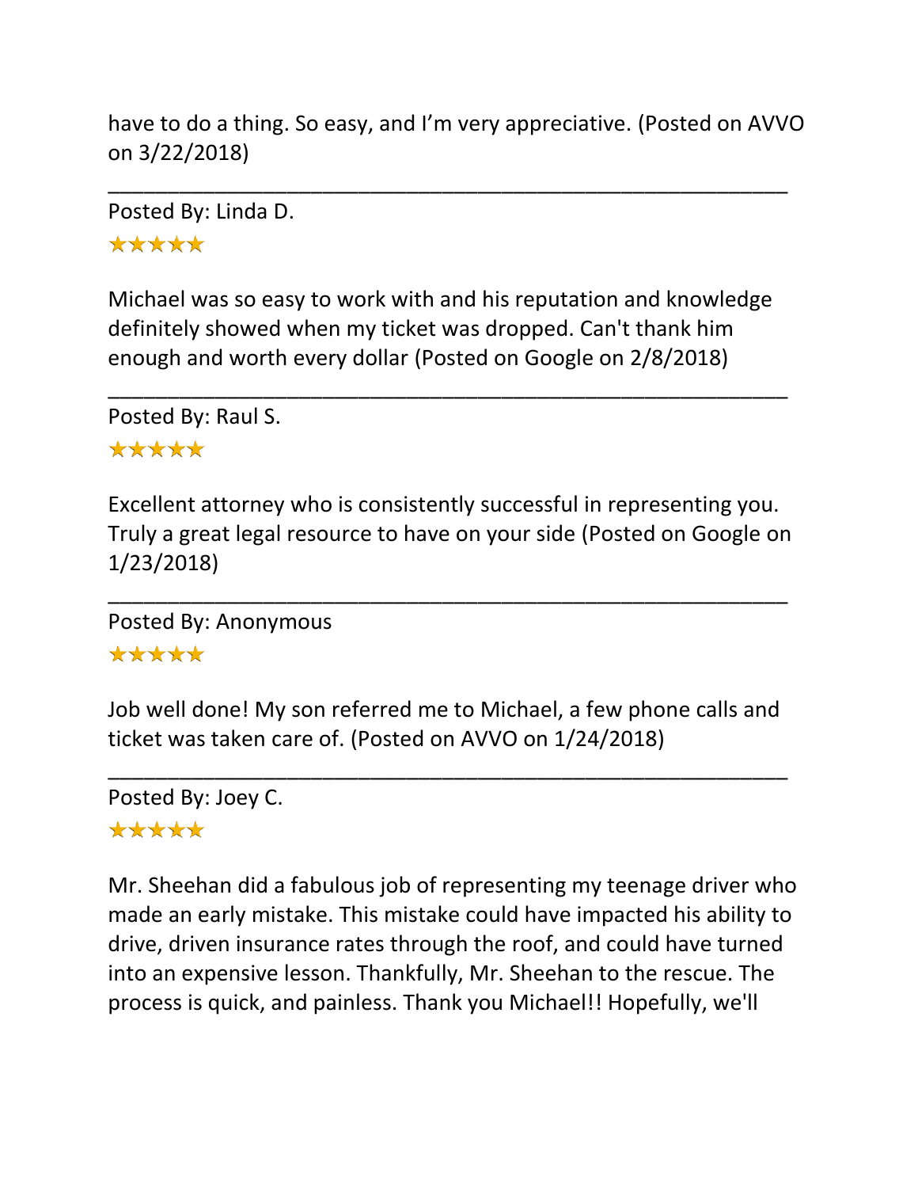have to do a thing. So easy, and I'm very appreciative. (Posted on AVVO on 3/22/2018)

---

Posted By: Linda D.

★★★★★

Michael was so easy to work with and his reputation and knowledge definitely showed when my ticket was dropped. Can't thank him enough and worth every dollar (Posted on Google on 2/8/2018)

---

Posted By: Raul S.

★★★★★

Excellent attorney who is consistently successful in representing you. Truly a great legal resource to have on your side (Posted on Google on 1/23/2018)

---

Posted By: Anonymous

★★★★★

Job well done! My son referred me to Michael, a few phone calls and ticket was taken care of. (Posted on AVVO on 1/24/2018)

---

Posted By: Joey C.

★★★★★

Mr. Sheehan did a fabulous job of representing my teenage driver who made an early mistake. This mistake could have impacted his ability to drive, driven insurance rates through the roof, and could have turned into an expensive lesson. Thankfully, Mr. Sheehan to the rescue. The process is quick, and painless. Thank you Michael!! Hopefully, we'll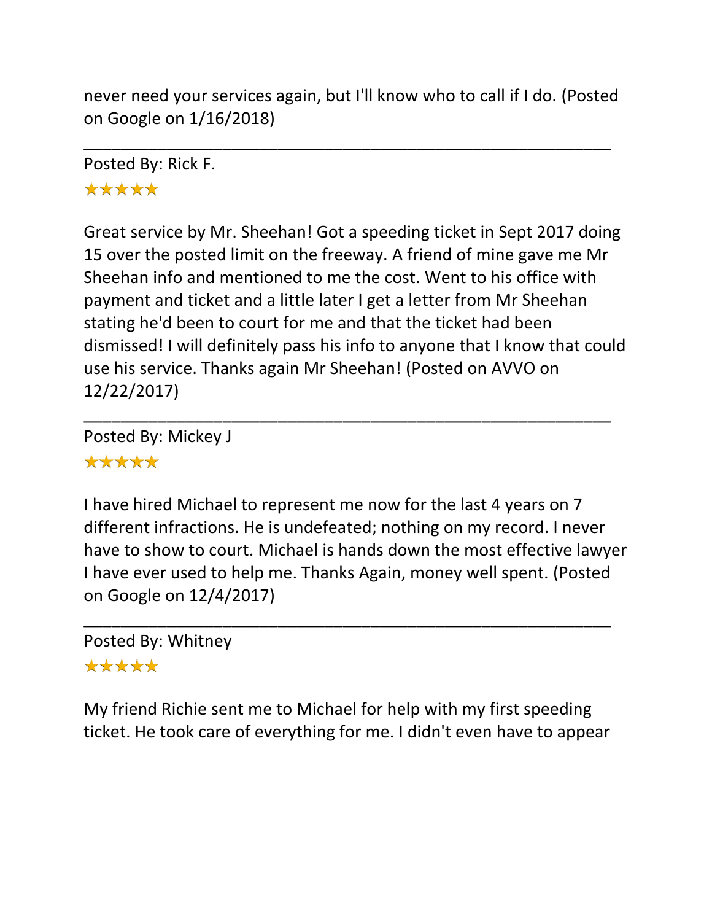never need your services again, but I'll know who to call if I do. (Posted on Google on 1/16/2018)

---

Posted By: Rick F.

★★★★★

Great service by Mr. Sheehan! Got a speeding ticket in Sept 2017 doing 15 over the posted limit on the freeway. A friend of mine gave me Mr Sheehan info and mentioned to me the cost. Went to his office with payment and ticket and a little later I get a letter from Mr Sheehan stating he'd been to court for me and that the ticket had been dismissed! I will definitely pass his info to anyone that I know that could use his service. Thanks again Mr Sheehan! (Posted on AVVO on 12/22/2017)

---

Posted By: Mickey J

★★★★★

I have hired Michael to represent me now for the last 4 years on 7 different infractions. He is undefeated; nothing on my record. I never have to show to court. Michael is hands down the most effective lawyer I have ever used to help me. Thanks Again, money well spent. (Posted on Google on 12/4/2017)

---

Posted By: Whitney

★★★★★

My friend Richie sent me to Michael for help with my first speeding ticket. He took care of everything for me. I didn't even have to appear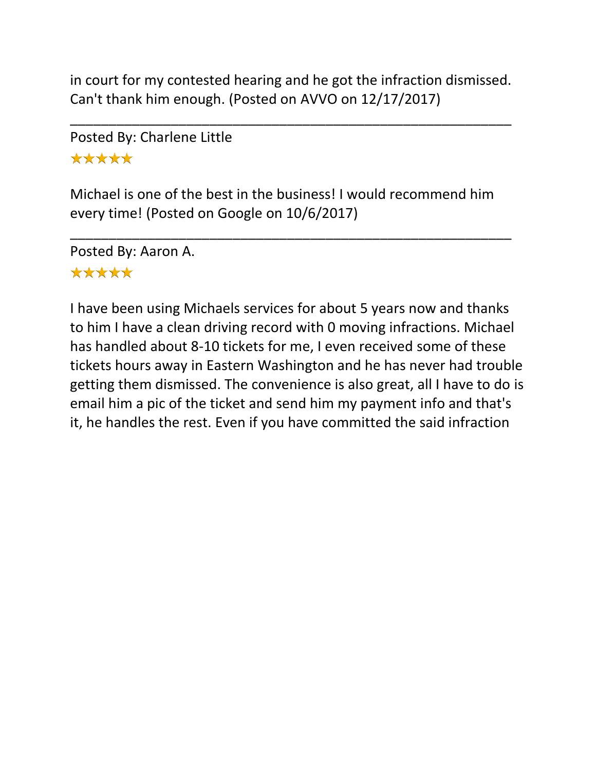in court for my contested hearing and he got the infraction dismissed. Can't thank him enough. (Posted on AVVO on 12/17/2017)

---

Posted By: Charlene Little

★★★★★

Michael is one of the best in the business! I would recommend him every time! (Posted on Google on 10/6/2017)

---

Posted By: Aaron A.

★★★★★

I have been using Michaels services for about 5 years now and thanks to him I have a clean driving record with 0 moving infractions. Michael has handled about 8-10 tickets for me, I even received some of these tickets hours away in Eastern Washington and he has never had trouble getting them dismissed. The convenience is also great, all I have to do is email him a pic of the ticket and send him my payment info and that's it, he handles the rest. Even if you have committed the said infraction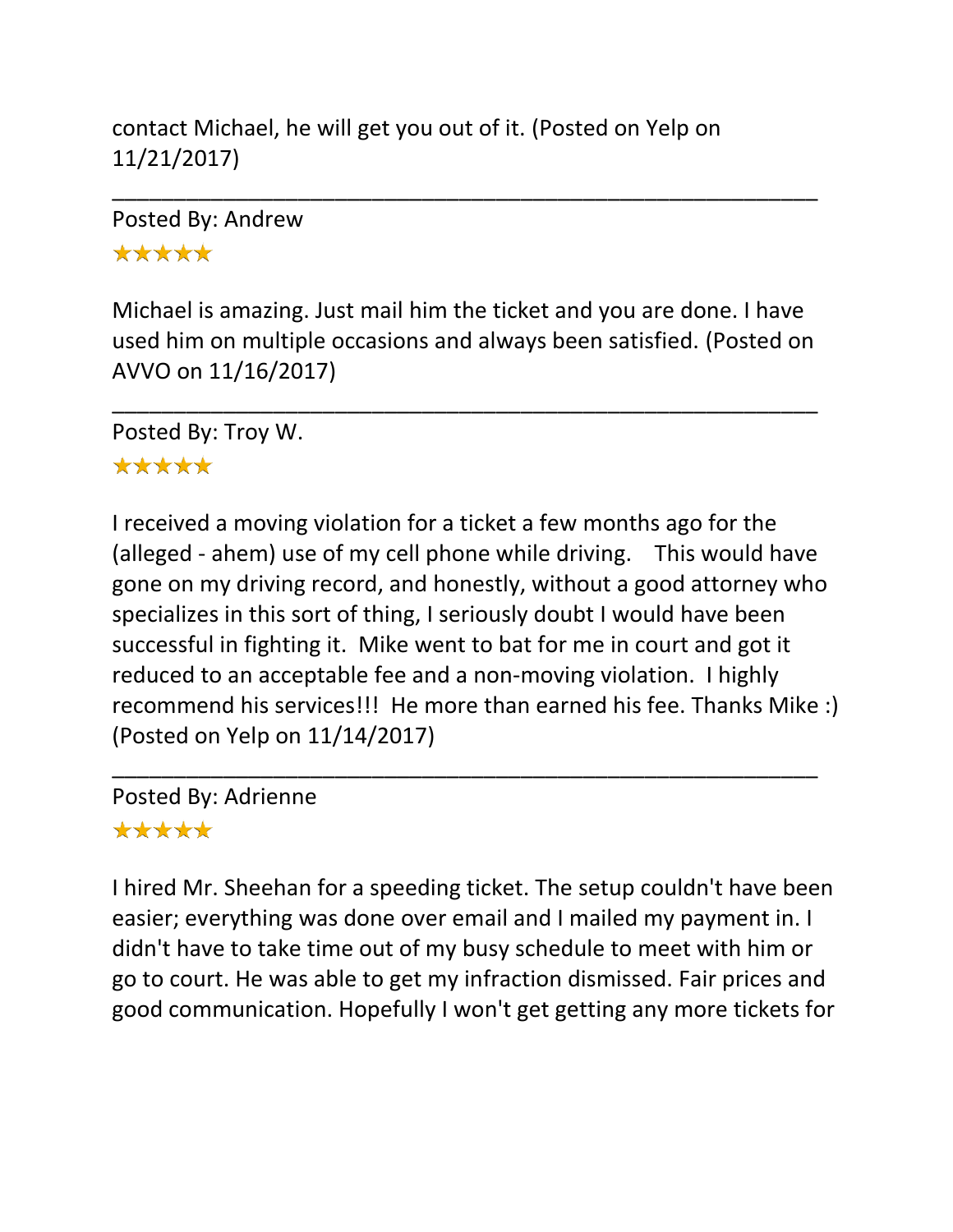contact Michael, he will get you out of it. (Posted on Yelp on 11/21/2017)

---

Posted By: Andrew

★★★★★

Michael is amazing. Just mail him the ticket and you are done. I have used him on multiple occasions and always been satisfied. (Posted on AVVO on 11/16/2017)

---

Posted By: Troy W.

★★★★★

I received a moving violation for a ticket a few months ago for the (alleged - ahem) use of my cell phone while driving.   This would have gone on my driving record, and honestly, without a good attorney who specializes in this sort of thing, I seriously doubt I would have been successful in fighting it.  Mike went to bat for me in court and got it reduced to an acceptable fee and a non-moving violation.  I highly recommend his services!!!  He more than earned his fee. Thanks Mike :) (Posted on Yelp on 11/14/2017)

---

Posted By: Adrienne

★★★★★

I hired Mr. Sheehan for a speeding ticket. The setup couldn't have been easier; everything was done over email and I mailed my payment in. I didn't have to take time out of my busy schedule to meet with him or go to court. He was able to get my infraction dismissed. Fair prices and good communication. Hopefully I won't get getting any more tickets for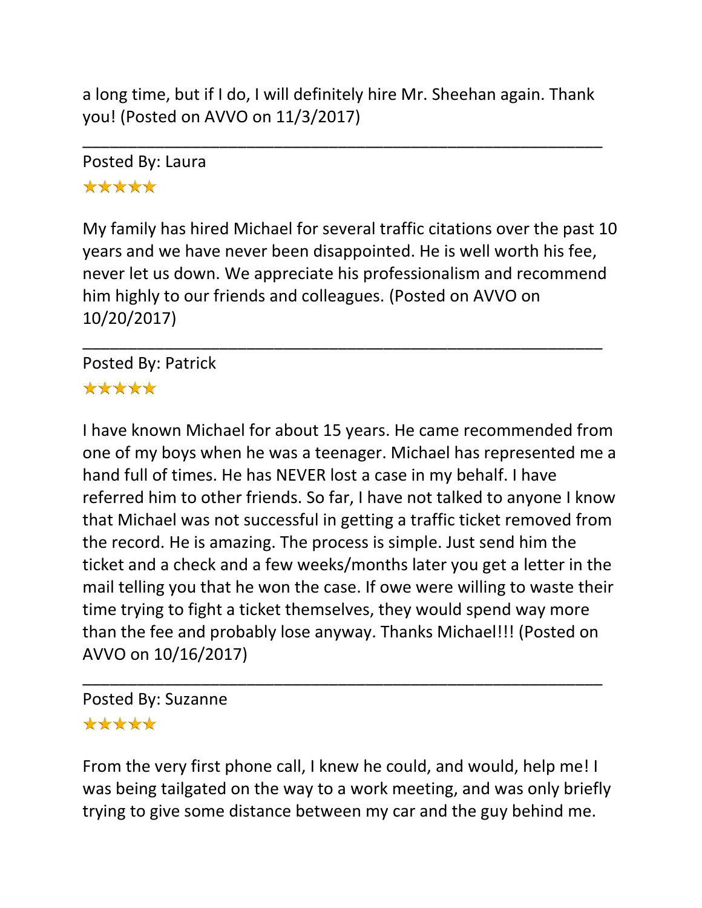a long time, but if I do, I will definitely hire Mr. Sheehan again. Thank you! (Posted on AVVO on 11/3/2017)

---

Posted By: Laura

★★★★★

My family has hired Michael for several traffic citations over the past 10 years and we have never been disappointed. He is well worth his fee, never let us down. We appreciate his professionalism and recommend him highly to our friends and colleagues. (Posted on AVVO on 10/20/2017)

---

Posted By: Patrick

★★★★★

I have known Michael for about 15 years. He came recommended from one of my boys when he was a teenager. Michael has represented me a hand full of times. He has NEVER lost a case in my behalf. I have referred him to other friends. So far, I have not talked to anyone I know that Michael was not successful in getting a traffic ticket removed from the record. He is amazing. The process is simple. Just send him the ticket and a check and a few weeks/months later you get a letter in the mail telling you that he won the case. If owe were willing to waste their time trying to fight a ticket themselves, they would spend way more than the fee and probably lose anyway. Thanks Michael!!! (Posted on AVVO on 10/16/2017)

---

Posted By: Suzanne

★★★★★

From the very first phone call, I knew he could, and would, help me! I was being tailgated on the way to a work meeting, and was only briefly trying to give some distance between my car and the guy behind me.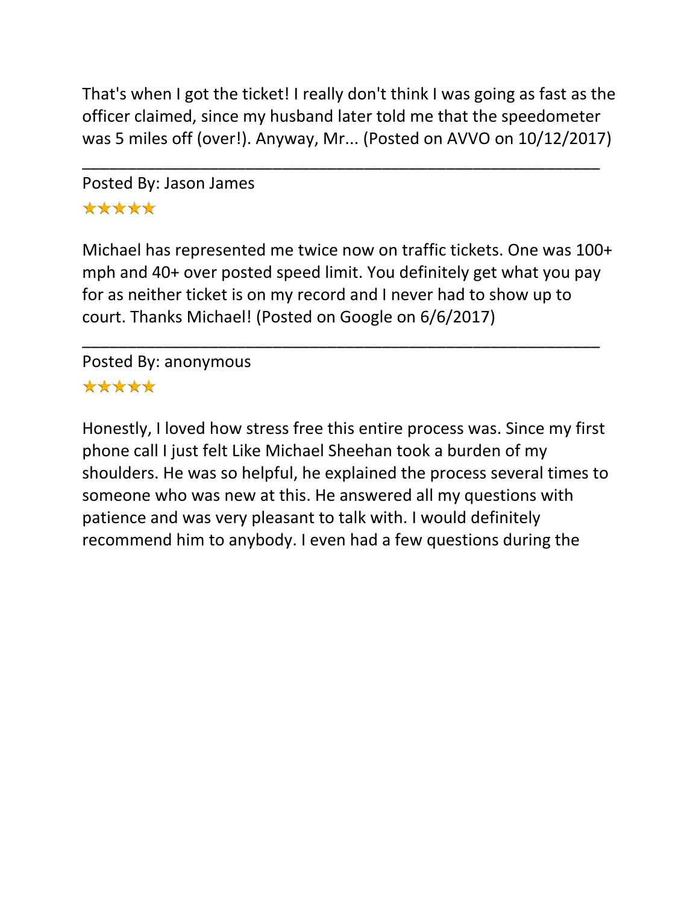That's when I got the ticket! I really don't think I was going as fast as the officer claimed, since my husband later told me that the speedometer was 5 miles off (over!). Anyway, Mr... (Posted on AVVO on 10/12/2017)

---

Posted By: Jason James

★★★★★

Michael has represented me twice now on traffic tickets. One was 100+ mph and 40+ over posted speed limit. You definitely get what you pay for as neither ticket is on my record and I never had to show up to court. Thanks Michael! (Posted on Google on 6/6/2017)

---

Posted By: anonymous

★★★★★

Honestly, I loved how stress free this entire process was. Since my first phone call I just felt Like Michael Sheehan took a burden of my shoulders. He was so helpful, he explained the process several times to someone who was new at this. He answered all my questions with patience and was very pleasant to talk with. I would definitely recommend him to anybody. I even had a few questions during the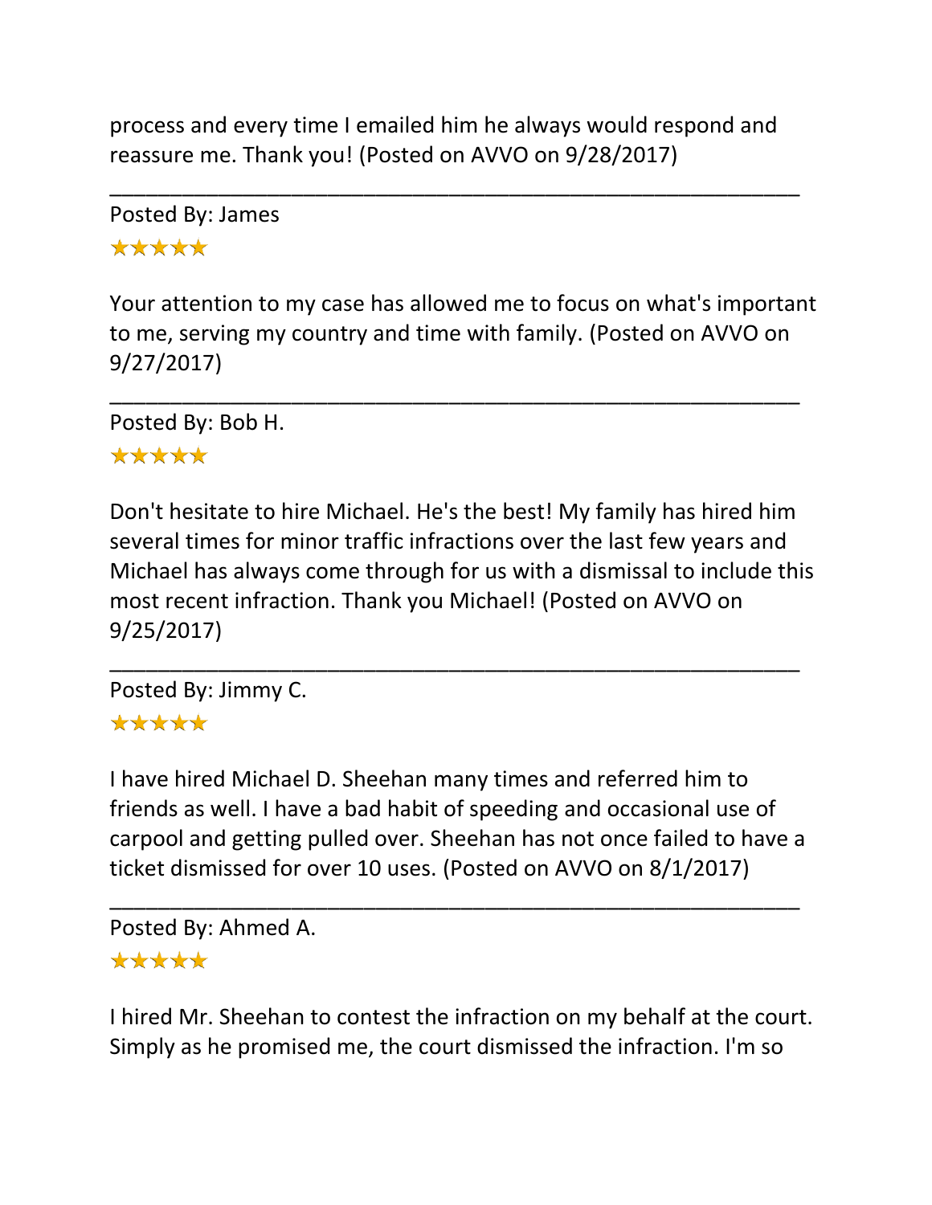process and every time I emailed him he always would respond and reassure me. Thank you! (Posted on AVVO on 9/28/2017)

---

Posted By: James

★★★★★

Your attention to my case has allowed me to focus on what's important to me, serving my country and time with family. (Posted on AVVO on 9/27/2017)

---

Posted By: Bob H.

★★★★★

Don't hesitate to hire Michael. He's the best! My family has hired him several times for minor traffic infractions over the last few years and Michael has always come through for us with a dismissal to include this most recent infraction. Thank you Michael! (Posted on AVVO on 9/25/2017)

---

Posted By: Jimmy C.

★★★★★

I have hired Michael D. Sheehan many times and referred him to friends as well. I have a bad habit of speeding and occasional use of carpool and getting pulled over. Sheehan has not once failed to have a ticket dismissed for over 10 uses. (Posted on AVVO on 8/1/2017)

---

Posted By: Ahmed A.

★★★★★

I hired Mr. Sheehan to contest the infraction on my behalf at the court. Simply as he promised me, the court dismissed the infraction. I'm so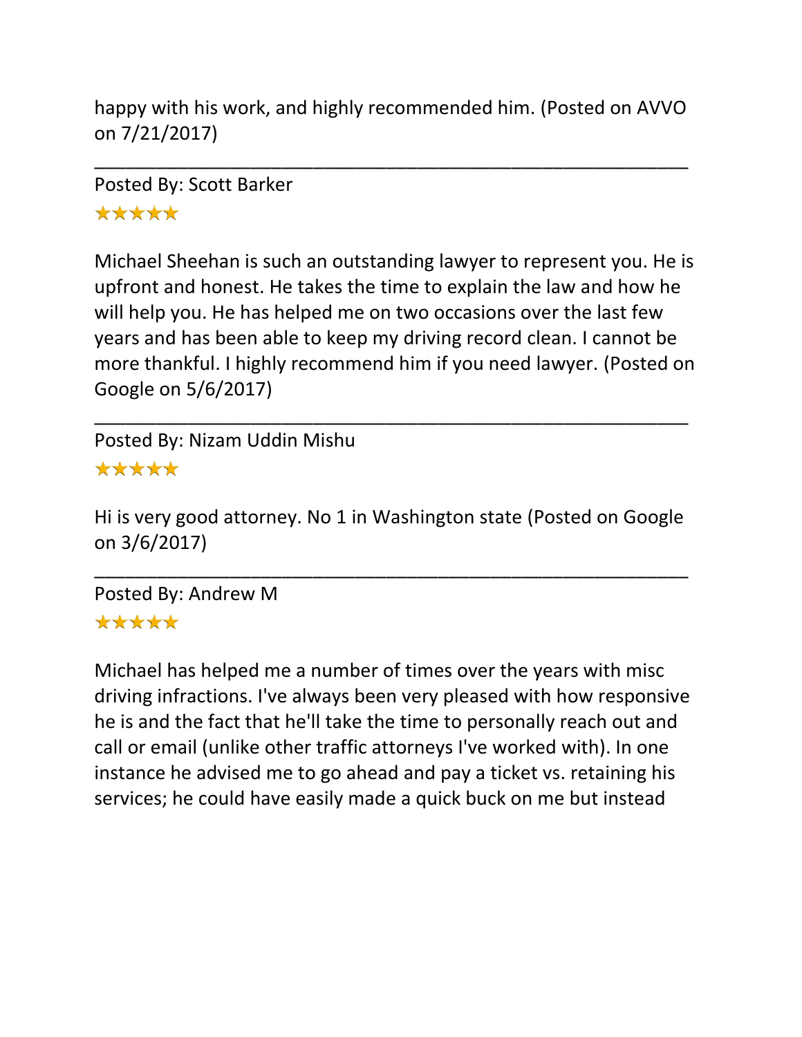happy with his work, and highly recommended him. (Posted on AVVO on 7/21/2017)

---

Posted By: Scott Barker

★★★★★

Michael Sheehan is such an outstanding lawyer to represent you. He is upfront and honest. He takes the time to explain the law and how he will help you. He has helped me on two occasions over the last few years and has been able to keep my driving record clean. I cannot be more thankful. I highly recommend him if you need lawyer. (Posted on Google on 5/6/2017)

---

Posted By: Nizam Uddin Mishu

★★★★★

Hi is very good attorney. No 1 in Washington state (Posted on Google on 3/6/2017)

---

Posted By: Andrew M

★★★★★

Michael has helped me a number of times over the years with misc driving infractions. I've always been very pleased with how responsive he is and the fact that he'll take the time to personally reach out and call or email (unlike other traffic attorneys I've worked with). In one instance he advised me to go ahead and pay a ticket vs. retaining his services; he could have easily made a quick buck on me but instead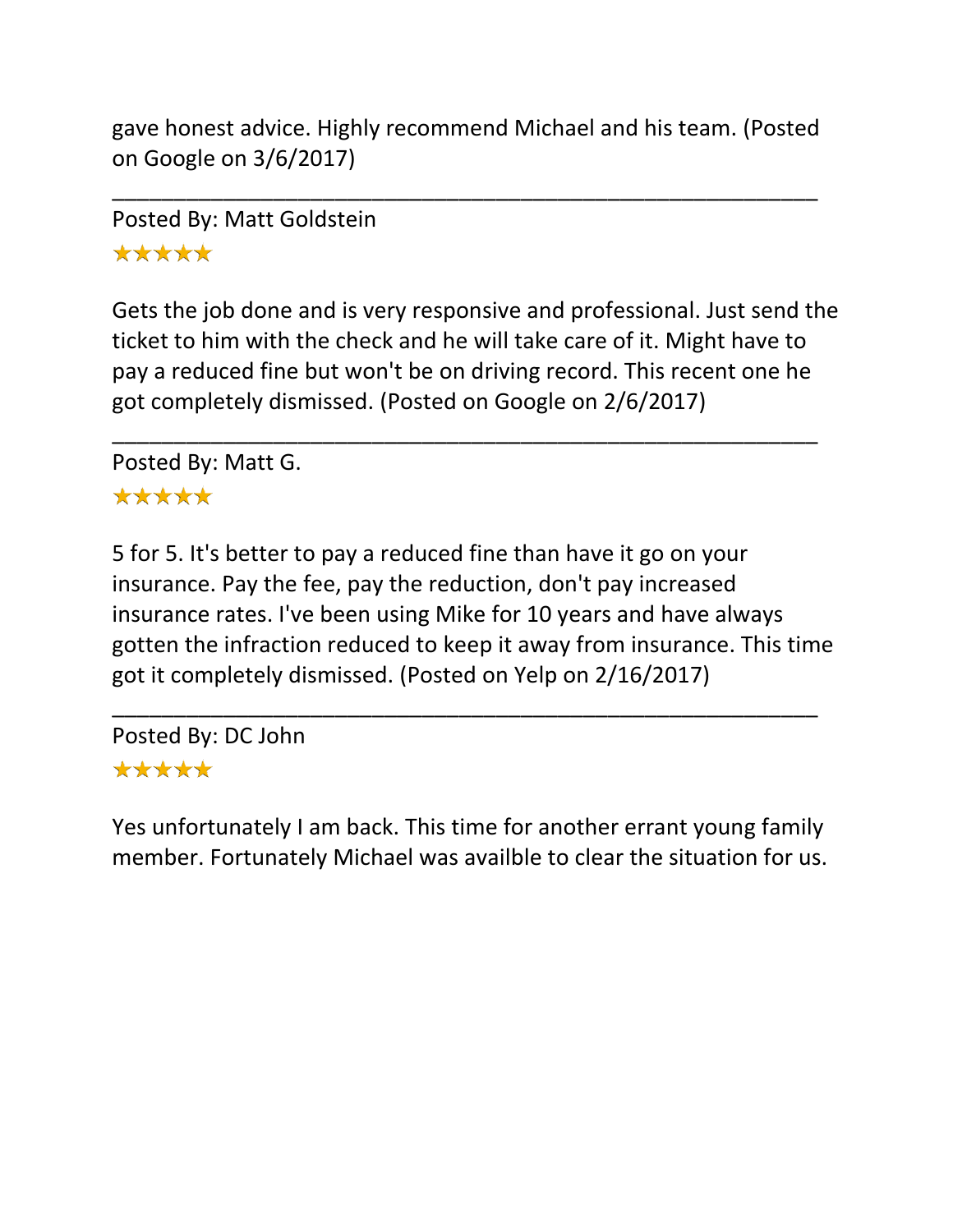gave honest advice. Highly recommend Michael and his team. (Posted on Google on 3/6/2017)

---

Posted By: Matt Goldstein

★★★★★

Gets the job done and is very responsive and professional. Just send the ticket to him with the check and he will take care of it. Might have to pay a reduced fine but won't be on driving record. This recent one he got completely dismissed. (Posted on Google on 2/6/2017)

---

Posted By: Matt G.

★★★★★

5 for 5. It's better to pay a reduced fine than have it go on your insurance. Pay the fee, pay the reduction, don't pay increased insurance rates. I've been using Mike for 10 years and have always gotten the infraction reduced to keep it away from insurance. This time got it completely dismissed. (Posted on Yelp on 2/16/2017)

---

Posted By: DC John

★★★★★

Yes unfortunately I am back. This time for another errant young family member. Fortunately Michael was availble to clear the situation for us.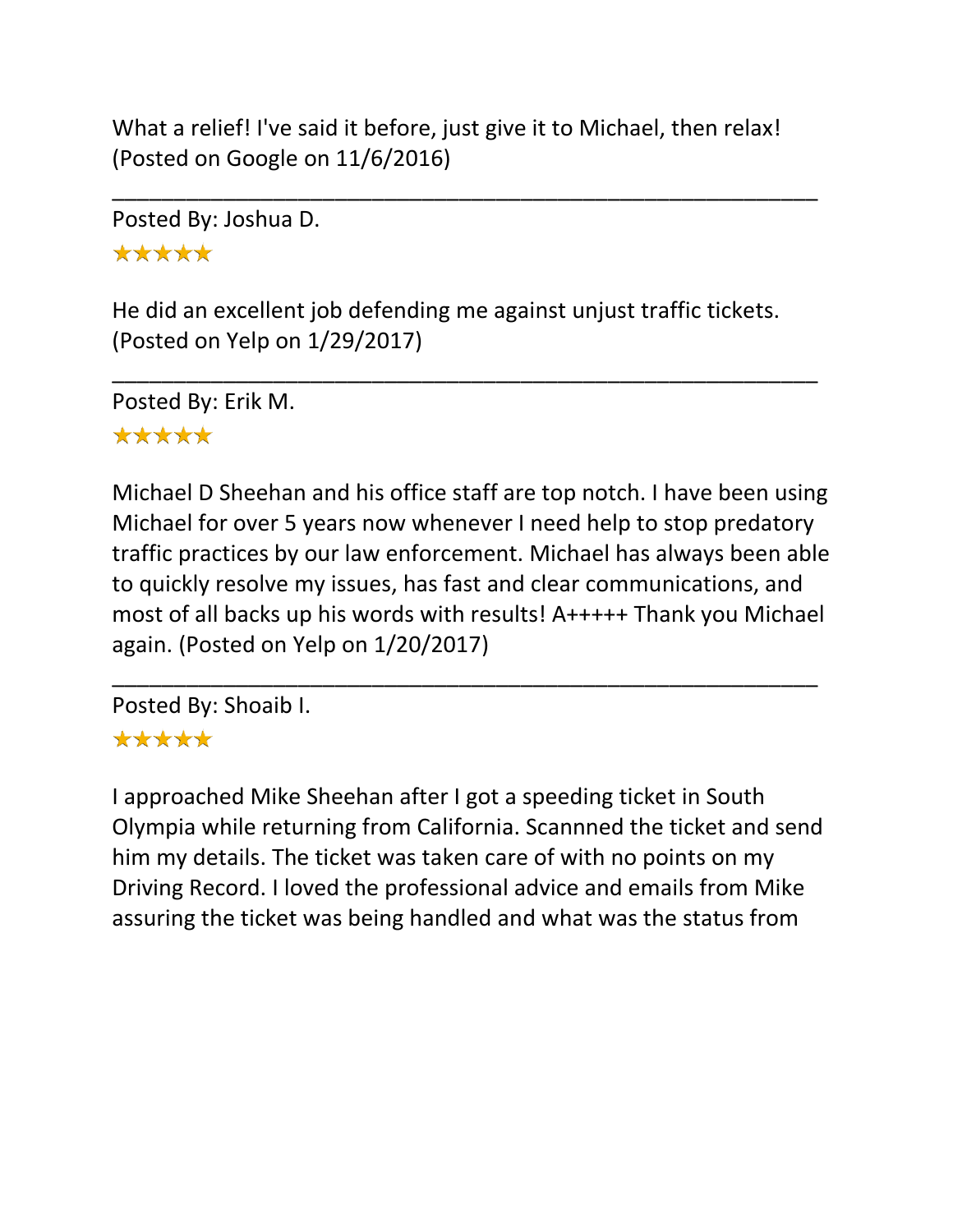What a relief! I've said it before, just give it to Michael, then relax! (Posted on Google on 11/6/2016)

---

Posted By: Joshua D.

★★★★★

He did an excellent job defending me against unjust traffic tickets. (Posted on Yelp on 1/29/2017)

---

Posted By: Erik M.

★★★★★

Michael D Sheehan and his office staff are top notch. I have been using Michael for over 5 years now whenever I need help to stop predatory traffic practices by our law enforcement. Michael has always been able to quickly resolve my issues, has fast and clear communications, and most of all backs up his words with results! A+++++ Thank you Michael again. (Posted on Yelp on 1/20/2017)

---

Posted By: Shoaib I.

★★★★★

I approached Mike Sheehan after I got a speeding ticket in South Olympia while returning from California. Scannned the ticket and send him my details. The ticket was taken care of with no points on my Driving Record. I loved the professional advice and emails from Mike assuring the ticket was being handled and what was the status from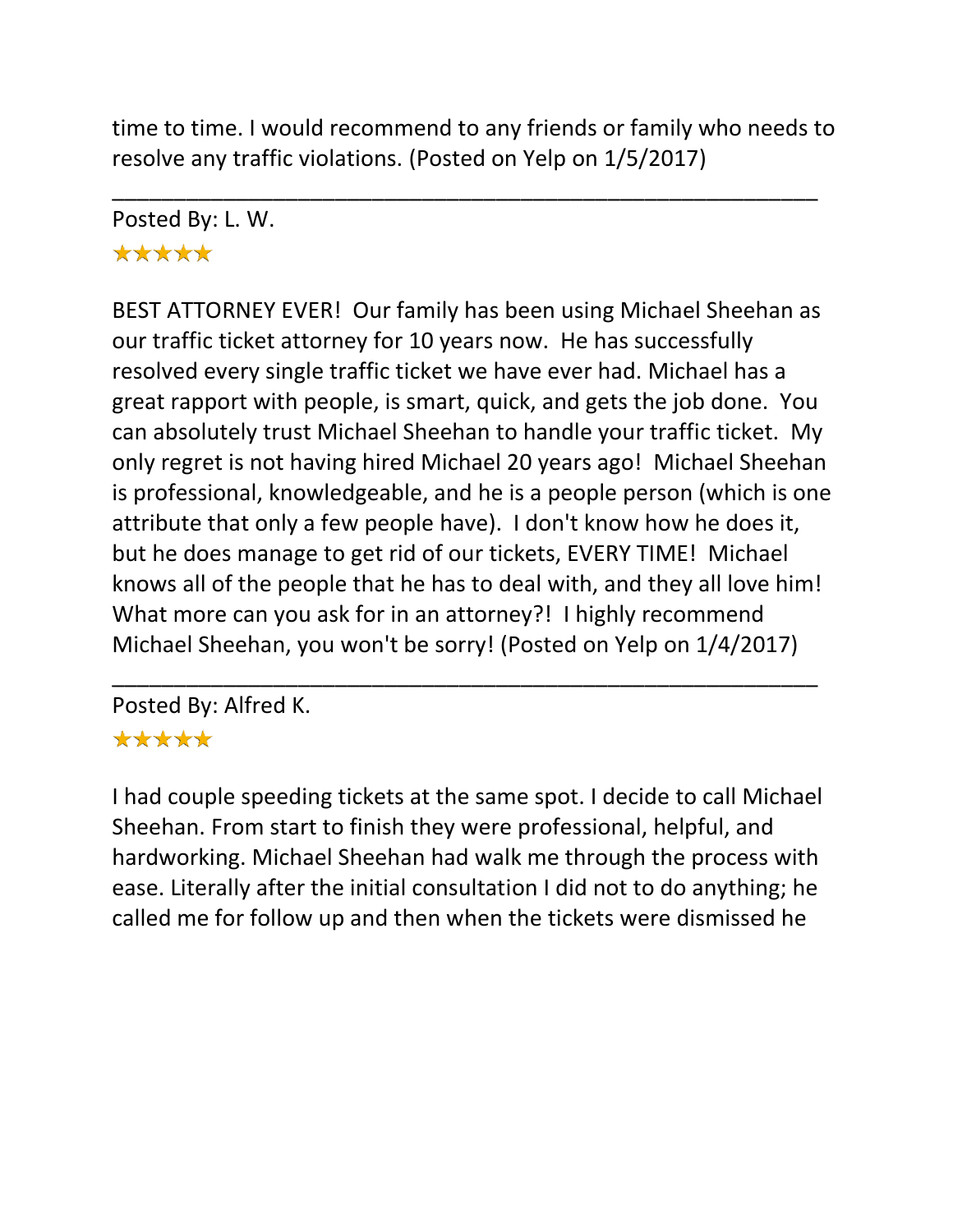time to time. I would recommend to any friends or family who needs to resolve any traffic violations. (Posted on Yelp on 1/5/2017)

---

Posted By: L. W.

★★★★★

BEST ATTORNEY EVER!  Our family has been using Michael Sheehan as our traffic ticket attorney for 10 years now.  He has successfully resolved every single traffic ticket we have ever had. Michael has a great rapport with people, is smart, quick, and gets the job done.  You can absolutely trust Michael Sheehan to handle your traffic ticket.  My only regret is not having hired Michael 20 years ago!  Michael Sheehan is professional, knowledgeable, and he is a people person (which is one attribute that only a few people have).  I don't know how he does it, but he does manage to get rid of our tickets, EVERY TIME!  Michael knows all of the people that he has to deal with, and they all love him!  What more can you ask for in an attorney?!  I highly recommend Michael Sheehan, you won't be sorry! (Posted on Yelp on 1/4/2017)

---

Posted By: Alfred K.

★★★★★

I had couple speeding tickets at the same spot. I decide to call Michael Sheehan. From start to finish they were professional, helpful, and hardworking. Michael Sheehan had walk me through the process with ease. Literally after the initial consultation I did not to do anything; he called me for follow up and then when the tickets were dismissed he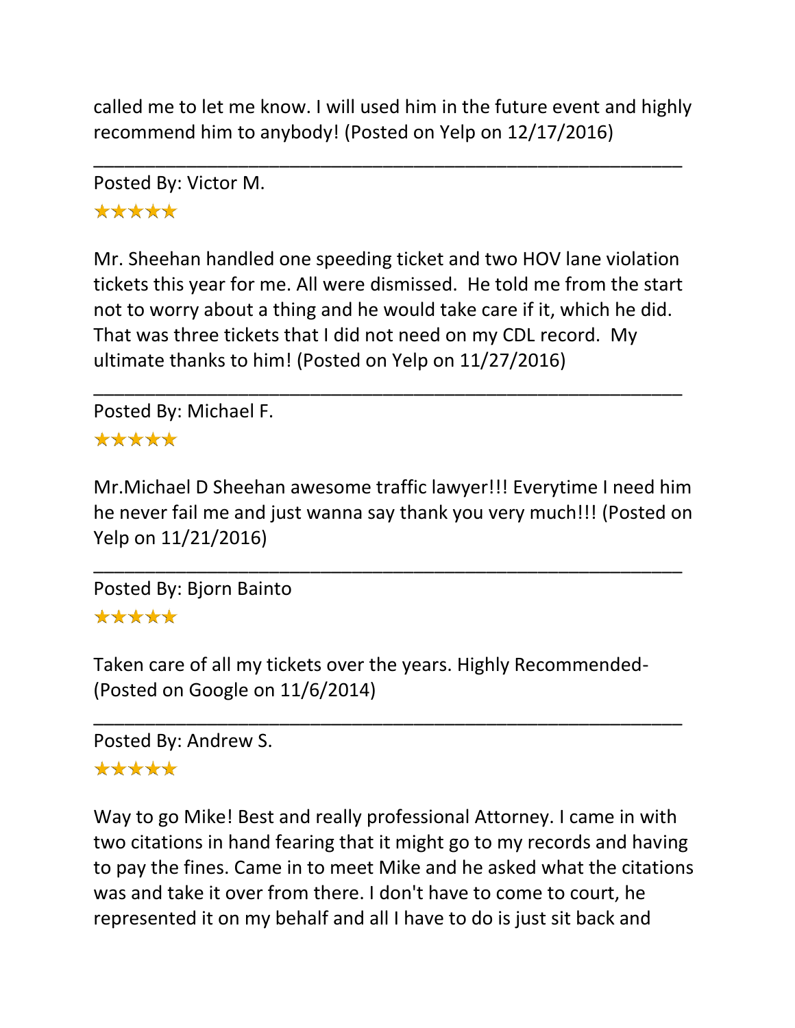called me to let me know. I will used him in the future event and highly recommend him to anybody! (Posted on Yelp on 12/17/2016)

---

Posted By: Victor M.

★★★★★

Mr. Sheehan handled one speeding ticket and two HOV lane violation tickets this year for me. All were dismissed. He told me from the start not to worry about a thing and he would take care if it, which he did. That was three tickets that I did not need on my CDL record. My ultimate thanks to him! (Posted on Yelp on 11/27/2016)

---

Posted By: Michael F.

★★★★★

Mr.Michael D Sheehan awesome traffic lawyer!!! Everytime I need him he never fail me and just wanna say thank you very much!!! (Posted on Yelp on 11/21/2016)

---

Posted By: Bjorn Bainto

★★★★★

Taken care of all my tickets over the years. Highly Recommended- (Posted on Google on 11/6/2014)

---

Posted By: Andrew S.

★★★★★

Way to go Mike! Best and really professional Attorney. I came in with two citations in hand fearing that it might go to my records and having to pay the fines. Came in to meet Mike and he asked what the citations was and take it over from there. I don't have to come to court, he represented it on my behalf and all I have to do is just sit back and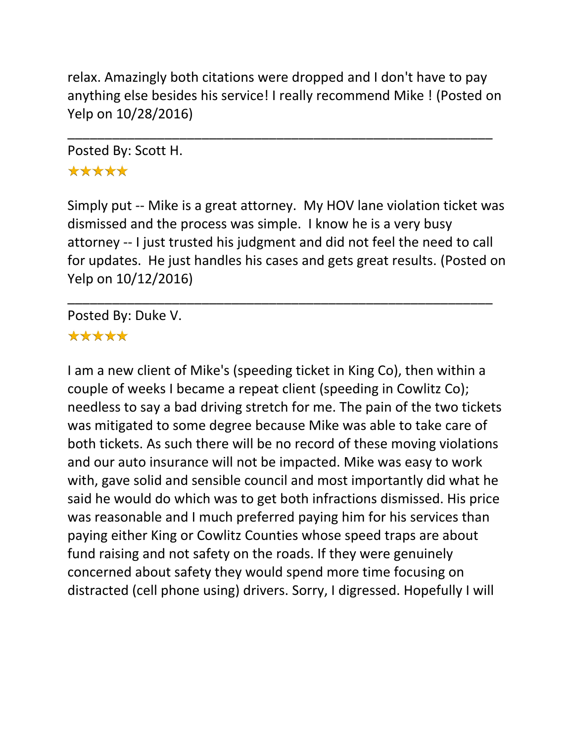relax. Amazingly both citations were dropped and I don't have to pay anything else besides his service! I really recommend Mike ! (Posted on Yelp on 10/28/2016)

___

Posted By: Scott H.

★★★★★

Simply put -- Mike is a great attorney. My HOV lane violation ticket was dismissed and the process was simple. I know he is a very busy attorney -- I just trusted his judgment and did not feel the need to call for updates. He just handles his cases and gets great results. (Posted on Yelp on 10/12/2016)

___

Posted By: Duke V.

★★★★★

I am a new client of Mike's (speeding ticket in King Co), then within a couple of weeks I became a repeat client (speeding in Cowlitz Co); needless to say a bad driving stretch for me. The pain of the two tickets was mitigated to some degree because Mike was able to take care of both tickets. As such there will be no record of these moving violations and our auto insurance will not be impacted. Mike was easy to work with, gave solid and sensible council and most importantly did what he said he would do which was to get both infractions dismissed. His price was reasonable and I much preferred paying him for his services than paying either King or Cowlitz Counties whose speed traps are about fund raising and not safety on the roads. If they were genuinely concerned about safety they would spend more time focusing on distracted (cell phone using) drivers. Sorry, I digressed. Hopefully I will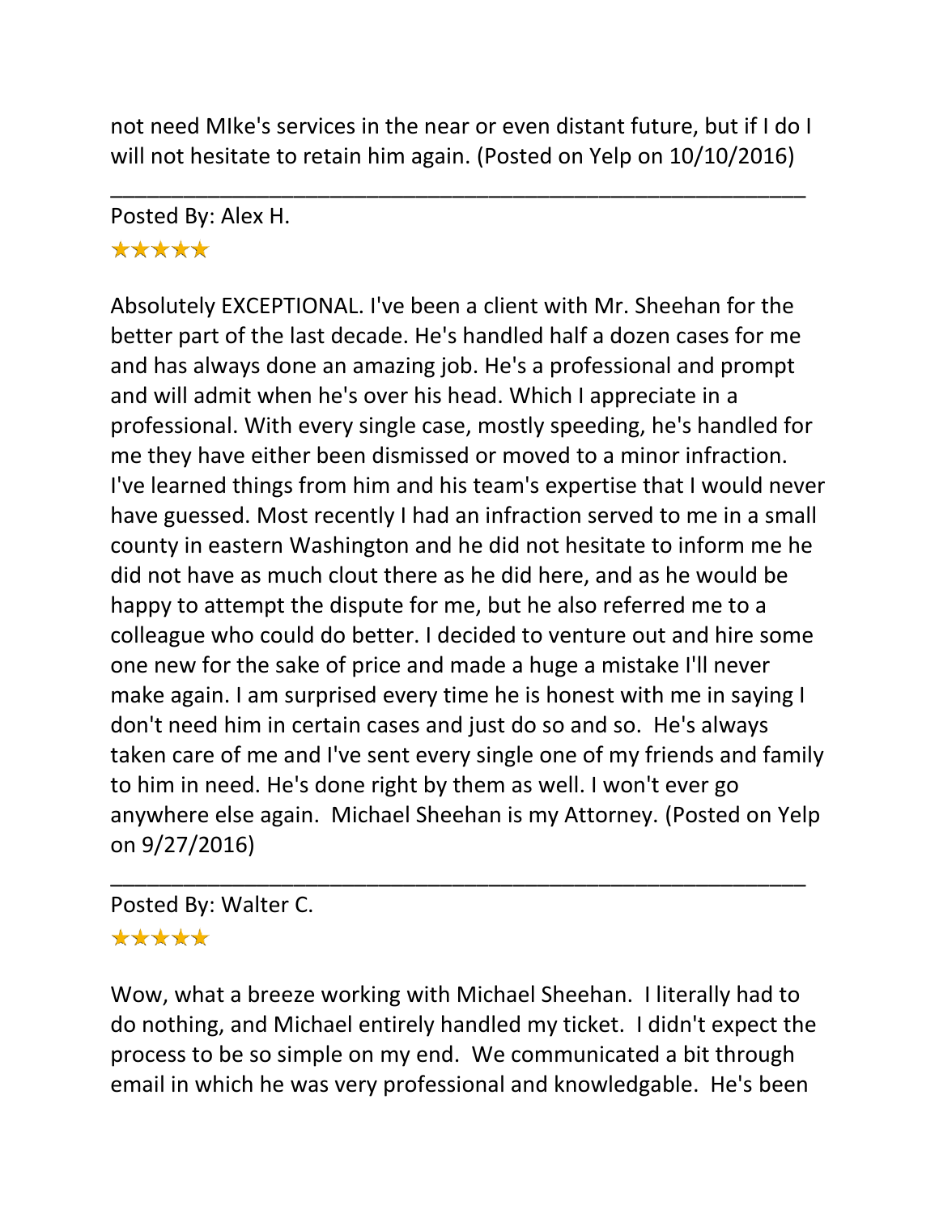not need MIke's services in the near or even distant future, but if I do I will not hesitate to retain him again. (Posted on Yelp on 10/10/2016)

---

Posted By: Alex H.

★★★★★

Absolutely EXCEPTIONAL. I've been a client with Mr. Sheehan for the better part of the last decade. He's handled half a dozen cases for me and has always done an amazing job. He's a professional and prompt and will admit when he's over his head. Which I appreciate in a professional. With every single case, mostly speeding, he's handled for me they have either been dismissed or moved to a minor infraction. I've learned things from him and his team's expertise that I would never have guessed. Most recently I had an infraction served to me in a small county in eastern Washington and he did not hesitate to inform me he did not have as much clout there as he did here, and as he would be happy to attempt the dispute for me, but he also referred me to a colleague who could do better. I decided to venture out and hire some one new for the sake of price and made a huge a mistake I'll never make again. I am surprised every time he is honest with me in saying I don't need him in certain cases and just do so and so. He's always taken care of me and I've sent every single one of my friends and family to him in need. He's done right by them as well. I won't ever go anywhere else again. Michael Sheehan is my Attorney. (Posted on Yelp on 9/27/2016)

---

Posted By: Walter C.

★★★★★

Wow, what a breeze working with Michael Sheehan. I literally had to do nothing, and Michael entirely handled my ticket. I didn't expect the process to be so simple on my end. We communicated a bit through email in which he was very professional and knowledgable. He's been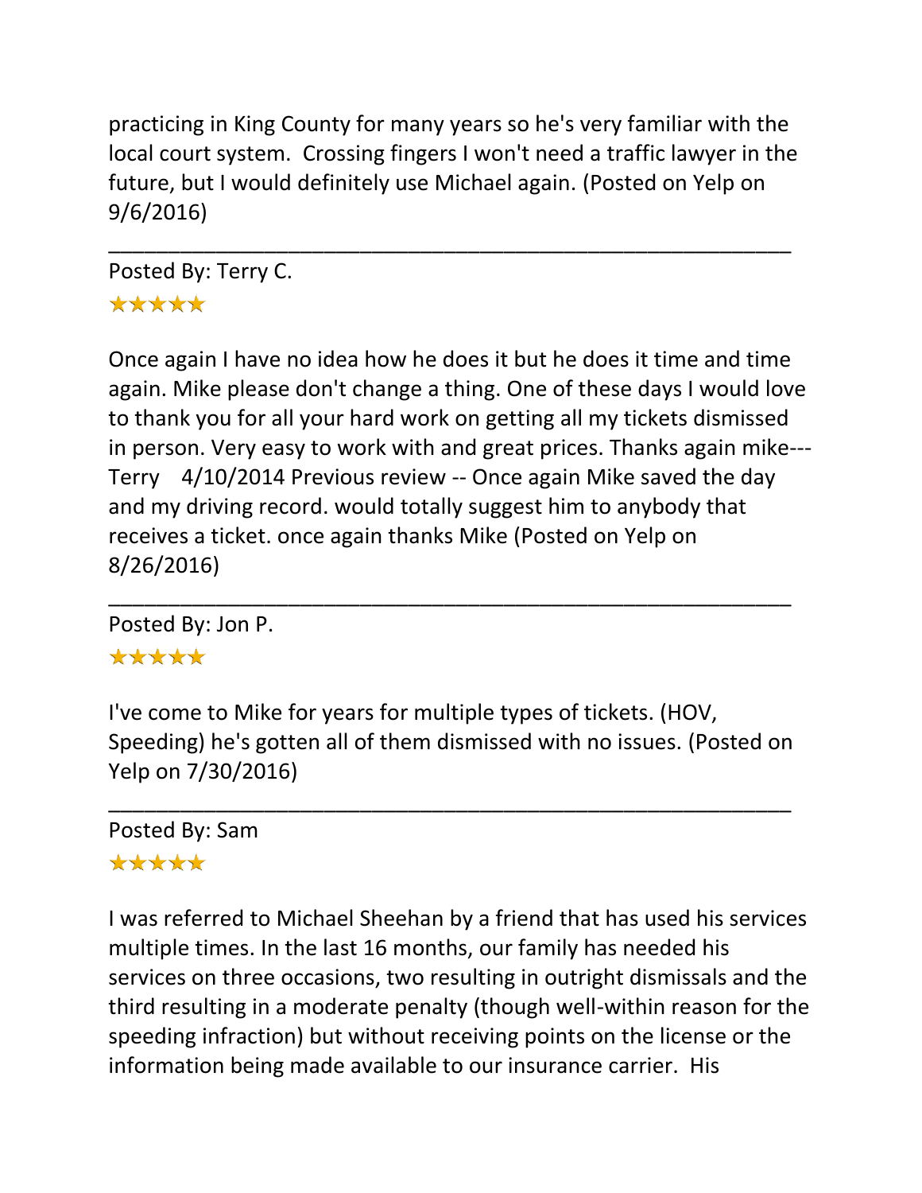practicing in King County for many years so he's very familiar with the local court system.  Crossing fingers I won't need a traffic lawyer in the future, but I would definitely use Michael again. (Posted on Yelp on 9/6/2016)

---

Posted By: Terry C.

★★★★★

Once again I have no idea how he does it but he does it time and time again. Mike please don't change a thing. One of these days I would love to thank you for all your hard work on getting all my tickets dismissed in person. Very easy to work with and great prices. Thanks again mike---Terry    4/10/2014 Previous review -- Once again Mike saved the day and my driving record. would totally suggest him to anybody that receives a ticket. once again thanks Mike (Posted on Yelp on 8/26/2016)

---

Posted By: Jon P.

★★★★★

I've come to Mike for years for multiple types of tickets. (HOV, Speeding) he's gotten all of them dismissed with no issues. (Posted on Yelp on 7/30/2016)

---

Posted By: Sam

★★★★★

I was referred to Michael Sheehan by a friend that has used his services multiple times. In the last 16 months, our family has needed his services on three occasions, two resulting in outright dismissals and the third resulting in a moderate penalty (though well-within reason for the speeding infraction) but without receiving points on the license or the information being made available to our insurance carrier.  His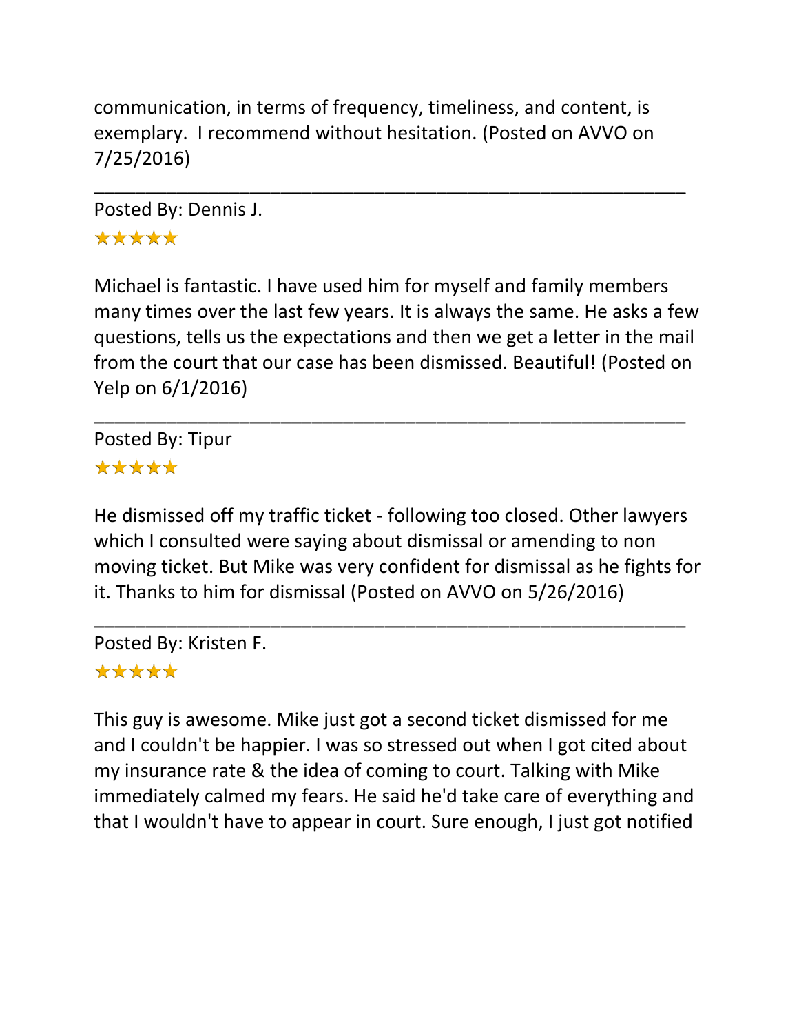communication, in terms of frequency, timeliness, and content, is exemplary. I recommend without hesitation. (Posted on AVVO on 7/25/2016)

---

Posted By: Dennis J.

★★★★★

Michael is fantastic. I have used him for myself and family members many times over the last few years. It is always the same. He asks a few questions, tells us the expectations and then we get a letter in the mail from the court that our case has been dismissed. Beautiful! (Posted on Yelp on 6/1/2016)

---

Posted By: Tipur

★★★★★

He dismissed off my traffic ticket - following too closed. Other lawyers which I consulted were saying about dismissal or amending to non moving ticket. But Mike was very confident for dismissal as he fights for it. Thanks to him for dismissal (Posted on AVVO on 5/26/2016)

---

Posted By: Kristen F.

★★★★★

This guy is awesome. Mike just got a second ticket dismissed for me and I couldn't be happier. I was so stressed out when I got cited about my insurance rate & the idea of coming to court. Talking with Mike immediately calmed my fears. He said he'd take care of everything and that I wouldn't have to appear in court. Sure enough, I just got notified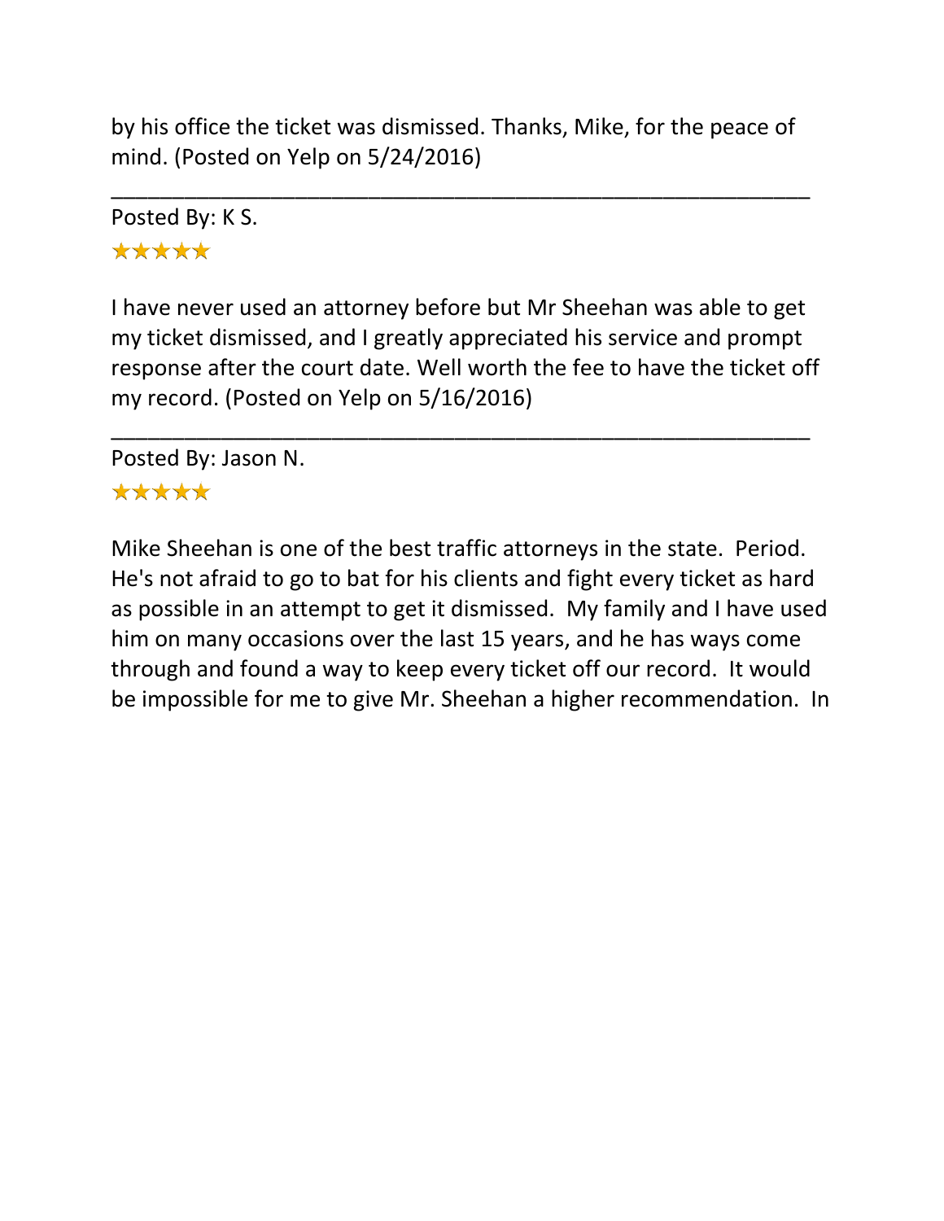by his office the ticket was dismissed. Thanks, Mike, for the peace of mind. (Posted on Yelp on 5/24/2016)

---

Posted By: K S.

★★★★★

I have never used an attorney before but Mr Sheehan was able to get my ticket dismissed, and I greatly appreciated his service and prompt response after the court date. Well worth the fee to have the ticket off my record. (Posted on Yelp on 5/16/2016)

---

Posted By: Jason N.

★★★★★

Mike Sheehan is one of the best traffic attorneys in the state. Period. He's not afraid to go to bat for his clients and fight every ticket as hard as possible in an attempt to get it dismissed. My family and I have used him on many occasions over the last 15 years, and he has ways come through and found a way to keep every ticket off our record. It would be impossible for me to give Mr. Sheehan a higher recommendation. In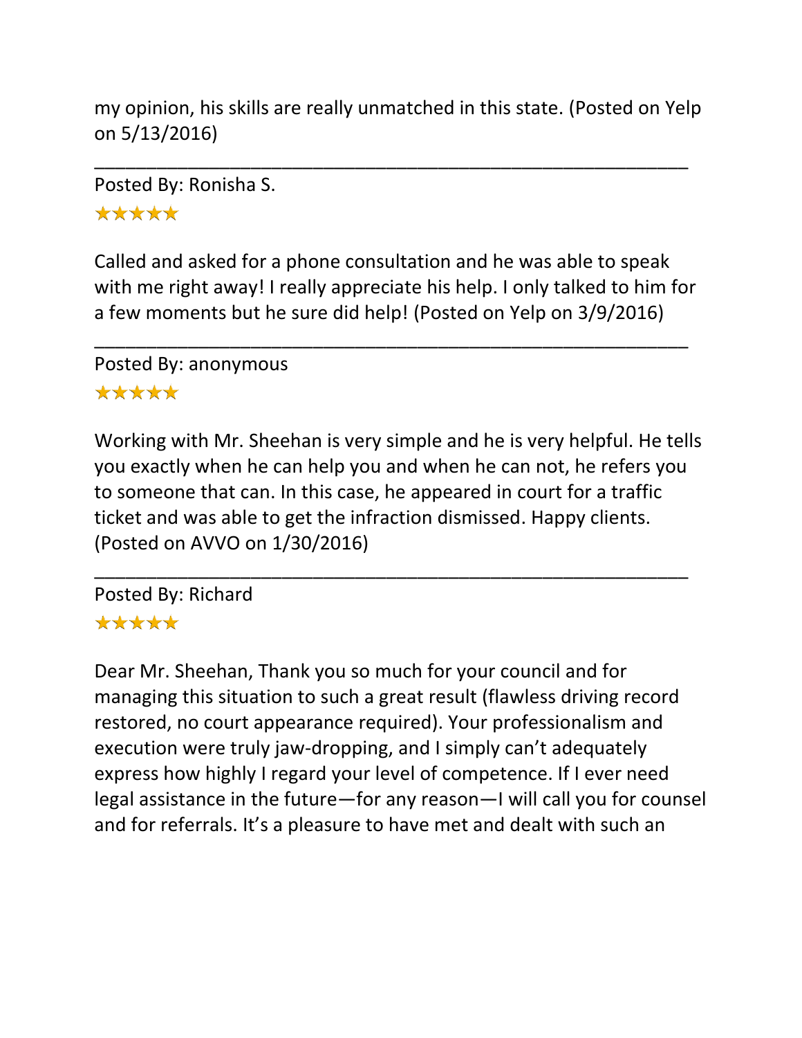my opinion, his skills are really unmatched in this state. (Posted on Yelp on 5/13/2016)

---

Posted By: Ronisha S.

★★★★★

Called and asked for a phone consultation and he was able to speak with me right away! I really appreciate his help. I only talked to him for a few moments but he sure did help! (Posted on Yelp on 3/9/2016)

---

Posted By: anonymous

★★★★★

Working with Mr. Sheehan is very simple and he is very helpful. He tells you exactly when he can help you and when he can not, he refers you to someone that can. In this case, he appeared in court for a traffic ticket and was able to get the infraction dismissed. Happy clients. (Posted on AVVO on 1/30/2016)

---

Posted By: Richard

★★★★★

Dear Mr. Sheehan, Thank you so much for your council and for managing this situation to such a great result (flawless driving record restored, no court appearance required). Your professionalism and execution were truly jaw-dropping, and I simply can't adequately express how highly I regard your level of competence. If I ever need legal assistance in the future—for any reason—I will call you for counsel and for referrals. It's a pleasure to have met and dealt with such an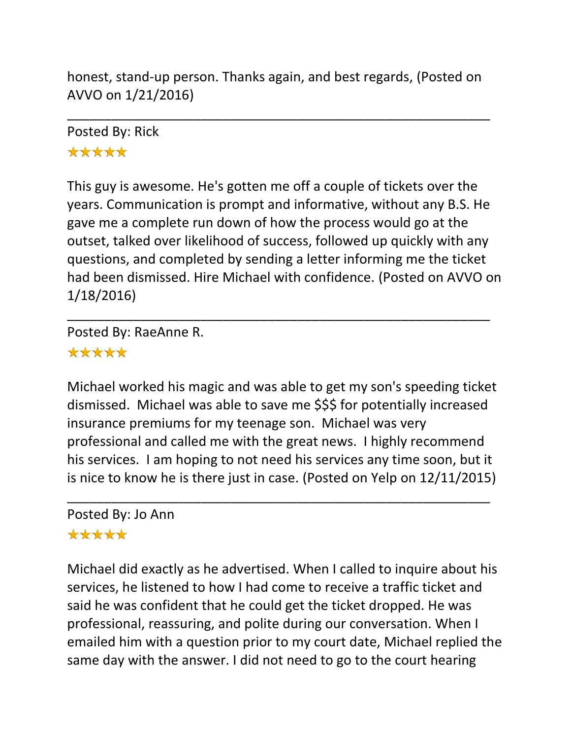honest, stand-up person. Thanks again, and best regards, (Posted on AVVO on 1/21/2016)

---

Posted By: Rick

★★★★★

This guy is awesome. He's gotten me off a couple of tickets over the years. Communication is prompt and informative, without any B.S. He gave me a complete run down of how the process would go at the outset, talked over likelihood of success, followed up quickly with any questions, and completed by sending a letter informing me the ticket had been dismissed. Hire Michael with confidence. (Posted on AVVO on 1/18/2016)

---

Posted By: RaeAnne R.

★★★★★

Michael worked his magic and was able to get my son's speeding ticket dismissed. Michael was able to save me $$$ for potentially increased insurance premiums for my teenage son. Michael was very professional and called me with the great news. I highly recommend his services. I am hoping to not need his services any time soon, but it is nice to know he is there just in case. (Posted on Yelp on 12/11/2015)

---

Posted By: Jo Ann

★★★★★

Michael did exactly as he advertised. When I called to inquire about his services, he listened to how I had come to receive a traffic ticket and said he was confident that he could get the ticket dropped. He was professional, reassuring, and polite during our conversation. When I emailed him with a question prior to my court date, Michael replied the same day with the answer. I did not need to go to the court hearing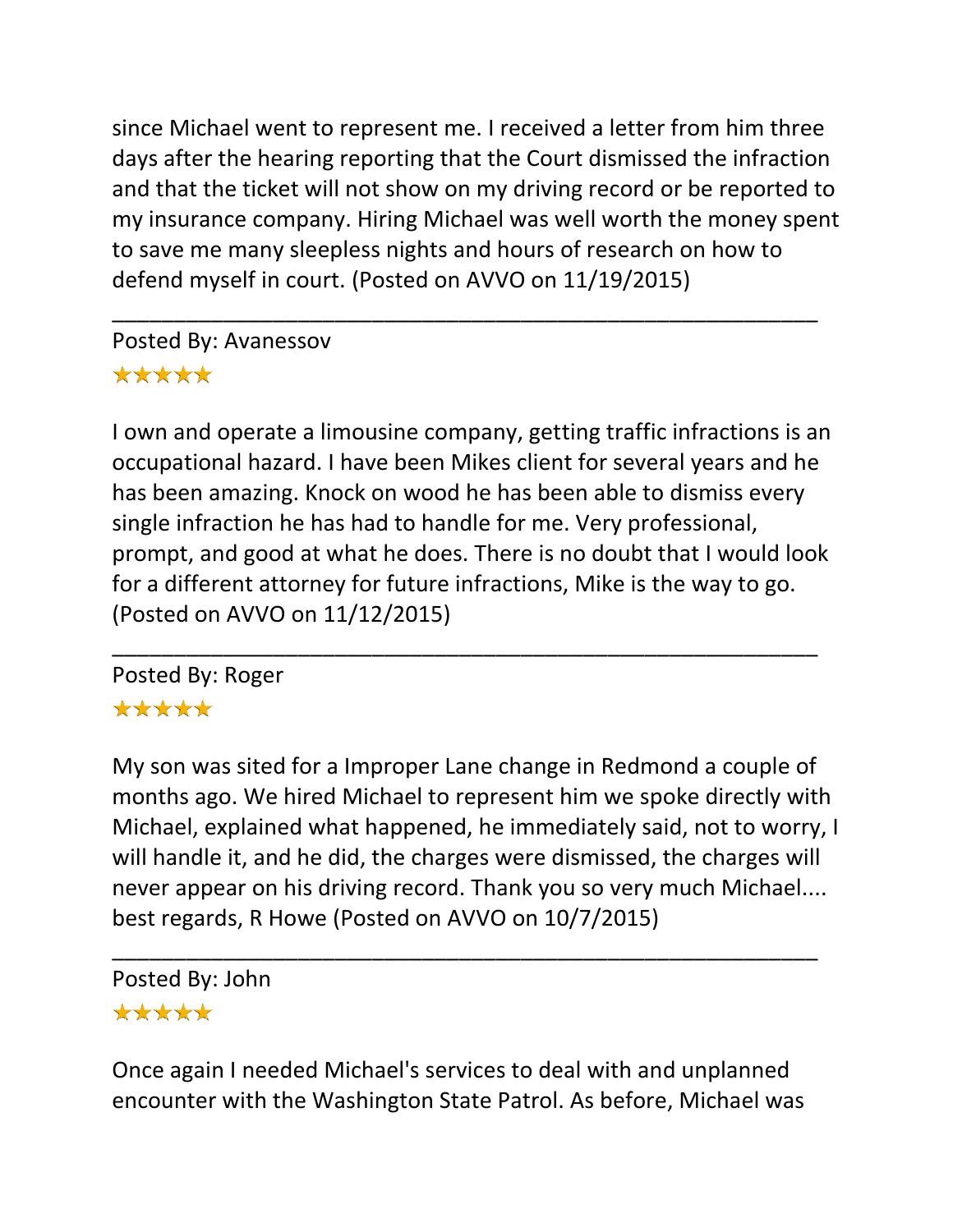since Michael went to represent me. I received a letter from him three days after the hearing reporting that the Court dismissed the infraction and that the ticket will not show on my driving record or be reported to my insurance company. Hiring Michael was well worth the money spent to save me many sleepless nights and hours of research on how to defend myself in court. (Posted on AVVO on 11/19/2015)

---

Posted By: Avanessov

★★★★★

I own and operate a limousine company, getting traffic infractions is an occupational hazard. I have been Mikes client for several years and he has been amazing. Knock on wood he has been able to dismiss every single infraction he has had to handle for me. Very professional, prompt, and good at what he does. There is no doubt that I would look for a different attorney for future infractions, Mike is the way to go. (Posted on AVVO on 11/12/2015)

---

Posted By: Roger

★★★★★

My son was sited for a Improper Lane change in Redmond a couple of months ago. We hired Michael to represent him we spoke directly with Michael, explained what happened, he immediately said, not to worry, I will handle it, and he did, the charges were dismissed, the charges will never appear on his driving record. Thank you so very much Michael.... best regards, R Howe (Posted on AVVO on 10/7/2015)

---

Posted By: John

★★★★★

Once again I needed Michael's services to deal with and unplanned encounter with the Washington State Patrol. As before, Michael was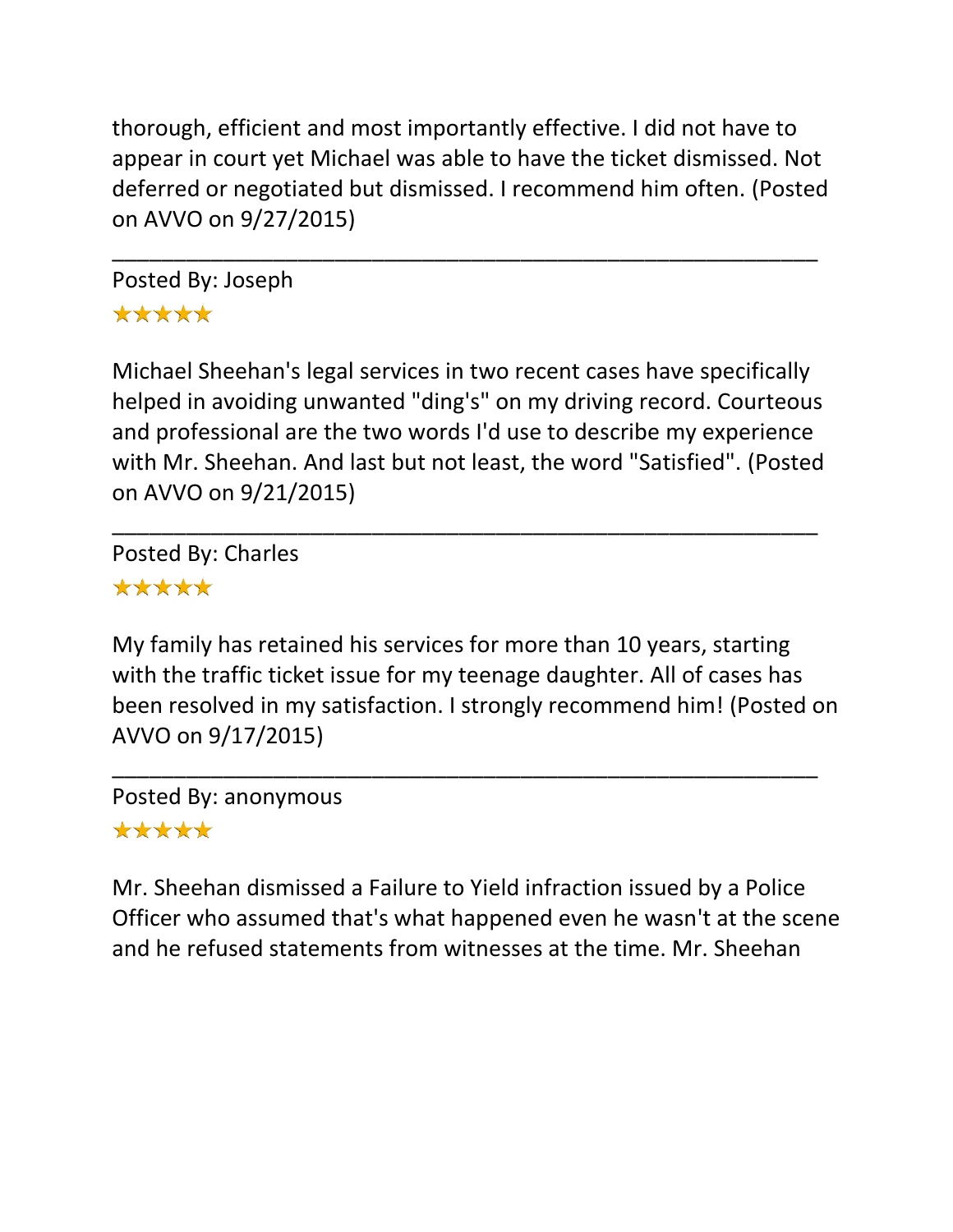thorough, efficient and most importantly effective. I did not have to appear in court yet Michael was able to have the ticket dismissed. Not deferred or negotiated but dismissed. I recommend him often. (Posted on AVVO on 9/27/2015)

---

Posted By: Joseph

★★★★★

Michael Sheehan's legal services in two recent cases have specifically helped in avoiding unwanted "ding's" on my driving record. Courteous and professional are the two words I'd use to describe my experience with Mr. Sheehan. And last but not least, the word "Satisfied". (Posted on AVVO on 9/21/2015)

---

Posted By: Charles

★★★★★

My family has retained his services for more than 10 years, starting with the traffic ticket issue for my teenage daughter. All of cases has been resolved in my satisfaction. I strongly recommend him! (Posted on AVVO on 9/17/2015)

---

Posted By: anonymous

★★★★★

Mr. Sheehan dismissed a Failure to Yield infraction issued by a Police Officer who assumed that's what happened even he wasn't at the scene and he refused statements from witnesses at the time. Mr. Sheehan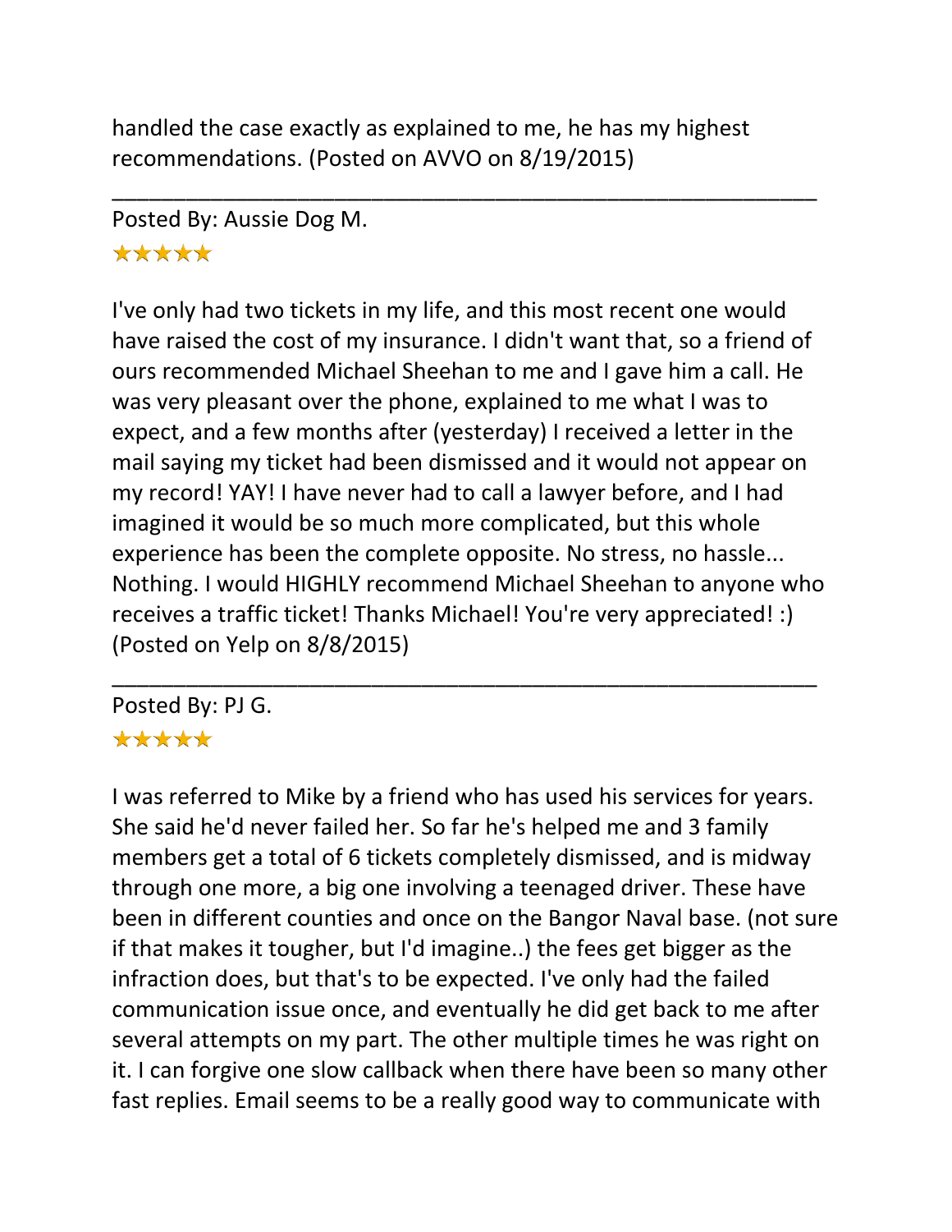handled the case exactly as explained to me, he has my highest recommendations. (Posted on AVVO on 8/19/2015)

---

Posted By: Aussie Dog M.

★★★★★

I've only had two tickets in my life, and this most recent one would have raised the cost of my insurance. I didn't want that, so a friend of ours recommended Michael Sheehan to me and I gave him a call. He was very pleasant over the phone, explained to me what I was to expect, and a few months after (yesterday) I received a letter in the mail saying my ticket had been dismissed and it would not appear on my record! YAY! I have never had to call a lawyer before, and I had imagined it would be so much more complicated, but this whole experience has been the complete opposite. No stress, no hassle... Nothing. I would HIGHLY recommend Michael Sheehan to anyone who receives a traffic ticket! Thanks Michael! You're very appreciated! :) (Posted on Yelp on 8/8/2015)

---

Posted By: PJ G.

★★★★★

I was referred to Mike by a friend who has used his services for years. She said he'd never failed her. So far he's helped me and 3 family members get a total of 6 tickets completely dismissed, and is midway through one more, a big one involving a teenaged driver. These have been in different counties and once on the Bangor Naval base. (not sure if that makes it tougher, but I'd imagine..) the fees get bigger as the infraction does, but that's to be expected. I've only had the failed communication issue once, and eventually he did get back to me after several attempts on my part. The other multiple times he was right on it. I can forgive one slow callback when there have been so many other fast replies. Email seems to be a really good way to communicate with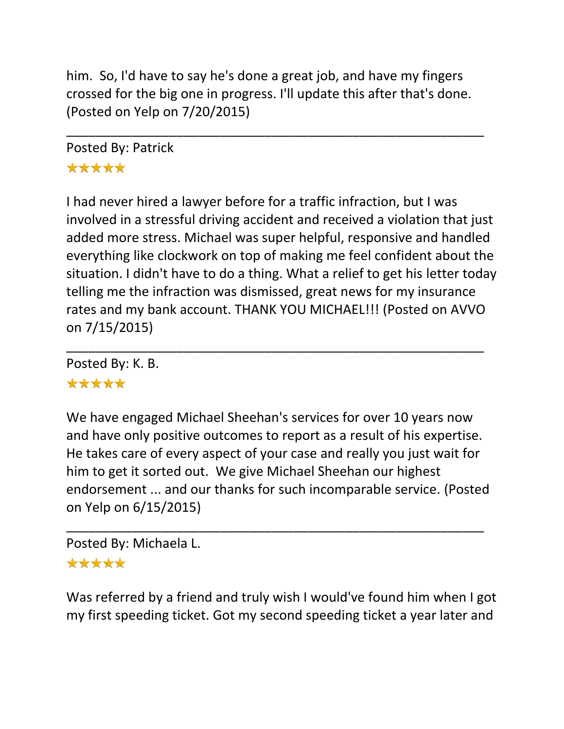him.  So, I'd have to say he's done a great job, and have my fingers crossed for the big one in progress. I'll update this after that's done. (Posted on Yelp on 7/20/2015)

---

Posted By: Patrick

★★★★★

I had never hired a lawyer before for a traffic infraction, but I was involved in a stressful driving accident and received a violation that just added more stress. Michael was super helpful, responsive and handled everything like clockwork on top of making me feel confident about the situation. I didn't have to do a thing. What a relief to get his letter today telling me the infraction was dismissed, great news for my insurance rates and my bank account. THANK YOU MICHAEL!!! (Posted on AVVO on 7/15/2015)

---

Posted By: K. B.

★★★★★

We have engaged Michael Sheehan's services for over 10 years now and have only positive outcomes to report as a result of his expertise. He takes care of every aspect of your case and really you just wait for him to get it sorted out.  We give Michael Sheehan our highest endorsement ... and our thanks for such incomparable service. (Posted on Yelp on 6/15/2015)

---

Posted By: Michaela L.

★★★★★

Was referred by a friend and truly wish I would've found him when I got my first speeding ticket. Got my second speeding ticket a year later and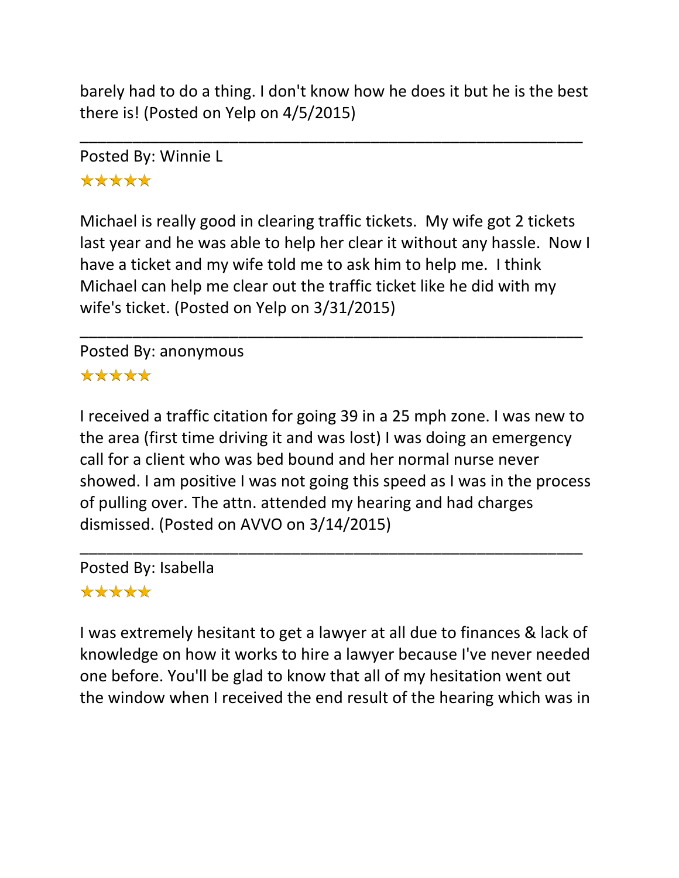barely had to do a thing. I don't know how he does it but he is the best there is! (Posted on Yelp on 4/5/2015)

---

Posted By: Winnie L

★★★★★

Michael is really good in clearing traffic tickets.  My wife got 2 tickets last year and he was able to help her clear it without any hassle.  Now I have a ticket and my wife told me to ask him to help me.  I think Michael can help me clear out the traffic ticket like he did with my wife's ticket. (Posted on Yelp on 3/31/2015)

---

Posted By: anonymous

★★★★★

I received a traffic citation for going 39 in a 25 mph zone. I was new to the area (first time driving it and was lost) I was doing an emergency call for a client who was bed bound and her normal nurse never showed. I am positive I was not going this speed as I was in the process of pulling over. The attn. attended my hearing and had charges dismissed. (Posted on AVVO on 3/14/2015)

---

Posted By: Isabella

★★★★★

I was extremely hesitant to get a lawyer at all due to finances & lack of knowledge on how it works to hire a lawyer because I've never needed one before. You'll be glad to know that all of my hesitation went out the window when I received the end result of the hearing which was in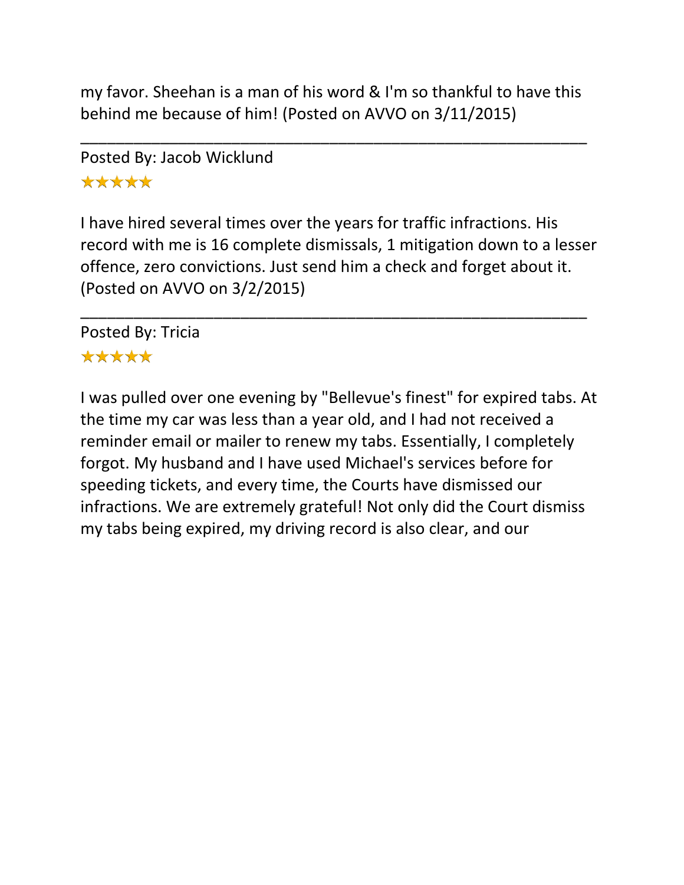my favor. Sheehan is a man of his word & I'm so thankful to have this behind me because of him! (Posted on AVVO on 3/11/2015)

---

Posted By: Jacob Wicklund

★★★★★

I have hired several times over the years for traffic infractions. His record with me is 16 complete dismissals, 1 mitigation down to a lesser offence, zero convictions. Just send him a check and forget about it. (Posted on AVVO on 3/2/2015)

---

Posted By: Tricia

★★★★★

I was pulled over one evening by "Bellevue's finest" for expired tabs. At the time my car was less than a year old, and I had not received a reminder email or mailer to renew my tabs. Essentially, I completely forgot. My husband and I have used Michael's services before for speeding tickets, and every time, the Courts have dismissed our infractions. We are extremely grateful! Not only did the Court dismiss my tabs being expired, my driving record is also clear, and our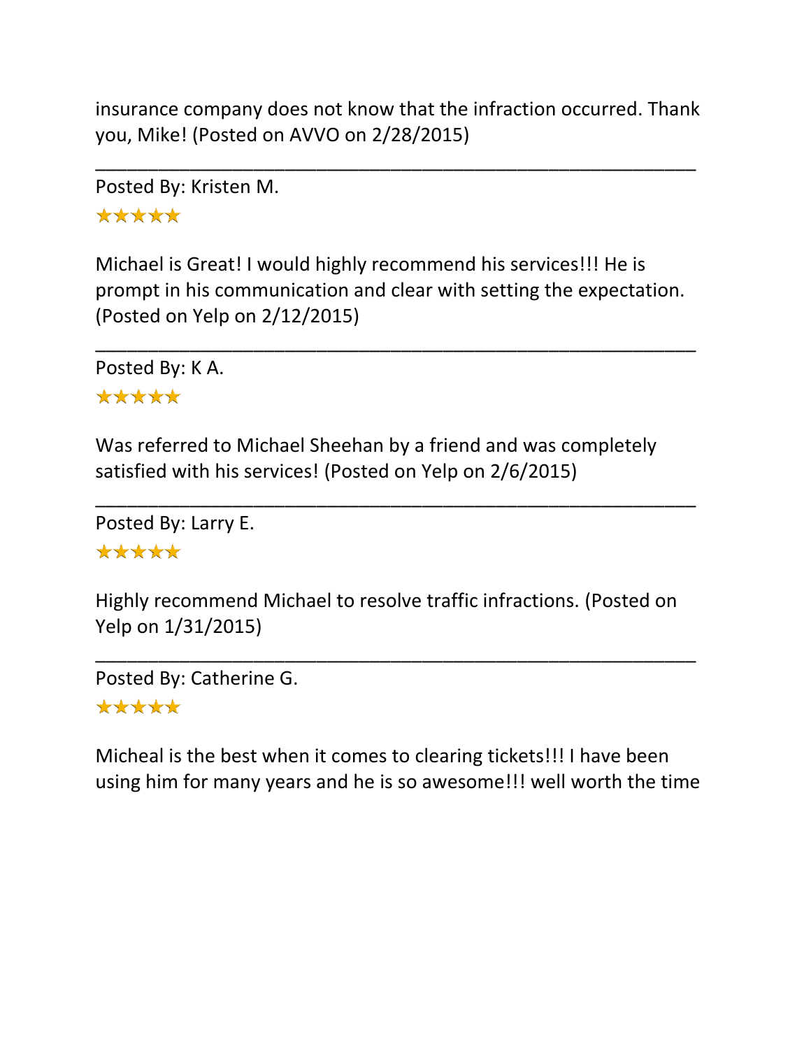insurance company does not know that the infraction occurred. Thank you, Mike! (Posted on AVVO on 2/28/2015)

---

Posted By: Kristen M.

★★★★★

Michael is Great! I would highly recommend his services!!! He is prompt in his communication and clear with setting the expectation. (Posted on Yelp on 2/12/2015)

---

Posted By: K A.

★★★★★

Was referred to Michael Sheehan by a friend and was completely satisfied with his services! (Posted on Yelp on 2/6/2015)

---

Posted By: Larry E.

★★★★★

Highly recommend Michael to resolve traffic infractions. (Posted on Yelp on 1/31/2015)

---

Posted By: Catherine G.

★★★★★

Micheal is the best when it comes to clearing tickets!!! I have been using him for many years and he is so awesome!!! well worth the time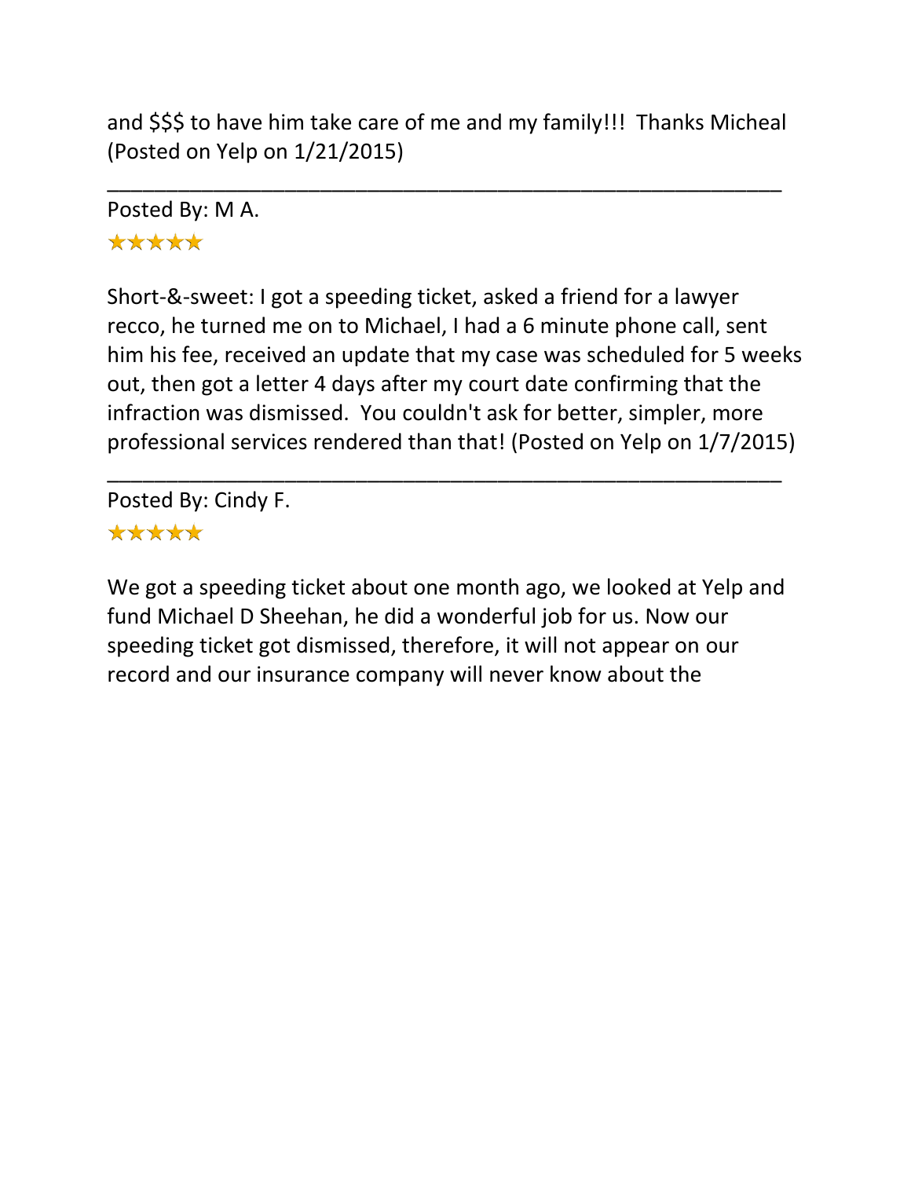and $$$ to have him take care of me and my family!!! Thanks Micheal (Posted on Yelp on 1/21/2015)

---

Posted By: M A.

★★★★★

Short-&-sweet: I got a speeding ticket, asked a friend for a lawyer recco, he turned me on to Michael, I had a 6 minute phone call, sent him his fee, received an update that my case was scheduled for 5 weeks out, then got a letter 4 days after my court date confirming that the infraction was dismissed. You couldn't ask for better, simpler, more professional services rendered than that! (Posted on Yelp on 1/7/2015)

---

Posted By: Cindy F.

★★★★★

We got a speeding ticket about one month ago, we looked at Yelp and fund Michael D Sheehan, he did a wonderful job for us. Now our speeding ticket got dismissed, therefore, it will not appear on our record and our insurance company will never know about the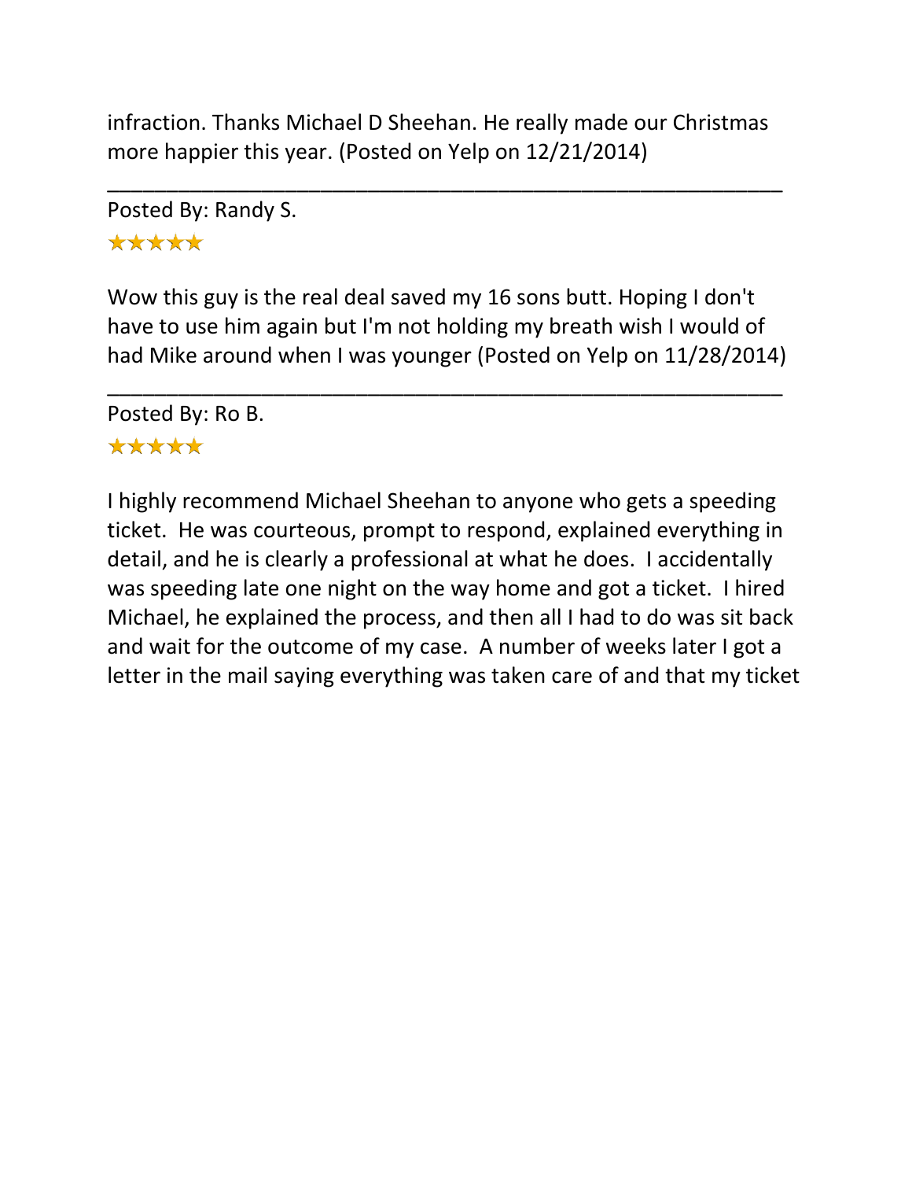infraction. Thanks Michael D Sheehan. He really made our Christmas more happier this year. (Posted on Yelp on 12/21/2014)

---

Posted By: Randy S.

★★★★★

Wow this guy is the real deal saved my 16 sons butt. Hoping I don't have to use him again but I'm not holding my breath wish I would of had Mike around when I was younger (Posted on Yelp on 11/28/2014)

---

Posted By: Ro B.

★★★★★

I highly recommend Michael Sheehan to anyone who gets a speeding ticket. He was courteous, prompt to respond, explained everything in detail, and he is clearly a professional at what he does. I accidentally was speeding late one night on the way home and got a ticket. I hired Michael, he explained the process, and then all I had to do was sit back and wait for the outcome of my case. A number of weeks later I got a letter in the mail saying everything was taken care of and that my ticket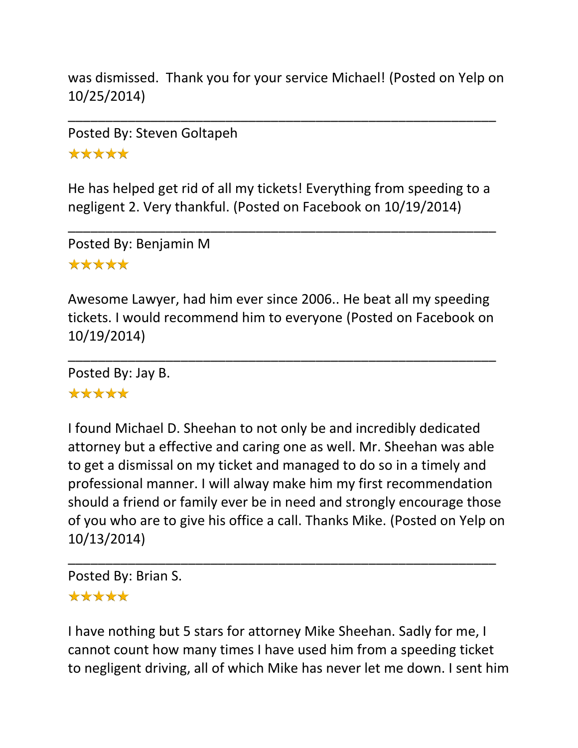was dismissed.  Thank you for your service Michael! (Posted on Yelp on 10/25/2014)

---

Posted By: Steven Goltapeh

★★★★★

He has helped get rid of all my tickets! Everything from speeding to a negligent 2. Very thankful. (Posted on Facebook on 10/19/2014)

---

Posted By: Benjamin M

★★★★★

Awesome Lawyer, had him ever since 2006.. He beat all my speeding tickets. I would recommend him to everyone (Posted on Facebook on 10/19/2014)

---

Posted By: Jay B.

★★★★★

I found Michael D. Sheehan to not only be and incredibly dedicated attorney but a effective and caring one as well. Mr. Sheehan was able to get a dismissal on my ticket and managed to do so in a timely and professional manner. I will alway make him my first recommendation should a friend or family ever be in need and strongly encourage those of you who are to give his office a call. Thanks Mike. (Posted on Yelp on 10/13/2014)

---

Posted By: Brian S.

★★★★★

I have nothing but 5 stars for attorney Mike Sheehan. Sadly for me, I cannot count how many times I have used him from a speeding ticket to negligent driving, all of which Mike has never let me down. I sent him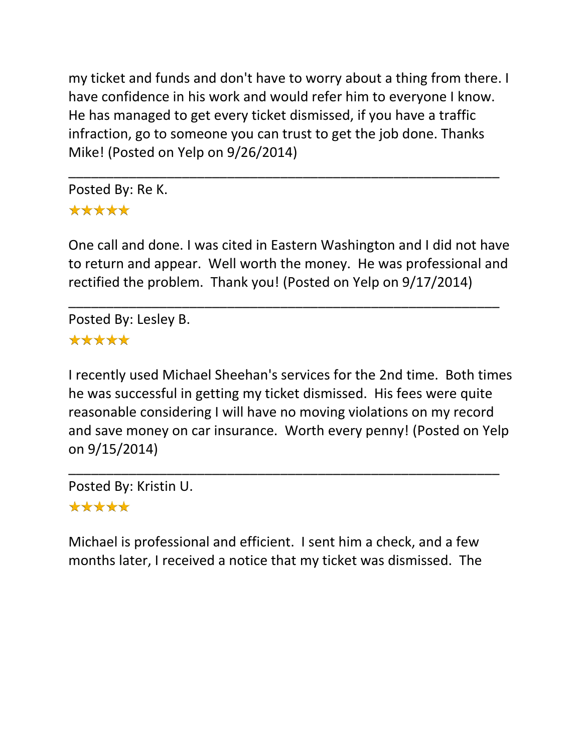my ticket and funds and don't have to worry about a thing from there. I have confidence in his work and would refer him to everyone I know. He has managed to get every ticket dismissed, if you have a traffic infraction, go to someone you can trust to get the job done. Thanks Mike! (Posted on Yelp on 9/26/2014)

---

Posted By: Re K.

★★★★★

One call and done. I was cited in Eastern Washington and I did not have to return and appear. Well worth the money. He was professional and rectified the problem. Thank you! (Posted on Yelp on 9/17/2014)

---

Posted By: Lesley B.

★★★★★

I recently used Michael Sheehan's services for the 2nd time. Both times he was successful in getting my ticket dismissed. His fees were quite reasonable considering I will have no moving violations on my record and save money on car insurance. Worth every penny! (Posted on Yelp on 9/15/2014)

---

Posted By: Kristin U.

★★★★★

Michael is professional and efficient. I sent him a check, and a few months later, I received a notice that my ticket was dismissed. The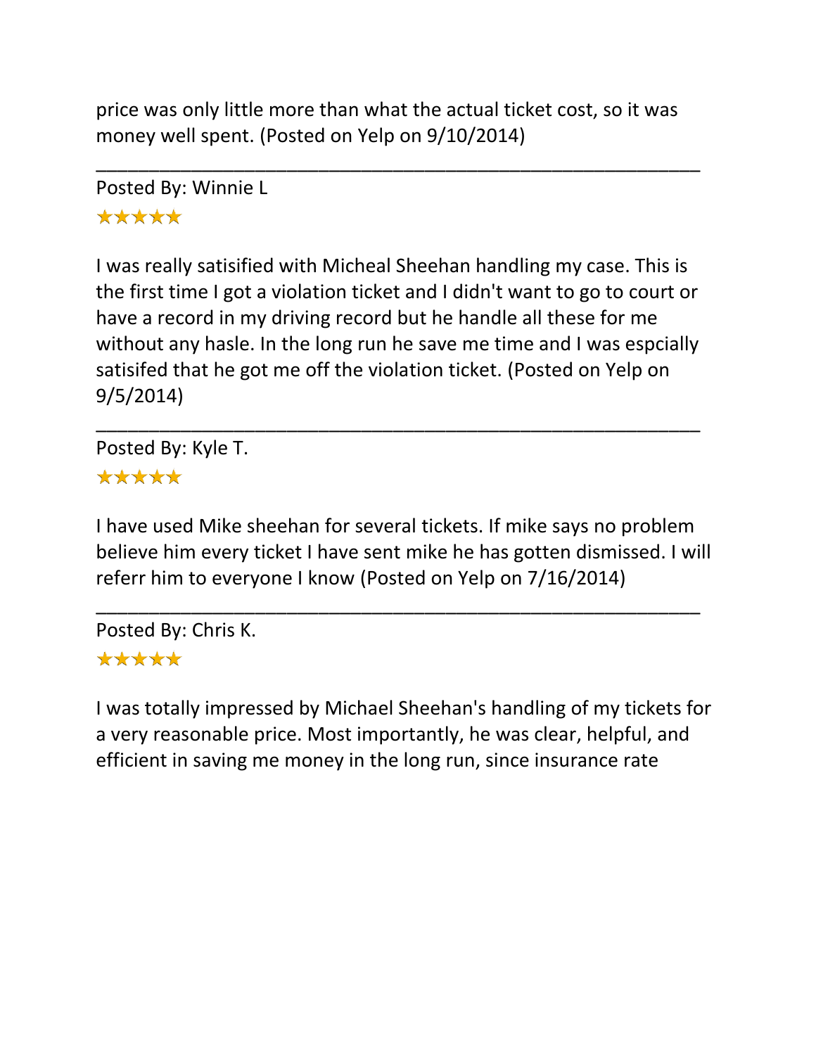price was only little more than what the actual ticket cost, so it was money well spent. (Posted on Yelp on 9/10/2014)

---

Posted By: Winnie L

★★★★★

I was really satisified with Micheal Sheehan handling my case. This is the first time I got a violation ticket and I didn't want to go to court or have a record in my driving record but he handle all these for me without any hasle. In the long run he save me time and I was espcially satisifed that he got me off the violation ticket. (Posted on Yelp on 9/5/2014)

---

Posted By: Kyle T.

★★★★★

I have used Mike sheehan for several tickets. If mike says no problem believe him every ticket I have sent mike he has gotten dismissed. I will referr him to everyone I know (Posted on Yelp on 7/16/2014)

---

Posted By: Chris K.

★★★★★

I was totally impressed by Michael Sheehan's handling of my tickets for a very reasonable price. Most importantly, he was clear, helpful, and efficient in saving me money in the long run, since insurance rate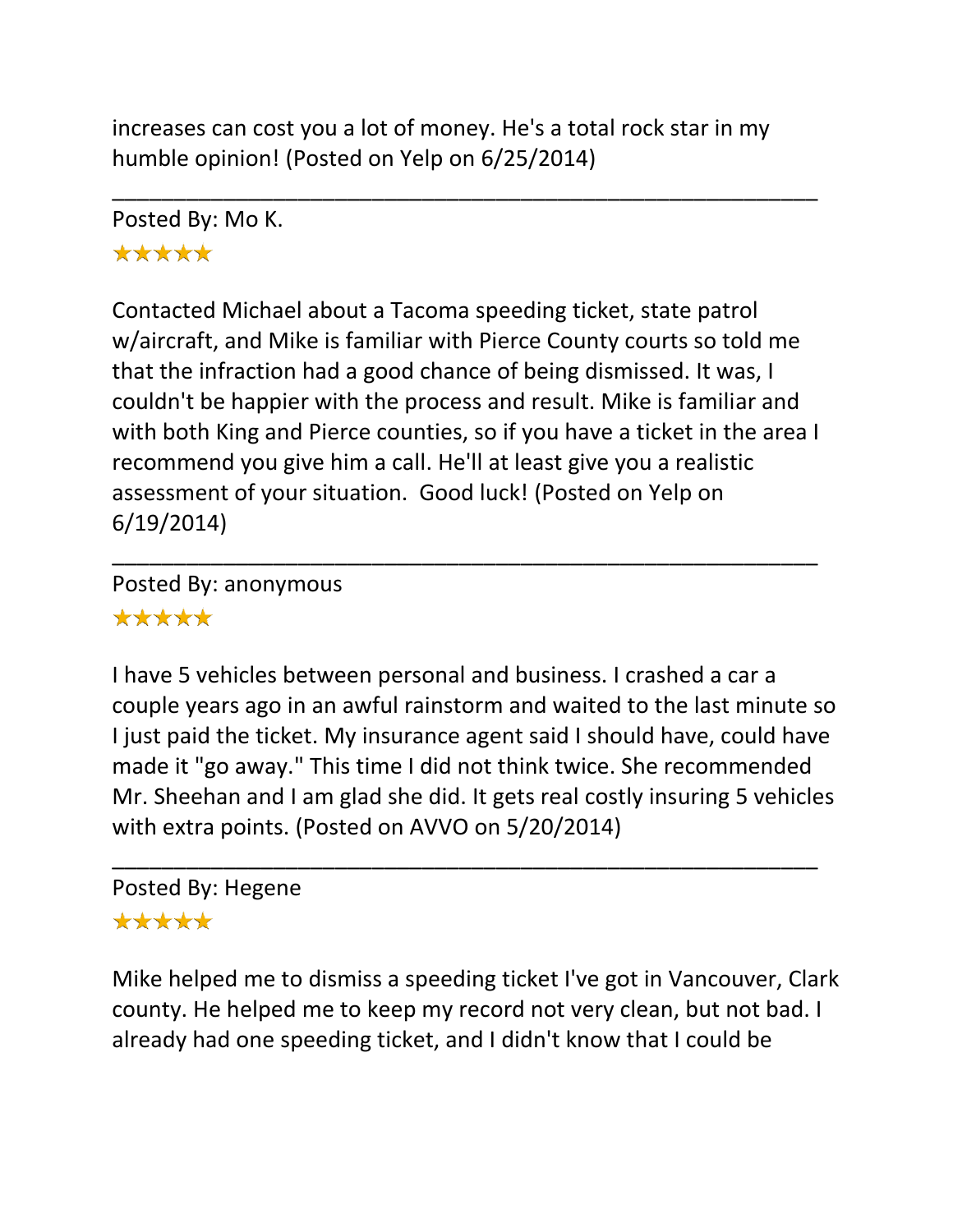increases can cost you a lot of money. He's a total rock star in my humble opinion! (Posted on Yelp on 6/25/2014)

---

Posted By: Mo K.

★★★★★

Contacted Michael about a Tacoma speeding ticket, state patrol w/aircraft, and Mike is familiar with Pierce County courts so told me that the infraction had a good chance of being dismissed. It was, I couldn't be happier with the process and result. Mike is familiar and with both King and Pierce counties, so if you have a ticket in the area I recommend you give him a call. He'll at least give you a realistic assessment of your situation.  Good luck! (Posted on Yelp on 6/19/2014)

---

Posted By: anonymous

★★★★★

I have 5 vehicles between personal and business. I crashed a car a couple years ago in an awful rainstorm and waited to the last minute so I just paid the ticket. My insurance agent said I should have, could have made it "go away." This time I did not think twice. She recommended Mr. Sheehan and I am glad she did. It gets real costly insuring 5 vehicles with extra points. (Posted on AVVO on 5/20/2014)

---

Posted By: Hegene

★★★★★

Mike helped me to dismiss a speeding ticket I've got in Vancouver, Clark county. He helped me to keep my record not very clean, but not bad. I already had one speeding ticket, and I didn't know that I could be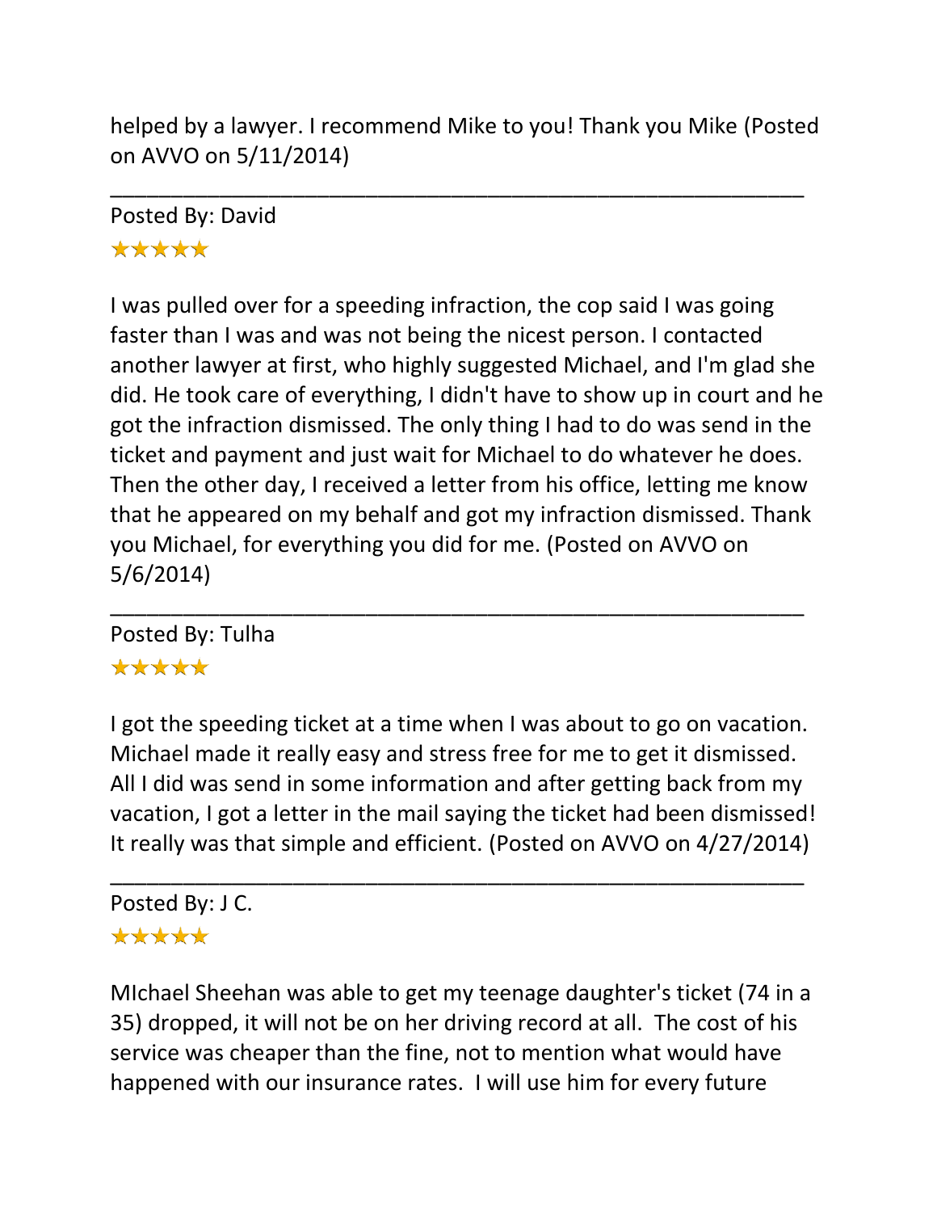helped by a lawyer. I recommend Mike to you! Thank you Mike (Posted on AVVO on 5/11/2014)

---

Posted By: David

★★★★★

I was pulled over for a speeding infraction, the cop said I was going faster than I was and was not being the nicest person. I contacted another lawyer at first, who highly suggested Michael, and I'm glad she did. He took care of everything, I didn't have to show up in court and he got the infraction dismissed. The only thing I had to do was send in the ticket and payment and just wait for Michael to do whatever he does. Then the other day, I received a letter from his office, letting me know that he appeared on my behalf and got my infraction dismissed. Thank you Michael, for everything you did for me. (Posted on AVVO on 5/6/2014)

---

Posted By: Tulha

★★★★★

I got the speeding ticket at a time when I was about to go on vacation. Michael made it really easy and stress free for me to get it dismissed. All I did was send in some information and after getting back from my vacation, I got a letter in the mail saying the ticket had been dismissed! It really was that simple and efficient. (Posted on AVVO on 4/27/2014)

---

Posted By: J C.

★★★★★

MIchael Sheehan was able to get my teenage daughter's ticket (74 in a 35) dropped, it will not be on her driving record at all. The cost of his service was cheaper than the fine, not to mention what would have happened with our insurance rates. I will use him for every future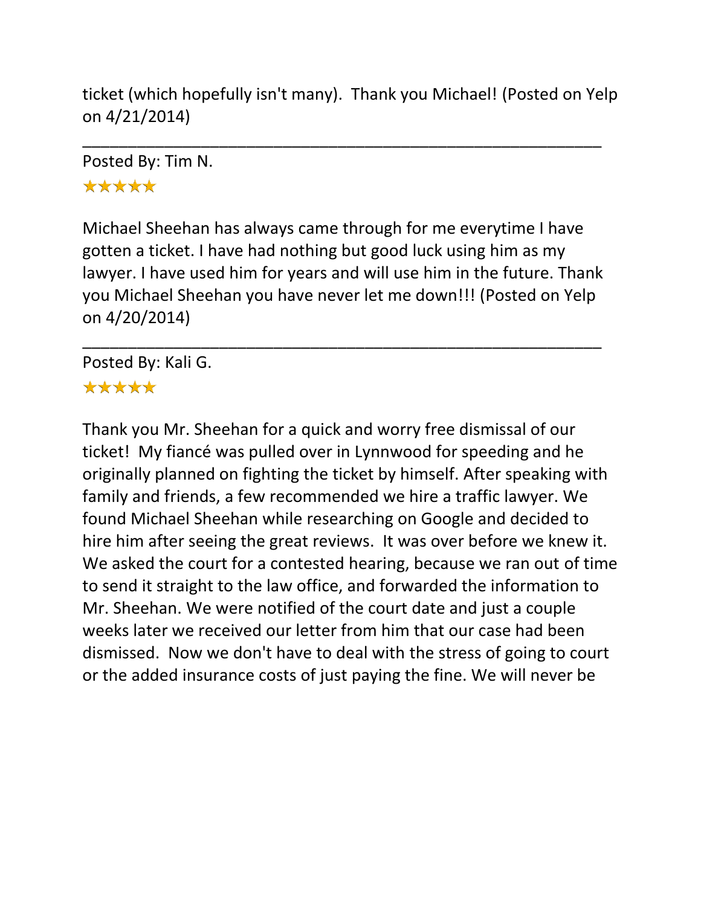ticket (which hopefully isn't many). Thank you Michael! (Posted on Yelp on 4/21/2014)

---

Posted By: Tim N.

★★★★★

Michael Sheehan has always came through for me everytime I have gotten a ticket. I have had nothing but good luck using him as my lawyer. I have used him for years and will use him in the future. Thank you Michael Sheehan you have never let me down!!! (Posted on Yelp on 4/20/2014)

---

Posted By: Kali G.

★★★★★

Thank you Mr. Sheehan for a quick and worry free dismissal of our ticket! My fiancé was pulled over in Lynnwood for speeding and he originally planned on fighting the ticket by himself. After speaking with family and friends, a few recommended we hire a traffic lawyer. We found Michael Sheehan while researching on Google and decided to hire him after seeing the great reviews. It was over before we knew it. We asked the court for a contested hearing, because we ran out of time to send it straight to the law office, and forwarded the information to Mr. Sheehan. We were notified of the court date and just a couple weeks later we received our letter from him that our case had been dismissed. Now we don't have to deal with the stress of going to court or the added insurance costs of just paying the fine. We will never be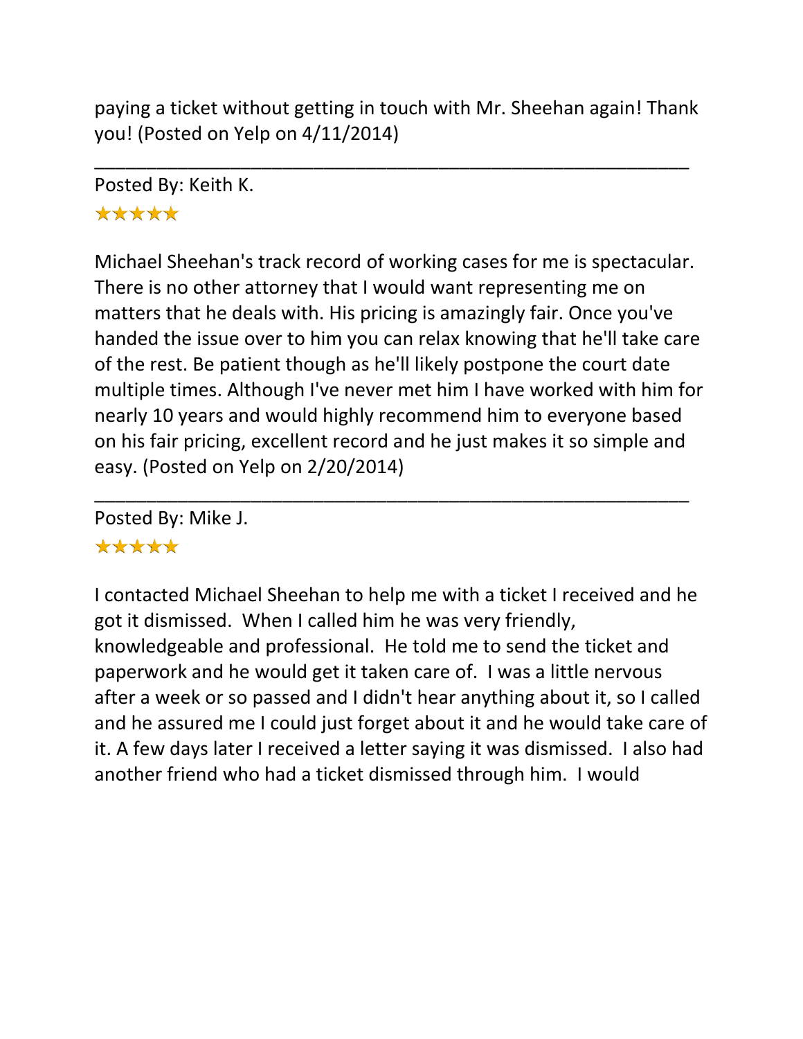paying a ticket without getting in touch with Mr. Sheehan again! Thank you! (Posted on Yelp on 4/11/2014)

---

Posted By: Keith K.

★★★★★

Michael Sheehan's track record of working cases for me is spectacular. There is no other attorney that I would want representing me on matters that he deals with. His pricing is amazingly fair. Once you've handed the issue over to him you can relax knowing that he'll take care of the rest. Be patient though as he'll likely postpone the court date multiple times. Although I've never met him I have worked with him for nearly 10 years and would highly recommend him to everyone based on his fair pricing, excellent record and he just makes it so simple and easy. (Posted on Yelp on 2/20/2014)

---

Posted By: Mike J.

★★★★★

I contacted Michael Sheehan to help me with a ticket I received and he got it dismissed. When I called him he was very friendly, knowledgeable and professional. He told me to send the ticket and paperwork and he would get it taken care of. I was a little nervous after a week or so passed and I didn't hear anything about it, so I called and he assured me I could just forget about it and he would take care of it. A few days later I received a letter saying it was dismissed. I also had another friend who had a ticket dismissed through him. I would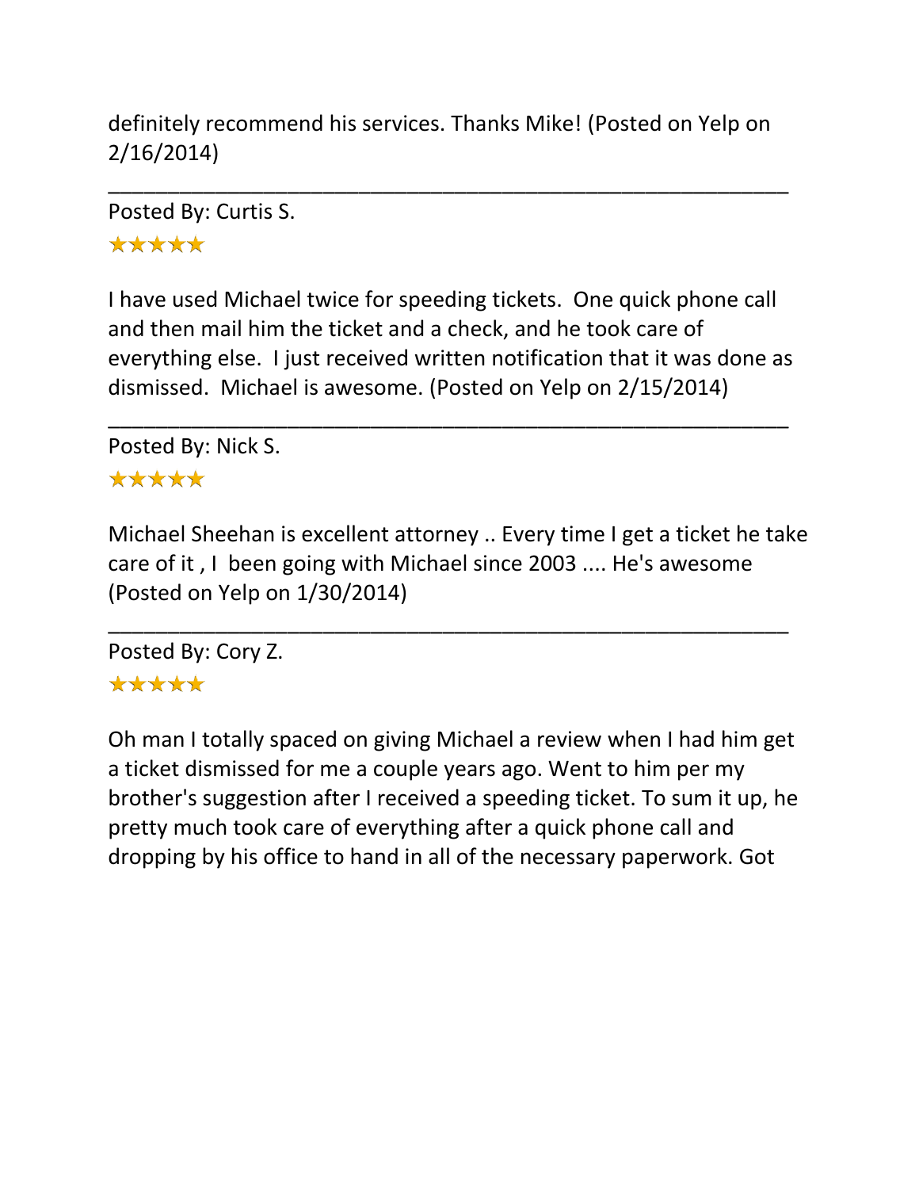definitely recommend his services. Thanks Mike! (Posted on Yelp on 2/16/2014)

---

Posted By: Curtis S.

★★★★★

I have used Michael twice for speeding tickets. One quick phone call and then mail him the ticket and a check, and he took care of everything else. I just received written notification that it was done as dismissed. Michael is awesome. (Posted on Yelp on 2/15/2014)

---

Posted By: Nick S.

★★★★★

Michael Sheehan is excellent attorney .. Every time I get a ticket he take care of it , I been going with Michael since 2003 .... He's awesome (Posted on Yelp on 1/30/2014)

---

Posted By: Cory Z.

★★★★★

Oh man I totally spaced on giving Michael a review when I had him get a ticket dismissed for me a couple years ago. Went to him per my brother's suggestion after I received a speeding ticket. To sum it up, he pretty much took care of everything after a quick phone call and dropping by his office to hand in all of the necessary paperwork. Got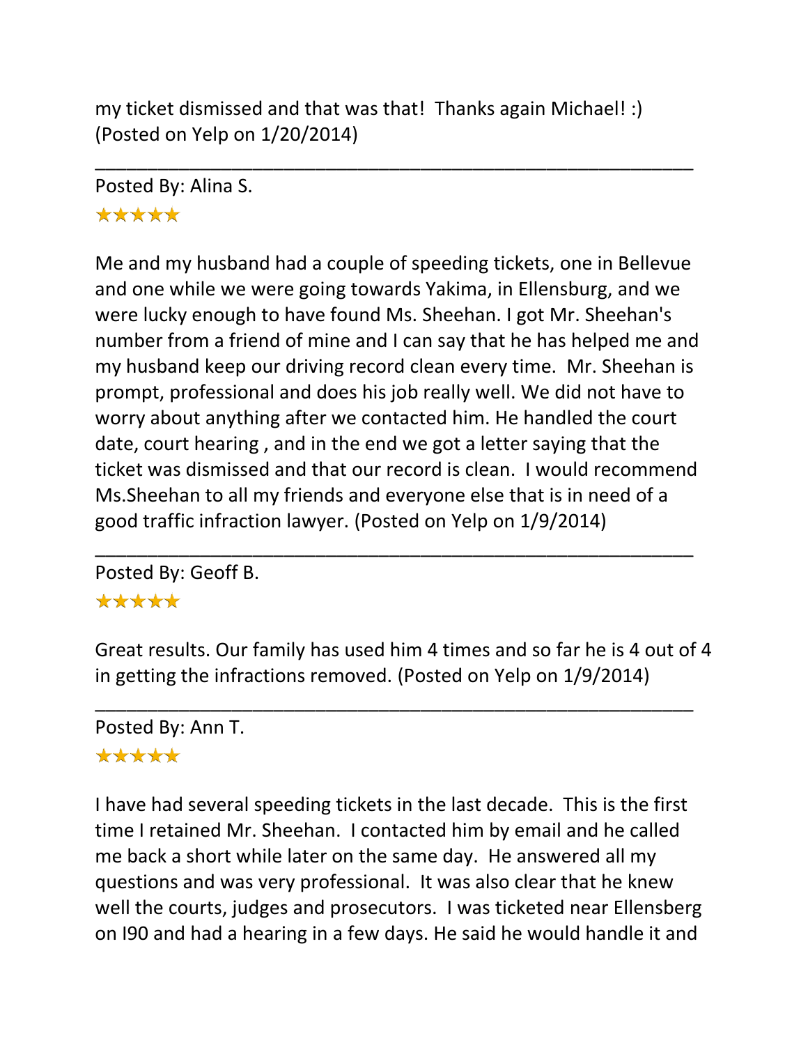my ticket dismissed and that was that!  Thanks again Michael! :)
(Posted on Yelp on 1/20/2014)

---

Posted By: Alina S.

★★★★★

Me and my husband had a couple of speeding tickets, one in Bellevue and one while we were going towards Yakima, in Ellensburg, and we were lucky enough to have found Ms. Sheehan. I got Mr. Sheehan's number from a friend of mine and I can say that he has helped me and my husband keep our driving record clean every time.  Mr. Sheehan is prompt, professional and does his job really well. We did not have to worry about anything after we contacted him. He handled the court date, court hearing , and in the end we got a letter saying that the ticket was dismissed and that our record is clean.  I would recommend Ms.Sheehan to all my friends and everyone else that is in need of a good traffic infraction lawyer. (Posted on Yelp on 1/9/2014)

---

Posted By: Geoff B.

★★★★★

Great results. Our family has used him 4 times and so far he is 4 out of 4 in getting the infractions removed. (Posted on Yelp on 1/9/2014)

---

Posted By: Ann T.

★★★★★

I have had several speeding tickets in the last decade.  This is the first time I retained Mr. Sheehan.  I contacted him by email and he called me back a short while later on the same day.  He answered all my questions and was very professional.  It was also clear that he knew well the courts, judges and prosecutors.  I was ticketed near Ellensberg on I90 and had a hearing in a few days. He said he would handle it and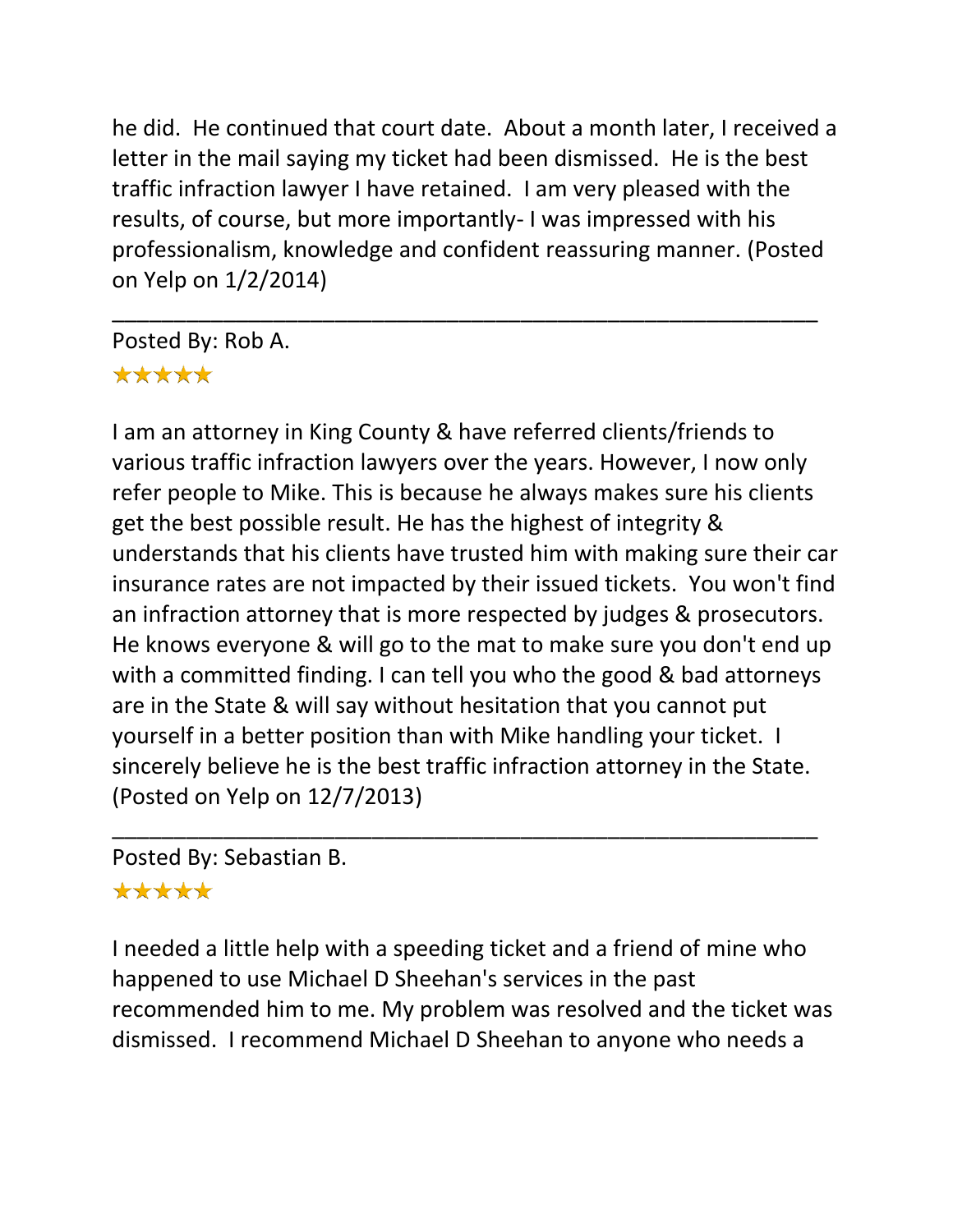he did. He continued that court date. About a month later, I received a letter in the mail saying my ticket had been dismissed. He is the best traffic infraction lawyer I have retained. I am very pleased with the results, of course, but more importantly- I was impressed with his professionalism, knowledge and confident reassuring manner. (Posted on Yelp on 1/2/2014)

---

Posted By: Rob A.

★★★★★

I am an attorney in King County & have referred clients/friends to various traffic infraction lawyers over the years. However, I now only refer people to Mike. This is because he always makes sure his clients get the best possible result. He has the highest of integrity & understands that his clients have trusted him with making sure their car insurance rates are not impacted by their issued tickets. You won't find an infraction attorney that is more respected by judges & prosecutors. He knows everyone & will go to the mat to make sure you don't end up with a committed finding. I can tell you who the good & bad attorneys are in the State & will say without hesitation that you cannot put yourself in a better position than with Mike handling your ticket. I sincerely believe he is the best traffic infraction attorney in the State. (Posted on Yelp on 12/7/2013)

---

Posted By: Sebastian B.

★★★★★

I needed a little help with a speeding ticket and a friend of mine who happened to use Michael D Sheehan's services in the past recommended him to me. My problem was resolved and the ticket was dismissed. I recommend Michael D Sheehan to anyone who needs a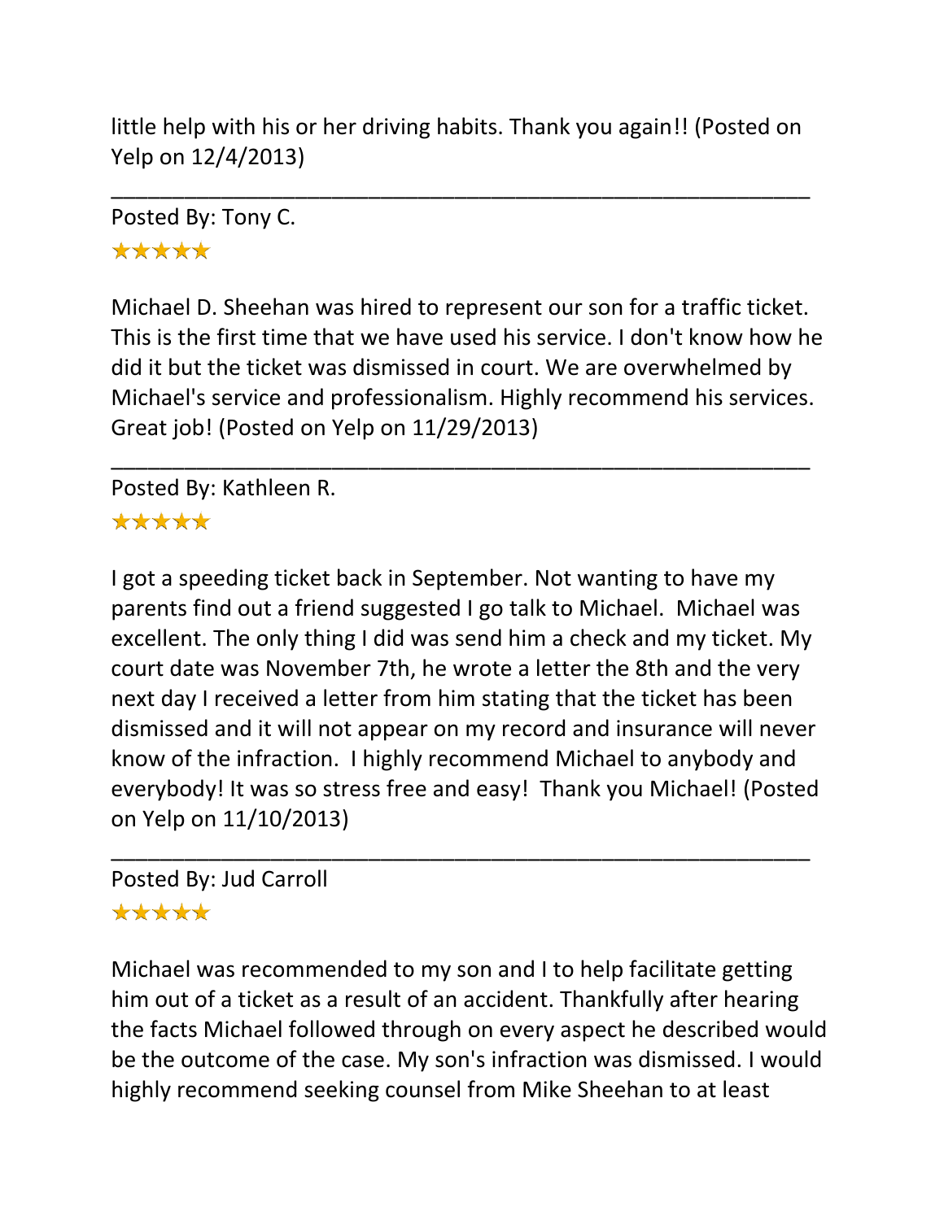little help with his or her driving habits. Thank you again!! (Posted on Yelp on 12/4/2013)

---

Posted By: Tony C.

★★★★★

Michael D. Sheehan was hired to represent our son for a traffic ticket. This is the first time that we have used his service. I don't know how he did it but the ticket was dismissed in court. We are overwhelmed by Michael's service and professionalism. Highly recommend his services. Great job! (Posted on Yelp on 11/29/2013)

---

Posted By: Kathleen R.

★★★★★

I got a speeding ticket back in September. Not wanting to have my parents find out a friend suggested I go talk to Michael. Michael was excellent. The only thing I did was send him a check and my ticket. My court date was November 7th, he wrote a letter the 8th and the very next day I received a letter from him stating that the ticket has been dismissed and it will not appear on my record and insurance will never know of the infraction. I highly recommend Michael to anybody and everybody! It was so stress free and easy! Thank you Michael! (Posted on Yelp on 11/10/2013)

---

Posted By: Jud Carroll

★★★★★

Michael was recommended to my son and I to help facilitate getting him out of a ticket as a result of an accident. Thankfully after hearing the facts Michael followed through on every aspect he described would be the outcome of the case. My son's infraction was dismissed. I would highly recommend seeking counsel from Mike Sheehan to at least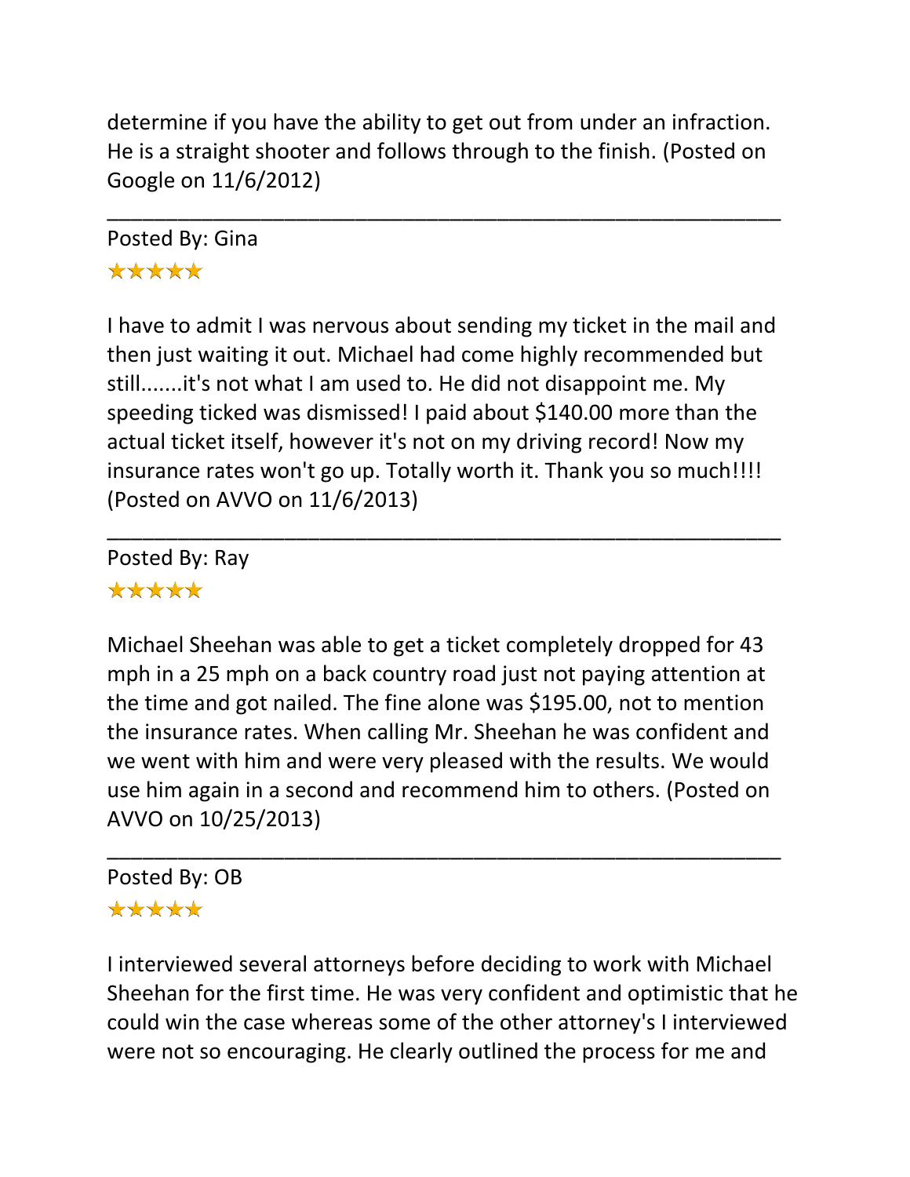determine if you have the ability to get out from under an infraction. He is a straight shooter and follows through to the finish. (Posted on Google on 11/6/2012)

---

Posted By: Gina

★★★★★

I have to admit I was nervous about sending my ticket in the mail and then just waiting it out. Michael had come highly recommended but still.......it's not what I am used to. He did not disappoint me. My speeding ticked was dismissed! I paid about $140.00 more than the actual ticket itself, however it's not on my driving record! Now my insurance rates won't go up. Totally worth it. Thank you so much!!!! (Posted on AVVO on 11/6/2013)

---

Posted By: Ray

★★★★★

Michael Sheehan was able to get a ticket completely dropped for 43 mph in a 25 mph on a back country road just not paying attention at the time and got nailed. The fine alone was $195.00, not to mention the insurance rates. When calling Mr. Sheehan he was confident and we went with him and were very pleased with the results. We would use him again in a second and recommend him to others. (Posted on AVVO on 10/25/2013)

---

Posted By: OB

★★★★★

I interviewed several attorneys before deciding to work with Michael Sheehan for the first time. He was very confident and optimistic that he could win the case whereas some of the other attorney's I interviewed were not so encouraging. He clearly outlined the process for me and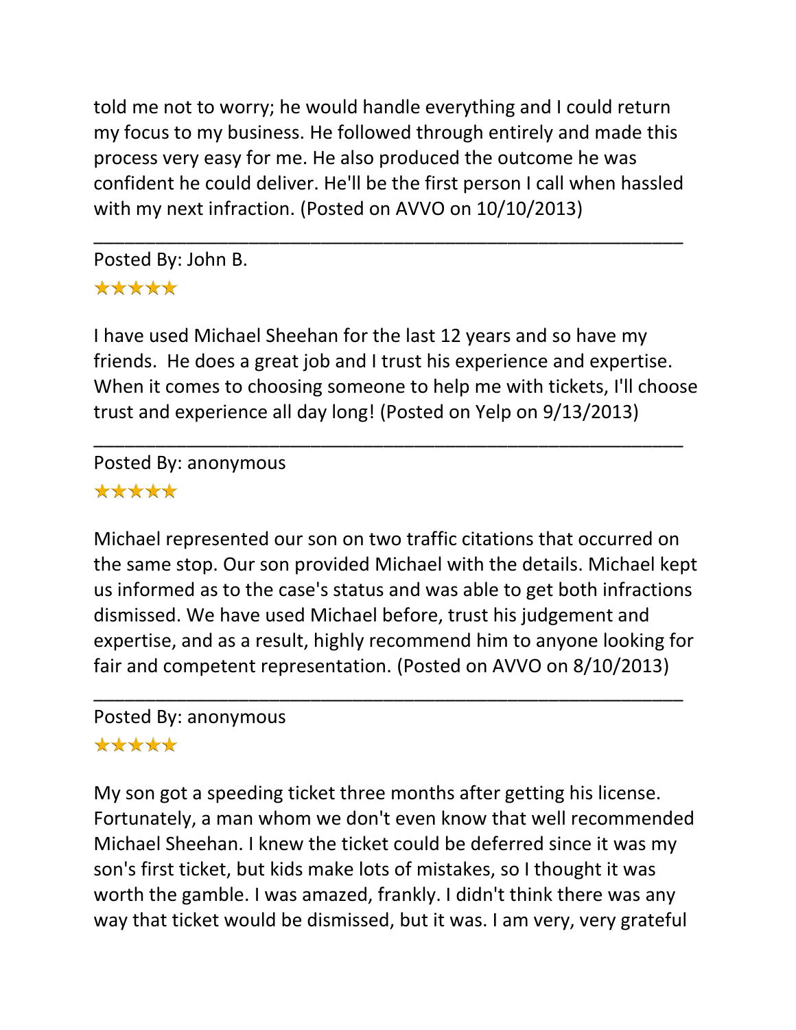told me not to worry; he would handle everything and I could return my focus to my business. He followed through entirely and made this process very easy for me. He also produced the outcome he was confident he could deliver. He'll be the first person I call when hassled with my next infraction. (Posted on AVVO on 10/10/2013)

---

Posted By: John B.

★★★★★

I have used Michael Sheehan for the last 12 years and so have my friends. He does a great job and I trust his experience and expertise. When it comes to choosing someone to help me with tickets, I'll choose trust and experience all day long! (Posted on Yelp on 9/13/2013)

---

Posted By: anonymous

★★★★★

Michael represented our son on two traffic citations that occurred on the same stop. Our son provided Michael with the details. Michael kept us informed as to the case's status and was able to get both infractions dismissed. We have used Michael before, trust his judgement and expertise, and as a result, highly recommend him to anyone looking for fair and competent representation. (Posted on AVVO on 8/10/2013)

---

Posted By: anonymous

★★★★★

My son got a speeding ticket three months after getting his license. Fortunately, a man whom we don't even know that well recommended Michael Sheehan. I knew the ticket could be deferred since it was my son's first ticket, but kids make lots of mistakes, so I thought it was worth the gamble. I was amazed, frankly. I didn't think there was any way that ticket would be dismissed, but it was. I am very, very grateful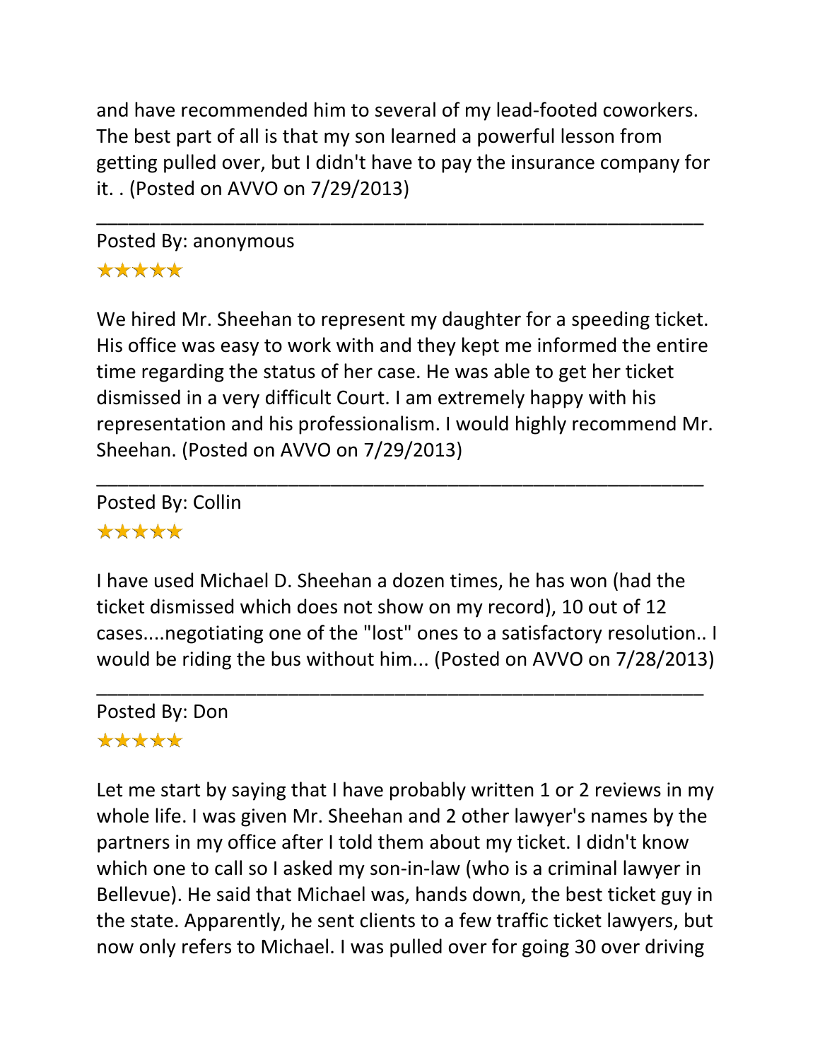and have recommended him to several of my lead-footed coworkers. The best part of all is that my son learned a powerful lesson from getting pulled over, but I didn't have to pay the insurance company for it. . (Posted on AVVO on 7/29/2013)

---

Posted By: anonymous

★★★★★

We hired Mr. Sheehan to represent my daughter for a speeding ticket. His office was easy to work with and they kept me informed the entire time regarding the status of her case. He was able to get her ticket dismissed in a very difficult Court. I am extremely happy with his representation and his professionalism. I would highly recommend Mr. Sheehan. (Posted on AVVO on 7/29/2013)

---

Posted By: Collin

★★★★★

I have used Michael D. Sheehan a dozen times, he has won (had the ticket dismissed which does not show on my record), 10 out of 12 cases....negotiating one of the "lost" ones to a satisfactory resolution.. I would be riding the bus without him... (Posted on AVVO on 7/28/2013)

---

Posted By: Don

★★★★★

Let me start by saying that I have probably written 1 or 2 reviews in my whole life. I was given Mr. Sheehan and 2 other lawyer's names by the partners in my office after I told them about my ticket. I didn't know which one to call so I asked my son-in-law (who is a criminal lawyer in Bellevue). He said that Michael was, hands down, the best ticket guy in the state. Apparently, he sent clients to a few traffic ticket lawyers, but now only refers to Michael. I was pulled over for going 30 over driving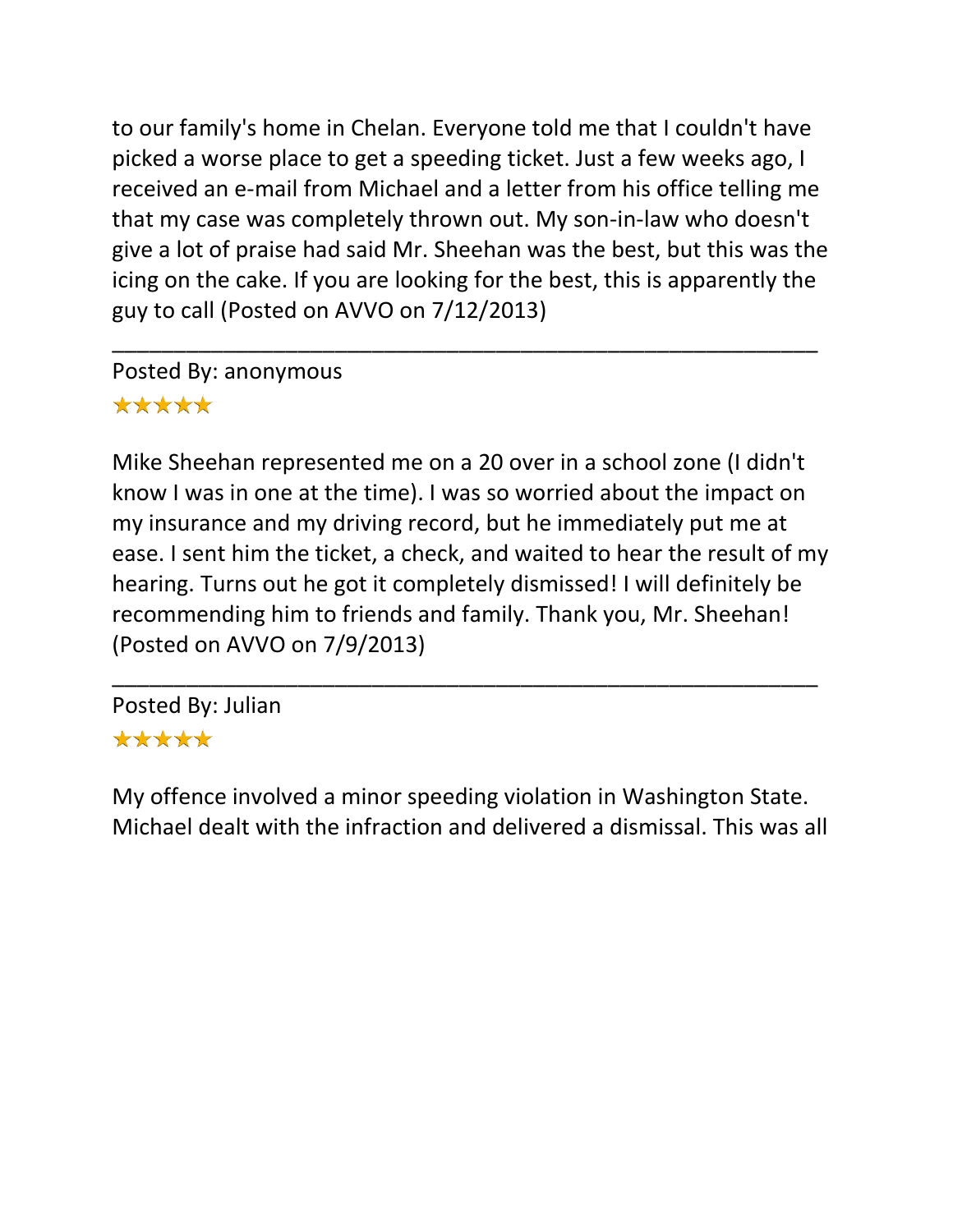to our family's home in Chelan. Everyone told me that I couldn't have picked a worse place to get a speeding ticket. Just a few weeks ago, I received an e-mail from Michael and a letter from his office telling me that my case was completely thrown out. My son-in-law who doesn't give a lot of praise had said Mr. Sheehan was the best, but this was the icing on the cake. If you are looking for the best, this is apparently the guy to call (Posted on AVVO on 7/12/2013)

---

Posted By: anonymous

★★★★★

Mike Sheehan represented me on a 20 over in a school zone (I didn't know I was in one at the time). I was so worried about the impact on my insurance and my driving record, but he immediately put me at ease. I sent him the ticket, a check, and waited to hear the result of my hearing. Turns out he got it completely dismissed! I will definitely be recommending him to friends and family. Thank you, Mr. Sheehan! (Posted on AVVO on 7/9/2013)

---

Posted By: Julian

★★★★★

My offence involved a minor speeding violation in Washington State. Michael dealt with the infraction and delivered a dismissal. This was all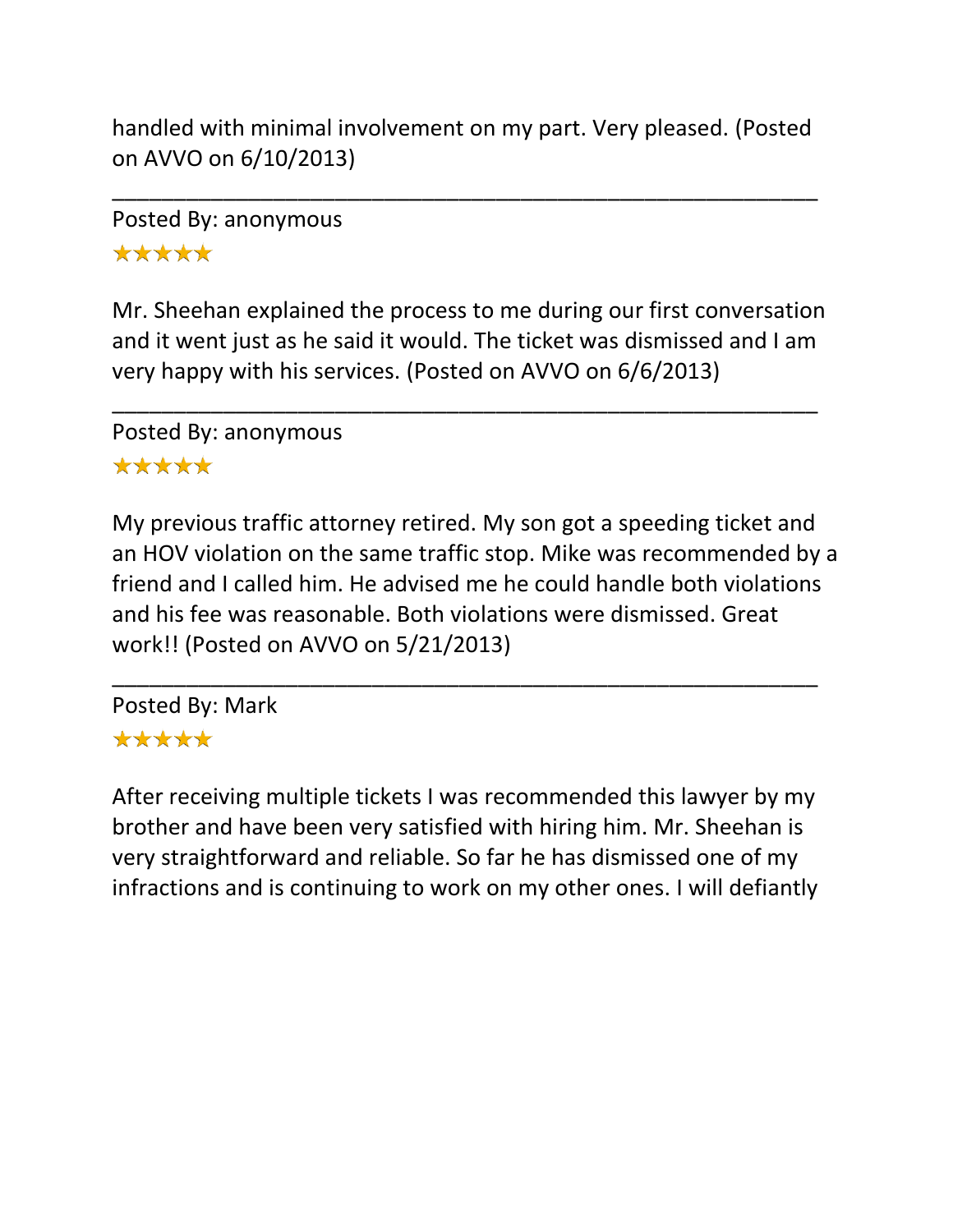handled with minimal involvement on my part. Very pleased. (Posted on AVVO on 6/10/2013)

---

Posted By: anonymous

★★★★★

Mr. Sheehan explained the process to me during our first conversation and it went just as he said it would. The ticket was dismissed and I am very happy with his services. (Posted on AVVO on 6/6/2013)

---

Posted By: anonymous

★★★★★

My previous traffic attorney retired. My son got a speeding ticket and an HOV violation on the same traffic stop. Mike was recommended by a friend and I called him. He advised me he could handle both violations and his fee was reasonable. Both violations were dismissed. Great work!! (Posted on AVVO on 5/21/2013)

---

Posted By: Mark

★★★★★

After receiving multiple tickets I was recommended this lawyer by my brother and have been very satisfied with hiring him. Mr. Sheehan is very straightforward and reliable. So far he has dismissed one of my infractions and is continuing to work on my other ones. I will defiantly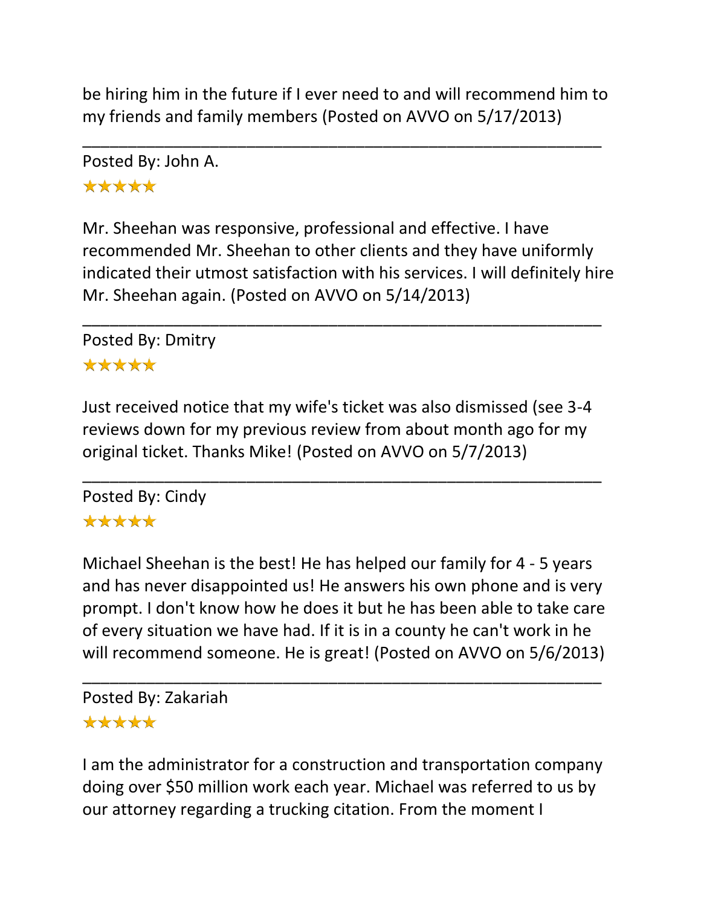be hiring him in the future if I ever need to and will recommend him to my friends and family members (Posted on AVVO on 5/17/2013)

---

Posted By: John A.

★★★★★

Mr. Sheehan was responsive, professional and effective. I have recommended Mr. Sheehan to other clients and they have uniformly indicated their utmost satisfaction with his services. I will definitely hire Mr. Sheehan again. (Posted on AVVO on 5/14/2013)

---

Posted By: Dmitry

★★★★★

Just received notice that my wife's ticket was also dismissed (see 3-4 reviews down for my previous review from about month ago for my original ticket. Thanks Mike! (Posted on AVVO on 5/7/2013)

---

Posted By: Cindy

★★★★★

Michael Sheehan is the best! He has helped our family for 4 - 5 years and has never disappointed us! He answers his own phone and is very prompt. I don't know how he does it but he has been able to take care of every situation we have had. If it is in a county he can't work in he will recommend someone. He is great! (Posted on AVVO on 5/6/2013)

---

Posted By: Zakariah

★★★★★

I am the administrator for a construction and transportation company doing over $50 million work each year. Michael was referred to us by our attorney regarding a trucking citation. From the moment I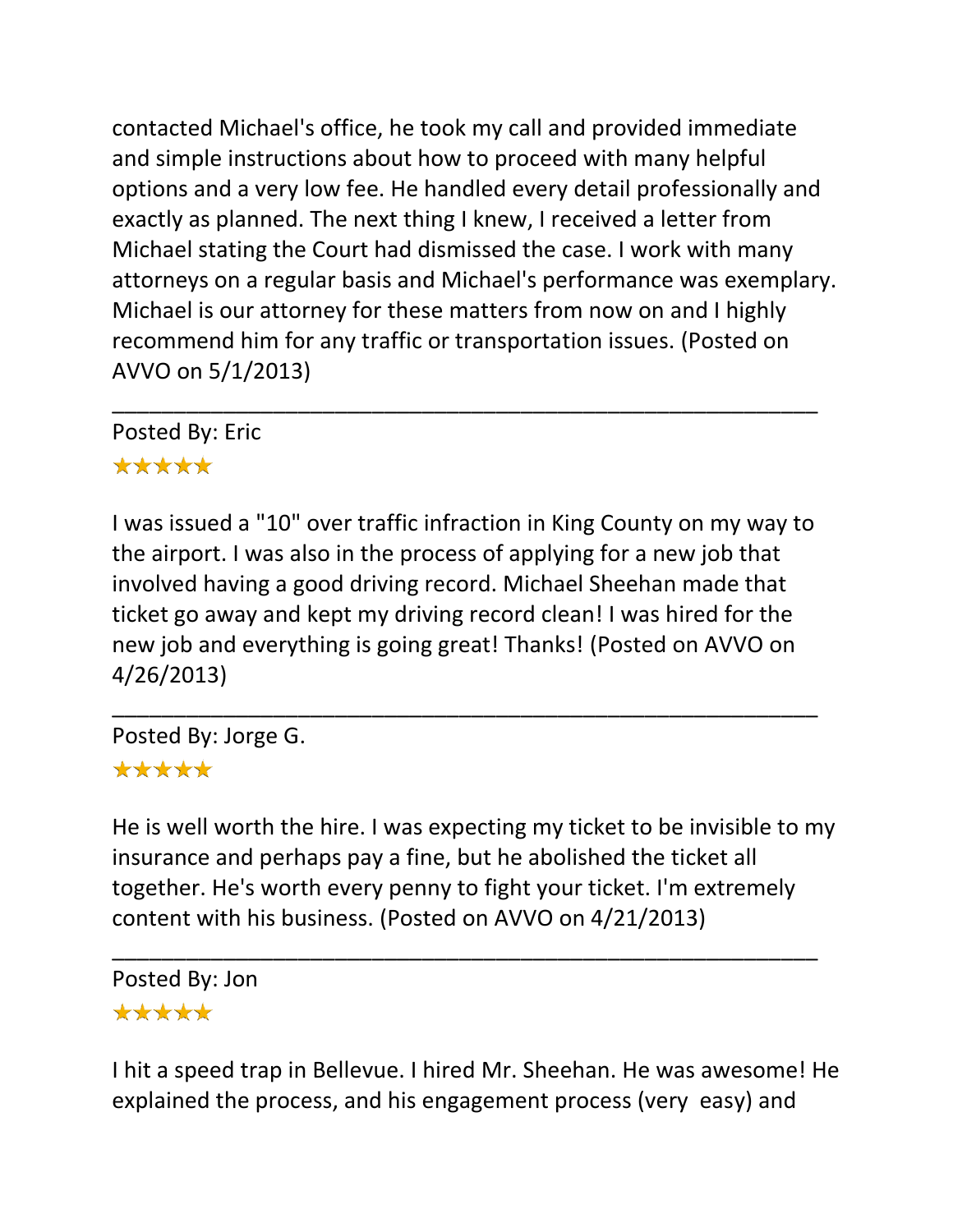contacted Michael's office, he took my call and provided immediate and simple instructions about how to proceed with many helpful options and a very low fee. He handled every detail professionally and exactly as planned. The next thing I knew, I received a letter from Michael stating the Court had dismissed the case. I work with many attorneys on a regular basis and Michael's performance was exemplary. Michael is our attorney for these matters from now on and I highly recommend him for any traffic or transportation issues. (Posted on AVVO on 5/1/2013)

---

Posted By: Eric

★★★★★

I was issued a "10" over traffic infraction in King County on my way to the airport. I was also in the process of applying for a new job that involved having a good driving record. Michael Sheehan made that ticket go away and kept my driving record clean! I was hired for the new job and everything is going great! Thanks! (Posted on AVVO on 4/26/2013)

---

Posted By: Jorge G.

★★★★★

He is well worth the hire. I was expecting my ticket to be invisible to my insurance and perhaps pay a fine, but he abolished the ticket all together. He's worth every penny to fight your ticket. I'm extremely content with his business. (Posted on AVVO on 4/21/2013)

---

Posted By: Jon

★★★★★

I hit a speed trap in Bellevue. I hired Mr. Sheehan. He was awesome! He explained the process, and his engagement process (very easy) and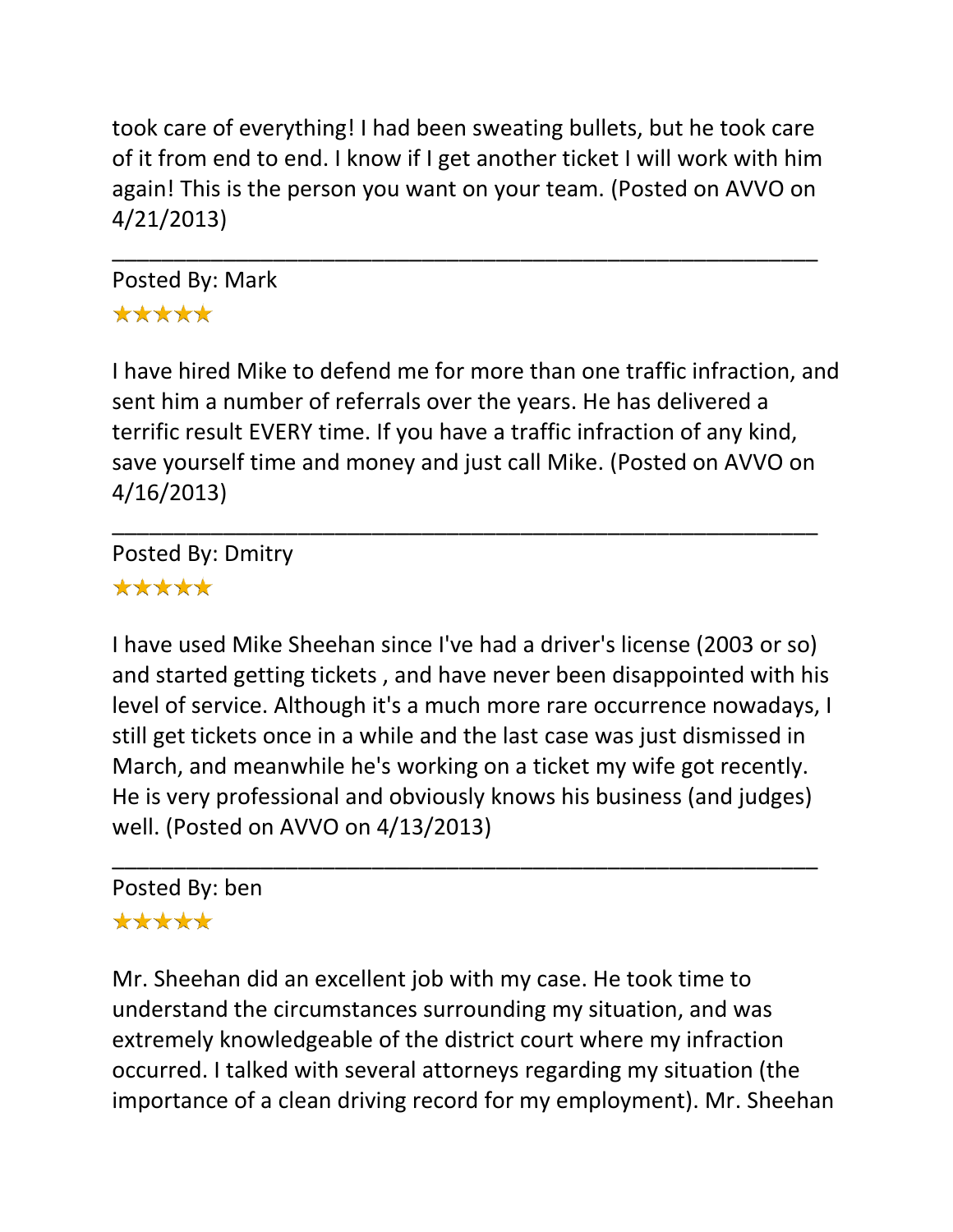took care of everything! I had been sweating bullets, but he took care of it from end to end. I know if I get another ticket I will work with him again! This is the person you want on your team. (Posted on AVVO on 4/21/2013)

---

Posted By: Mark

★★★★★

I have hired Mike to defend me for more than one traffic infraction, and sent him a number of referrals over the years. He has delivered a terrific result EVERY time. If you have a traffic infraction of any kind, save yourself time and money and just call Mike. (Posted on AVVO on 4/16/2013)

---

Posted By: Dmitry

★★★★★

I have used Mike Sheehan since I've had a driver's license (2003 or so) and started getting tickets , and have never been disappointed with his level of service. Although it's a much more rare occurrence nowadays, I still get tickets once in a while and the last case was just dismissed in March, and meanwhile he's working on a ticket my wife got recently. He is very professional and obviously knows his business (and judges) well. (Posted on AVVO on 4/13/2013)

---

Posted By: ben

★★★★★

Mr. Sheehan did an excellent job with my case. He took time to understand the circumstances surrounding my situation, and was extremely knowledgeable of the district court where my infraction occurred. I talked with several attorneys regarding my situation (the importance of a clean driving record for my employment). Mr. Sheehan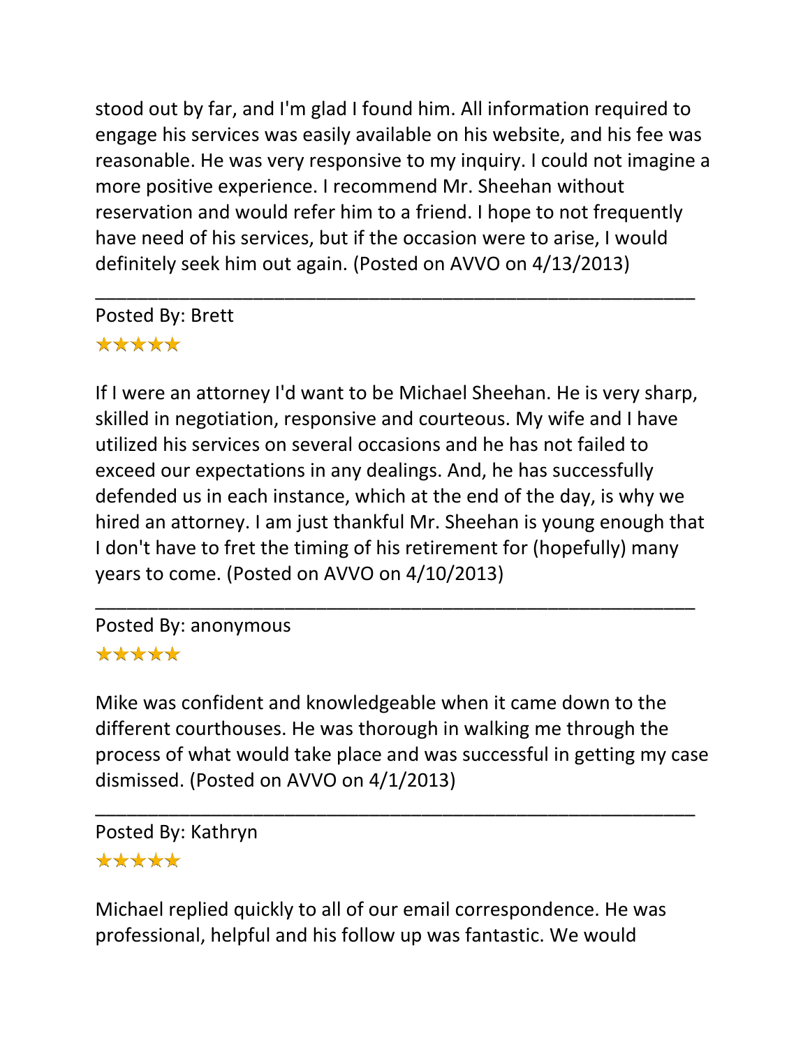stood out by far, and I'm glad I found him. All information required to engage his services was easily available on his website, and his fee was reasonable. He was very responsive to my inquiry. I could not imagine a more positive experience. I recommend Mr. Sheehan without reservation and would refer him to a friend. I hope to not frequently have need of his services, but if the occasion were to arise, I would definitely seek him out again. (Posted on AVVO on 4/13/2013)

---

Posted By: Brett
★★★★★

If I were an attorney I'd want to be Michael Sheehan. He is very sharp, skilled in negotiation, responsive and courteous. My wife and I have utilized his services on several occasions and he has not failed to exceed our expectations in any dealings. And, he has successfully defended us in each instance, which at the end of the day, is why we hired an attorney. I am just thankful Mr. Sheehan is young enough that I don't have to fret the timing of his retirement for (hopefully) many years to come. (Posted on AVVO on 4/10/2013)

---

Posted By: anonymous
★★★★★

Mike was confident and knowledgeable when it came down to the different courthouses. He was thorough in walking me through the process of what would take place and was successful in getting my case dismissed. (Posted on AVVO on 4/1/2013)

---

Posted By: Kathryn
★★★★★

Michael replied quickly to all of our email correspondence. He was professional, helpful and his follow up was fantastic. We would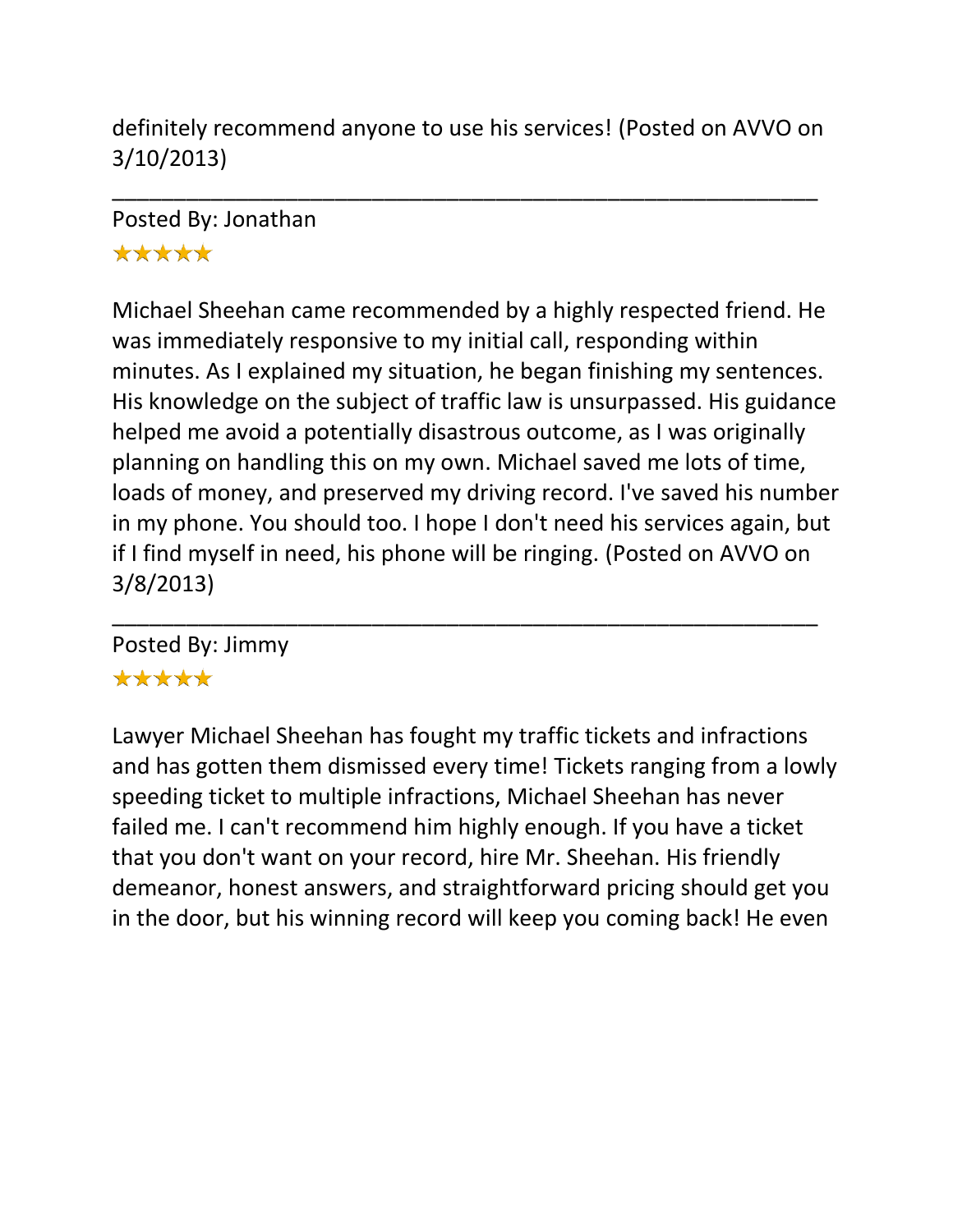definitely recommend anyone to use his services! (Posted on AVVO on 3/10/2013)

---

Posted By: Jonathan

★★★★★

Michael Sheehan came recommended by a highly respected friend. He was immediately responsive to my initial call, responding within minutes. As I explained my situation, he began finishing my sentences. His knowledge on the subject of traffic law is unsurpassed. His guidance helped me avoid a potentially disastrous outcome, as I was originally planning on handling this on my own. Michael saved me lots of time, loads of money, and preserved my driving record. I've saved his number in my phone. You should too. I hope I don't need his services again, but if I find myself in need, his phone will be ringing. (Posted on AVVO on 3/8/2013)

---

Posted By: Jimmy

★★★★★

Lawyer Michael Sheehan has fought my traffic tickets and infractions and has gotten them dismissed every time! Tickets ranging from a lowly speeding ticket to multiple infractions, Michael Sheehan has never failed me. I can't recommend him highly enough. If you have a ticket that you don't want on your record, hire Mr. Sheehan. His friendly demeanor, honest answers, and straightforward pricing should get you in the door, but his winning record will keep you coming back! He even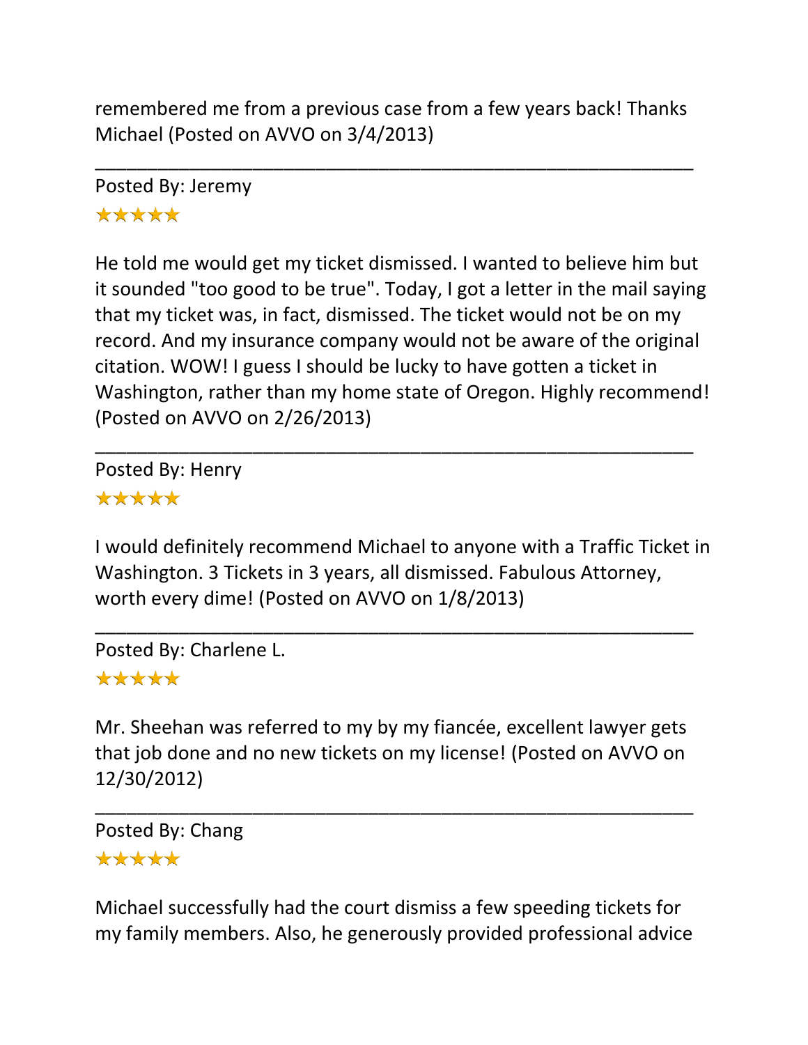remembered me from a previous case from a few years back! Thanks Michael (Posted on AVVO on 3/4/2013)

---

Posted By: Jeremy

★★★★★

He told me would get my ticket dismissed. I wanted to believe him but it sounded "too good to be true". Today, I got a letter in the mail saying that my ticket was, in fact, dismissed. The ticket would not be on my record. And my insurance company would not be aware of the original citation. WOW! I guess I should be lucky to have gotten a ticket in Washington, rather than my home state of Oregon. Highly recommend! (Posted on AVVO on 2/26/2013)

---

Posted By: Henry

★★★★★

I would definitely recommend Michael to anyone with a Traffic Ticket in Washington. 3 Tickets in 3 years, all dismissed. Fabulous Attorney, worth every dime! (Posted on AVVO on 1/8/2013)

---

Posted By: Charlene L.

★★★★★

Mr. Sheehan was referred to my by my fiancée, excellent lawyer gets that job done and no new tickets on my license! (Posted on AVVO on 12/30/2012)

---

Posted By: Chang

★★★★★

Michael successfully had the court dismiss a few speeding tickets for my family members. Also, he generously provided professional advice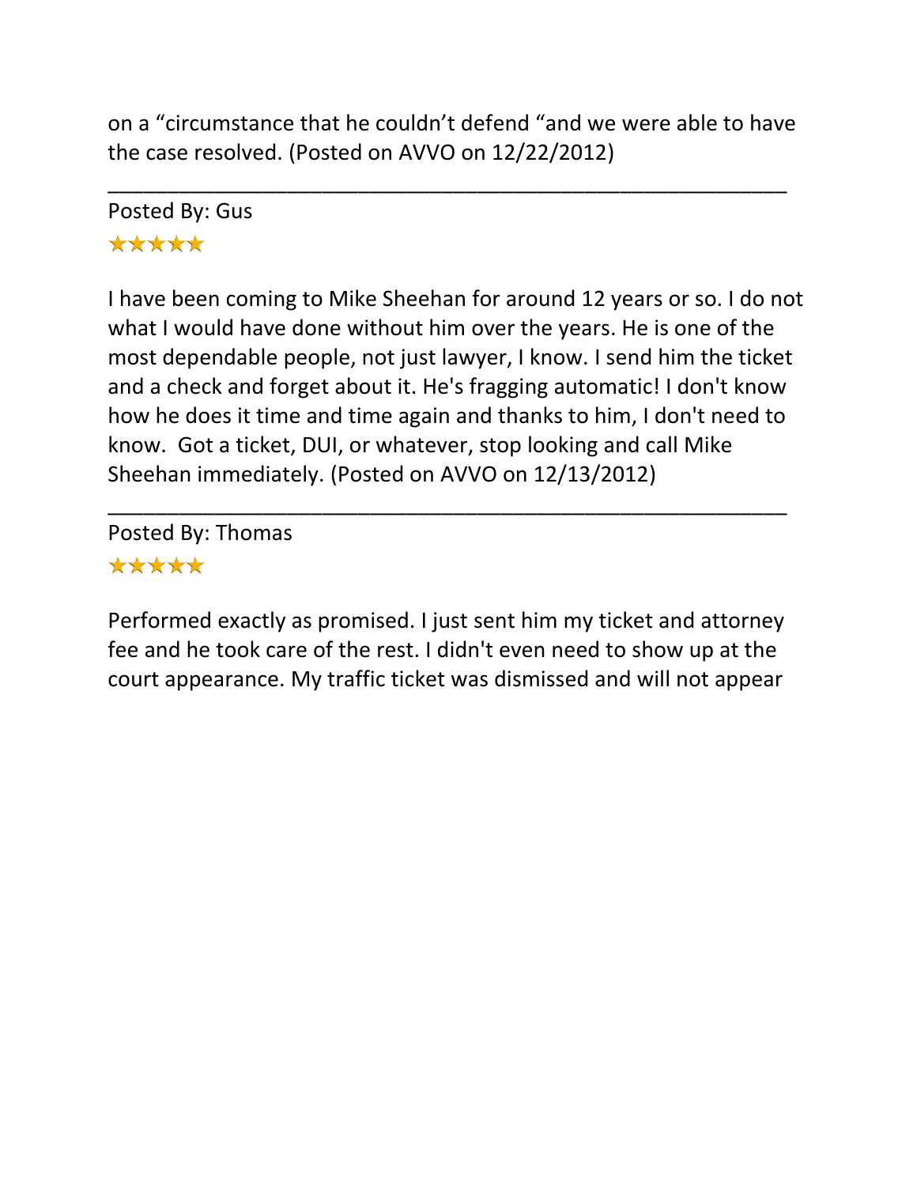on a “circumstance that he couldn’t defend “and we were able to have the case resolved. (Posted on AVVO on 12/22/2012)

---

Posted By: Gus

★★★★★

I have been coming to Mike Sheehan for around 12 years or so. I do not what I would have done without him over the years. He is one of the most dependable people, not just lawyer, I know. I send him the ticket and a check and forget about it. He's fragging automatic! I don't know how he does it time and time again and thanks to him, I don't need to know. Got a ticket, DUI, or whatever, stop looking and call Mike Sheehan immediately. (Posted on AVVO on 12/13/2012)

---

Posted By: Thomas

★★★★★

Performed exactly as promised. I just sent him my ticket and attorney fee and he took care of the rest. I didn't even need to show up at the court appearance. My traffic ticket was dismissed and will not appear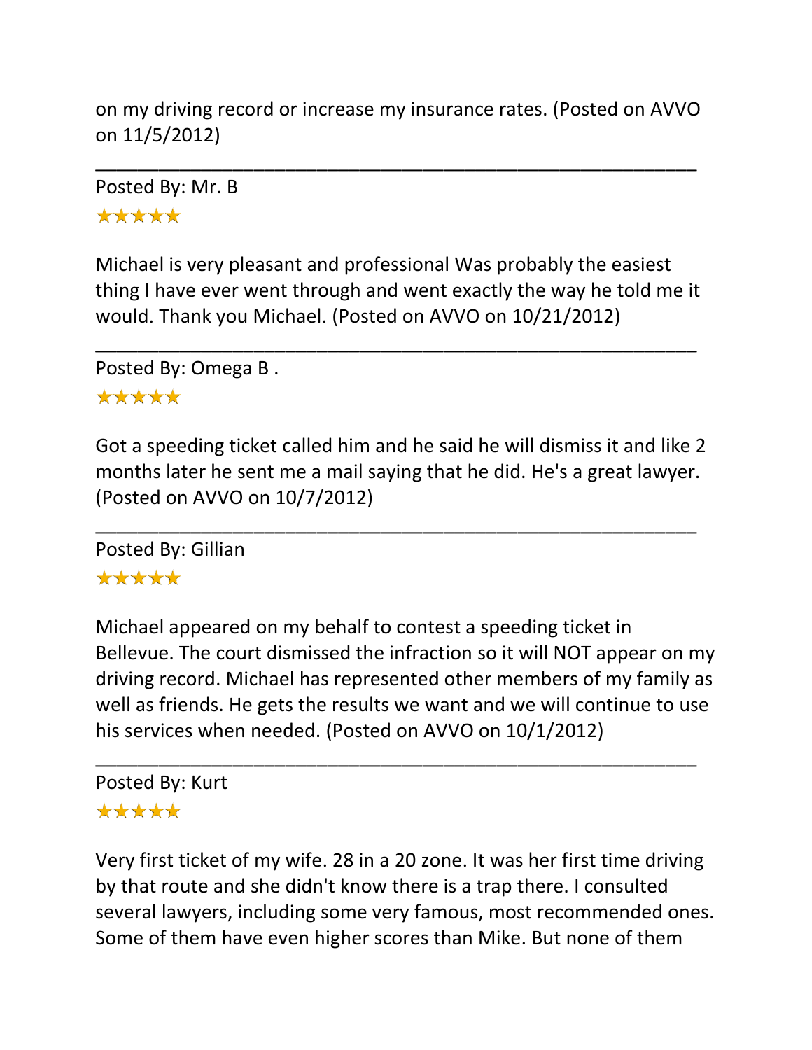on my driving record or increase my insurance rates. (Posted on AVVO on 11/5/2012)

---

Posted By: Mr. B

★★★★★

Michael is very pleasant and professional Was probably the easiest thing I have ever went through and went exactly the way he told me it would. Thank you Michael. (Posted on AVVO on 10/21/2012)

---

Posted By: Omega B .

★★★★★

Got a speeding ticket called him and he said he will dismiss it and like 2 months later he sent me a mail saying that he did. He's a great lawyer. (Posted on AVVO on 10/7/2012)

---

Posted By: Gillian

★★★★★

Michael appeared on my behalf to contest a speeding ticket in Bellevue. The court dismissed the infraction so it will NOT appear on my driving record. Michael has represented other members of my family as well as friends. He gets the results we want and we will continue to use his services when needed. (Posted on AVVO on 10/1/2012)

---

Posted By: Kurt

★★★★★

Very first ticket of my wife. 28 in a 20 zone. It was her first time driving by that route and she didn't know there is a trap there. I consulted several lawyers, including some very famous, most recommended ones. Some of them have even higher scores than Mike. But none of them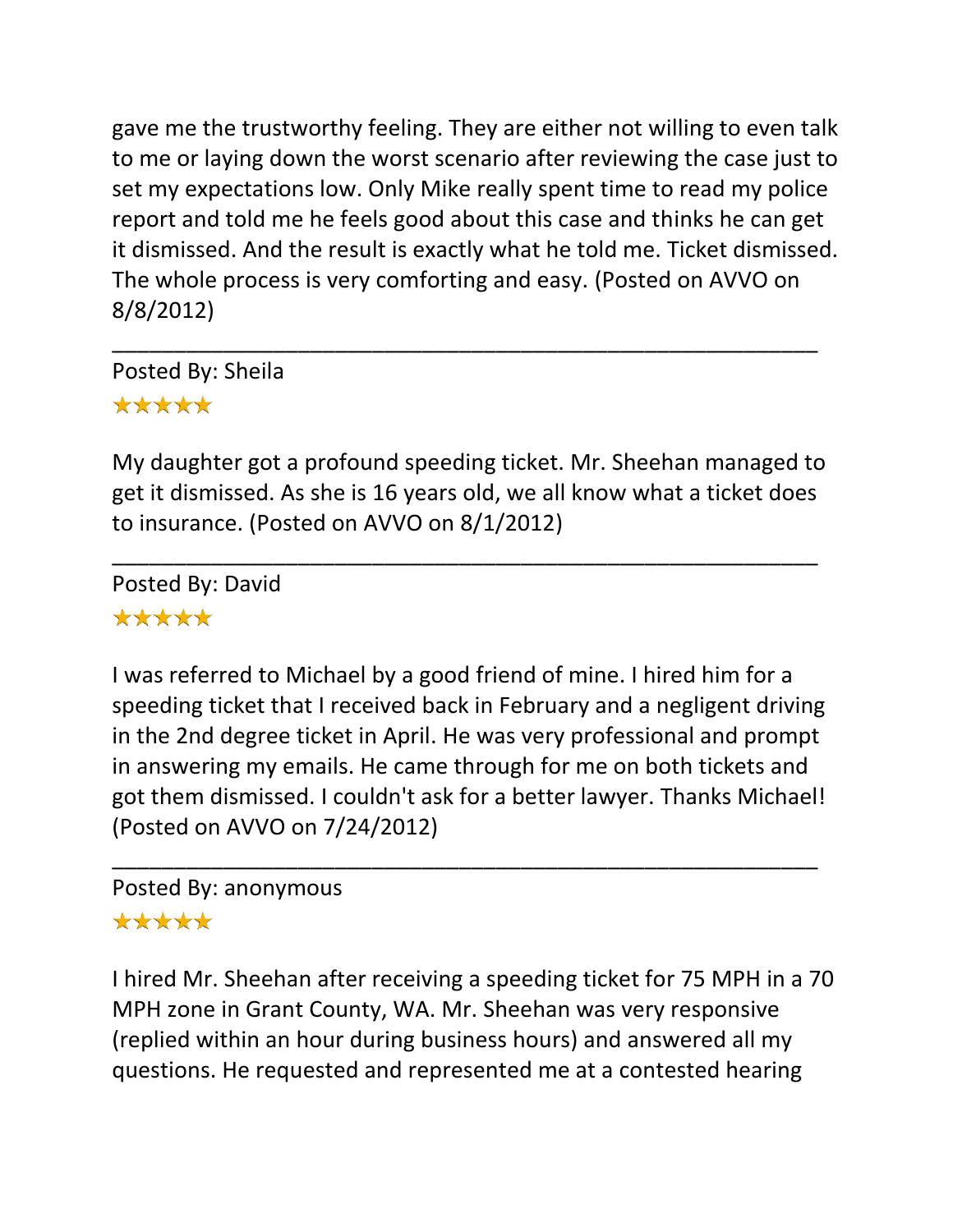gave me the trustworthy feeling. They are either not willing to even talk to me or laying down the worst scenario after reviewing the case just to set my expectations low. Only Mike really spent time to read my police report and told me he feels good about this case and thinks he can get it dismissed. And the result is exactly what he told me. Ticket dismissed. The whole process is very comforting and easy. (Posted on AVVO on 8/8/2012)

---

Posted By: Sheila

★★★★★

My daughter got a profound speeding ticket. Mr. Sheehan managed to get it dismissed. As she is 16 years old, we all know what a ticket does to insurance. (Posted on AVVO on 8/1/2012)

---

Posted By: David

★★★★★

I was referred to Michael by a good friend of mine. I hired him for a speeding ticket that I received back in February and a negligent driving in the 2nd degree ticket in April. He was very professional and prompt in answering my emails. He came through for me on both tickets and got them dismissed. I couldn't ask for a better lawyer. Thanks Michael! (Posted on AVVO on 7/24/2012)

---

Posted By: anonymous

★★★★★

I hired Mr. Sheehan after receiving a speeding ticket for 75 MPH in a 70 MPH zone in Grant County, WA. Mr. Sheehan was very responsive (replied within an hour during business hours) and answered all my questions. He requested and represented me at a contested hearing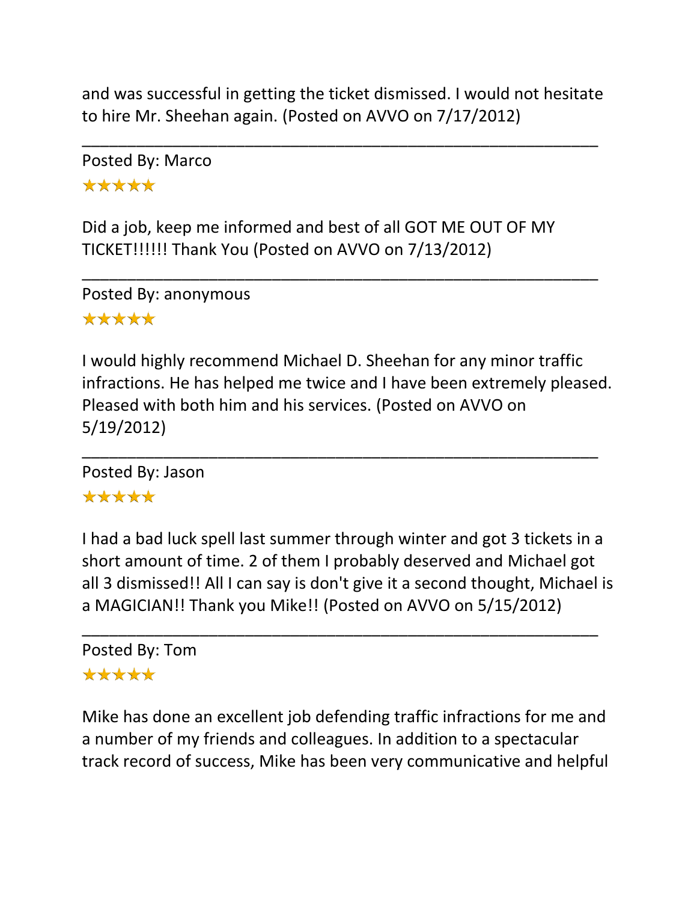and was successful in getting the ticket dismissed. I would not hesitate to hire Mr. Sheehan again. (Posted on AVVO on 7/17/2012)

---

Posted By: Marco

★★★★★

Did a job, keep me informed and best of all GOT ME OUT OF MY TICKET!!!!!! Thank You (Posted on AVVO on 7/13/2012)

---

Posted By: anonymous

★★★★★

I would highly recommend Michael D. Sheehan for any minor traffic infractions. He has helped me twice and I have been extremely pleased. Pleased with both him and his services. (Posted on AVVO on 5/19/2012)

---

Posted By: Jason

★★★★★

I had a bad luck spell last summer through winter and got 3 tickets in a short amount of time. 2 of them I probably deserved and Michael got all 3 dismissed!! All I can say is don't give it a second thought, Michael is a MAGICIAN!! Thank you Mike!! (Posted on AVVO on 5/15/2012)

---

Posted By: Tom

★★★★★

Mike has done an excellent job defending traffic infractions for me and a number of my friends and colleagues. In addition to a spectacular track record of success, Mike has been very communicative and helpful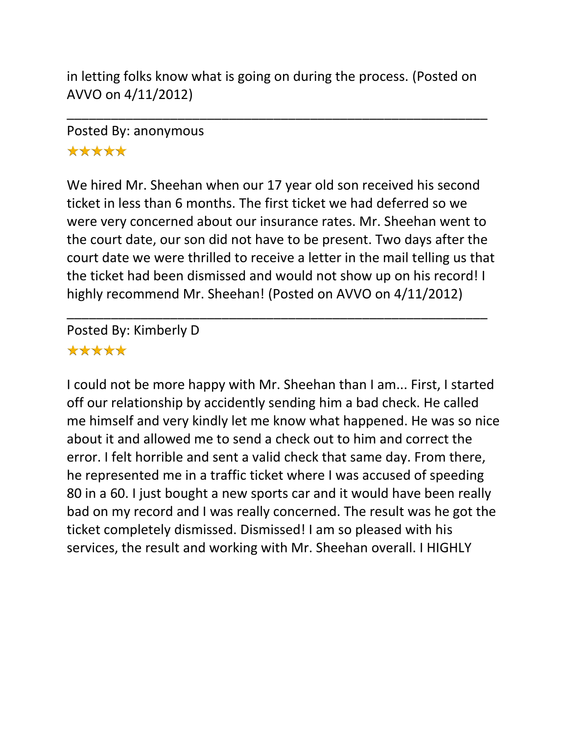in letting folks know what is going on during the process. (Posted on AVVO on 4/11/2012)

---

Posted By: anonymous

★★★★★

We hired Mr. Sheehan when our 17 year old son received his second ticket in less than 6 months. The first ticket we had deferred so we were very concerned about our insurance rates. Mr. Sheehan went to the court date, our son did not have to be present. Two days after the court date we were thrilled to receive a letter in the mail telling us that the ticket had been dismissed and would not show up on his record! I highly recommend Mr. Sheehan! (Posted on AVVO on 4/11/2012)

---

Posted By: Kimberly D

★★★★★

I could not be more happy with Mr. Sheehan than I am... First, I started off our relationship by accidently sending him a bad check. He called me himself and very kindly let me know what happened. He was so nice about it and allowed me to send a check out to him and correct the error. I felt horrible and sent a valid check that same day. From there, he represented me in a traffic ticket where I was accused of speeding 80 in a 60. I just bought a new sports car and it would have been really bad on my record and I was really concerned. The result was he got the ticket completely dismissed. Dismissed! I am so pleased with his services, the result and working with Mr. Sheehan overall. I HIGHLY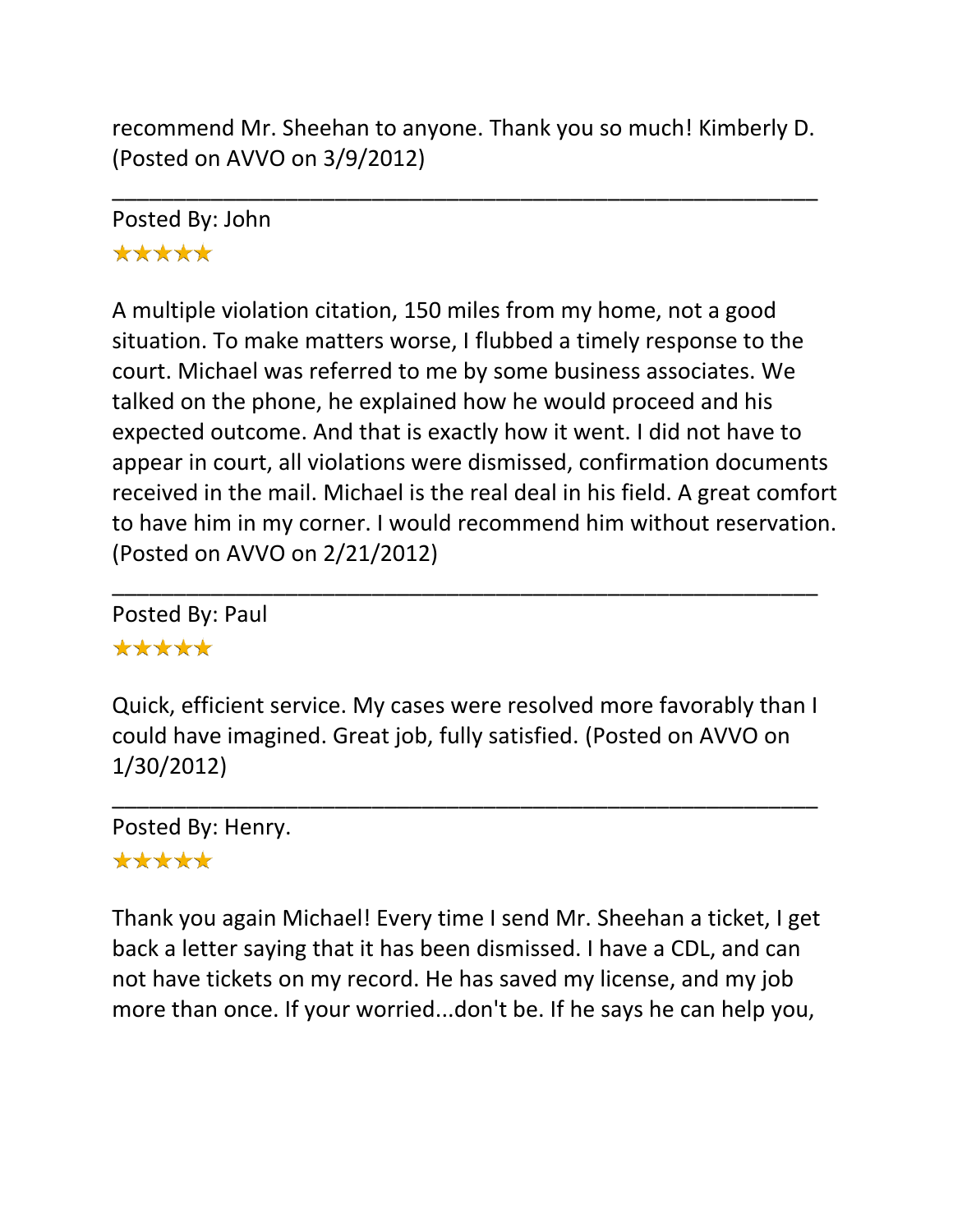recommend Mr. Sheehan to anyone. Thank you so much! Kimberly D. (Posted on AVVO on 3/9/2012)

---

Posted By: John

★★★★★

A multiple violation citation, 150 miles from my home, not a good situation. To make matters worse, I flubbed a timely response to the court. Michael was referred to me by some business associates. We talked on the phone, he explained how he would proceed and his expected outcome. And that is exactly how it went. I did not have to appear in court, all violations were dismissed, confirmation documents received in the mail. Michael is the real deal in his field. A great comfort to have him in my corner. I would recommend him without reservation. (Posted on AVVO on 2/21/2012)

---

Posted By: Paul

★★★★★

Quick, efficient service. My cases were resolved more favorably than I could have imagined. Great job, fully satisfied. (Posted on AVVO on 1/30/2012)

---

Posted By: Henry.

★★★★★

Thank you again Michael! Every time I send Mr. Sheehan a ticket, I get back a letter saying that it has been dismissed. I have a CDL, and can not have tickets on my record. He has saved my license, and my job more than once. If your worried...don't be. If he says he can help you,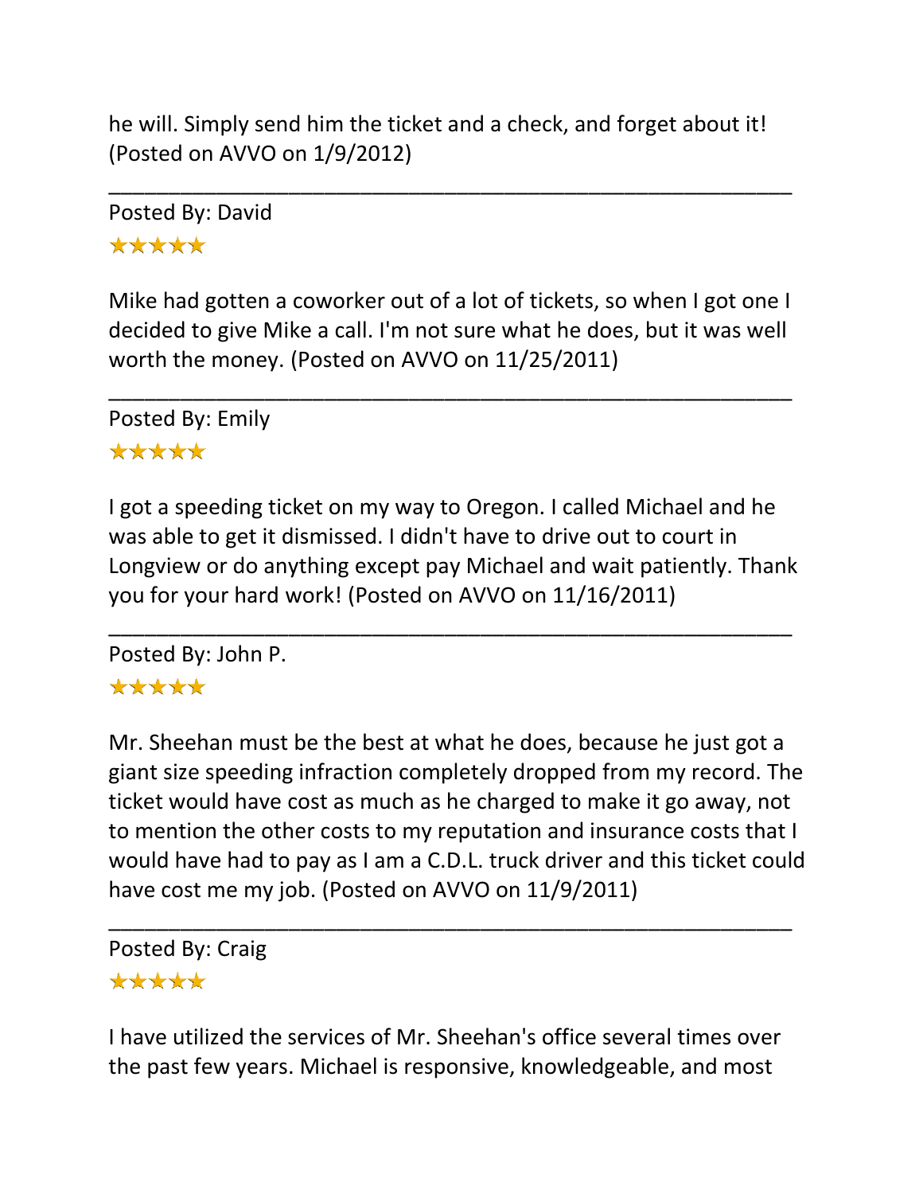he will. Simply send him the ticket and a check, and forget about it! (Posted on AVVO on 1/9/2012)

---

Posted By: David

★★★★★

Mike had gotten a coworker out of a lot of tickets, so when I got one I decided to give Mike a call. I'm not sure what he does, but it was well worth the money. (Posted on AVVO on 11/25/2011)

---

Posted By: Emily

★★★★★

I got a speeding ticket on my way to Oregon. I called Michael and he was able to get it dismissed. I didn't have to drive out to court in Longview or do anything except pay Michael and wait patiently. Thank you for your hard work! (Posted on AVVO on 11/16/2011)

---

Posted By: John P.

★★★★★

Mr. Sheehan must be the best at what he does, because he just got a giant size speeding infraction completely dropped from my record. The ticket would have cost as much as he charged to make it go away, not to mention the other costs to my reputation and insurance costs that I would have had to pay as I am a C.D.L. truck driver and this ticket could have cost me my job. (Posted on AVVO on 11/9/2011)

---

Posted By: Craig

★★★★★

I have utilized the services of Mr. Sheehan's office several times over the past few years. Michael is responsive, knowledgeable, and most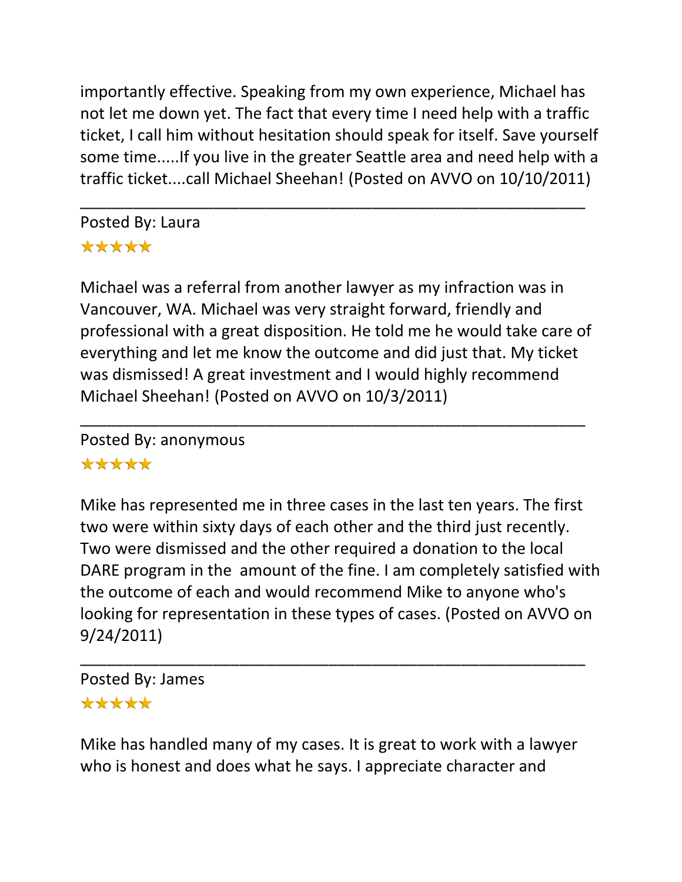importantly effective. Speaking from my own experience, Michael has not let me down yet. The fact that every time I need help with a traffic ticket, I call him without hesitation should speak for itself. Save yourself some time.....If you live in the greater Seattle area and need help with a traffic ticket....call Michael Sheehan! (Posted on AVVO on 10/10/2011)

---

Posted By: Laura

★★★★★

Michael was a referral from another lawyer as my infraction was in Vancouver, WA. Michael was very straight forward, friendly and professional with a great disposition. He told me he would take care of everything and let me know the outcome and did just that. My ticket was dismissed! A great investment and I would highly recommend Michael Sheehan! (Posted on AVVO on 10/3/2011)

---

Posted By: anonymous

★★★★★

Mike has represented me in three cases in the last ten years. The first two were within sixty days of each other and the third just recently. Two were dismissed and the other required a donation to the local DARE program in the amount of the fine. I am completely satisfied with the outcome of each and would recommend Mike to anyone who's looking for representation in these types of cases. (Posted on AVVO on 9/24/2011)

---

Posted By: James

★★★★★

Mike has handled many of my cases. It is great to work with a lawyer who is honest and does what he says. I appreciate character and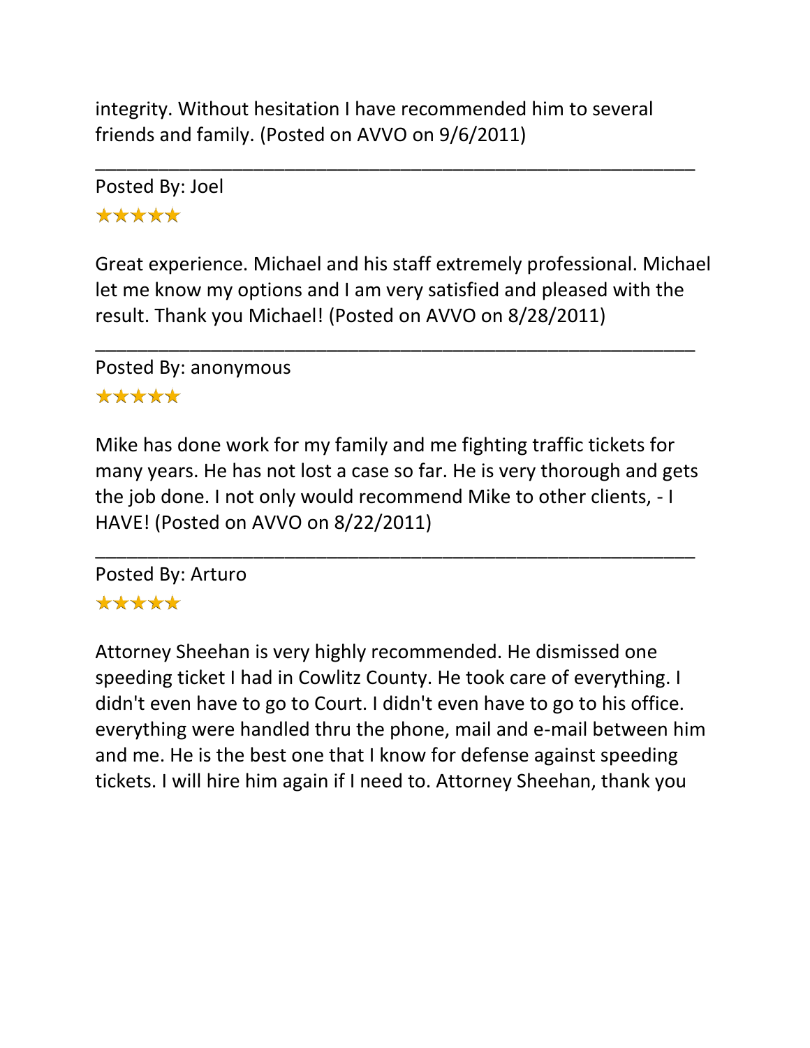integrity. Without hesitation I have recommended him to several friends and family. (Posted on AVVO on 9/6/2011)

---

Posted By: Joel

★★★★★

Great experience. Michael and his staff extremely professional. Michael let me know my options and I am very satisfied and pleased with the result. Thank you Michael! (Posted on AVVO on 8/28/2011)

---

Posted By: anonymous

★★★★★

Mike has done work for my family and me fighting traffic tickets for many years. He has not lost a case so far. He is very thorough and gets the job done. I not only would recommend Mike to other clients, - I HAVE! (Posted on AVVO on 8/22/2011)

---

Posted By: Arturo

★★★★★

Attorney Sheehan is very highly recommended. He dismissed one speeding ticket I had in Cowlitz County. He took care of everything. I didn't even have to go to Court. I didn't even have to go to his office. everything were handled thru the phone, mail and e-mail between him and me. He is the best one that I know for defense against speeding tickets. I will hire him again if I need to. Attorney Sheehan, thank you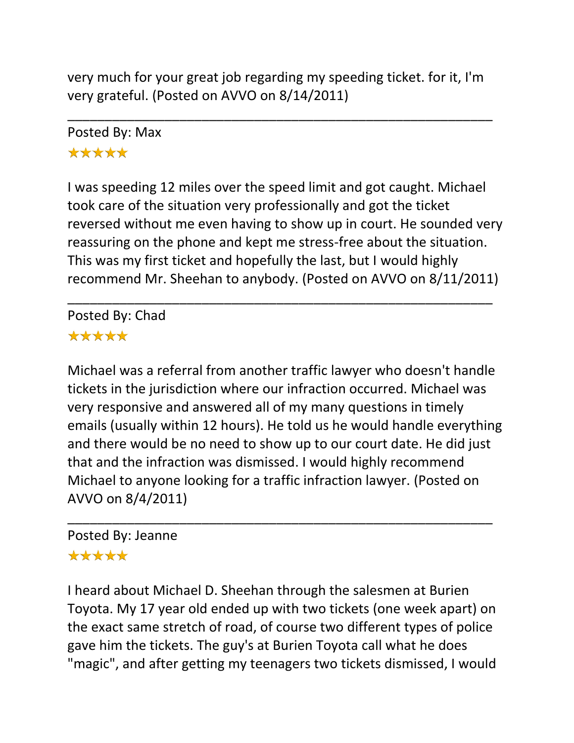very much for your great job regarding my speeding ticket. for it, I'm very grateful. (Posted on AVVO on 8/14/2011)

---

Posted By: Max

★★★★★

I was speeding 12 miles over the speed limit and got caught. Michael took care of the situation very professionally and got the ticket reversed without me even having to show up in court. He sounded very reassuring on the phone and kept me stress-free about the situation. This was my first ticket and hopefully the last, but I would highly recommend Mr. Sheehan to anybody. (Posted on AVVO on 8/11/2011)

---

Posted By: Chad

★★★★★

Michael was a referral from another traffic lawyer who doesn't handle tickets in the jurisdiction where our infraction occurred. Michael was very responsive and answered all of my many questions in timely emails (usually within 12 hours). He told us he would handle everything and there would be no need to show up to our court date. He did just that and the infraction was dismissed. I would highly recommend Michael to anyone looking for a traffic infraction lawyer. (Posted on AVVO on 8/4/2011)

---

Posted By: Jeanne

★★★★★

I heard about Michael D. Sheehan through the salesmen at Burien Toyota. My 17 year old ended up with two tickets (one week apart) on the exact same stretch of road, of course two different types of police gave him the tickets. The guy's at Burien Toyota call what he does "magic", and after getting my teenagers two tickets dismissed, I would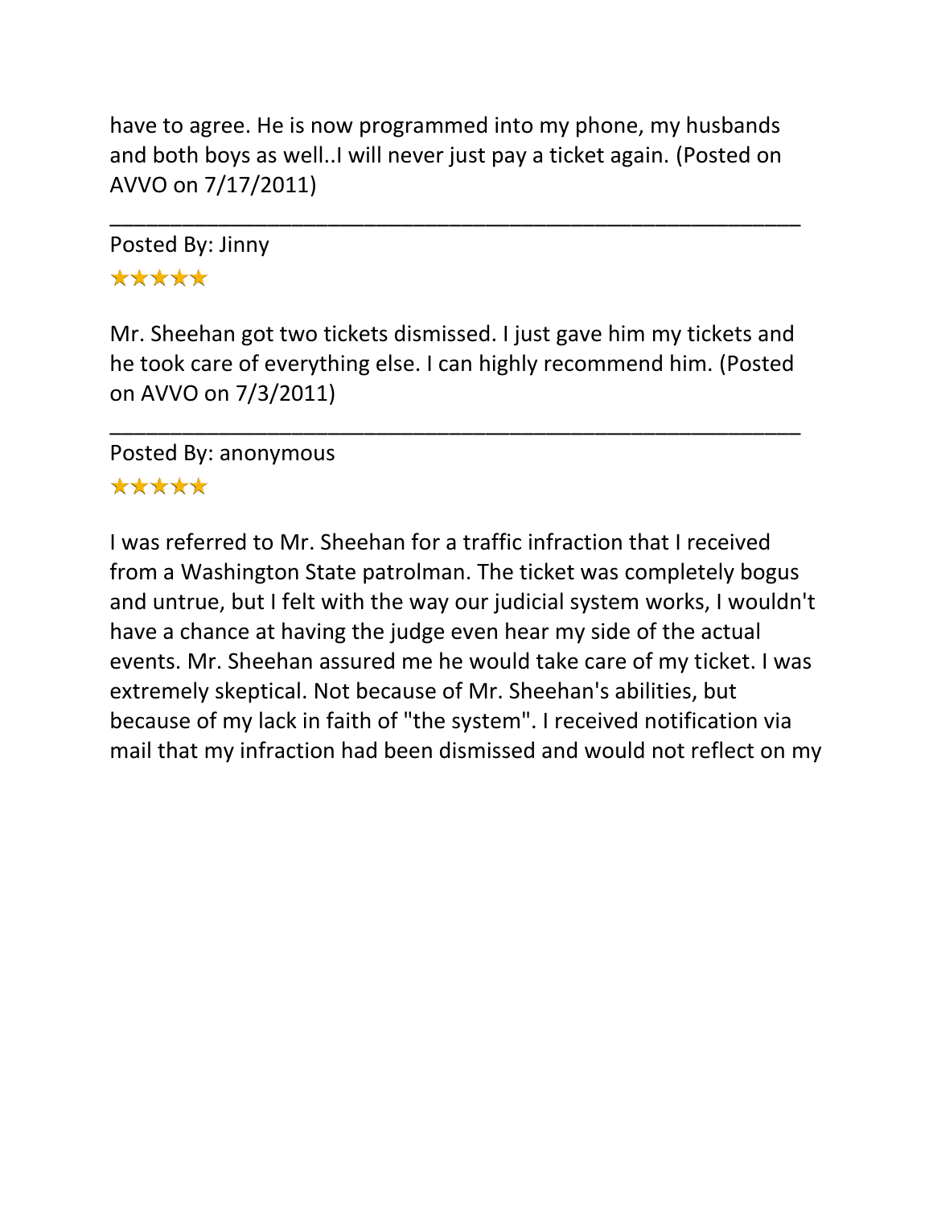have to agree. He is now programmed into my phone, my husbands and both boys as well..I will never just pay a ticket again. (Posted on AVVO on 7/17/2011)

---

Posted By: Jinny

★★★★★

Mr. Sheehan got two tickets dismissed. I just gave him my tickets and he took care of everything else. I can highly recommend him. (Posted on AVVO on 7/3/2011)

---

Posted By: anonymous

★★★★★

I was referred to Mr. Sheehan for a traffic infraction that I received from a Washington State patrolman. The ticket was completely bogus and untrue, but I felt with the way our judicial system works, I wouldn't have a chance at having the judge even hear my side of the actual events. Mr. Sheehan assured me he would take care of my ticket. I was extremely skeptical. Not because of Mr. Sheehan's abilities, but because of my lack in faith of "the system". I received notification via mail that my infraction had been dismissed and would not reflect on my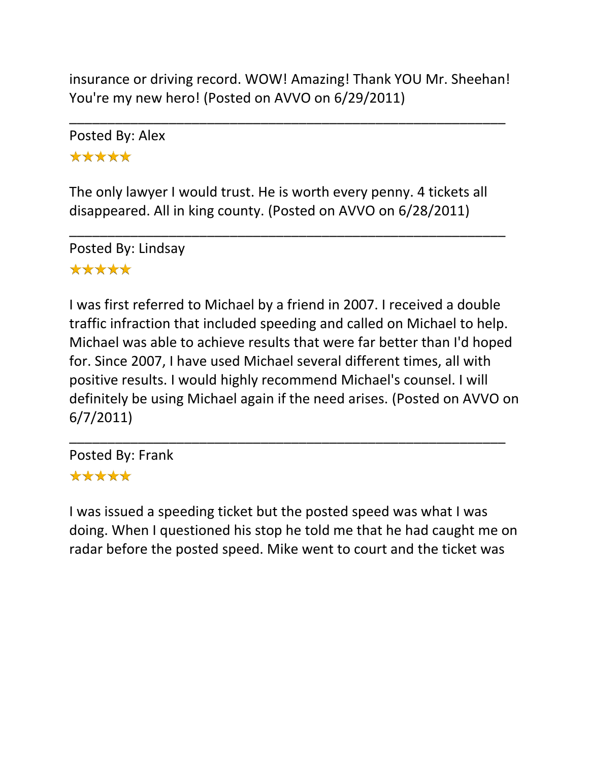insurance or driving record. WOW! Amazing! Thank YOU Mr. Sheehan! You're my new hero! (Posted on AVVO on 6/29/2011)

---

Posted By: Alex

★★★★★

The only lawyer I would trust. He is worth every penny. 4 tickets all disappeared. All in king county. (Posted on AVVO on 6/28/2011)

---

Posted By: Lindsay

★★★★★

I was first referred to Michael by a friend in 2007. I received a double traffic infraction that included speeding and called on Michael to help. Michael was able to achieve results that were far better than I'd hoped for. Since 2007, I have used Michael several different times, all with positive results. I would highly recommend Michael's counsel. I will definitely be using Michael again if the need arises. (Posted on AVVO on 6/7/2011)

---

Posted By: Frank

★★★★★

I was issued a speeding ticket but the posted speed was what I was doing. When I questioned his stop he told me that he had caught me on radar before the posted speed. Mike went to court and the ticket was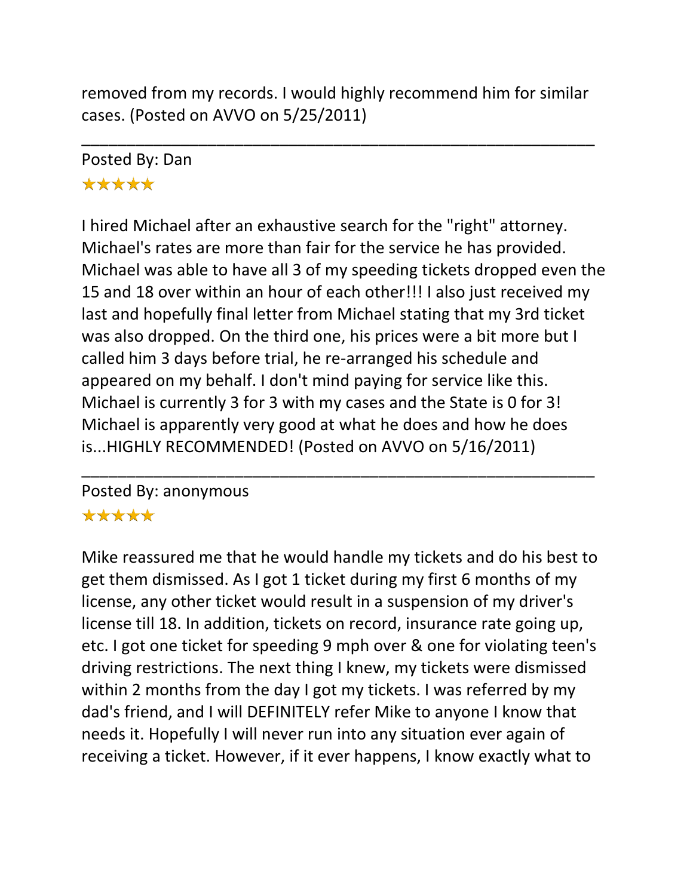removed from my records. I would highly recommend him for similar cases. (Posted on AVVO on 5/25/2011)

---

Posted By: Dan

★★★★★

I hired Michael after an exhaustive search for the "right" attorney. Michael's rates are more than fair for the service he has provided. Michael was able to have all 3 of my speeding tickets dropped even the 15 and 18 over within an hour of each other!!! I also just received my last and hopefully final letter from Michael stating that my 3rd ticket was also dropped. On the third one, his prices were a bit more but I called him 3 days before trial, he re-arranged his schedule and appeared on my behalf. I don't mind paying for service like this. Michael is currently 3 for 3 with my cases and the State is 0 for 3! Michael is apparently very good at what he does and how he does is...HIGHLY RECOMMENDED! (Posted on AVVO on 5/16/2011)

---

Posted By: anonymous

★★★★★

Mike reassured me that he would handle my tickets and do his best to get them dismissed. As I got 1 ticket during my first 6 months of my license, any other ticket would result in a suspension of my driver's license till 18. In addition, tickets on record, insurance rate going up, etc. I got one ticket for speeding 9 mph over & one for violating teen's driving restrictions. The next thing I knew, my tickets were dismissed within 2 months from the day I got my tickets. I was referred by my dad's friend, and I will DEFINITELY refer Mike to anyone I know that needs it. Hopefully I will never run into any situation ever again of receiving a ticket. However, if it ever happens, I know exactly what to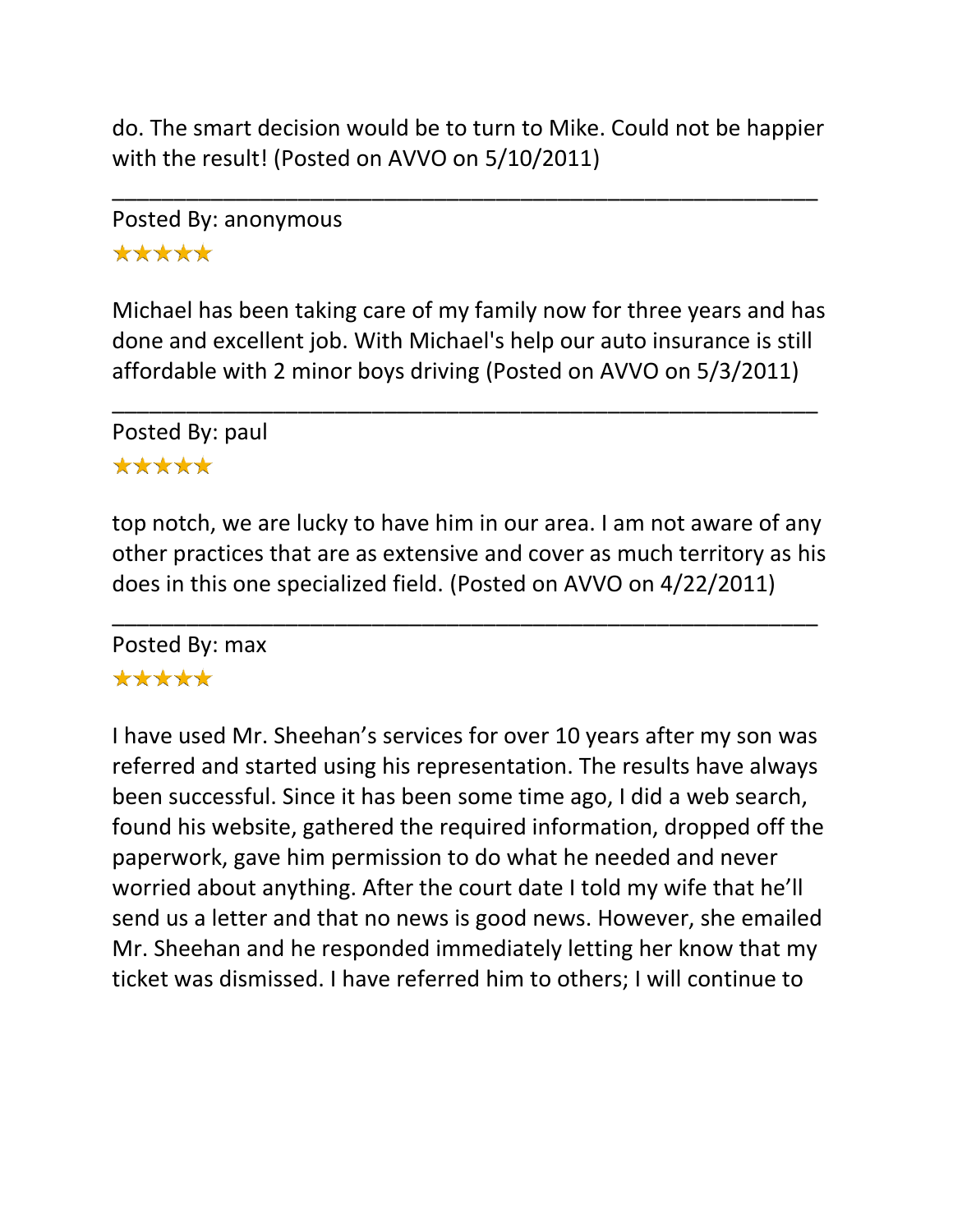do. The smart decision would be to turn to Mike. Could not be happier with the result! (Posted on AVVO on 5/10/2011)

---

Posted By: anonymous

★★★★★

Michael has been taking care of my family now for three years and has done and excellent job. With Michael's help our auto insurance is still affordable with 2 minor boys driving (Posted on AVVO on 5/3/2011)

---

Posted By: paul

★★★★★

top notch, we are lucky to have him in our area. I am not aware of any other practices that are as extensive and cover as much territory as his does in this one specialized field. (Posted on AVVO on 4/22/2011)

---

Posted By: max

★★★★★

I have used Mr. Sheehan's services for over 10 years after my son was referred and started using his representation. The results have always been successful. Since it has been some time ago, I did a web search, found his website, gathered the required information, dropped off the paperwork, gave him permission to do what he needed and never worried about anything. After the court date I told my wife that he'll send us a letter and that no news is good news. However, she emailed Mr. Sheehan and he responded immediately letting her know that my ticket was dismissed. I have referred him to others; I will continue to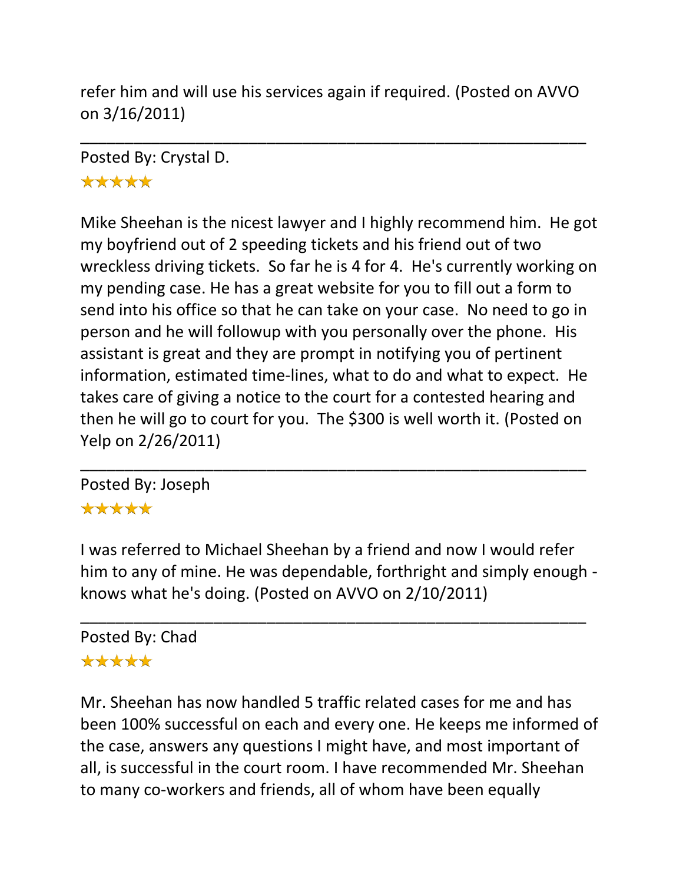refer him and will use his services again if required. (Posted on AVVO on 3/16/2011)

---

Posted By: Crystal D.

★★★★★

Mike Sheehan is the nicest lawyer and I highly recommend him. He got my boyfriend out of 2 speeding tickets and his friend out of two wreckless driving tickets. So far he is 4 for 4. He's currently working on my pending case. He has a great website for you to fill out a form to send into his office so that he can take on your case. No need to go in person and he will followup with you personally over the phone. His assistant is great and they are prompt in notifying you of pertinent information, estimated time-lines, what to do and what to expect. He takes care of giving a notice to the court for a contested hearing and then he will go to court for you. The $300 is well worth it. (Posted on Yelp on 2/26/2011)

---

Posted By: Joseph

★★★★★

I was referred to Michael Sheehan by a friend and now I would refer him to any of mine. He was dependable, forthright and simply enough - knows what he's doing. (Posted on AVVO on 2/10/2011)

---

Posted By: Chad

★★★★★

Mr. Sheehan has now handled 5 traffic related cases for me and has been 100% successful on each and every one. He keeps me informed of the case, answers any questions I might have, and most important of all, is successful in the court room. I have recommended Mr. Sheehan to many co-workers and friends, all of whom have been equally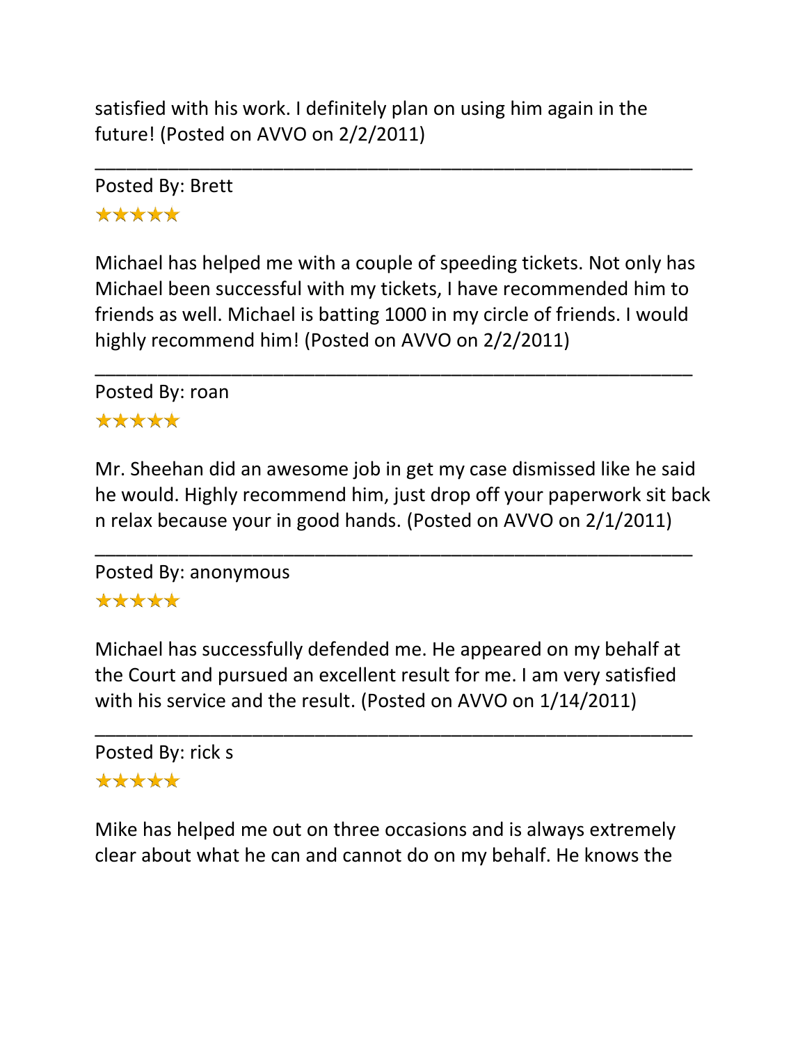satisfied with his work. I definitely plan on using him again in the future! (Posted on AVVO on 2/2/2011)

---

Posted By: Brett

★★★★★

Michael has helped me with a couple of speeding tickets. Not only has Michael been successful with my tickets, I have recommended him to friends as well. Michael is batting 1000 in my circle of friends. I would highly recommend him! (Posted on AVVO on 2/2/2011)

---

Posted By: roan

★★★★★

Mr. Sheehan did an awesome job in get my case dismissed like he said he would. Highly recommend him, just drop off your paperwork sit back n relax because your in good hands. (Posted on AVVO on 2/1/2011)

---

Posted By: anonymous

★★★★★

Michael has successfully defended me. He appeared on my behalf at the Court and pursued an excellent result for me. I am very satisfied with his service and the result. (Posted on AVVO on 1/14/2011)

---

Posted By: rick s

★★★★★

Mike has helped me out on three occasions and is always extremely clear about what he can and cannot do on my behalf. He knows the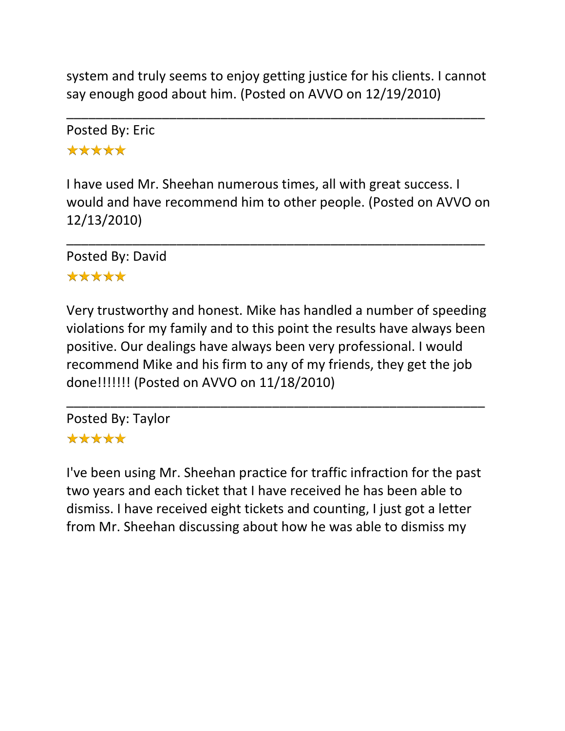system and truly seems to enjoy getting justice for his clients. I cannot say enough good about him. (Posted on AVVO on 12/19/2010)

---

Posted By: Eric

★★★★★

I have used Mr. Sheehan numerous times, all with great success. I would and have recommend him to other people. (Posted on AVVO on 12/13/2010)

---

Posted By: David

★★★★★

Very trustworthy and honest. Mike has handled a number of speeding violations for my family and to this point the results have always been positive. Our dealings have always been very professional. I would recommend Mike and his firm to any of my friends, they get the job done!!!!!!! (Posted on AVVO on 11/18/2010)

---

Posted By: Taylor

★★★★★

I've been using Mr. Sheehan practice for traffic infraction for the past two years and each ticket that I have received he has been able to dismiss. I have received eight tickets and counting, I just got a letter from Mr. Sheehan discussing about how he was able to dismiss my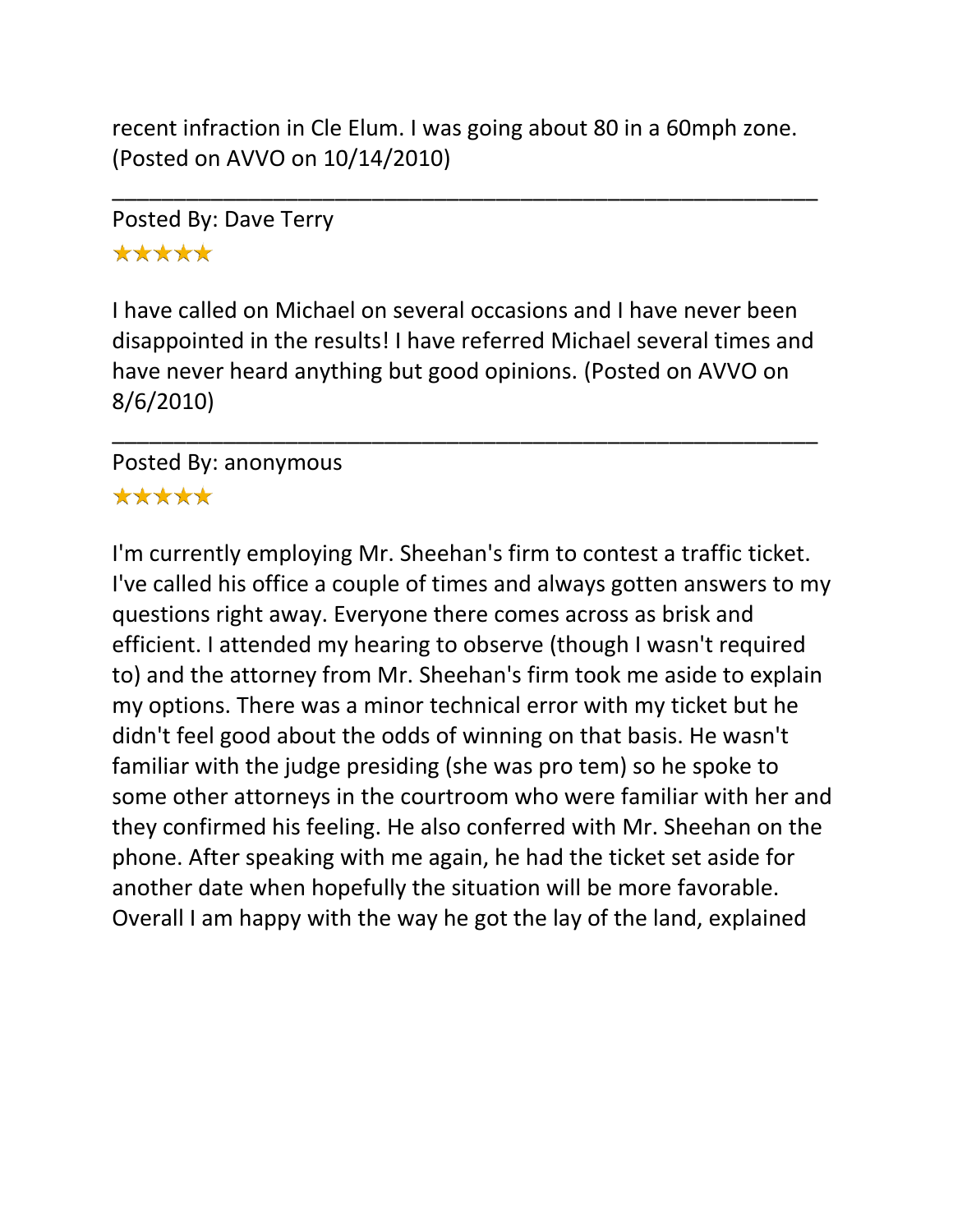recent infraction in Cle Elum. I was going about 80 in a 60mph zone. (Posted on AVVO on 10/14/2010)

---

Posted By: Dave Terry

★★★★★

I have called on Michael on several occasions and I have never been disappointed in the results! I have referred Michael several times and have never heard anything but good opinions. (Posted on AVVO on 8/6/2010)

---

Posted By: anonymous

★★★★★

I'm currently employing Mr. Sheehan's firm to contest a traffic ticket. I've called his office a couple of times and always gotten answers to my questions right away. Everyone there comes across as brisk and efficient. I attended my hearing to observe (though I wasn't required to) and the attorney from Mr. Sheehan's firm took me aside to explain my options. There was a minor technical error with my ticket but he didn't feel good about the odds of winning on that basis. He wasn't familiar with the judge presiding (she was pro tem) so he spoke to some other attorneys in the courtroom who were familiar with her and they confirmed his feeling. He also conferred with Mr. Sheehan on the phone. After speaking with me again, he had the ticket set aside for another date when hopefully the situation will be more favorable. Overall I am happy with the way he got the lay of the land, explained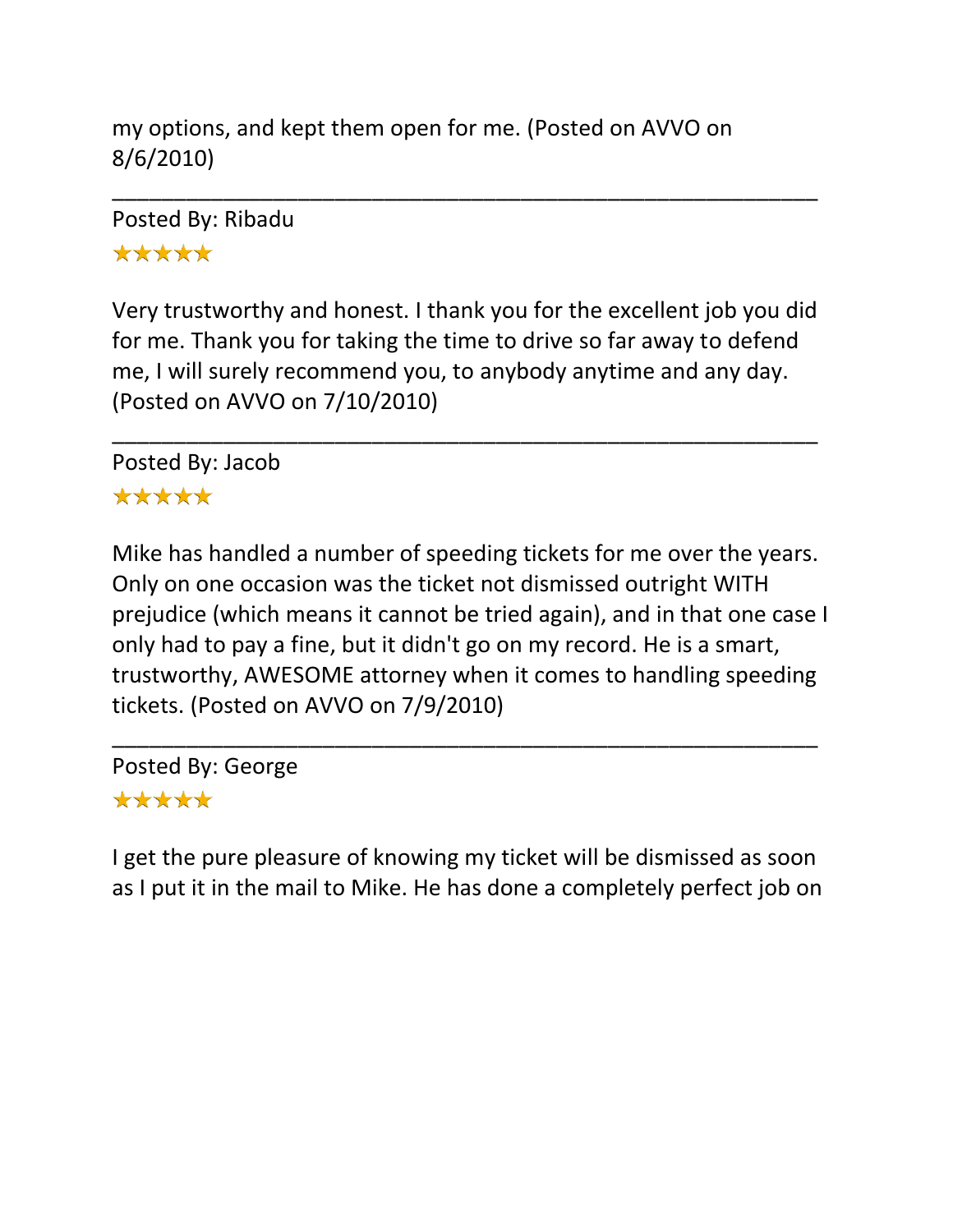my options, and kept them open for me. (Posted on AVVO on 8/6/2010)

---

Posted By: Ribadu

★★★★★

Very trustworthy and honest. I thank you for the excellent job you did for me. Thank you for taking the time to drive so far away to defend me, I will surely recommend you, to anybody anytime and any day. (Posted on AVVO on 7/10/2010)

---

Posted By: Jacob

★★★★★

Mike has handled a number of speeding tickets for me over the years. Only on one occasion was the ticket not dismissed outright WITH prejudice (which means it cannot be tried again), and in that one case I only had to pay a fine, but it didn't go on my record. He is a smart, trustworthy, AWESOME attorney when it comes to handling speeding tickets. (Posted on AVVO on 7/9/2010)

---

Posted By: George

★★★★★

I get the pure pleasure of knowing my ticket will be dismissed as soon as I put it in the mail to Mike. He has done a completely perfect job on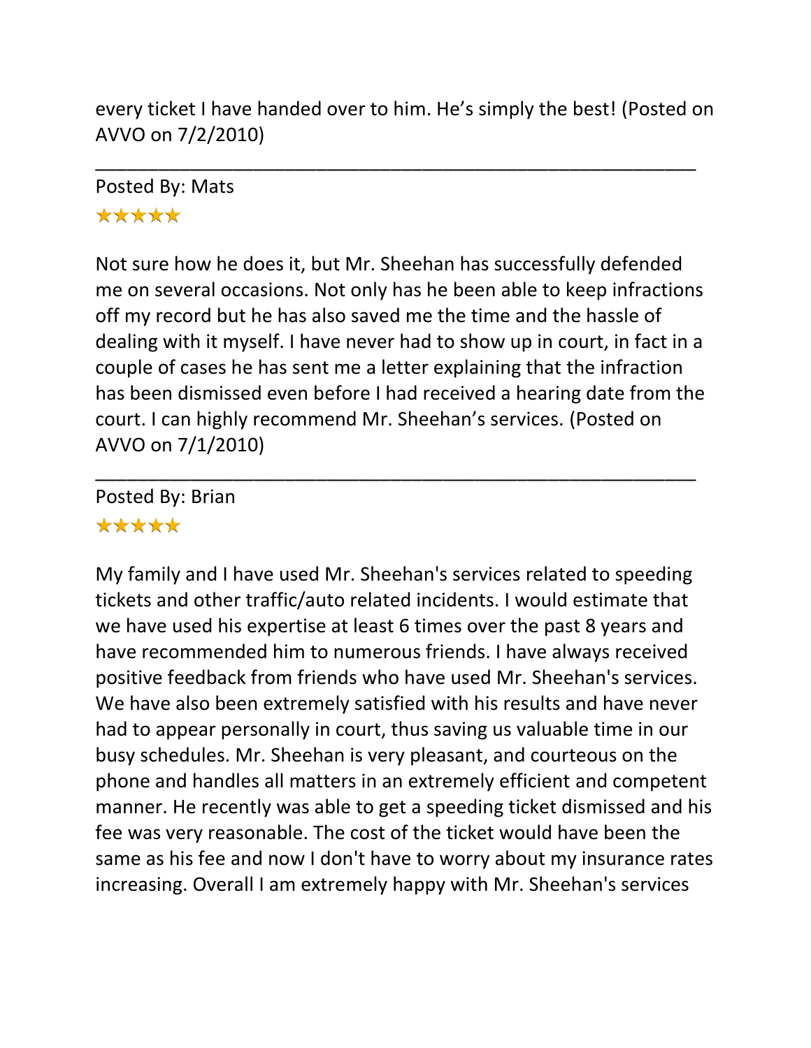every ticket I have handed over to him. He’s simply the best! (Posted on AVVO on 7/2/2010)

---

Posted By: Mats

★★★★★

Not sure how he does it, but Mr. Sheehan has successfully defended me on several occasions. Not only has he been able to keep infractions off my record but he has also saved me the time and the hassle of dealing with it myself. I have never had to show up in court, in fact in a couple of cases he has sent me a letter explaining that the infraction has been dismissed even before I had received a hearing date from the court. I can highly recommend Mr. Sheehan’s services. (Posted on AVVO on 7/1/2010)

---

Posted By: Brian

★★★★★

My family and I have used Mr. Sheehan's services related to speeding tickets and other traffic/auto related incidents. I would estimate that we have used his expertise at least 6 times over the past 8 years and have recommended him to numerous friends. I have always received positive feedback from friends who have used Mr. Sheehan's services. We have also been extremely satisfied with his results and have never had to appear personally in court, thus saving us valuable time in our busy schedules. Mr. Sheehan is very pleasant, and courteous on the phone and handles all matters in an extremely efficient and competent manner. He recently was able to get a speeding ticket dismissed and his fee was very reasonable. The cost of the ticket would have been the same as his fee and now I don't have to worry about my insurance rates increasing. Overall I am extremely happy with Mr. Sheehan's services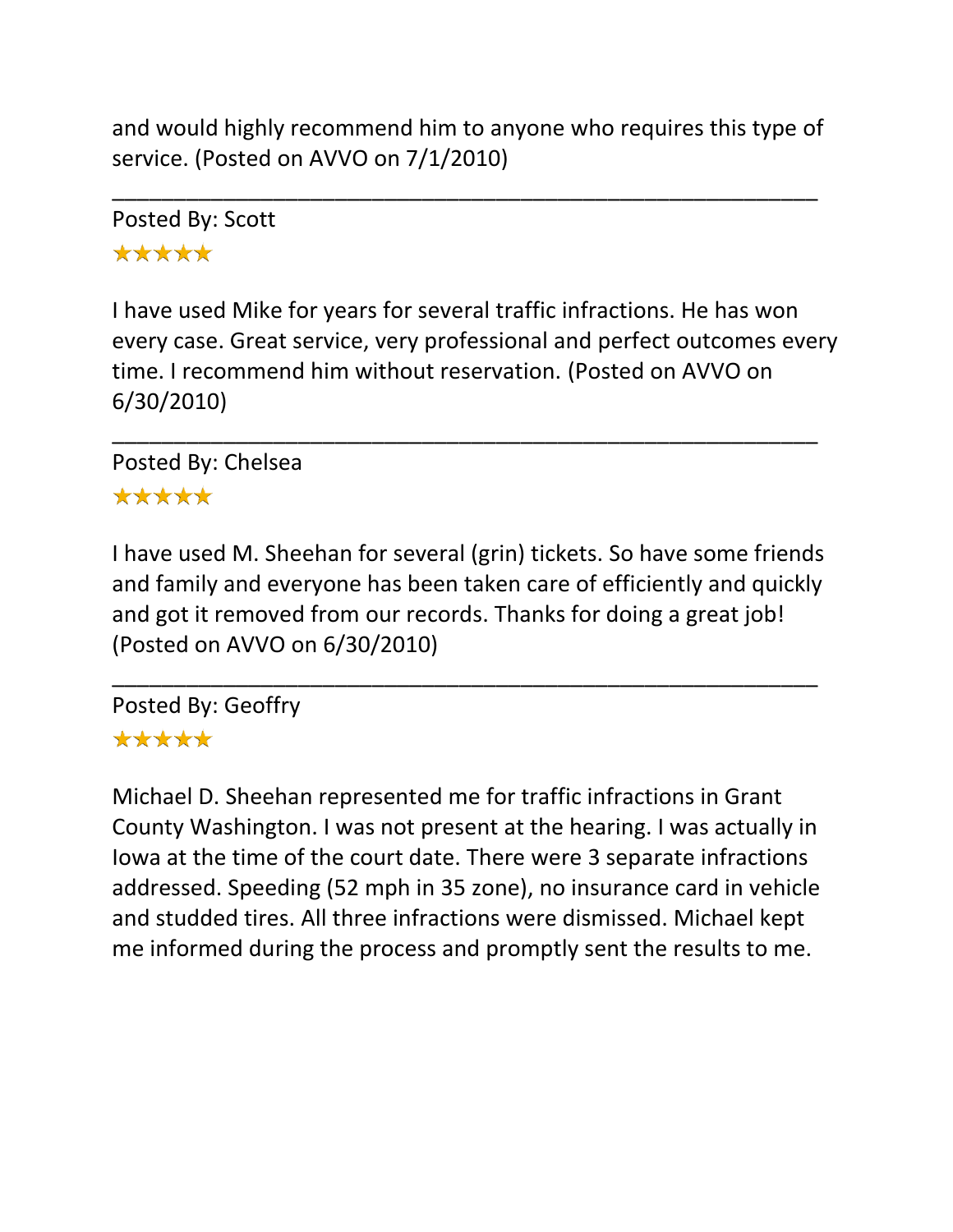and would highly recommend him to anyone who requires this type of service. (Posted on AVVO on 7/1/2010)

---

Posted By: Scott

★★★★★

I have used Mike for years for several traffic infractions. He has won every case. Great service, very professional and perfect outcomes every time. I recommend him without reservation. (Posted on AVVO on 6/30/2010)

---

Posted By: Chelsea

★★★★★

I have used M. Sheehan for several (grin) tickets. So have some friends and family and everyone has been taken care of efficiently and quickly and got it removed from our records. Thanks for doing a great job! (Posted on AVVO on 6/30/2010)

---

Posted By: Geoffry

★★★★★

Michael D. Sheehan represented me for traffic infractions in Grant County Washington. I was not present at the hearing. I was actually in Iowa at the time of the court date. There were 3 separate infractions addressed. Speeding (52 mph in 35 zone), no insurance card in vehicle and studded tires. All three infractions were dismissed. Michael kept me informed during the process and promptly sent the results to me.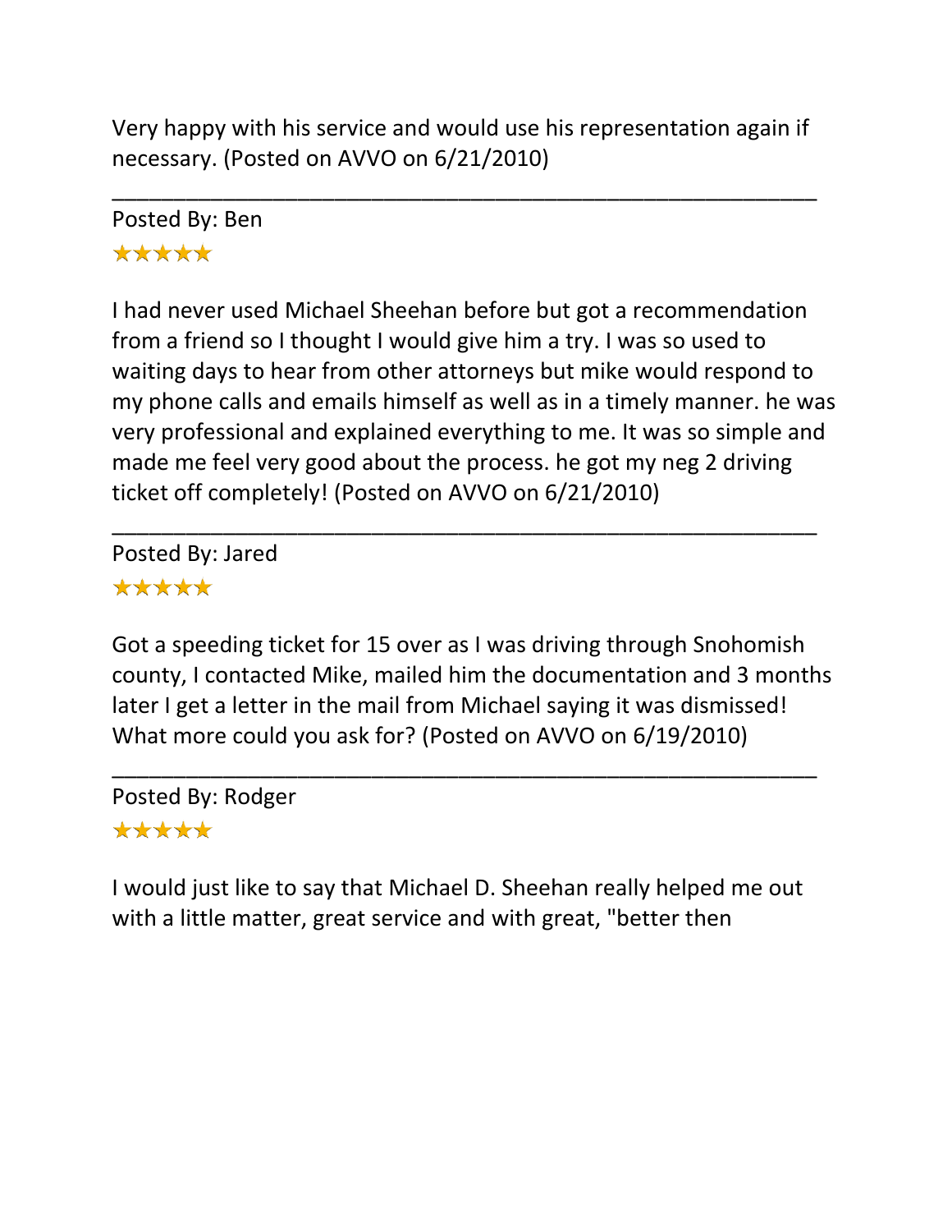Very happy with his service and would use his representation again if necessary. (Posted on AVVO on 6/21/2010)

---

Posted By: Ben

★★★★★

I had never used Michael Sheehan before but got a recommendation from a friend so I thought I would give him a try. I was so used to waiting days to hear from other attorneys but mike would respond to my phone calls and emails himself as well as in a timely manner. he was very professional and explained everything to me. It was so simple and made me feel very good about the process. he got my neg 2 driving ticket off completely! (Posted on AVVO on 6/21/2010)

---

Posted By: Jared

★★★★★

Got a speeding ticket for 15 over as I was driving through Snohomish county, I contacted Mike, mailed him the documentation and 3 months later I get a letter in the mail from Michael saying it was dismissed! What more could you ask for? (Posted on AVVO on 6/19/2010)

---

Posted By: Rodger

★★★★★

I would just like to say that Michael D. Sheehan really helped me out with a little matter, great service and with great, "better then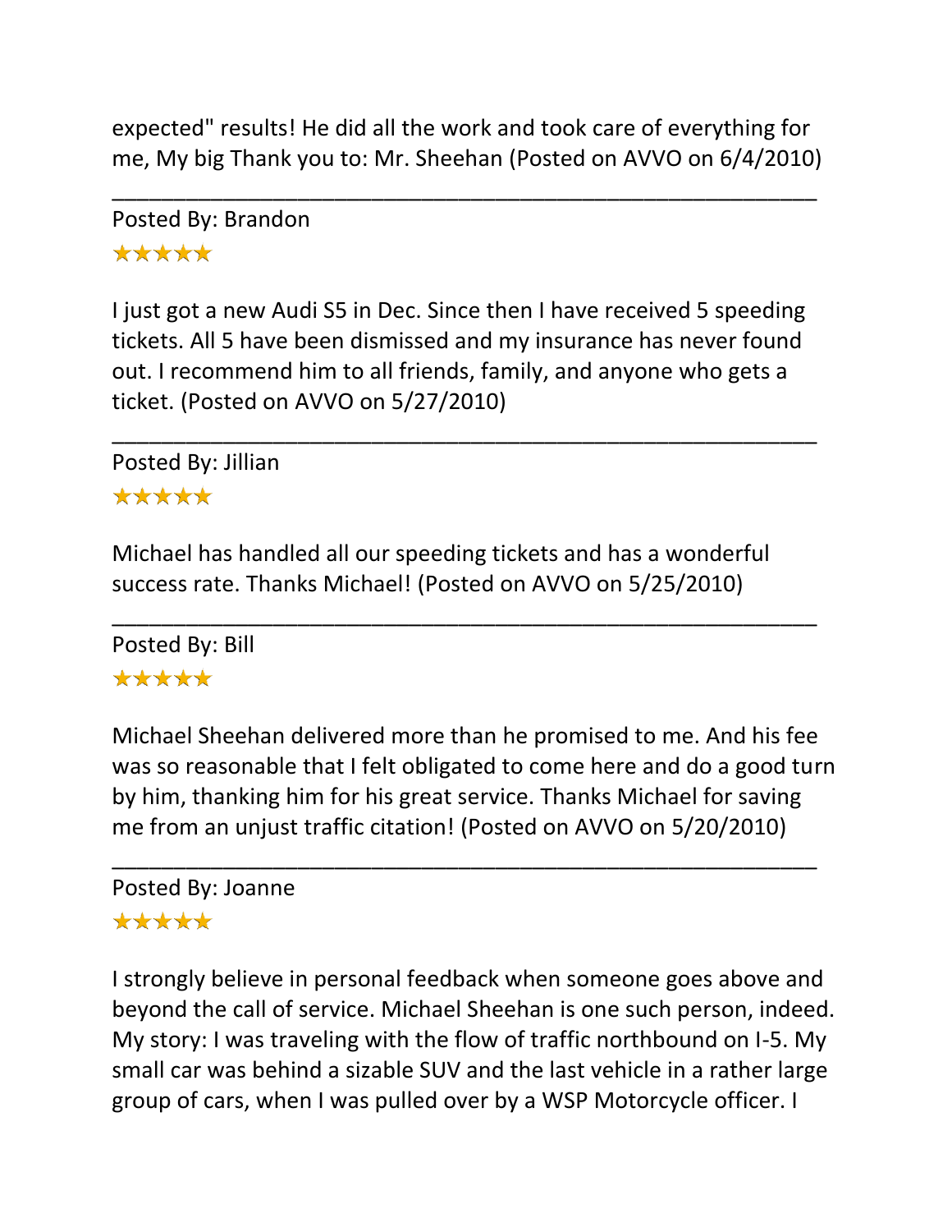expected" results! He did all the work and took care of everything for me, My big Thank you to: Mr. Sheehan (Posted on AVVO on 6/4/2010)

---

Posted By: Brandon

★★★★★

I just got a new Audi S5 in Dec. Since then I have received 5 speeding tickets. All 5 have been dismissed and my insurance has never found out. I recommend him to all friends, family, and anyone who gets a ticket. (Posted on AVVO on 5/27/2010)

---

Posted By: Jillian

★★★★★

Michael has handled all our speeding tickets and has a wonderful success rate. Thanks Michael! (Posted on AVVO on 5/25/2010)

---

Posted By: Bill

★★★★★

Michael Sheehan delivered more than he promised to me. And his fee was so reasonable that I felt obligated to come here and do a good turn by him, thanking him for his great service. Thanks Michael for saving me from an unjust traffic citation! (Posted on AVVO on 5/20/2010)

---

Posted By: Joanne

★★★★★

I strongly believe in personal feedback when someone goes above and beyond the call of service. Michael Sheehan is one such person, indeed. My story: I was traveling with the flow of traffic northbound on I-5. My small car was behind a sizable SUV and the last vehicle in a rather large group of cars, when I was pulled over by a WSP Motorcycle officer. I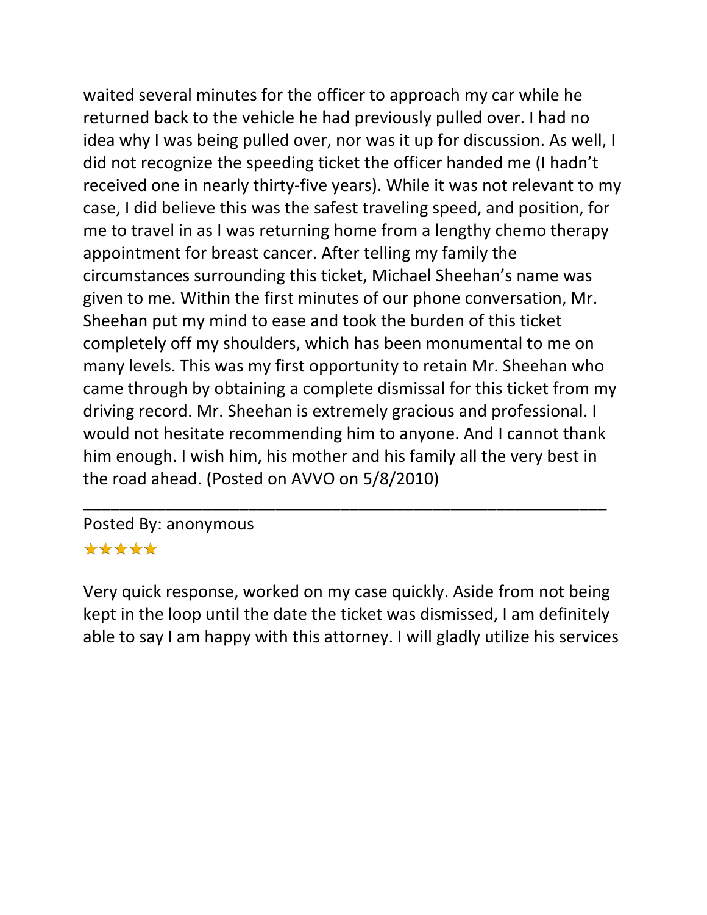waited several minutes for the officer to approach my car while he returned back to the vehicle he had previously pulled over. I had no idea why I was being pulled over, nor was it up for discussion. As well, I did not recognize the speeding ticket the officer handed me (I hadn't received one in nearly thirty-five years). While it was not relevant to my case, I did believe this was the safest traveling speed, and position, for me to travel in as I was returning home from a lengthy chemo therapy appointment for breast cancer. After telling my family the circumstances surrounding this ticket, Michael Sheehan's name was given to me. Within the first minutes of our phone conversation, Mr. Sheehan put my mind to ease and took the burden of this ticket completely off my shoulders, which has been monumental to me on many levels. This was my first opportunity to retain Mr. Sheehan who came through by obtaining a complete dismissal for this ticket from my driving record. Mr. Sheehan is extremely gracious and professional. I would not hesitate recommending him to anyone. And I cannot thank him enough. I wish him, his mother and his family all the very best in the road ahead. (Posted on AVVO on 5/8/2010)

---

Posted By: anonymous

★★★★★

Very quick response, worked on my case quickly. Aside from not being kept in the loop until the date the ticket was dismissed, I am definitely able to say I am happy with this attorney. I will gladly utilize his services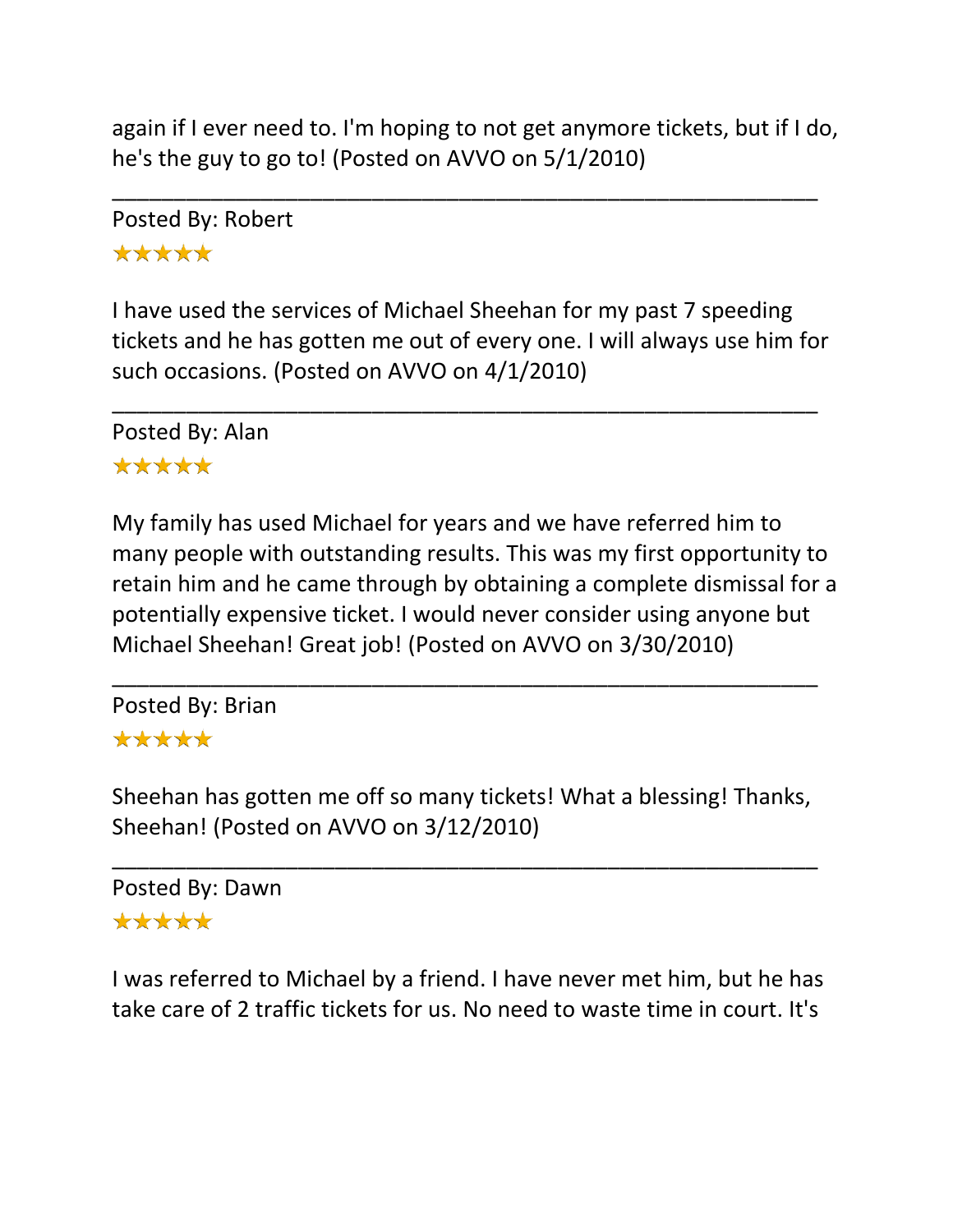again if I ever need to. I'm hoping to not get anymore tickets, but if I do, he's the guy to go to! (Posted on AVVO on 5/1/2010)

---

Posted By: Robert

★★★★★

I have used the services of Michael Sheehan for my past 7 speeding tickets and he has gotten me out of every one. I will always use him for such occasions. (Posted on AVVO on 4/1/2010)

---

Posted By: Alan

★★★★★

My family has used Michael for years and we have referred him to many people with outstanding results. This was my first opportunity to retain him and he came through by obtaining a complete dismissal for a potentially expensive ticket. I would never consider using anyone but Michael Sheehan! Great job! (Posted on AVVO on 3/30/2010)

---

Posted By: Brian

★★★★★

Sheehan has gotten me off so many tickets! What a blessing! Thanks, Sheehan! (Posted on AVVO on 3/12/2010)

---

Posted By: Dawn

★★★★★

I was referred to Michael by a friend. I have never met him, but he has take care of 2 traffic tickets for us. No need to waste time in court. It's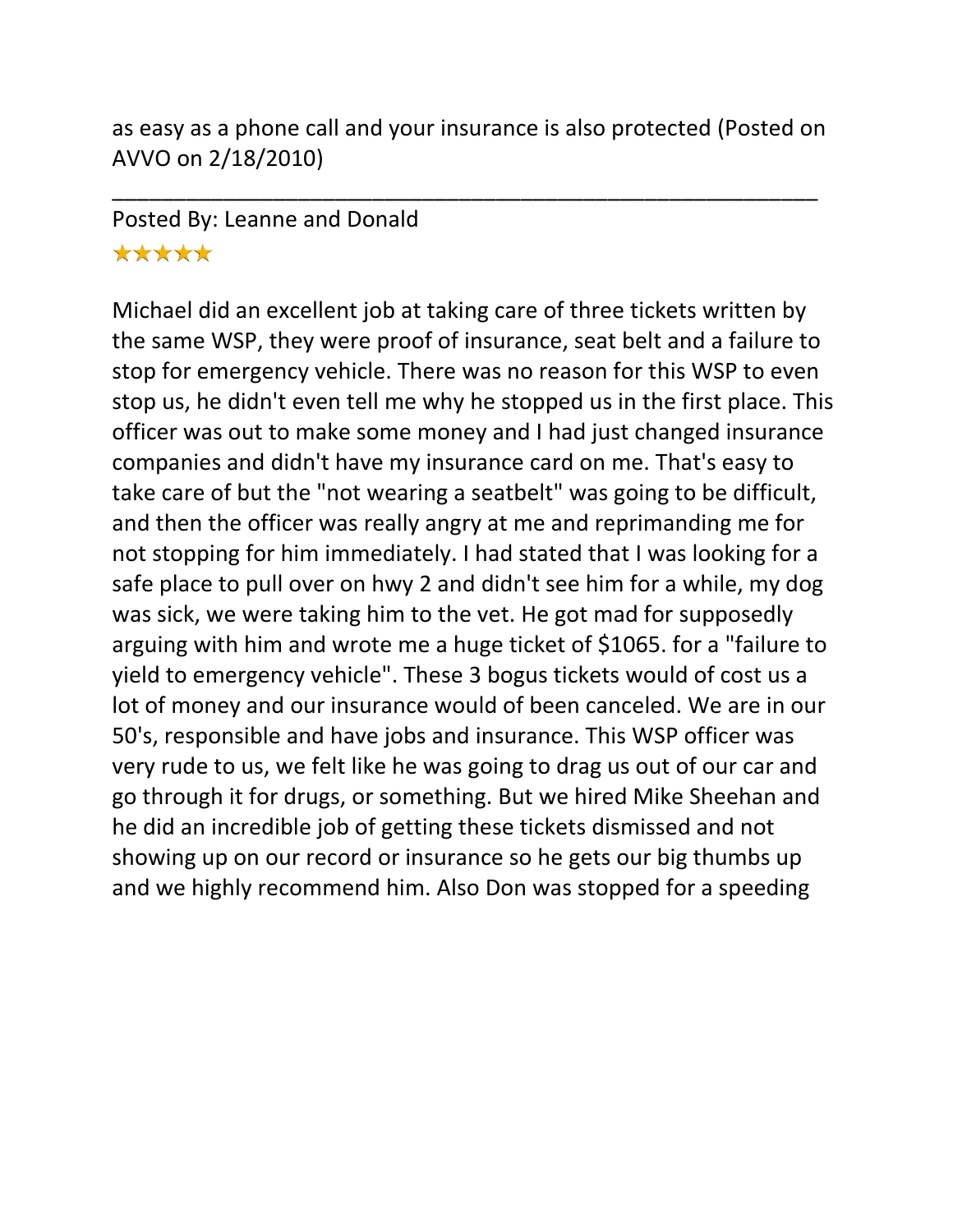as easy as a phone call and your insurance is also protected (Posted on AVVO on 2/18/2010)

---

Posted By: Leanne and Donald

★★★★★

Michael did an excellent job at taking care of three tickets written by the same WSP, they were proof of insurance, seat belt and a failure to stop for emergency vehicle. There was no reason for this WSP to even stop us, he didn't even tell me why he stopped us in the first place. This officer was out to make some money and I had just changed insurance companies and didn't have my insurance card on me. That's easy to take care of but the "not wearing a seatbelt" was going to be difficult, and then the officer was really angry at me and reprimanding me for not stopping for him immediately. I had stated that I was looking for a safe place to pull over on hwy 2 and didn't see him for a while, my dog was sick, we were taking him to the vet. He got mad for supposedly arguing with him and wrote me a huge ticket of $1065. for a "failure to yield to emergency vehicle". These 3 bogus tickets would of cost us a lot of money and our insurance would of been canceled. We are in our 50's, responsible and have jobs and insurance. This WSP officer was very rude to us, we felt like he was going to drag us out of our car and go through it for drugs, or something. But we hired Mike Sheehan and he did an incredible job of getting these tickets dismissed and not showing up on our record or insurance so he gets our big thumbs up and we highly recommend him. Also Don was stopped for a speeding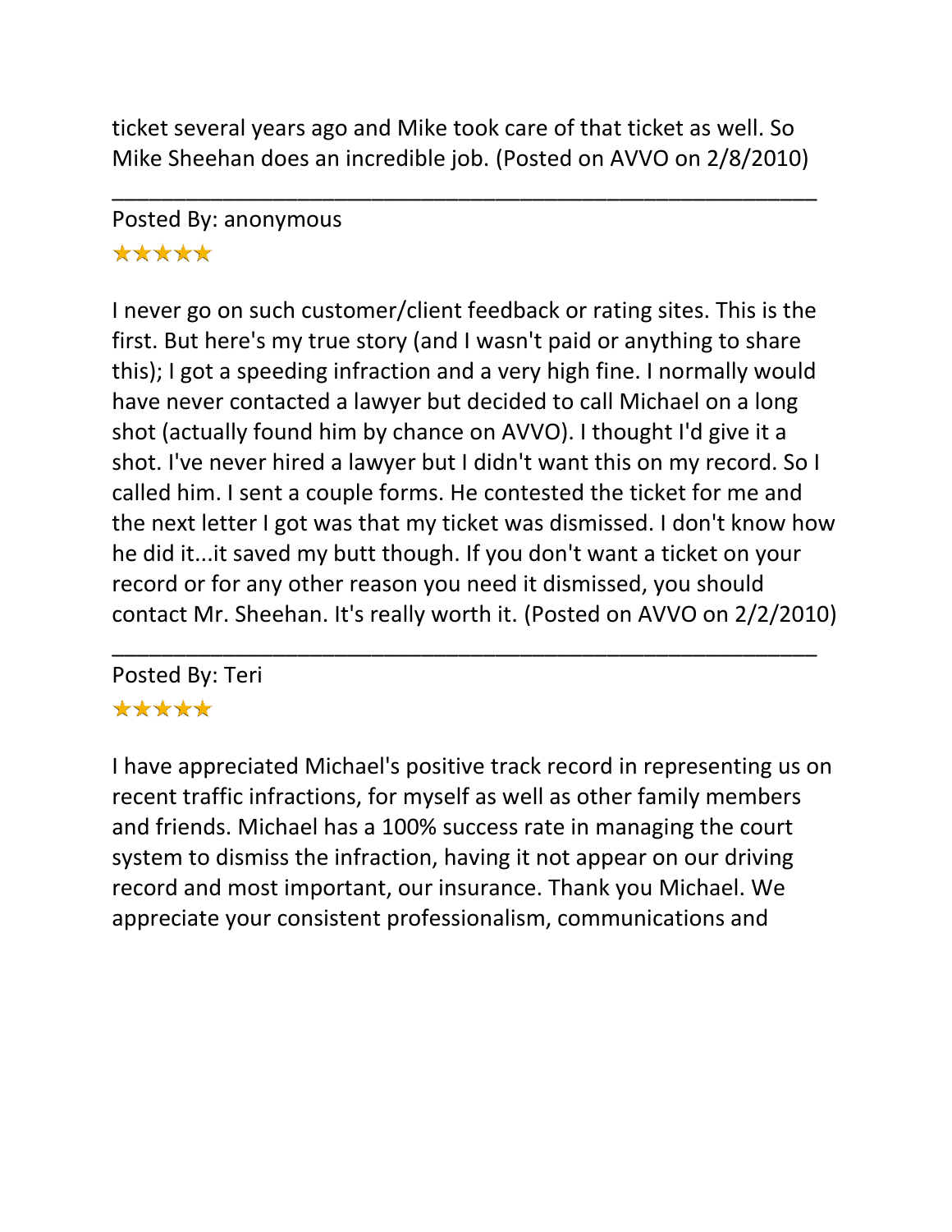ticket several years ago and Mike took care of that ticket as well. So Mike Sheehan does an incredible job. (Posted on AVVO on 2/8/2010)

---

Posted By: anonymous

★★★★★

I never go on such customer/client feedback or rating sites. This is the first. But here's my true story (and I wasn't paid or anything to share this); I got a speeding infraction and a very high fine. I normally would have never contacted a lawyer but decided to call Michael on a long shot (actually found him by chance on AVVO). I thought I'd give it a shot. I've never hired a lawyer but I didn't want this on my record. So I called him. I sent a couple forms. He contested the ticket for me and the next letter I got was that my ticket was dismissed. I don't know how he did it...it saved my butt though. If you don't want a ticket on your record or for any other reason you need it dismissed, you should contact Mr. Sheehan. It's really worth it. (Posted on AVVO on 2/2/2010)

---

Posted By: Teri

★★★★★

I have appreciated Michael's positive track record in representing us on recent traffic infractions, for myself as well as other family members and friends. Michael has a 100% success rate in managing the court system to dismiss the infraction, having it not appear on our driving record and most important, our insurance. Thank you Michael. We appreciate your consistent professionalism, communications and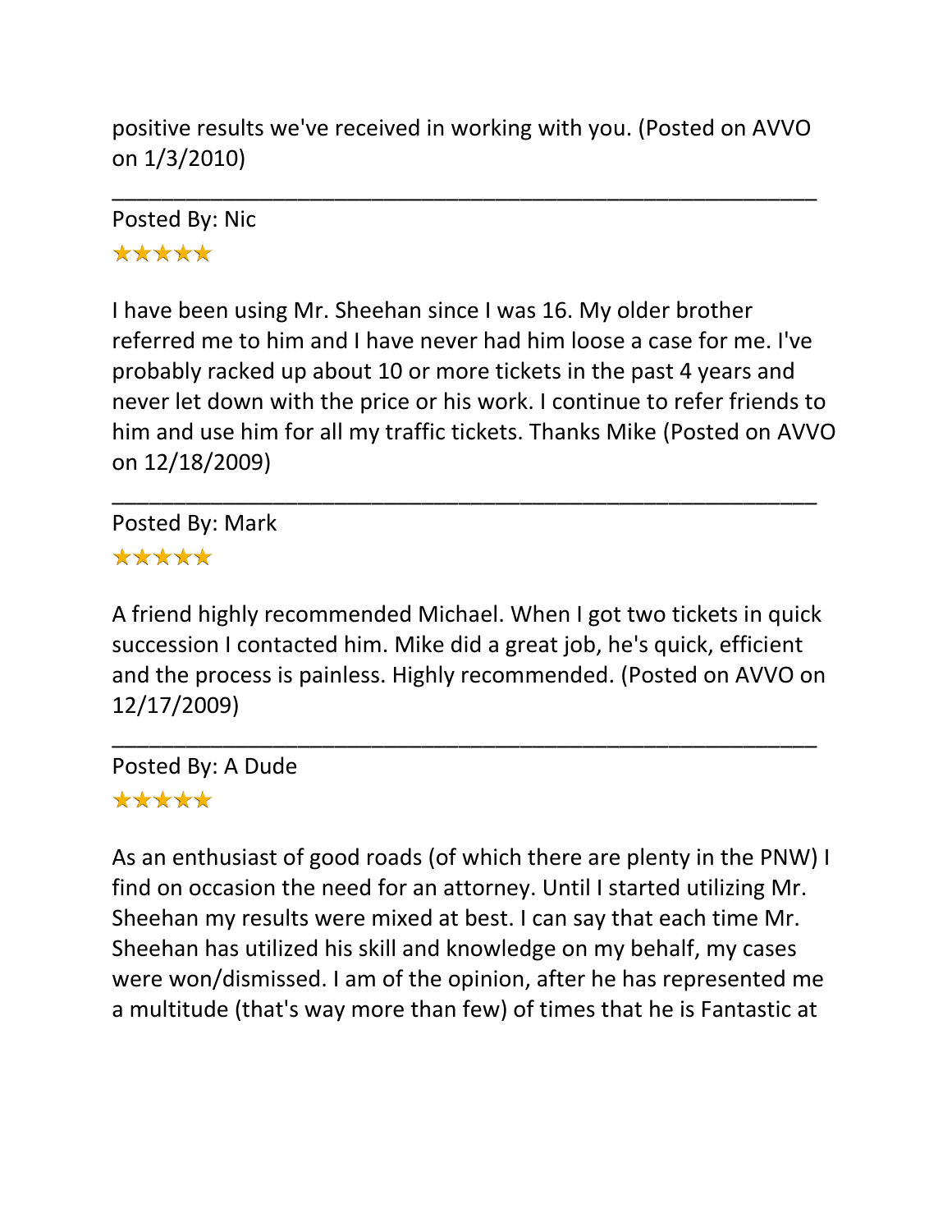positive results we've received in working with you. (Posted on AVVO on 1/3/2010)

---

Posted By: Nic
★★★★★

I have been using Mr. Sheehan since I was 16. My older brother referred me to him and I have never had him loose a case for me. I've probably racked up about 10 or more tickets in the past 4 years and never let down with the price or his work. I continue to refer friends to him and use him for all my traffic tickets. Thanks Mike (Posted on AVVO on 12/18/2009)

---

Posted By: Mark
★★★★★

A friend highly recommended Michael. When I got two tickets in quick succession I contacted him. Mike did a great job, he's quick, efficient and the process is painless. Highly recommended. (Posted on AVVO on 12/17/2009)

---

Posted By: A Dude
★★★★★

As an enthusiast of good roads (of which there are plenty in the PNW) I find on occasion the need for an attorney. Until I started utilizing Mr. Sheehan my results were mixed at best. I can say that each time Mr. Sheehan has utilized his skill and knowledge on my behalf, my cases were won/dismissed. I am of the opinion, after he has represented me a multitude (that's way more than few) of times that he is Fantastic at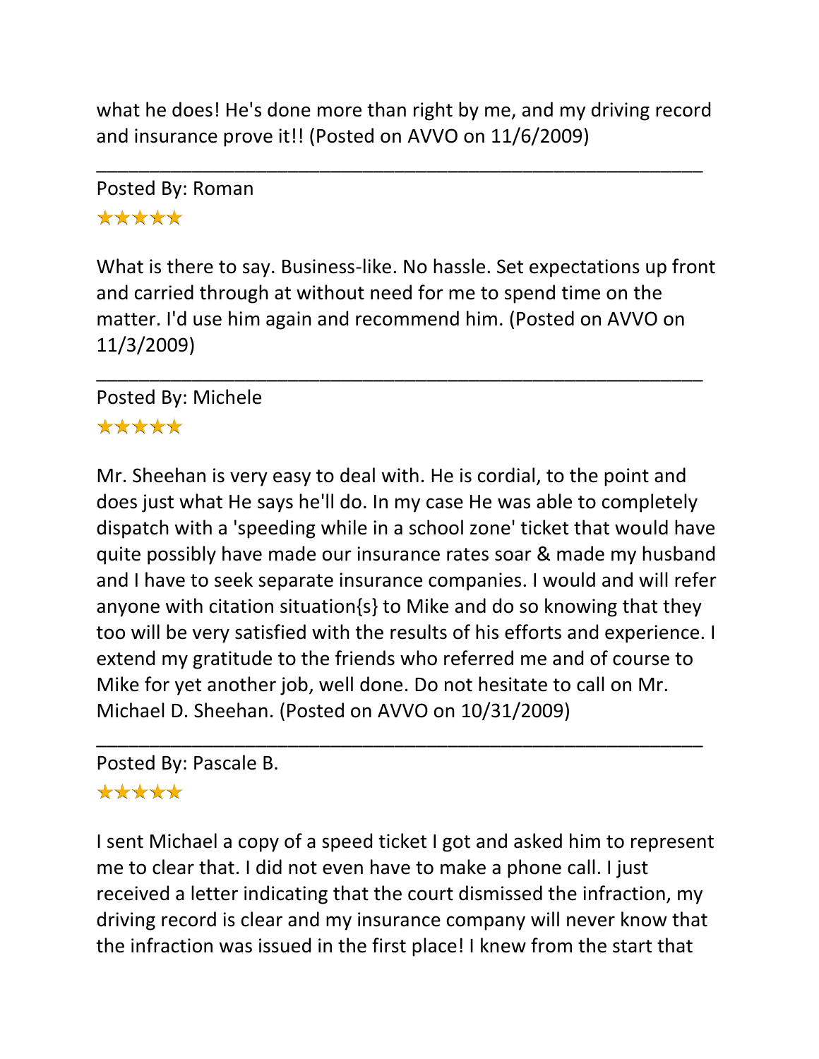what he does! He's done more than right by me, and my driving record and insurance prove it!! (Posted on AVVO on 11/6/2009)

---

Posted By: Roman

★★★★★

What is there to say. Business-like. No hassle. Set expectations up front and carried through at without need for me to spend time on the matter. I'd use him again and recommend him. (Posted on AVVO on 11/3/2009)

---

Posted By: Michele

★★★★★

Mr. Sheehan is very easy to deal with. He is cordial, to the point and does just what He says he'll do. In my case He was able to completely dispatch with a 'speeding while in a school zone' ticket that would have quite possibly have made our insurance rates soar & made my husband and I have to seek separate insurance companies. I would and will refer anyone with citation situation{s} to Mike and do so knowing that they too will be very satisfied with the results of his efforts and experience. I extend my gratitude to the friends who referred me and of course to Mike for yet another job, well done. Do not hesitate to call on Mr. Michael D. Sheehan. (Posted on AVVO on 10/31/2009)

---

Posted By: Pascale B.

★★★★★

I sent Michael a copy of a speed ticket I got and asked him to represent me to clear that. I did not even have to make a phone call. I just received a letter indicating that the court dismissed the infraction, my driving record is clear and my insurance company will never know that the infraction was issued in the first place! I knew from the start that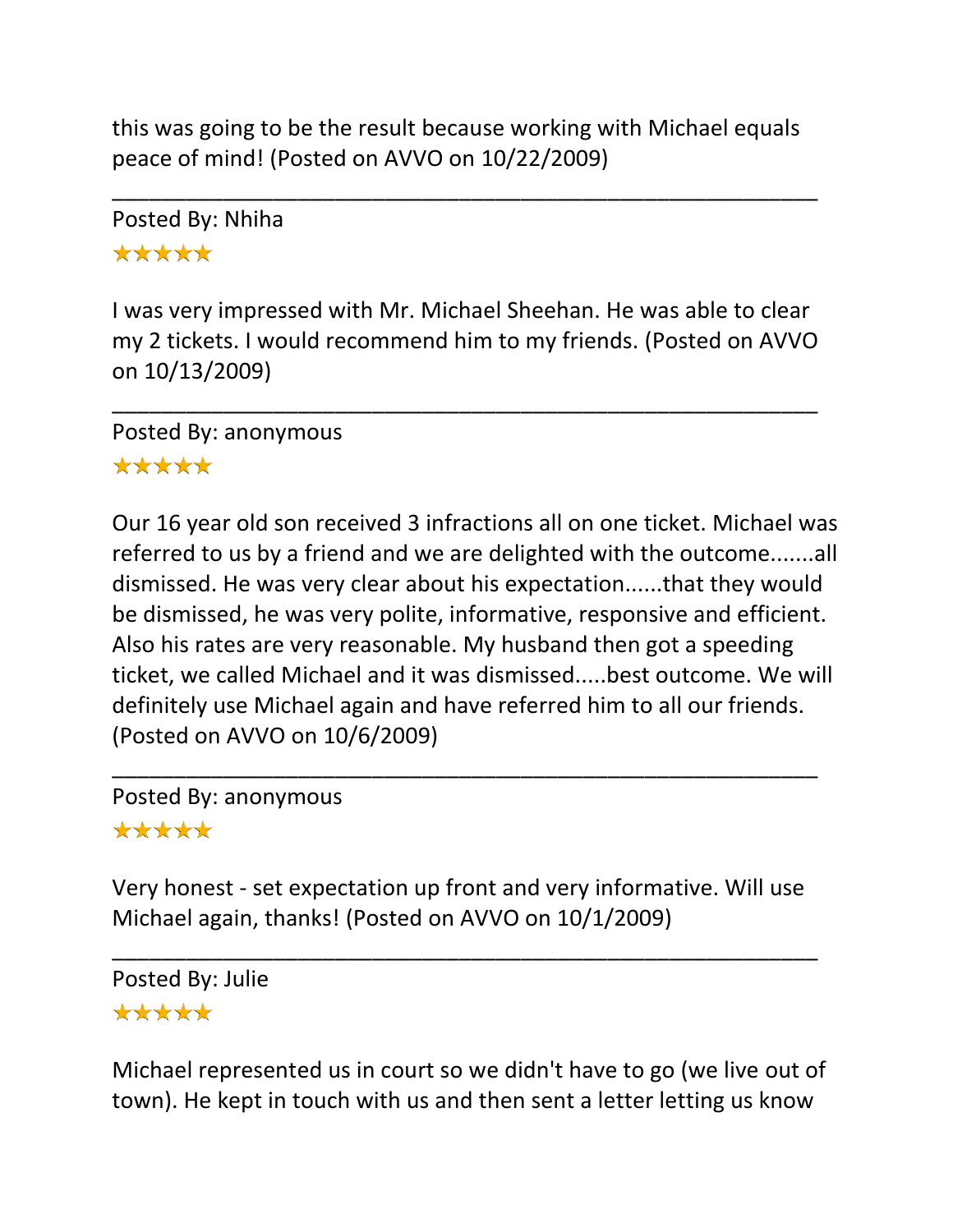this was going to be the result because working with Michael equals peace of mind! (Posted on AVVO on 10/22/2009)

---

Posted By: Nhiha

★★★★★

I was very impressed with Mr. Michael Sheehan. He was able to clear my 2 tickets. I would recommend him to my friends. (Posted on AVVO on 10/13/2009)

---

Posted By: anonymous

★★★★★

Our 16 year old son received 3 infractions all on one ticket. Michael was referred to us by a friend and we are delighted with the outcome.......all dismissed. He was very clear about his expectation......that they would be dismissed, he was very polite, informative, responsive and efficient. Also his rates are very reasonable. My husband then got a speeding ticket, we called Michael and it was dismissed.....best outcome. We will definitely use Michael again and have referred him to all our friends. (Posted on AVVO on 10/6/2009)

---

Posted By: anonymous

★★★★★

Very honest - set expectation up front and very informative. Will use Michael again, thanks! (Posted on AVVO on 10/1/2009)

---

Posted By: Julie

★★★★★

Michael represented us in court so we didn't have to go (we live out of town). He kept in touch with us and then sent a letter letting us know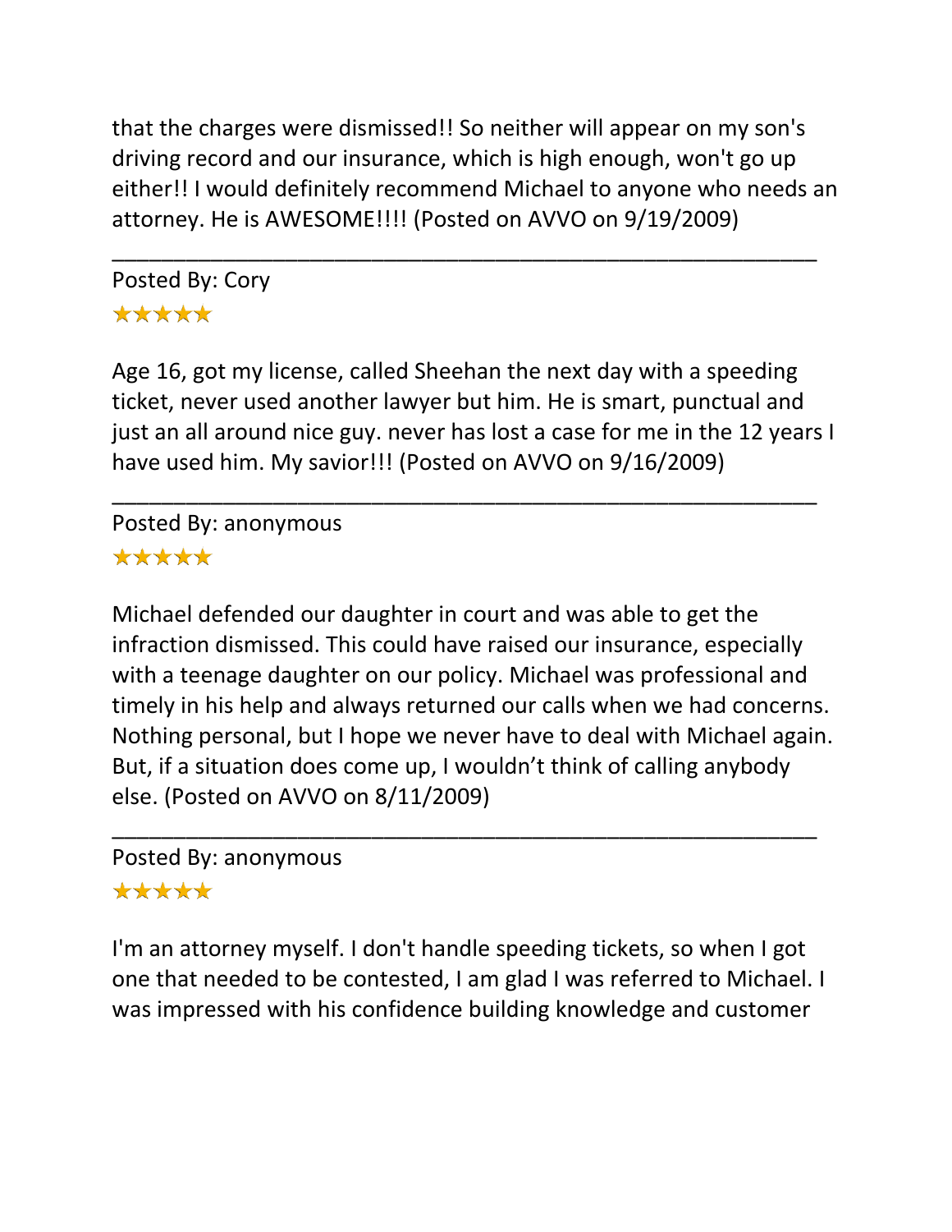that the charges were dismissed!! So neither will appear on my son's driving record and our insurance, which is high enough, won't go up either!! I would definitely recommend Michael to anyone who needs an attorney. He is AWESOME!!!! (Posted on AVVO on 9/19/2009)

---

Posted By: Cory

★★★★★

Age 16, got my license, called Sheehan the next day with a speeding ticket, never used another lawyer but him. He is smart, punctual and just an all around nice guy. never has lost a case for me in the 12 years I have used him. My savior!!! (Posted on AVVO on 9/16/2009)

---

Posted By: anonymous

★★★★★

Michael defended our daughter in court and was able to get the infraction dismissed. This could have raised our insurance, especially with a teenage daughter on our policy. Michael was professional and timely in his help and always returned our calls when we had concerns. Nothing personal, but I hope we never have to deal with Michael again. But, if a situation does come up, I wouldn't think of calling anybody else. (Posted on AVVO on 8/11/2009)

---

Posted By: anonymous

★★★★★

I'm an attorney myself. I don't handle speeding tickets, so when I got one that needed to be contested, I am glad I was referred to Michael. I was impressed with his confidence building knowledge and customer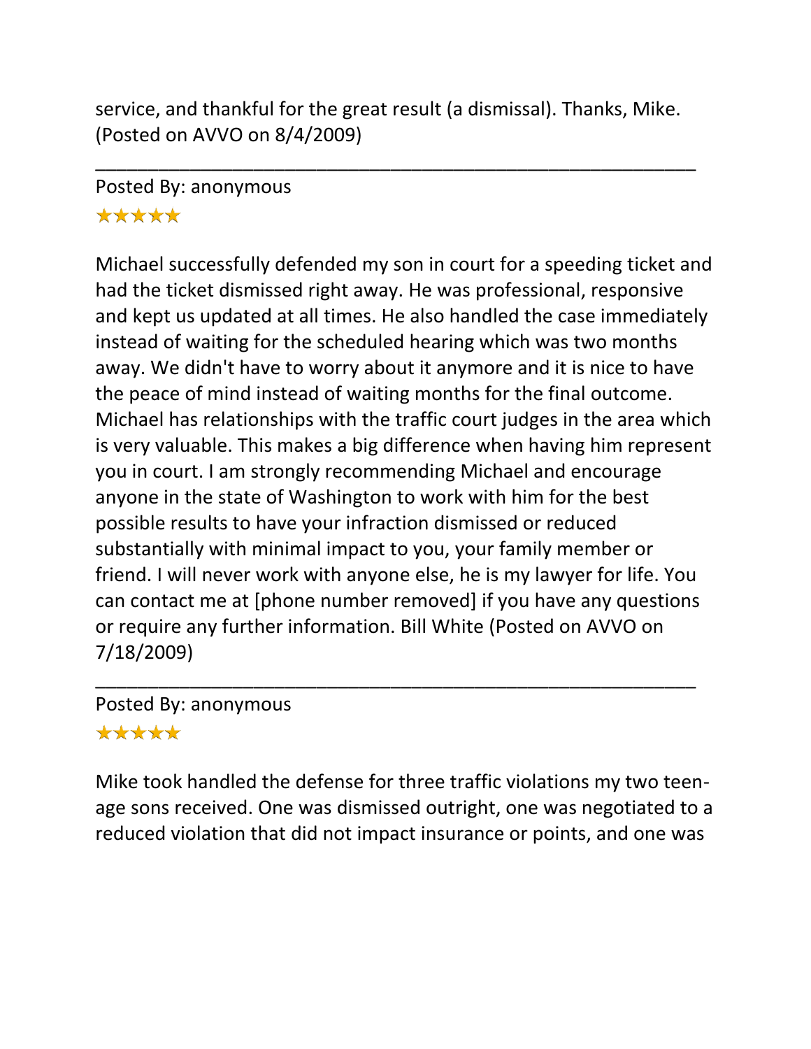service, and thankful for the great result (a dismissal). Thanks, Mike. (Posted on AVVO on 8/4/2009)

---

Posted By: anonymous

★★★★★

Michael successfully defended my son in court for a speeding ticket and had the ticket dismissed right away. He was professional, responsive and kept us updated at all times. He also handled the case immediately instead of waiting for the scheduled hearing which was two months away. We didn't have to worry about it anymore and it is nice to have the peace of mind instead of waiting months for the final outcome. Michael has relationships with the traffic court judges in the area which is very valuable. This makes a big difference when having him represent you in court. I am strongly recommending Michael and encourage anyone in the state of Washington to work with him for the best possible results to have your infraction dismissed or reduced substantially with minimal impact to you, your family member or friend. I will never work with anyone else, he is my lawyer for life. You can contact me at [phone number removed] if you have any questions or require any further information. Bill White (Posted on AVVO on 7/18/2009)

---

Posted By: anonymous

★★★★★

Mike took handled the defense for three traffic violations my two teen-age sons received. One was dismissed outright, one was negotiated to a reduced violation that did not impact insurance or points, and one was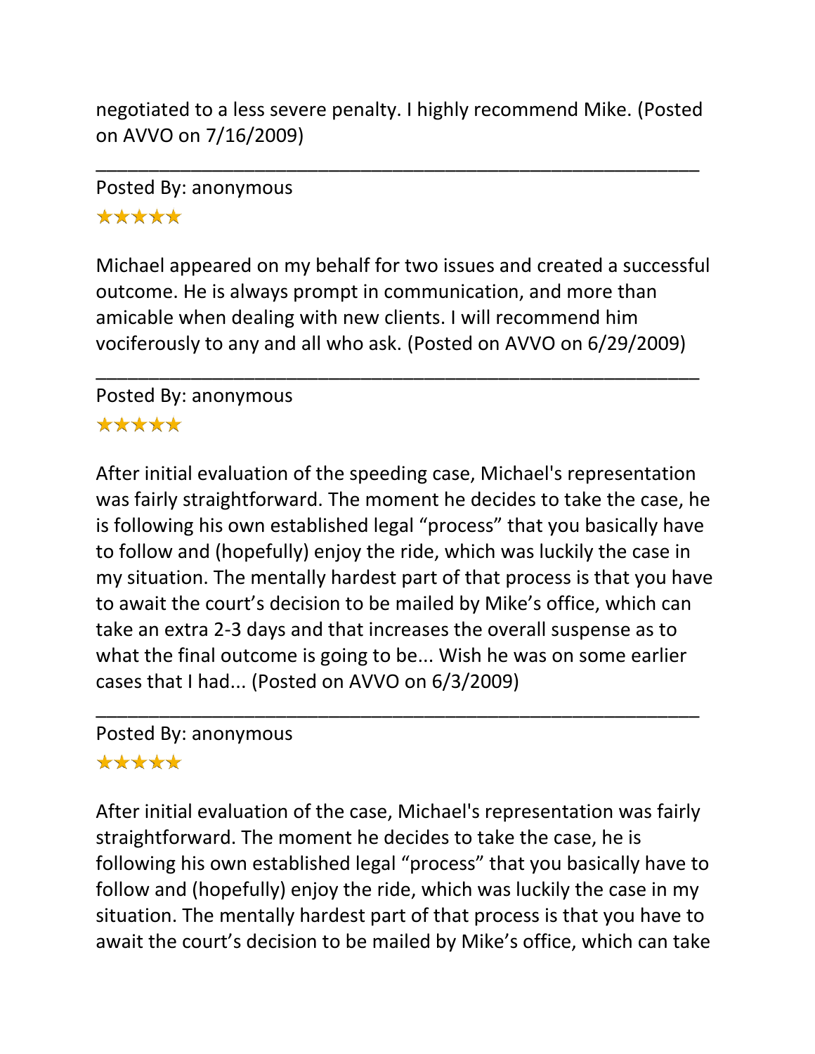negotiated to a less severe penalty. I highly recommend Mike. (Posted on AVVO on 7/16/2009)

---

Posted By: anonymous

★★★★★

Michael appeared on my behalf for two issues and created a successful outcome. He is always prompt in communication, and more than amicable when dealing with new clients. I will recommend him vociferously to any and all who ask. (Posted on AVVO on 6/29/2009)

---

Posted By: anonymous

★★★★★

After initial evaluation of the speeding case, Michael's representation was fairly straightforward. The moment he decides to take the case, he is following his own established legal "process" that you basically have to follow and (hopefully) enjoy the ride, which was luckily the case in my situation. The mentally hardest part of that process is that you have to await the court's decision to be mailed by Mike's office, which can take an extra 2-3 days and that increases the overall suspense as to what the final outcome is going to be... Wish he was on some earlier cases that I had... (Posted on AVVO on 6/3/2009)

---

Posted By: anonymous

★★★★★

After initial evaluation of the case, Michael's representation was fairly straightforward. The moment he decides to take the case, he is following his own established legal "process" that you basically have to follow and (hopefully) enjoy the ride, which was luckily the case in my situation. The mentally hardest part of that process is that you have to await the court's decision to be mailed by Mike's office, which can take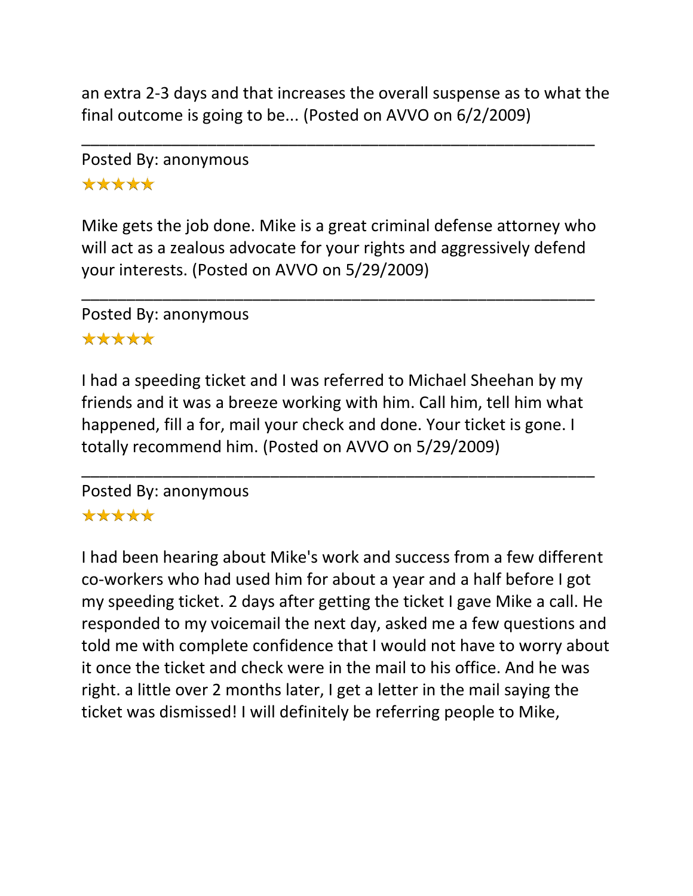an extra 2-3 days and that increases the overall suspense as to what the final outcome is going to be... (Posted on AVVO on 6/2/2009)

---

Posted By: anonymous

★★★★★

Mike gets the job done. Mike is a great criminal defense attorney who will act as a zealous advocate for your rights and aggressively defend your interests. (Posted on AVVO on 5/29/2009)

---

Posted By: anonymous

★★★★★

I had a speeding ticket and I was referred to Michael Sheehan by my friends and it was a breeze working with him. Call him, tell him what happened, fill a for, mail your check and done. Your ticket is gone. I totally recommend him. (Posted on AVVO on 5/29/2009)

---

Posted By: anonymous

★★★★★

I had been hearing about Mike's work and success from a few different co-workers who had used him for about a year and a half before I got my speeding ticket. 2 days after getting the ticket I gave Mike a call. He responded to my voicemail the next day, asked me a few questions and told me with complete confidence that I would not have to worry about it once the ticket and check were in the mail to his office. And he was right. a little over 2 months later, I get a letter in the mail saying the ticket was dismissed! I will definitely be referring people to Mike,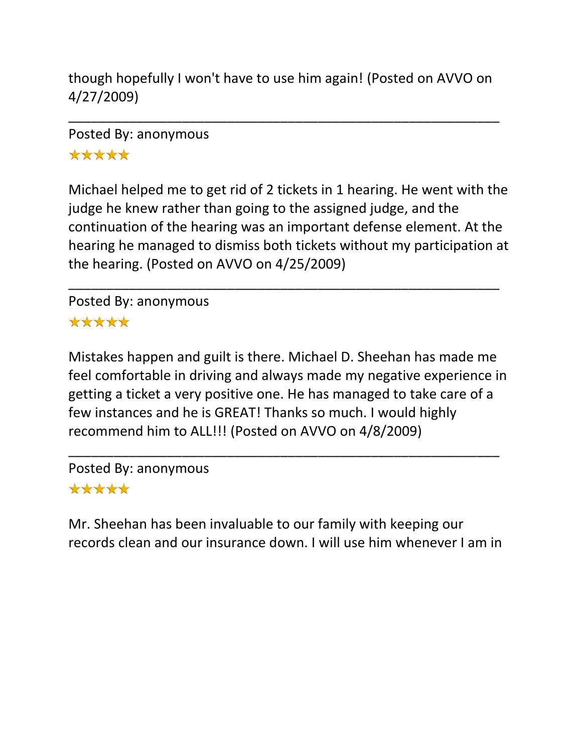though hopefully I won't have to use him again! (Posted on AVVO on 4/27/2009)

---

Posted By: anonymous

★★★★★

Michael helped me to get rid of 2 tickets in 1 hearing. He went with the judge he knew rather than going to the assigned judge, and the continuation of the hearing was an important defense element. At the hearing he managed to dismiss both tickets without my participation at the hearing. (Posted on AVVO on 4/25/2009)

---

Posted By: anonymous

★★★★★

Mistakes happen and guilt is there. Michael D. Sheehan has made me feel comfortable in driving and always made my negative experience in getting a ticket a very positive one. He has managed to take care of a few instances and he is GREAT! Thanks so much. I would highly recommend him to ALL!!! (Posted on AVVO on 4/8/2009)

---

Posted By: anonymous

★★★★★

Mr. Sheehan has been invaluable to our family with keeping our records clean and our insurance down. I will use him whenever I am in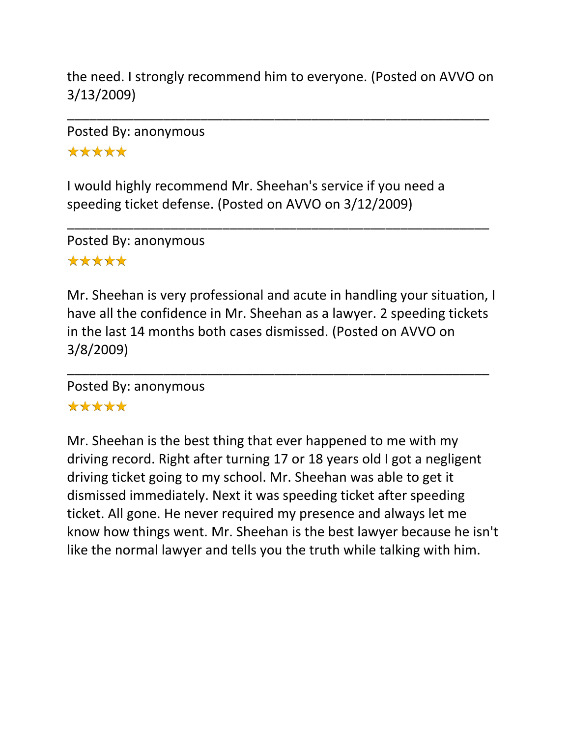the need. I strongly recommend him to everyone. (Posted on AVVO on 3/13/2009)

---

Posted By: anonymous

★★★★★

I would highly recommend Mr. Sheehan's service if you need a speeding ticket defense. (Posted on AVVO on 3/12/2009)

---

Posted By: anonymous

★★★★★

Mr. Sheehan is very professional and acute in handling your situation, I have all the confidence in Mr. Sheehan as a lawyer. 2 speeding tickets in the last 14 months both cases dismissed. (Posted on AVVO on 3/8/2009)

---

Posted By: anonymous

★★★★★

Mr. Sheehan is the best thing that ever happened to me with my driving record. Right after turning 17 or 18 years old I got a negligent driving ticket going to my school. Mr. Sheehan was able to get it dismissed immediately. Next it was speeding ticket after speeding ticket. All gone. He never required my presence and always let me know how things went. Mr. Sheehan is the best lawyer because he isn't like the normal lawyer and tells you the truth while talking with him.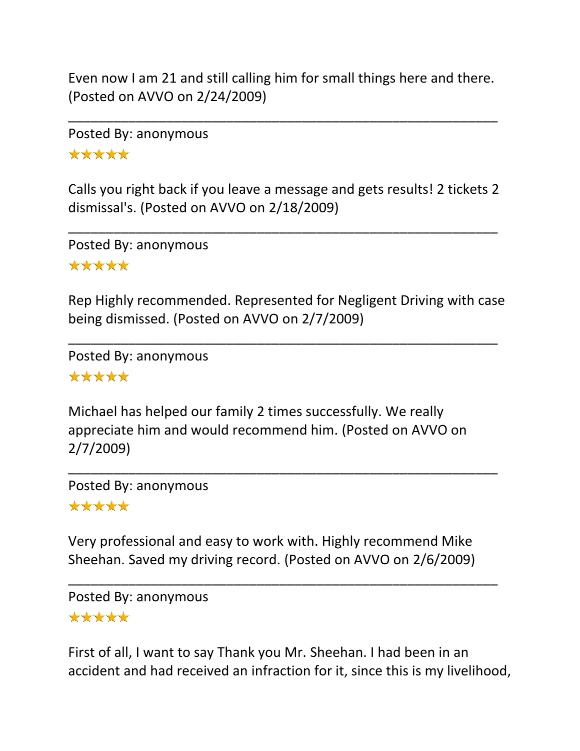Even now I am 21 and still calling him for small things here and there. (Posted on AVVO on 2/24/2009)

---

Posted By: anonymous

★★★★★

Calls you right back if you leave a message and gets results! 2 tickets 2 dismissal's. (Posted on AVVO on 2/18/2009)

---

Posted By: anonymous

★★★★★

Rep Highly recommended. Represented for Negligent Driving with case being dismissed. (Posted on AVVO on 2/7/2009)

---

Posted By: anonymous

★★★★★

Michael has helped our family 2 times successfully. We really appreciate him and would recommend him. (Posted on AVVO on 2/7/2009)

---

Posted By: anonymous

★★★★★

Very professional and easy to work with. Highly recommend Mike Sheehan. Saved my driving record. (Posted on AVVO on 2/6/2009)

---

Posted By: anonymous

★★★★★

First of all, I want to say Thank you Mr. Sheehan. I had been in an accident and had received an infraction for it, since this is my livelihood,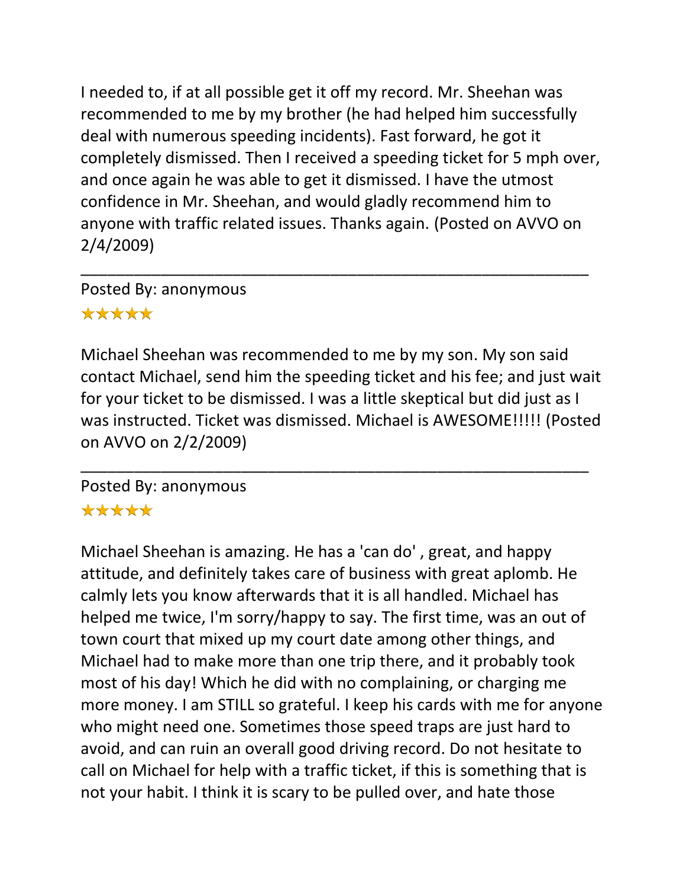I needed to, if at all possible get it off my record. Mr. Sheehan was recommended to me by my brother (he had helped him successfully deal with numerous speeding incidents). Fast forward, he got it completely dismissed. Then I received a speeding ticket for 5 mph over, and once again he was able to get it dismissed. I have the utmost confidence in Mr. Sheehan, and would gladly recommend him to anyone with traffic related issues. Thanks again. (Posted on AVVO on 2/4/2009)

---

Posted By: anonymous

★★★★★

Michael Sheehan was recommended to me by my son. My son said contact Michael, send him the speeding ticket and his fee; and just wait for your ticket to be dismissed. I was a little skeptical but did just as I was instructed. Ticket was dismissed. Michael is AWESOME!!!!! (Posted on AVVO on 2/2/2009)

---

Posted By: anonymous

★★★★★

Michael Sheehan is amazing. He has a 'can do' , great, and happy attitude, and definitely takes care of business with great aplomb. He calmly lets you know afterwards that it is all handled. Michael has helped me twice, I'm sorry/happy to say. The first time, was an out of town court that mixed up my court date among other things, and Michael had to make more than one trip there, and it probably took most of his day! Which he did with no complaining, or charging me more money. I am STILL so grateful. I keep his cards with me for anyone who might need one. Sometimes those speed traps are just hard to avoid, and can ruin an overall good driving record. Do not hesitate to call on Michael for help with a traffic ticket, if this is something that is not your habit. I think it is scary to be pulled over, and hate those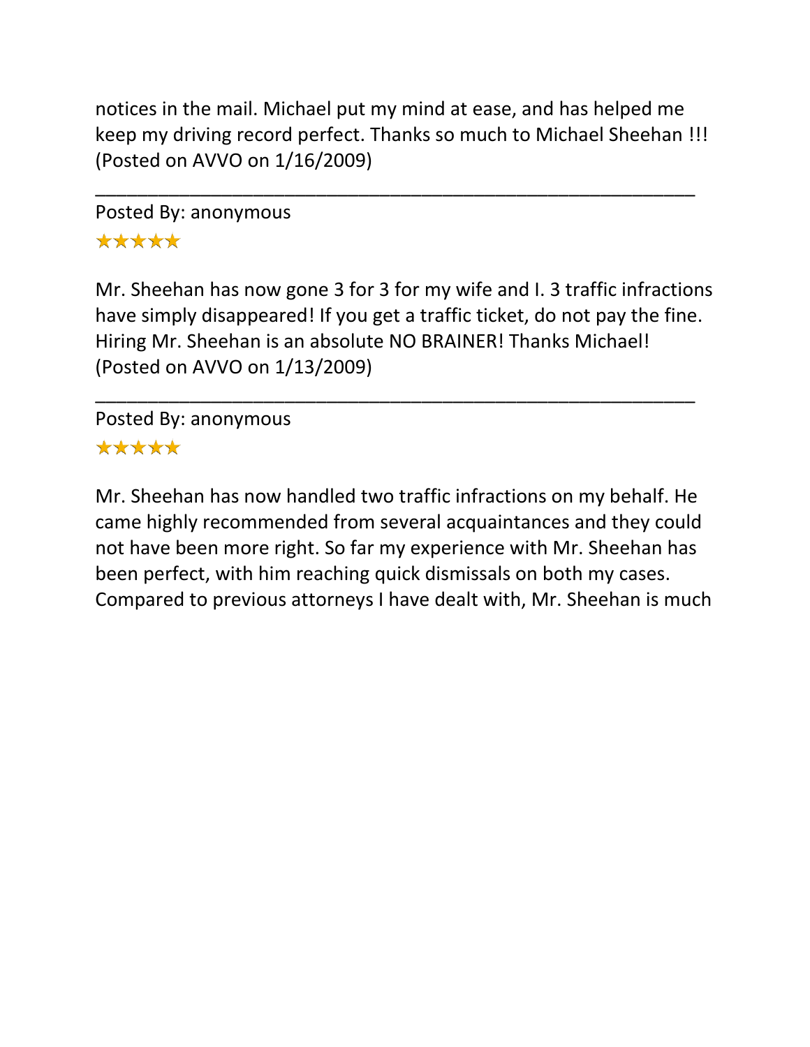notices in the mail. Michael put my mind at ease, and has helped me keep my driving record perfect. Thanks so much to Michael Sheehan !!! (Posted on AVVO on 1/16/2009)

---

Posted By: anonymous

★★★★★

Mr. Sheehan has now gone 3 for 3 for my wife and I. 3 traffic infractions have simply disappeared! If you get a traffic ticket, do not pay the fine. Hiring Mr. Sheehan is an absolute NO BRAINER! Thanks Michael! (Posted on AVVO on 1/13/2009)

---

Posted By: anonymous

★★★★★

Mr. Sheehan has now handled two traffic infractions on my behalf. He came highly recommended from several acquaintances and they could not have been more right. So far my experience with Mr. Sheehan has been perfect, with him reaching quick dismissals on both my cases. Compared to previous attorneys I have dealt with, Mr. Sheehan is much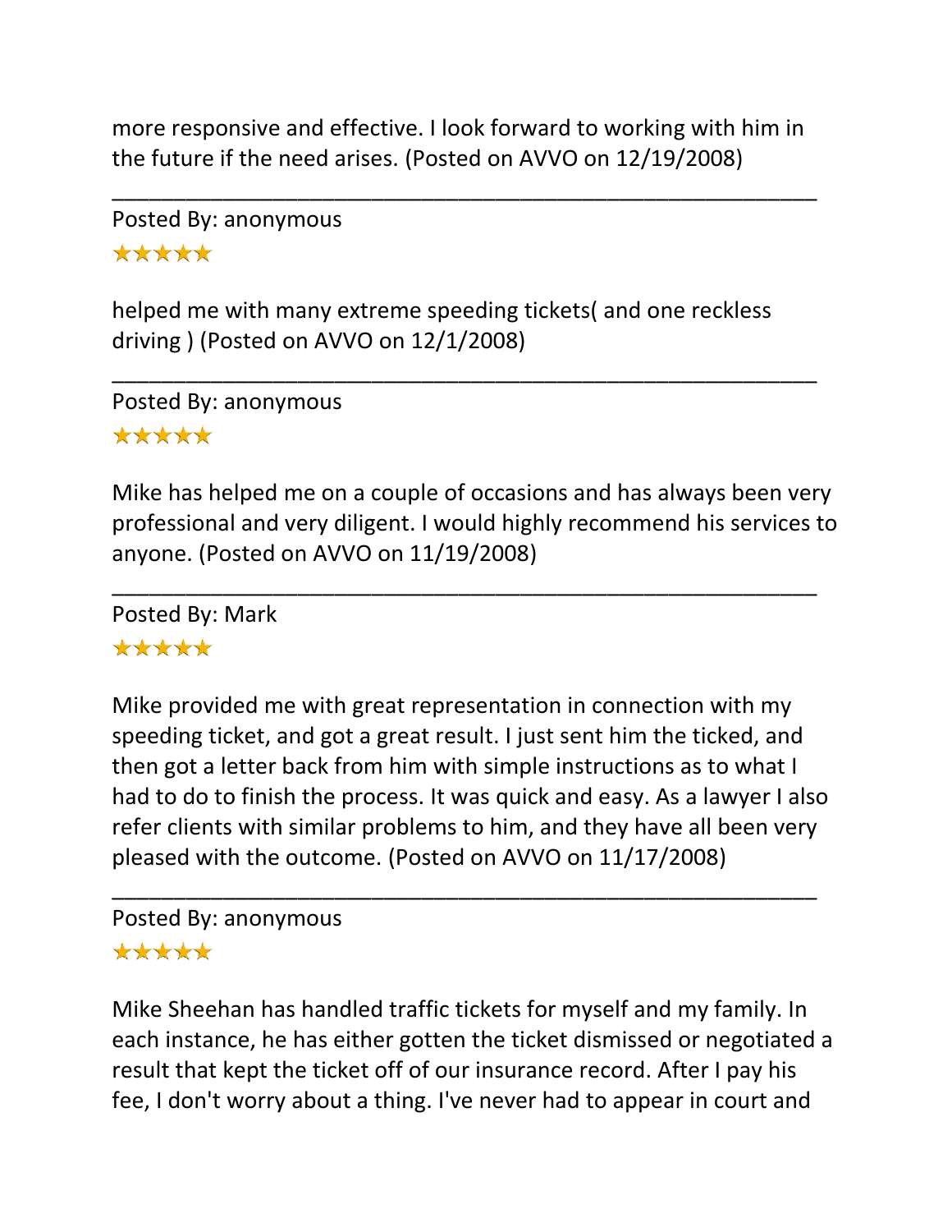more responsive and effective. I look forward to working with him in the future if the need arises. (Posted on AVVO on 12/19/2008)

---

Posted By: anonymous

★★★★★

helped me with many extreme speeding tickets( and one reckless driving ) (Posted on AVVO on 12/1/2008)

---

Posted By: anonymous

★★★★★

Mike has helped me on a couple of occasions and has always been very professional and very diligent. I would highly recommend his services to anyone. (Posted on AVVO on 11/19/2008)

---

Posted By: Mark

★★★★★

Mike provided me with great representation in connection with my speeding ticket, and got a great result. I just sent him the ticked, and then got a letter back from him with simple instructions as to what I had to do to finish the process. It was quick and easy. As a lawyer I also refer clients with similar problems to him, and they have all been very pleased with the outcome. (Posted on AVVO on 11/17/2008)

---

Posted By: anonymous

★★★★★

Mike Sheehan has handled traffic tickets for myself and my family. In each instance, he has either gotten the ticket dismissed or negotiated a result that kept the ticket off of our insurance record. After I pay his fee, I don't worry about a thing. I've never had to appear in court and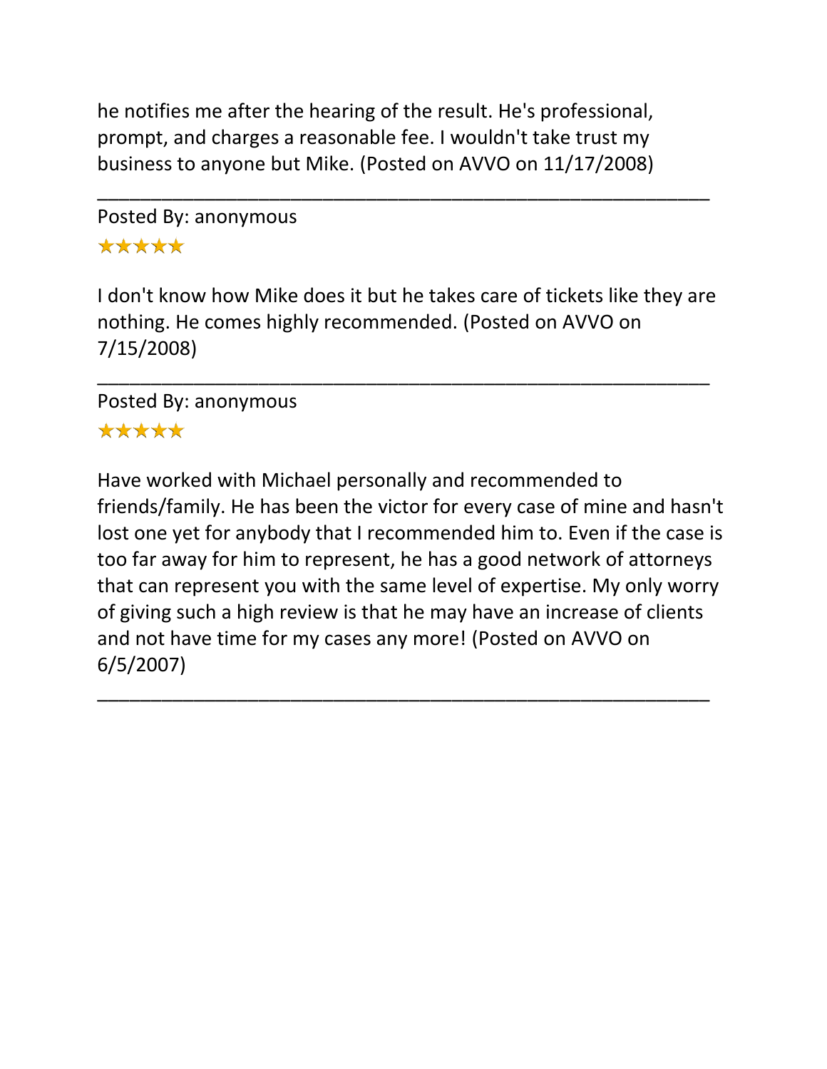he notifies me after the hearing of the result. He's professional, prompt, and charges a reasonable fee. I wouldn't take trust my business to anyone but Mike. (Posted on AVVO on 11/17/2008)

---

Posted By: anonymous

★★★★★

I don't know how Mike does it but he takes care of tickets like they are nothing. He comes highly recommended. (Posted on AVVO on 7/15/2008)

---

Posted By: anonymous

★★★★★

Have worked with Michael personally and recommended to friends/family. He has been the victor for every case of mine and hasn't lost one yet for anybody that I recommended him to. Even if the case is too far away for him to represent, he has a good network of attorneys that can represent you with the same level of expertise. My only worry of giving such a high review is that he may have an increase of clients and not have time for my cases any more! (Posted on AVVO on 6/5/2007)

---